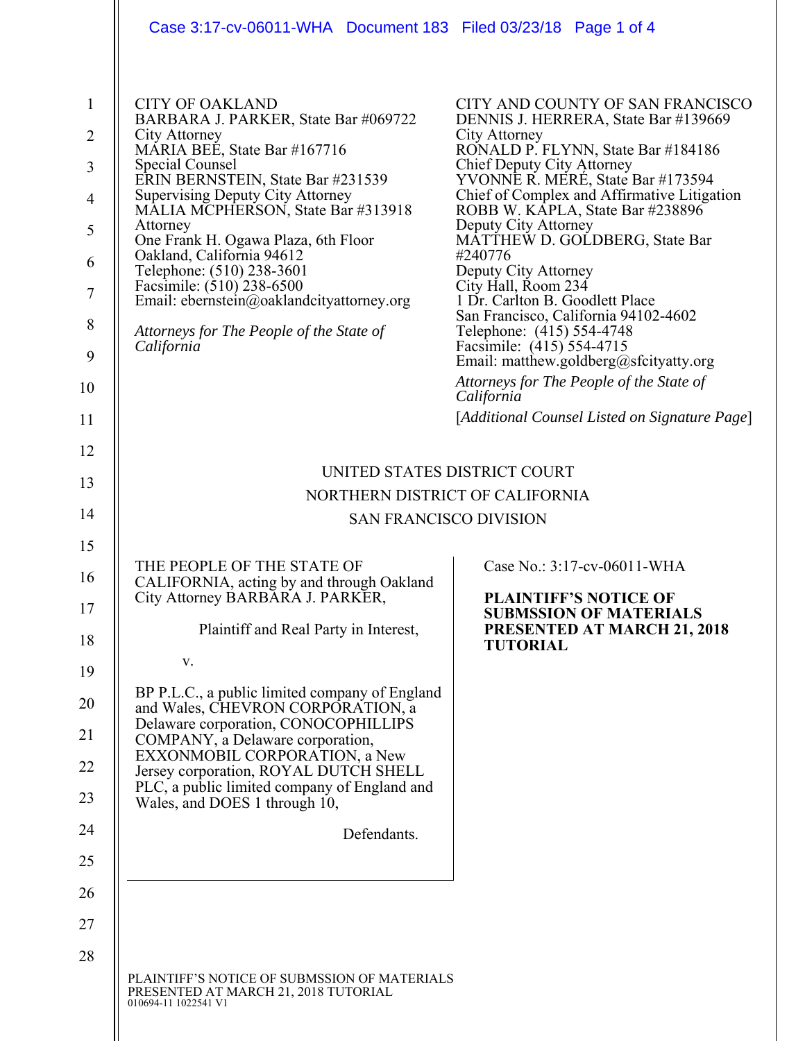CITY OF OAKLAND
BARBARA J. PARKER, State Bar #069722
City Attorney
MARIA BEE, State Bar #167716
Special Counsel
ERIN BERNSTEIN, State Bar #231539
Supervising Deputy City Attorney
MALIA MCPHERSON, State Bar #313918
Attorney
One Frank H. Ogawa Plaza, 6th Floor
Oakland, California 94612
Telephone: (510) 238-3601
Facsimile: (510) 238-6500
Email: ebernstein@oaklandcityattorney.org

*Attorneys for The People of the State of California*

CITY AND COUNTY OF SAN FRANCISCO
DENNIS J. HERRERA, State Bar #139669
City Attorney
RONALD P. FLYNN, State Bar #184186
Chief Deputy City Attorney
YVONNE R. MERÉ, State Bar #173594
Chief of Complex and Affirmative Litigation
ROBB W. KAPLA, State Bar #238896
Deputy City Attorney
MATTHEW D. GOLDBERG, State Bar #240776
Deputy City Attorney
City Hall, Room 234
1 Dr. Carlton B. Goodlett Place
San Francisco, California 94102-4602
Telephone: (415) 554-4748
Facsimile: (415) 554-4715
Email: matthew.goldberg@sfcityatty.org

*Attorneys for The People of the State of California*

[*Additional Counsel Listed on Signature Page*]

UNITED STATES DISTRICT COURT
NORTHERN DISTRICT OF CALIFORNIA
SAN FRANCISCO DIVISION

THE PEOPLE OF THE STATE OF CALIFORNIA, acting by and through Oakland City Attorney BARBARA J. PARKER,

Plaintiff and Real Party in Interest,

v.

BP P.L.C., a public limited company of England and Wales, CHEVRON CORPORATION, a Delaware corporation, CONOCOPHILLIPS COMPANY, a Delaware corporation, EXXONMOBIL CORPORATION, a New Jersey corporation, ROYAL DUTCH SHELL PLC, a public limited company of England and Wales, and DOES 1 through 10,

Defendants.

Case No.: 3:17-cv-06011-WHA

**PLAINTIFF'S NOTICE OF SUBMSSION OF MATERIALS PRESENTED AT MARCH 21, 2018 TUTORIAL**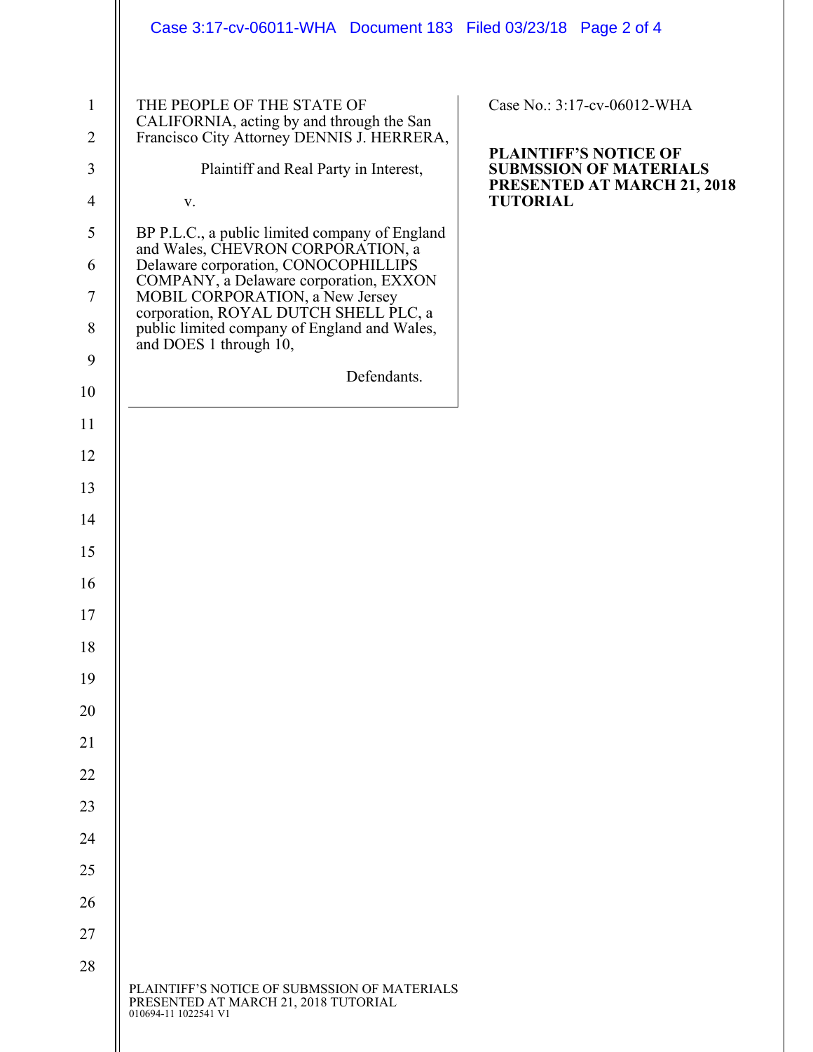THE PEOPLE OF THE STATE OF CALIFORNIA, acting by and through the San Francisco City Attorney DENNIS J. HERRERA,

Plaintiff and Real Party in Interest,

v.

BP P.L.C., a public limited company of England and Wales, CHEVRON CORPORATION, a Delaware corporation, CONOCOPHILLIPS COMPANY, a Delaware corporation, EXXON MOBIL CORPORATION, a New Jersey corporation, ROYAL DUTCH SHELL PLC, a public limited company of England and Wales, and DOES 1 through 10,

Defendants.

Case No.: 3:17-cv-06012-WHA

**PLAINTIFF'S NOTICE OF SUBMSSION OF MATERIALS PRESENTED AT MARCH 21, 2018 TUTORIAL**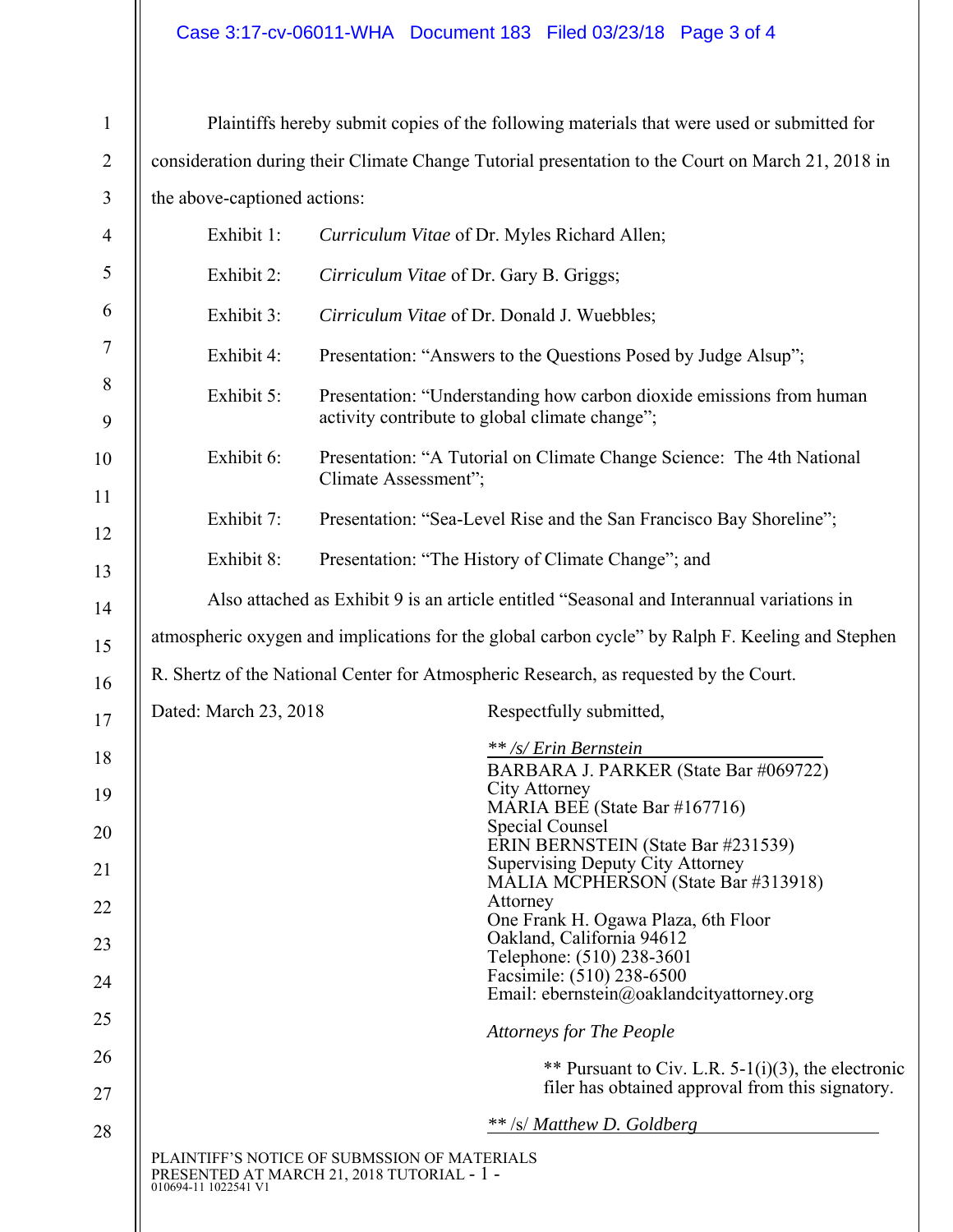Plaintiffs hereby submit copies of the following materials that were used or submitted for consideration during their Climate Change Tutorial presentation to the Court on March 21, 2018 in the above-captioned actions:

Exhibit 1: *Curriculum Vitae* of Dr. Myles Richard Allen;

Exhibit 2: *Cirriculum Vitae* of Dr. Gary B. Griggs;

Exhibit 3: *Cirriculum Vitae* of Dr. Donald J. Wuebbles;

Exhibit 4: Presentation: "Answers to the Questions Posed by Judge Alsup";

Exhibit 5: Presentation: "Understanding how carbon dioxide emissions from human activity contribute to global climate change";

Exhibit 6: Presentation: "A Tutorial on Climate Change Science: The 4th National Climate Assessment";

Exhibit 7: Presentation: "Sea-Level Rise and the San Francisco Bay Shoreline";

Exhibit 8: Presentation: "The History of Climate Change"; and

Also attached as Exhibit 9 is an article entitled "Seasonal and Interannual variations in atmospheric oxygen and implications for the global carbon cycle" by Ralph F. Keeling and Stephen R. Shertz of the National Center for Atmospheric Research, as requested by the Court.

Dated: March 23, 2018

Respectfully submitted,

*\*\* /s/ Erin Bernstein*

BARBARA J. PARKER (State Bar #069722)
City Attorney
MARIA BEE (State Bar #167716)
Special Counsel
ERIN BERNSTEIN (State Bar #231539)
Supervising Deputy City Attorney
MALIA MCPHERSON (State Bar #313918)
Attorney
One Frank H. Ogawa Plaza, 6th Floor
Oakland, California 94612
Telephone: (510) 238-3601
Facsimile: (510) 238-6500
Email: ebernstein@oaklandcityattorney.org

*Attorneys for The People*

\*\* Pursuant to Civ. L.R. 5-1(i)(3), the electronic filer has obtained approval from this signatory.

*\*\* /s/ Matthew D. Goldberg*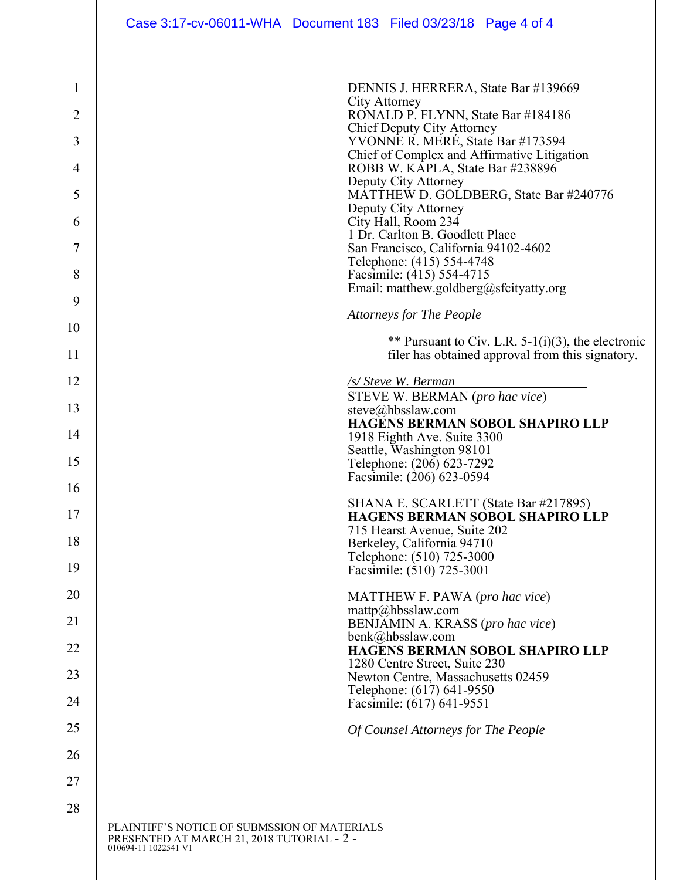DENNIS J. HERRERA, State Bar #139669
City Attorney
RONALD P. FLYNN, State Bar #184186
Chief Deputy City Attorney
YVONNE R. MERÉ, State Bar #173594
Chief of Complex and Affirmative Litigation
ROBB W. KAPLA, State Bar #238896
Deputy City Attorney
MATTHEW D. GOLDBERG, State Bar #240776
Deputy City Attorney
City Hall, Room 234
1 Dr. Carlton B. Goodlett Place
San Francisco, California 94102-4602
Telephone: (415) 554-4748
Facsimile: (415) 554-4715
Email: matthew.goldberg@sfcityatty.org

*Attorneys for The People*

** Pursuant to Civ. L.R. 5-1(i)(3), the electronic filer has obtained approval from this signatory.

*/s/ Steve W. Berman*
STEVE W. BERMAN (*pro hac vice*)
steve@hbsslaw.com
**HAGENS BERMAN SOBOL SHAPIRO LLP**
1918 Eighth Ave. Suite 3300
Seattle, Washington 98101
Telephone: (206) 623-7292
Facsimile: (206) 623-0594

SHANA E. SCARLETT (State Bar #217895)
**HAGENS BERMAN SOBOL SHAPIRO LLP**
715 Hearst Avenue, Suite 202
Berkeley, California 94710
Telephone: (510) 725-3000
Facsimile: (510) 725-3001

MATTHEW F. PAWA (*pro hac vice*)
mattp@hbsslaw.com
BENJAMIN A. KRASS (*pro hac vice*)
benk@hbsslaw.com
**HAGENS BERMAN SOBOL SHAPIRO LLP**
1280 Centre Street, Suite 230
Newton Centre, Massachusetts 02459
Telephone: (617) 641-9550
Facsimile: (617) 641-9551

*Of Counsel Attorneys for The People*

PLAINTIFF'S NOTICE OF SUBMSSION OF MATERIALS PRESENTED AT MARCH 21, 2018 TUTORIAL - 2 -
010694-11 1022541 V1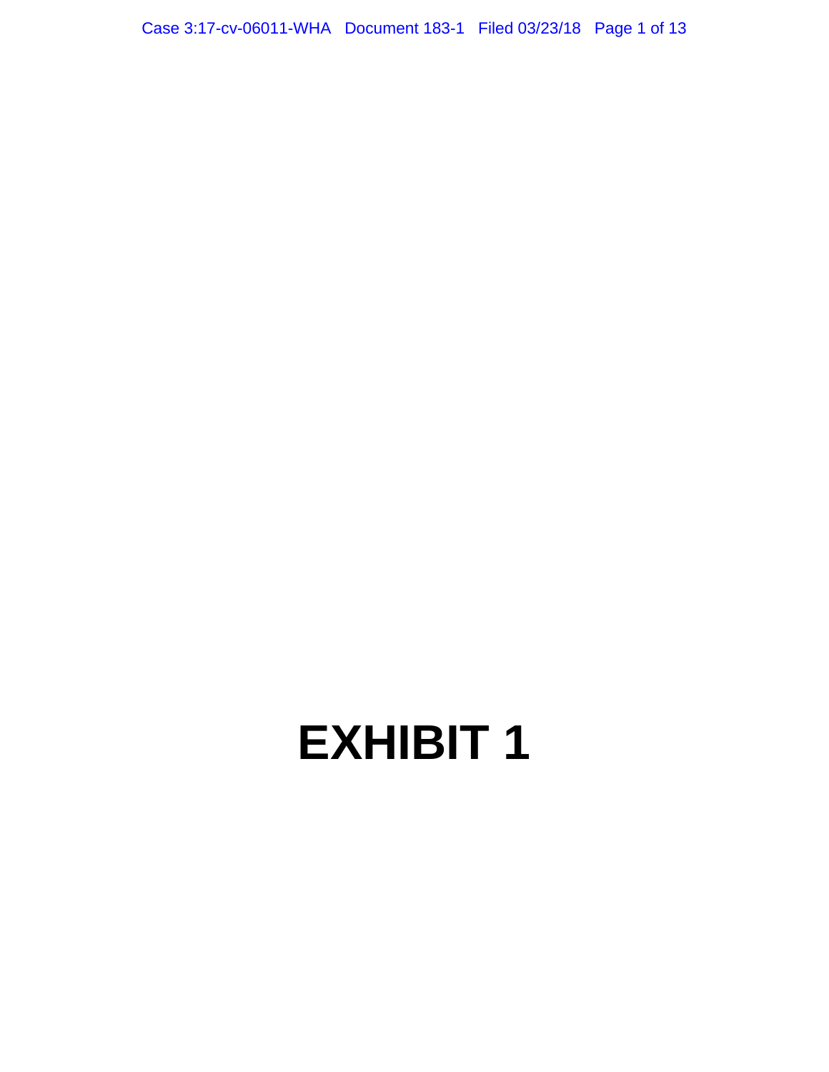# EXHIBIT 1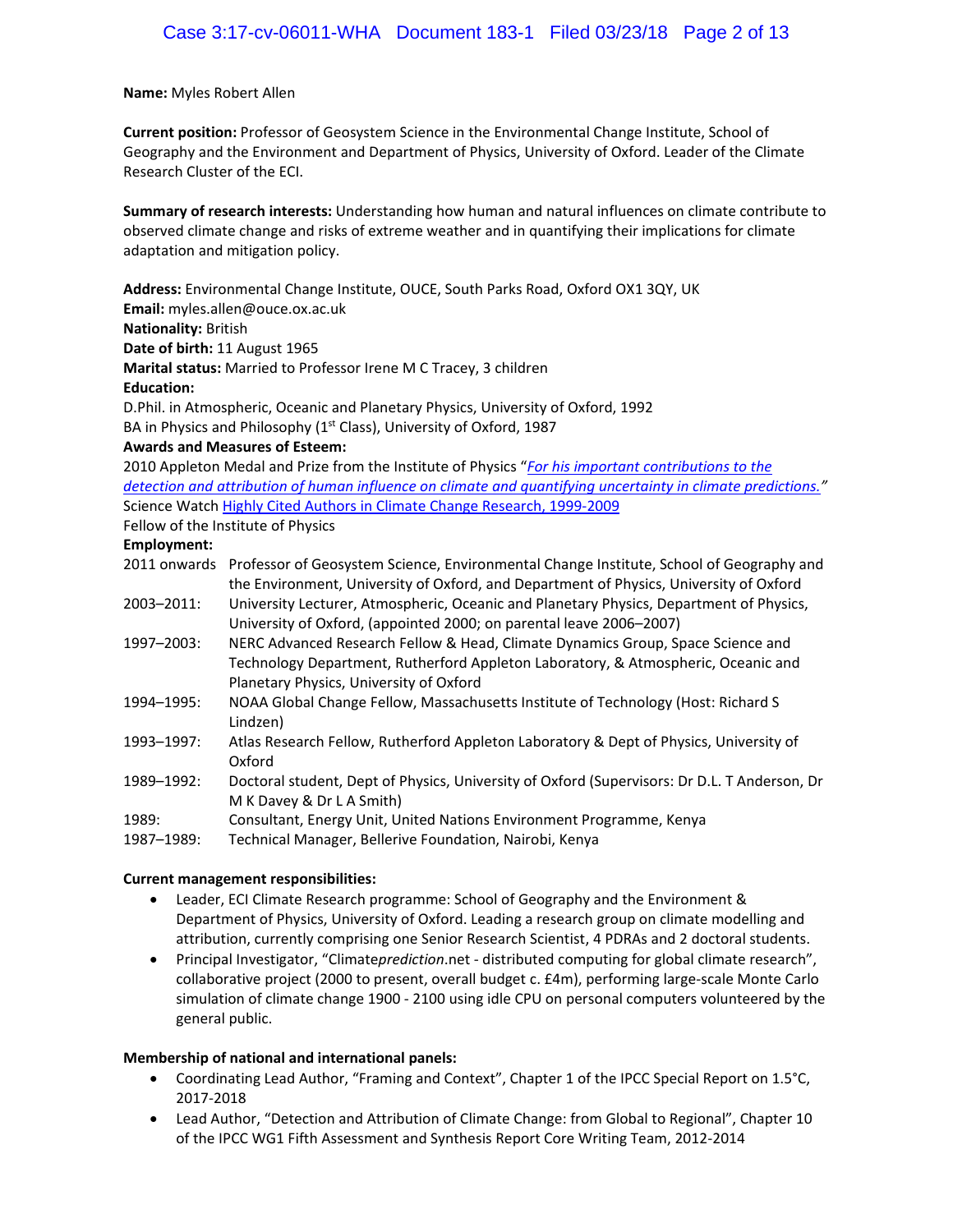**Name:** Myles Robert Allen

**Current position:** Professor of Geosystem Science in the Environmental Change Institute, School of Geography and the Environment and Department of Physics, University of Oxford. Leader of the Climate Research Cluster of the ECI.

**Summary of research interests:** Understanding how human and natural influences on climate contribute to observed climate change and risks of extreme weather and in quantifying their implications for climate adaptation and mitigation policy.

**Address:** Environmental Change Institute, OUCE, South Parks Road, Oxford OX1 3QY, UK
**Email:** myles.allen@ouce.ox.ac.uk
**Nationality:** British
**Date of birth:** 11 August 1965
**Marital status:** Married to Professor Irene M C Tracey, 3 children
**Education:**
D.Phil. in Atmospheric, Oceanic and Planetary Physics, University of Oxford, 1992
BA in Physics and Philosophy (1st Class), University of Oxford, 1987
**Awards and Measures of Esteem:**
2010 Appleton Medal and Prize from the Institute of Physics "*For his important contributions to the detection and attribution of human influence on climate and quantifying uncertainty in climate predictions.*"
Science Watch Highly Cited Authors in Climate Change Research, 1999-2009
Fellow of the Institute of Physics
**Employment:**

| | |
|---|---|
| 2011 onwards | Professor of Geosystem Science, Environmental Change Institute, School of Geography and the Environment, University of Oxford, and Department of Physics, University of Oxford |
| 2003–2011: | University Lecturer, Atmospheric, Oceanic and Planetary Physics, Department of Physics, University of Oxford, (appointed 2000; on parental leave 2006–2007) |
| 1997–2003: | NERC Advanced Research Fellow & Head, Climate Dynamics Group, Space Science and Technology Department, Rutherford Appleton Laboratory, & Atmospheric, Oceanic and Planetary Physics, University of Oxford |
| 1994–1995: | NOAA Global Change Fellow, Massachusetts Institute of Technology (Host: Richard S Lindzen) |
| 1993–1997: | Atlas Research Fellow, Rutherford Appleton Laboratory & Dept of Physics, University of Oxford |
| 1989–1992: | Doctoral student, Dept of Physics, University of Oxford (Supervisors: Dr D.L. T Anderson, Dr M K Davey & Dr L A Smith) |
| 1989: | Consultant, Energy Unit, United Nations Environment Programme, Kenya |
| 1987–1989: | Technical Manager, Bellerive Foundation, Nairobi, Kenya |

**Current management responsibilities:**

- Leader, ECI Climate Research programme: School of Geography and the Environment & Department of Physics, University of Oxford. Leading a research group on climate modelling and attribution, currently comprising one Senior Research Scientist, 4 PDRAs and 2 doctoral students.
- Principal Investigator, "Climate*prediction*.net - distributed computing for global climate research", collaborative project (2000 to present, overall budget c. £4m), performing large-scale Monte Carlo simulation of climate change 1900 - 2100 using idle CPU on personal computers volunteered by the general public.

**Membership of national and international panels:**

- Coordinating Lead Author, "Framing and Context", Chapter 1 of the IPCC Special Report on 1.5°C, 2017-2018
- Lead Author, "Detection and Attribution of Climate Change: from Global to Regional", Chapter 10 of the IPCC WG1 Fifth Assessment and Synthesis Report Core Writing Team, 2012-2014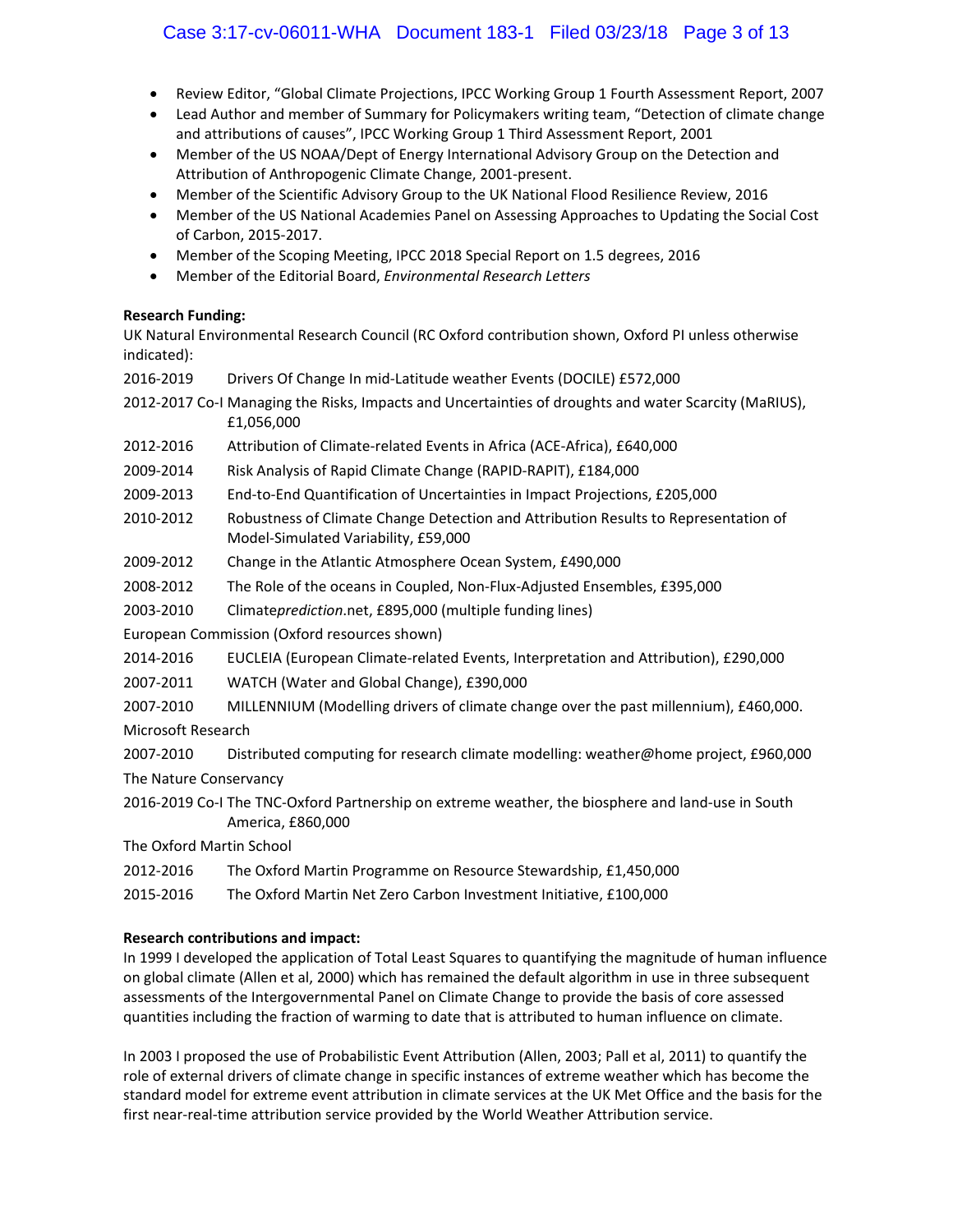- Review Editor, "Global Climate Projections, IPCC Working Group 1 Fourth Assessment Report, 2007
- Lead Author and member of Summary for Policymakers writing team, "Detection of climate change and attributions of causes", IPCC Working Group 1 Third Assessment Report, 2001
- Member of the US NOAA/Dept of Energy International Advisory Group on the Detection and Attribution of Anthropogenic Climate Change, 2001-present.
- Member of the Scientific Advisory Group to the UK National Flood Resilience Review, 2016
- Member of the US National Academies Panel on Assessing Approaches to Updating the Social Cost of Carbon, 2015-2017.
- Member of the Scoping Meeting, IPCC 2018 Special Report on 1.5 degrees, 2016
- Member of the Editorial Board, *Environmental Research Letters*

**Research Funding:**

UK Natural Environmental Research Council (RC Oxford contribution shown, Oxford PI unless otherwise indicated):

2016-2019 Drivers Of Change In mid-Latitude weather Events (DOCILE) £572,000

2012-2017 Co-I Managing the Risks, Impacts and Uncertainties of droughts and water Scarcity (MaRIUS), £1,056,000

2012-2016 Attribution of Climate-related Events in Africa (ACE-Africa), £640,000

2009-2014 Risk Analysis of Rapid Climate Change (RAPID-RAPIT), £184,000

2009-2013 End-to-End Quantification of Uncertainties in Impact Projections, £205,000

2010-2012 Robustness of Climate Change Detection and Attribution Results to Representation of Model-Simulated Variability, £59,000

2009-2012 Change in the Atlantic Atmosphere Ocean System, £490,000

2008-2012 The Role of the oceans in Coupled, Non-Flux-Adjusted Ensembles, £395,000

2003-2010 Climate*prediction*.net, £895,000 (multiple funding lines)

European Commission (Oxford resources shown)

2014-2016 EUCLEIA (European Climate-related Events, Interpretation and Attribution), £290,000

2007-2011 WATCH (Water and Global Change), £390,000

2007-2010 MILLENNIUM (Modelling drivers of climate change over the past millennium), £460,000.

Microsoft Research

2007-2010 Distributed computing for research climate modelling: weather@home project, £960,000

The Nature Conservancy

2016-2019 Co-I The TNC-Oxford Partnership on extreme weather, the biosphere and land-use in South America, £860,000

The Oxford Martin School

2012-2016 The Oxford Martin Programme on Resource Stewardship, £1,450,000

2015-2016 The Oxford Martin Net Zero Carbon Investment Initiative, £100,000

**Research contributions and impact:**

In 1999 I developed the application of Total Least Squares to quantifying the magnitude of human influence on global climate (Allen et al, 2000) which has remained the default algorithm in use in three subsequent assessments of the Intergovernmental Panel on Climate Change to provide the basis of core assessed quantities including the fraction of warming to date that is attributed to human influence on climate.

In 2003 I proposed the use of Probabilistic Event Attribution (Allen, 2003; Pall et al, 2011) to quantify the role of external drivers of climate change in specific instances of extreme weather which has become the standard model for extreme event attribution in climate services at the UK Met Office and the basis for the first near-real-time attribution service provided by the World Weather Attribution service.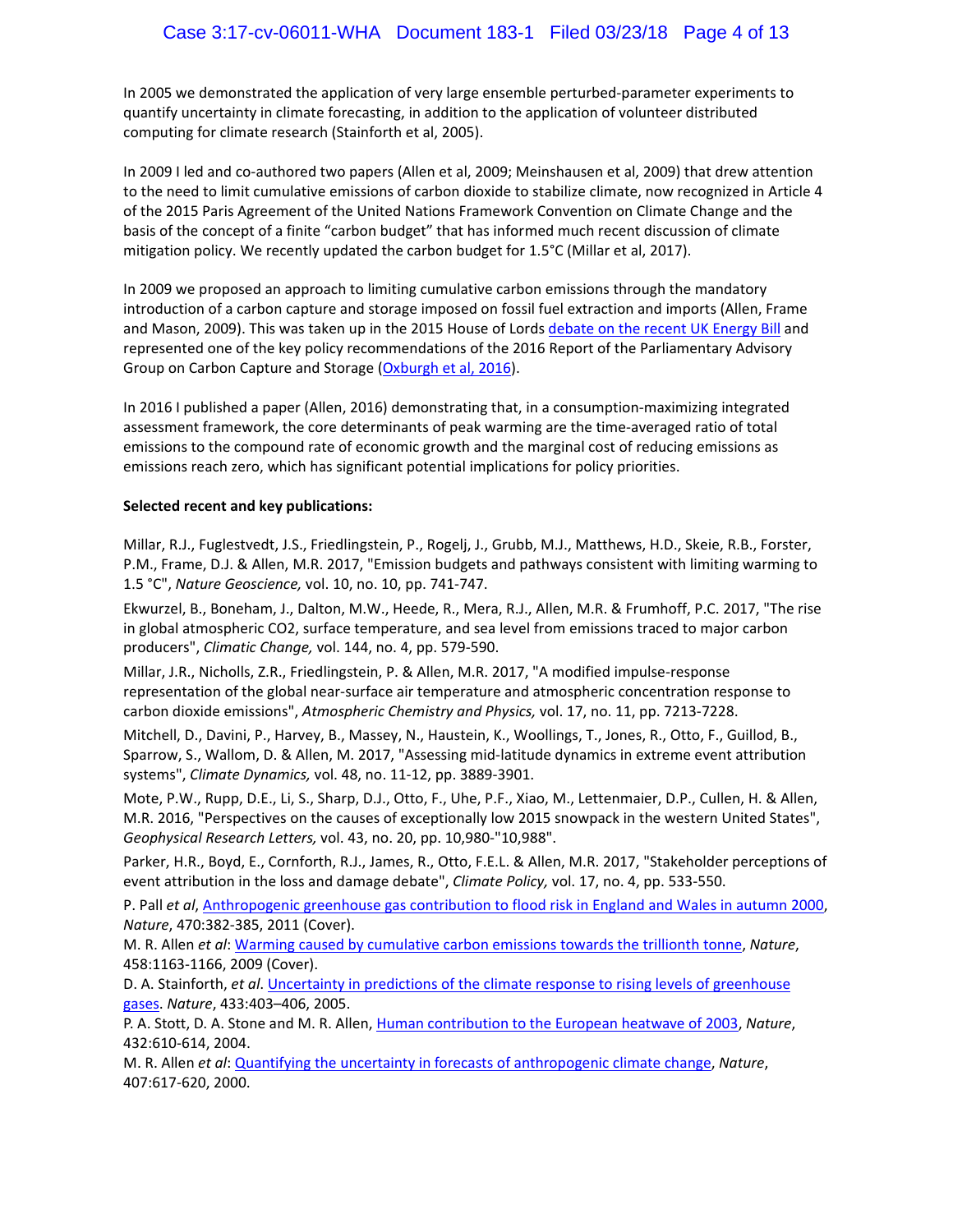In 2005 we demonstrated the application of very large ensemble perturbed-parameter experiments to quantify uncertainty in climate forecasting, in addition to the application of volunteer distributed computing for climate research (Stainforth et al, 2005).

In 2009 I led and co-authored two papers (Allen et al, 2009; Meinshausen et al, 2009) that drew attention to the need to limit cumulative emissions of carbon dioxide to stabilize climate, now recognized in Article 4 of the 2015 Paris Agreement of the United Nations Framework Convention on Climate Change and the basis of the concept of a finite "carbon budget" that has informed much recent discussion of climate mitigation policy. We recently updated the carbon budget for 1.5°C (Millar et al, 2017).

In 2009 we proposed an approach to limiting cumulative carbon emissions through the mandatory introduction of a carbon capture and storage imposed on fossil fuel extraction and imports (Allen, Frame and Mason, 2009). This was taken up in the 2015 House of Lords debate on the recent UK Energy Bill and represented one of the key policy recommendations of the 2016 Report of the Parliamentary Advisory Group on Carbon Capture and Storage (Oxburgh et al, 2016).

In 2016 I published a paper (Allen, 2016) demonstrating that, in a consumption-maximizing integrated assessment framework, the core determinants of peak warming are the time-averaged ratio of total emissions to the compound rate of economic growth and the marginal cost of reducing emissions as emissions reach zero, which has significant potential implications for policy priorities.

**Selected recent and key publications:**

Millar, R.J., Fuglestvedt, J.S., Friedlingstein, P., Rogelj, J., Grubb, M.J., Matthews, H.D., Skeie, R.B., Forster, P.M., Frame, D.J. & Allen, M.R. 2017, "Emission budgets and pathways consistent with limiting warming to 1.5 °C", *Nature Geoscience,* vol. 10, no. 10, pp. 741-747.

Ekwurzel, B., Boneham, J., Dalton, M.W., Heede, R., Mera, R.J., Allen, M.R. & Frumhoff, P.C. 2017, "The rise in global atmospheric CO2, surface temperature, and sea level from emissions traced to major carbon producers", *Climatic Change,* vol. 144, no. 4, pp. 579-590.

Millar, J.R., Nicholls, Z.R., Friedlingstein, P. & Allen, M.R. 2017, "A modified impulse-response representation of the global near-surface air temperature and atmospheric concentration response to carbon dioxide emissions", *Atmospheric Chemistry and Physics,* vol. 17, no. 11, pp. 7213-7228.

Mitchell, D., Davini, P., Harvey, B., Massey, N., Haustein, K., Woollings, T., Jones, R., Otto, F., Guillod, B., Sparrow, S., Wallom, D. & Allen, M. 2017, "Assessing mid-latitude dynamics in extreme event attribution systems", *Climate Dynamics,* vol. 48, no. 11-12, pp. 3889-3901.

Mote, P.W., Rupp, D.E., Li, S., Sharp, D.J., Otto, F., Uhe, P.F., Xiao, M., Lettenmaier, D.P., Cullen, H. & Allen, M.R. 2016, "Perspectives on the causes of exceptionally low 2015 snowpack in the western United States", *Geophysical Research Letters,* vol. 43, no. 20, pp. 10,980-"10,988".

Parker, H.R., Boyd, E., Cornforth, R.J., James, R., Otto, F.E.L. & Allen, M.R. 2017, "Stakeholder perceptions of event attribution in the loss and damage debate", *Climate Policy,* vol. 17, no. 4, pp. 533-550.

P. Pall *et al*, Anthropogenic greenhouse gas contribution to flood risk in England and Wales in autumn 2000, *Nature*, 470:382-385, 2011 (Cover).

M. R. Allen *et al*: Warming caused by cumulative carbon emissions towards the trillionth tonne, *Nature*, 458:1163-1166, 2009 (Cover).

D. A. Stainforth, *et al*. Uncertainty in predictions of the climate response to rising levels of greenhouse gases. *Nature*, 433:403–406, 2005.

P. A. Stott, D. A. Stone and M. R. Allen, Human contribution to the European heatwave of 2003, *Nature*, 432:610-614, 2004.

M. R. Allen *et al*: Quantifying the uncertainty in forecasts of anthropogenic climate change, *Nature*, 407:617-620, 2000.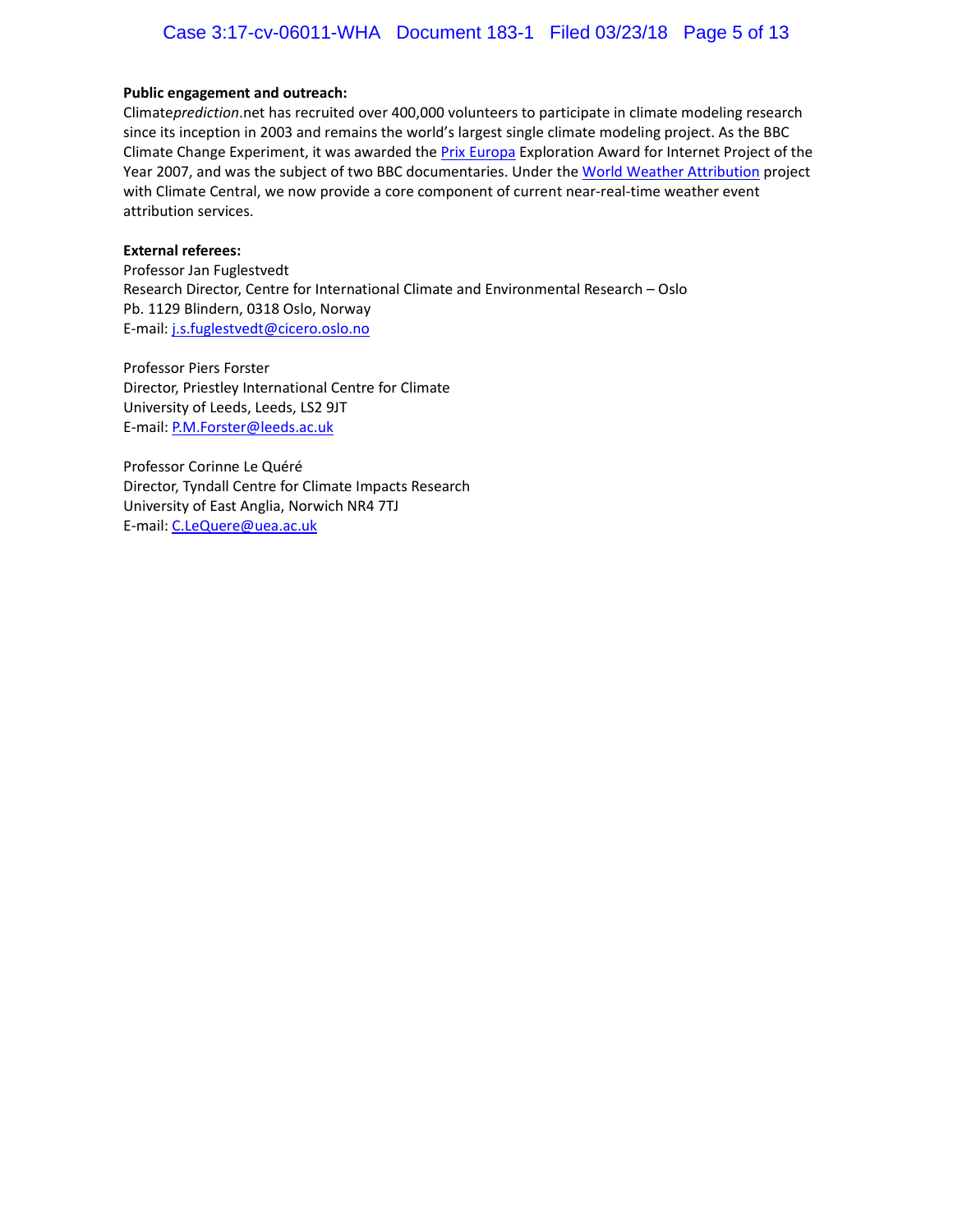**Public engagement and outreach:**

Climate*prediction*.net has recruited over 400,000 volunteers to participate in climate modeling research since its inception in 2003 and remains the world's largest single climate modeling project. As the BBC Climate Change Experiment, it was awarded the Prix Europa Exploration Award for Internet Project of the Year 2007, and was the subject of two BBC documentaries. Under the World Weather Attribution project with Climate Central, we now provide a core component of current near-real-time weather event attribution services.

**External referees:**

Professor Jan Fuglestvedt
Research Director, Centre for International Climate and Environmental Research – Oslo
Pb. 1129 Blindern, 0318 Oslo, Norway
E-mail: j.s.fuglestvedt@cicero.oslo.no

Professor Piers Forster
Director, Priestley International Centre for Climate
University of Leeds, Leeds, LS2 9JT
E-mail: P.M.Forster@leeds.ac.uk

Professor Corinne Le Quéré
Director, Tyndall Centre for Climate Impacts Research
University of East Anglia, Norwich NR4 7TJ
E-mail: C.LeQuere@uea.ac.uk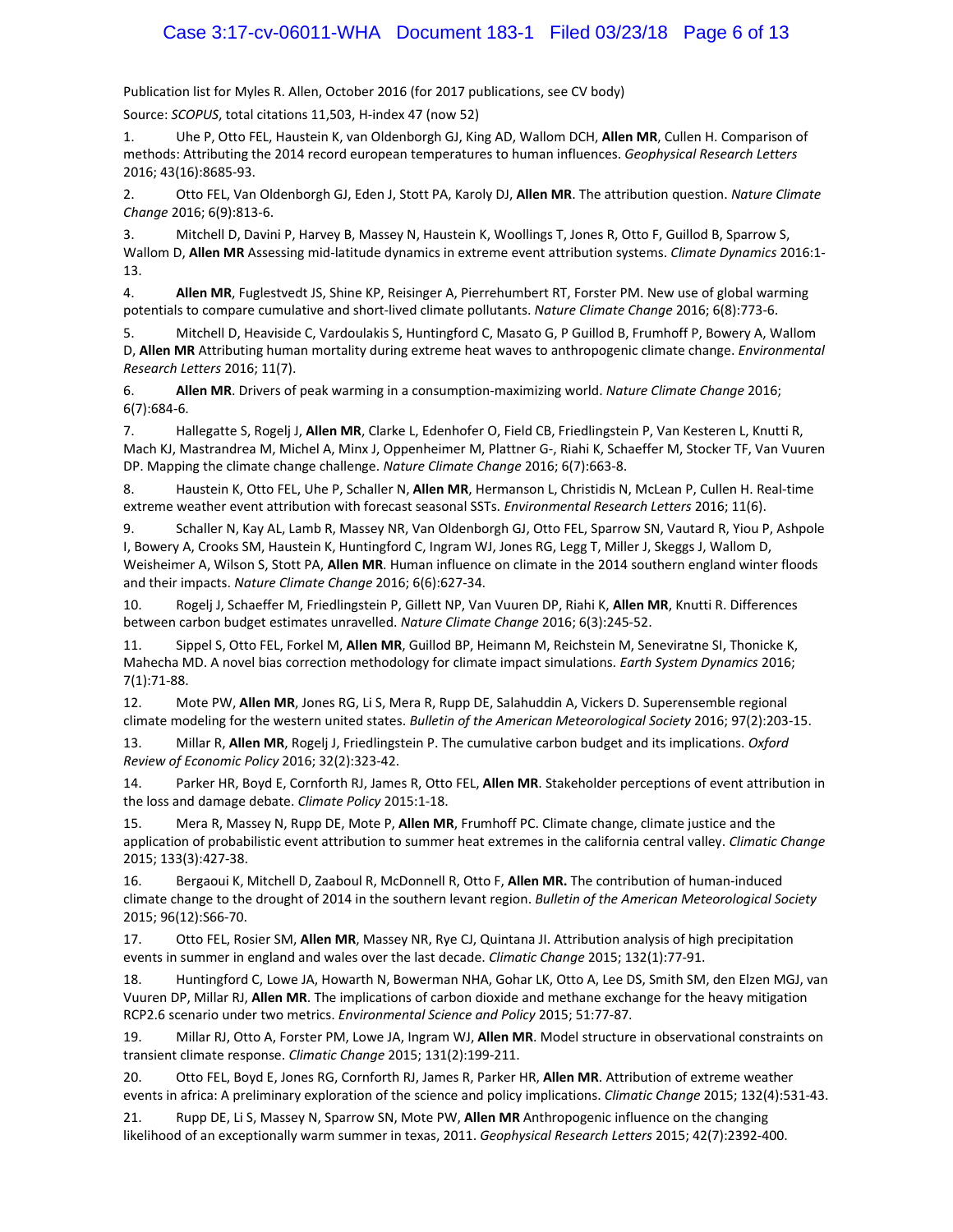Publication list for Myles R. Allen, October 2016 (for 2017 publications, see CV body)

Source: *SCOPUS*, total citations 11,503, H-index 47 (now 52)

1. Uhe P, Otto FEL, Haustein K, van Oldenborgh GJ, King AD, Wallom DCH, **Allen MR**, Cullen H. Comparison of methods: Attributing the 2014 record european temperatures to human influences. *Geophysical Research Letters* 2016; 43(16):8685-93.

2. Otto FEL, Van Oldenborgh GJ, Eden J, Stott PA, Karoly DJ, **Allen MR**. The attribution question. *Nature Climate Change* 2016; 6(9):813-6.

3. Mitchell D, Davini P, Harvey B, Massey N, Haustein K, Woollings T, Jones R, Otto F, Guillod B, Sparrow S, Wallom D, **Allen MR** Assessing mid-latitude dynamics in extreme event attribution systems. *Climate Dynamics* 2016:1-13.

4. **Allen MR**, Fuglestvedt JS, Shine KP, Reisinger A, Pierrehumbert RT, Forster PM. New use of global warming potentials to compare cumulative and short-lived climate pollutants. *Nature Climate Change* 2016; 6(8):773-6.

5. Mitchell D, Heaviside C, Vardoulakis S, Huntingford C, Masato G, P Guillod B, Frumhoff P, Bowery A, Wallom D, **Allen MR** Attributing human mortality during extreme heat waves to anthropogenic climate change. *Environmental Research Letters* 2016; 11(7).

6. **Allen MR**. Drivers of peak warming in a consumption-maximizing world. *Nature Climate Change* 2016; 6(7):684-6.

7. Hallegatte S, Rogelj J, **Allen MR**, Clarke L, Edenhofer O, Field CB, Friedlingstein P, Van Kesteren L, Knutti R, Mach KJ, Mastrandrea M, Michel A, Minx J, Oppenheimer M, Plattner G-, Riahi K, Schaeffer M, Stocker TF, Van Vuuren DP. Mapping the climate change challenge. *Nature Climate Change* 2016; 6(7):663-8.

8. Haustein K, Otto FEL, Uhe P, Schaller N, **Allen MR**, Hermanson L, Christidis N, McLean P, Cullen H. Real-time extreme weather event attribution with forecast seasonal SSTs. *Environmental Research Letters* 2016; 11(6).

9. Schaller N, Kay AL, Lamb R, Massey NR, Van Oldenborgh GJ, Otto FEL, Sparrow SN, Vautard R, Yiou P, Ashpole I, Bowery A, Crooks SM, Haustein K, Huntingford C, Ingram WJ, Jones RG, Legg T, Miller J, Skeggs J, Wallom D, Weisheimer A, Wilson S, Stott PA, **Allen MR**. Human influence on climate in the 2014 southern england winter floods and their impacts. *Nature Climate Change* 2016; 6(6):627-34.

10. Rogelj J, Schaeffer M, Friedlingstein P, Gillett NP, Van Vuuren DP, Riahi K, **Allen MR**, Knutti R. Differences between carbon budget estimates unravelled. *Nature Climate Change* 2016; 6(3):245-52.

11. Sippel S, Otto FEL, Forkel M, **Allen MR**, Guillod BP, Heimann M, Reichstein M, Seneviratne SI, Thonicke K, Mahecha MD. A novel bias correction methodology for climate impact simulations. *Earth System Dynamics* 2016; 7(1):71-88.

12. Mote PW, **Allen MR**, Jones RG, Li S, Mera R, Rupp DE, Salahuddin A, Vickers D. Superensemble regional climate modeling for the western united states. *Bulletin of the American Meteorological Society* 2016; 97(2):203-15.

13. Millar R, **Allen MR**, Rogelj J, Friedlingstein P. The cumulative carbon budget and its implications. *Oxford Review of Economic Policy* 2016; 32(2):323-42.

14. Parker HR, Boyd E, Cornforth RJ, James R, Otto FEL, **Allen MR**. Stakeholder perceptions of event attribution in the loss and damage debate. *Climate Policy* 2015:1-18.

15. Mera R, Massey N, Rupp DE, Mote P, **Allen MR**, Frumhoff PC. Climate change, climate justice and the application of probabilistic event attribution to summer heat extremes in the california central valley. *Climatic Change* 2015; 133(3):427-38.

16. Bergaoui K, Mitchell D, Zaaboul R, McDonnell R, Otto F, **Allen MR.** The contribution of human-induced climate change to the drought of 2014 in the southern levant region. *Bulletin of the American Meteorological Society* 2015; 96(12):S66-70.

17. Otto FEL, Rosier SM, **Allen MR**, Massey NR, Rye CJ, Quintana JI. Attribution analysis of high precipitation events in summer in england and wales over the last decade. *Climatic Change* 2015; 132(1):77-91.

18. Huntingford C, Lowe JA, Howarth N, Bowerman NHA, Gohar LK, Otto A, Lee DS, Smith SM, den Elzen MGJ, van Vuuren DP, Millar RJ, **Allen MR**. The implications of carbon dioxide and methane exchange for the heavy mitigation RCP2.6 scenario under two metrics. *Environmental Science and Policy* 2015; 51:77-87.

19. Millar RJ, Otto A, Forster PM, Lowe JA, Ingram WJ, **Allen MR**. Model structure in observational constraints on transient climate response. *Climatic Change* 2015; 131(2):199-211.

20. Otto FEL, Boyd E, Jones RG, Cornforth RJ, James R, Parker HR, **Allen MR**. Attribution of extreme weather events in africa: A preliminary exploration of the science and policy implications. *Climatic Change* 2015; 132(4):531-43.

21. Rupp DE, Li S, Massey N, Sparrow SN, Mote PW, **Allen MR** Anthropogenic influence on the changing likelihood of an exceptionally warm summer in texas, 2011. *Geophysical Research Letters* 2015; 42(7):2392-400.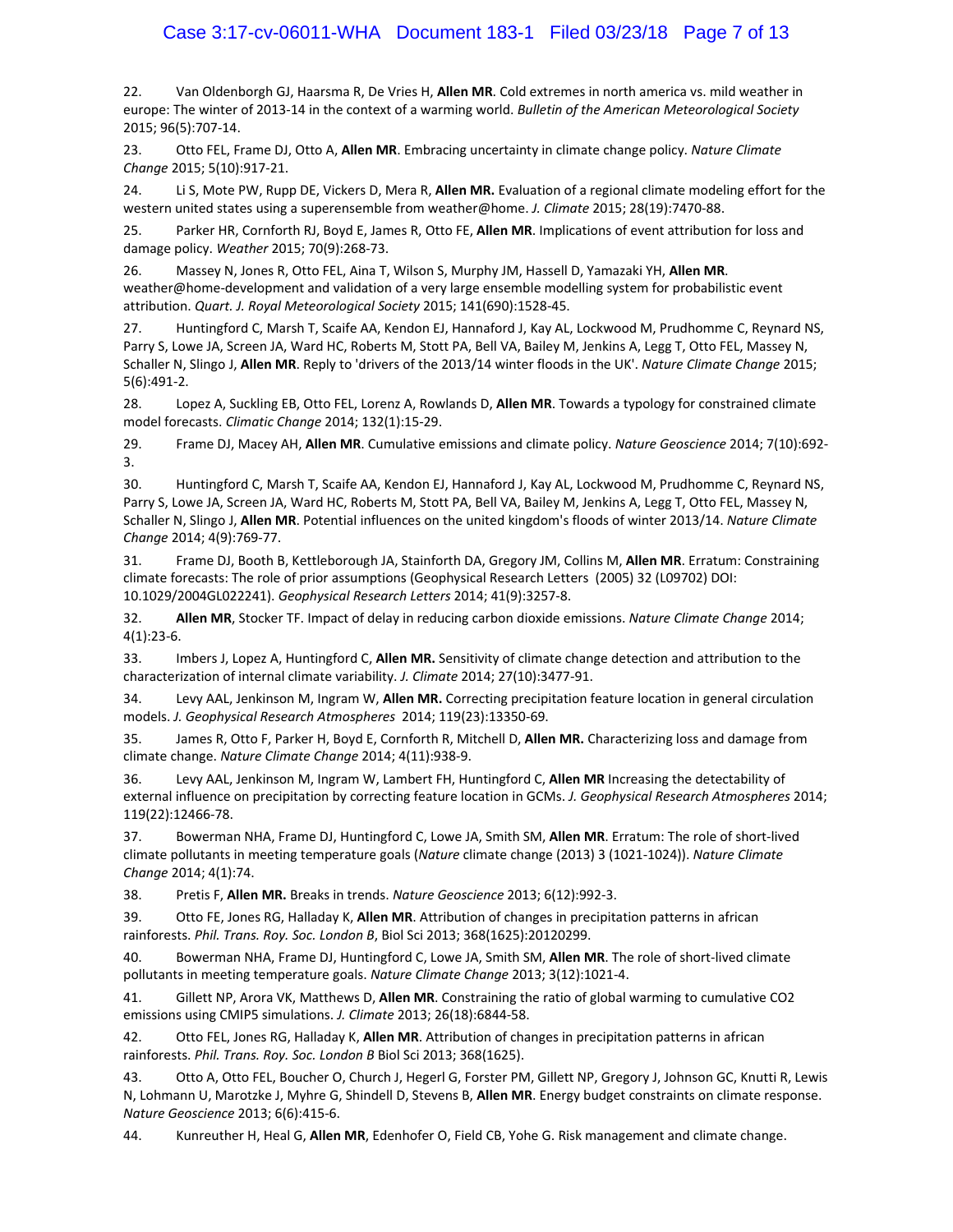22. Van Oldenborgh GJ, Haarsma R, De Vries H, **Allen MR**. Cold extremes in north america vs. mild weather in europe: The winter of 2013-14 in the context of a warming world. *Bulletin of the American Meteorological Society* 2015; 96(5):707-14.

23. Otto FEL, Frame DJ, Otto A, **Allen MR**. Embracing uncertainty in climate change policy. *Nature Climate Change* 2015; 5(10):917-21.

24. Li S, Mote PW, Rupp DE, Vickers D, Mera R, **Allen MR.** Evaluation of a regional climate modeling effort for the western united states using a superensemble from weather@home. *J. Climate* 2015; 28(19):7470-88.

25. Parker HR, Cornforth RJ, Boyd E, James R, Otto FE, **Allen MR**. Implications of event attribution for loss and damage policy. *Weather* 2015; 70(9):268-73.

26. Massey N, Jones R, Otto FEL, Aina T, Wilson S, Murphy JM, Hassell D, Yamazaki YH, **Allen MR**. weather@home-development and validation of a very large ensemble modelling system for probabilistic event attribution. *Quart. J. Royal Meteorological Society* 2015; 141(690):1528-45.

27. Huntingford C, Marsh T, Scaife AA, Kendon EJ, Hannaford J, Kay AL, Lockwood M, Prudhomme C, Reynard NS, Parry S, Lowe JA, Screen JA, Ward HC, Roberts M, Stott PA, Bell VA, Bailey M, Jenkins A, Legg T, Otto FEL, Massey N, Schaller N, Slingo J, **Allen MR**. Reply to 'drivers of the 2013/14 winter floods in the UK'. *Nature Climate Change* 2015; 5(6):491-2.

28. Lopez A, Suckling EB, Otto FEL, Lorenz A, Rowlands D, **Allen MR**. Towards a typology for constrained climate model forecasts. *Climatic Change* 2014; 132(1):15-29.

29. Frame DJ, Macey AH, **Allen MR**. Cumulative emissions and climate policy. *Nature Geoscience* 2014; 7(10):692-3.

30. Huntingford C, Marsh T, Scaife AA, Kendon EJ, Hannaford J, Kay AL, Lockwood M, Prudhomme C, Reynard NS, Parry S, Lowe JA, Screen JA, Ward HC, Roberts M, Stott PA, Bell VA, Bailey M, Jenkins A, Legg T, Otto FEL, Massey N, Schaller N, Slingo J, **Allen MR**. Potential influences on the united kingdom's floods of winter 2013/14. *Nature Climate Change* 2014; 4(9):769-77.

31. Frame DJ, Booth B, Kettleborough JA, Stainforth DA, Gregory JM, Collins M, **Allen MR**. Erratum: Constraining climate forecasts: The role of prior assumptions (Geophysical Research Letters (2005) 32 (L09702) DOI: 10.1029/2004GL022241). *Geophysical Research Letters* 2014; 41(9):3257-8.

32. **Allen MR**, Stocker TF. Impact of delay in reducing carbon dioxide emissions. *Nature Climate Change* 2014; 4(1):23-6.

33. Imbers J, Lopez A, Huntingford C, **Allen MR.** Sensitivity of climate change detection and attribution to the characterization of internal climate variability. *J. Climate* 2014; 27(10):3477-91.

34. Levy AAL, Jenkinson M, Ingram W, **Allen MR.** Correcting precipitation feature location in general circulation models. *J. Geophysical Research Atmospheres* 2014; 119(23):13350-69.

35. James R, Otto F, Parker H, Boyd E, Cornforth R, Mitchell D, **Allen MR.** Characterizing loss and damage from climate change. *Nature Climate Change* 2014; 4(11):938-9.

36. Levy AAL, Jenkinson M, Ingram W, Lambert FH, Huntingford C, **Allen MR** Increasing the detectability of external influence on precipitation by correcting feature location in GCMs. *J. Geophysical Research Atmospheres* 2014; 119(22):12466-78.

37. Bowerman NHA, Frame DJ, Huntingford C, Lowe JA, Smith SM, **Allen MR**. Erratum: The role of short-lived climate pollutants in meeting temperature goals (*Nature* climate change (2013) 3 (1021-1024)). *Nature Climate Change* 2014; 4(1):74.

38. Pretis F, **Allen MR.** Breaks in trends. *Nature Geoscience* 2013; 6(12):992-3.

39. Otto FE, Jones RG, Halladay K, **Allen MR**. Attribution of changes in precipitation patterns in african rainforests. *Phil. Trans. Roy. Soc. London B*, Biol Sci 2013; 368(1625):20120299.

40. Bowerman NHA, Frame DJ, Huntingford C, Lowe JA, Smith SM, **Allen MR**. The role of short-lived climate pollutants in meeting temperature goals. *Nature Climate Change* 2013; 3(12):1021-4.

41. Gillett NP, Arora VK, Matthews D, **Allen MR**. Constraining the ratio of global warming to cumulative CO2 emissions using CMIP5 simulations. *J. Climate* 2013; 26(18):6844-58.

42. Otto FEL, Jones RG, Halladay K, **Allen MR**. Attribution of changes in precipitation patterns in african rainforests. *Phil. Trans. Roy. Soc. London B* Biol Sci 2013; 368(1625).

43. Otto A, Otto FEL, Boucher O, Church J, Hegerl G, Forster PM, Gillett NP, Gregory J, Johnson GC, Knutti R, Lewis N, Lohmann U, Marotzke J, Myhre G, Shindell D, Stevens B, **Allen MR**. Energy budget constraints on climate response. *Nature Geoscience* 2013; 6(6):415-6.

44. Kunreuther H, Heal G, **Allen MR**, Edenhofer O, Field CB, Yohe G. Risk management and climate change.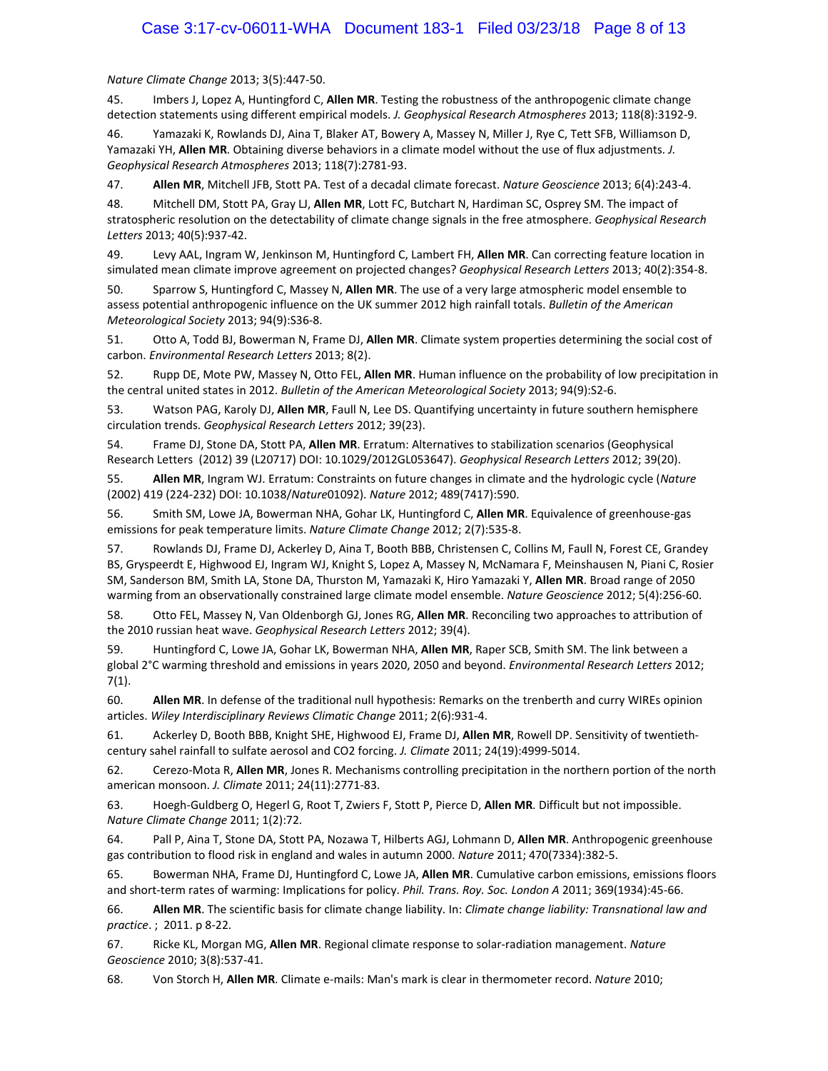*Nature Climate Change* 2013; 3(5):447-50.

45. Imbers J, Lopez A, Huntingford C, **Allen MR**. Testing the robustness of the anthropogenic climate change detection statements using different empirical models. *J. Geophysical Research Atmospheres* 2013; 118(8):3192-9.

46. Yamazaki K, Rowlands DJ, Aina T, Blaker AT, Bowery A, Massey N, Miller J, Rye C, Tett SFB, Williamson D, Yamazaki YH, **Allen MR**. Obtaining diverse behaviors in a climate model without the use of flux adjustments. *J. Geophysical Research Atmospheres* 2013; 118(7):2781-93.

47. **Allen MR**, Mitchell JFB, Stott PA. Test of a decadal climate forecast. *Nature Geoscience* 2013; 6(4):243-4.

48. Mitchell DM, Stott PA, Gray LJ, **Allen MR**, Lott FC, Butchart N, Hardiman SC, Osprey SM. The impact of stratospheric resolution on the detectability of climate change signals in the free atmosphere. *Geophysical Research Letters* 2013; 40(5):937-42.

49. Levy AAL, Ingram W, Jenkinson M, Huntingford C, Lambert FH, **Allen MR**. Can correcting feature location in simulated mean climate improve agreement on projected changes? *Geophysical Research Letters* 2013; 40(2):354-8.

50. Sparrow S, Huntingford C, Massey N, **Allen MR**. The use of a very large atmospheric model ensemble to assess potential anthropogenic influence on the UK summer 2012 high rainfall totals. *Bulletin of the American Meteorological Society* 2013; 94(9):S36-8.

51. Otto A, Todd BJ, Bowerman N, Frame DJ, **Allen MR**. Climate system properties determining the social cost of carbon. *Environmental Research Letters* 2013; 8(2).

52. Rupp DE, Mote PW, Massey N, Otto FEL, **Allen MR**. Human influence on the probability of low precipitation in the central united states in 2012. *Bulletin of the American Meteorological Society* 2013; 94(9):S2-6.

53. Watson PAG, Karoly DJ, **Allen MR**, Faull N, Lee DS. Quantifying uncertainty in future southern hemisphere circulation trends. *Geophysical Research Letters* 2012; 39(23).

54. Frame DJ, Stone DA, Stott PA, **Allen MR**. Erratum: Alternatives to stabilization scenarios (Geophysical Research Letters (2012) 39 (L20717) DOI: 10.1029/2012GL053647). *Geophysical Research Letters* 2012; 39(20).

55. **Allen MR**, Ingram WJ. Erratum: Constraints on future changes in climate and the hydrologic cycle (*Nature* (2002) 419 (224-232) DOI: 10.1038/*Nature*01092). *Nature* 2012; 489(7417):590.

56. Smith SM, Lowe JA, Bowerman NHA, Gohar LK, Huntingford C, **Allen MR**. Equivalence of greenhouse-gas emissions for peak temperature limits. *Nature Climate Change* 2012; 2(7):535-8.

57. Rowlands DJ, Frame DJ, Ackerley D, Aina T, Booth BBB, Christensen C, Collins M, Faull N, Forest CE, Grandey BS, Gryspeerdt E, Highwood EJ, Ingram WJ, Knight S, Lopez A, Massey N, McNamara F, Meinshausen N, Piani C, Rosier SM, Sanderson BM, Smith LA, Stone DA, Thurston M, Yamazaki K, Hiro Yamazaki Y, **Allen MR**. Broad range of 2050 warming from an observationally constrained large climate model ensemble. *Nature Geoscience* 2012; 5(4):256-60.

58. Otto FEL, Massey N, Van Oldenborgh GJ, Jones RG, **Allen MR**. Reconciling two approaches to attribution of the 2010 russian heat wave. *Geophysical Research Letters* 2012; 39(4).

59. Huntingford C, Lowe JA, Gohar LK, Bowerman NHA, **Allen MR**, Raper SCB, Smith SM. The link between a global 2°C warming threshold and emissions in years 2020, 2050 and beyond. *Environmental Research Letters* 2012; 7(1).

60. **Allen MR**. In defense of the traditional null hypothesis: Remarks on the trenberth and curry WIREs opinion articles. *Wiley Interdisciplinary Reviews Climatic Change* 2011; 2(6):931-4.

61. Ackerley D, Booth BBB, Knight SHE, Highwood EJ, Frame DJ, **Allen MR**, Rowell DP. Sensitivity of twentieth-century sahel rainfall to sulfate aerosol and CO2 forcing. *J. Climate* 2011; 24(19):4999-5014.

62. Cerezo-Mota R, **Allen MR**, Jones R. Mechanisms controlling precipitation in the northern portion of the north american monsoon. *J. Climate* 2011; 24(11):2771-83.

63. Hoegh-Guldberg O, Hegerl G, Root T, Zwiers F, Stott P, Pierce D, **Allen MR**. Difficult but not impossible. *Nature Climate Change* 2011; 1(2):72.

64. Pall P, Aina T, Stone DA, Stott PA, Nozawa T, Hilberts AGJ, Lohmann D, **Allen MR**. Anthropogenic greenhouse gas contribution to flood risk in england and wales in autumn 2000. *Nature* 2011; 470(7334):382-5.

65. Bowerman NHA, Frame DJ, Huntingford C, Lowe JA, **Allen MR**. Cumulative carbon emissions, emissions floors and short-term rates of warming: Implications for policy. *Phil. Trans. Roy. Soc. London A* 2011; 369(1934):45-66.

66. **Allen MR**. The scientific basis for climate change liability. In: *Climate change liability: Transnational law and practice*. ; 2011. p 8-22.

67. Ricke KL, Morgan MG, **Allen MR**. Regional climate response to solar-radiation management. *Nature Geoscience* 2010; 3(8):537-41.

68. Von Storch H, **Allen MR**. Climate e-mails: Man's mark is clear in thermometer record. *Nature* 2010;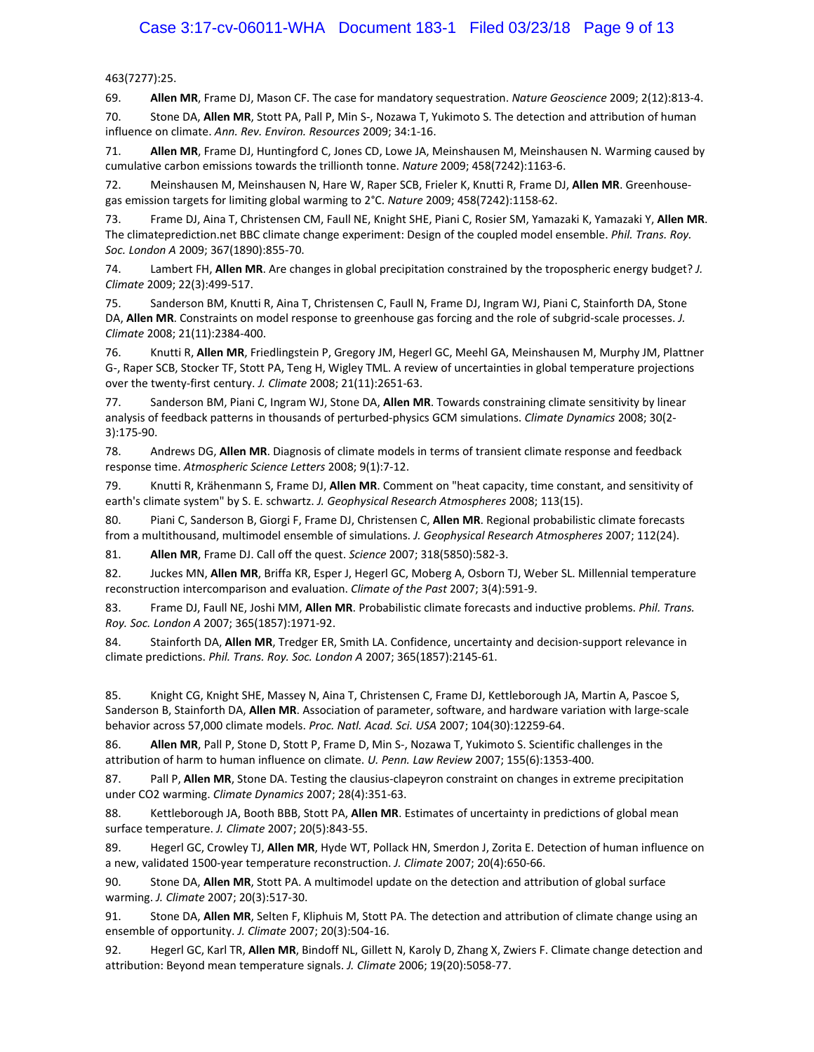463(7277):25.

69. **Allen MR**, Frame DJ, Mason CF. The case for mandatory sequestration. *Nature Geoscience* 2009; 2(12):813-4.

70. Stone DA, **Allen MR**, Stott PA, Pall P, Min S-, Nozawa T, Yukimoto S. The detection and attribution of human influence on climate. *Ann. Rev. Environ. Resources* 2009; 34:1-16.

71. **Allen MR**, Frame DJ, Huntingford C, Jones CD, Lowe JA, Meinshausen M, Meinshausen N. Warming caused by cumulative carbon emissions towards the trillionth tonne. *Nature* 2009; 458(7242):1163-6.

72. Meinshausen M, Meinshausen N, Hare W, Raper SCB, Frieler K, Knutti R, Frame DJ, **Allen MR**. Greenhouse-gas emission targets for limiting global warming to 2°C. *Nature* 2009; 458(7242):1158-62.

73. Frame DJ, Aina T, Christensen CM, Faull NE, Knight SHE, Piani C, Rosier SM, Yamazaki K, Yamazaki Y, **Allen MR**. The climateprediction.net BBC climate change experiment: Design of the coupled model ensemble. *Phil. Trans. Roy. Soc. London A* 2009; 367(1890):855-70.

74. Lambert FH, **Allen MR**. Are changes in global precipitation constrained by the tropospheric energy budget? *J. Climate* 2009; 22(3):499-517.

75. Sanderson BM, Knutti R, Aina T, Christensen C, Faull N, Frame DJ, Ingram WJ, Piani C, Stainforth DA, Stone DA, **Allen MR**. Constraints on model response to greenhouse gas forcing and the role of subgrid-scale processes. *J. Climate* 2008; 21(11):2384-400.

76. Knutti R, **Allen MR**, Friedlingstein P, Gregory JM, Hegerl GC, Meehl GA, Meinshausen M, Murphy JM, Plattner G-, Raper SCB, Stocker TF, Stott PA, Teng H, Wigley TML. A review of uncertainties in global temperature projections over the twenty-first century. *J. Climate* 2008; 21(11):2651-63.

77. Sanderson BM, Piani C, Ingram WJ, Stone DA, **Allen MR**. Towards constraining climate sensitivity by linear analysis of feedback patterns in thousands of perturbed-physics GCM simulations. *Climate Dynamics* 2008; 30(2-3):175-90.

78. Andrews DG, **Allen MR**. Diagnosis of climate models in terms of transient climate response and feedback response time. *Atmospheric Science Letters* 2008; 9(1):7-12.

79. Knutti R, Krähenmann S, Frame DJ, **Allen MR**. Comment on "heat capacity, time constant, and sensitivity of earth's climate system" by S. E. schwartz. *J. Geophysical Research Atmospheres* 2008; 113(15).

80. Piani C, Sanderson B, Giorgi F, Frame DJ, Christensen C, **Allen MR**. Regional probabilistic climate forecasts from a multithousand, multimodel ensemble of simulations. *J. Geophysical Research Atmospheres* 2007; 112(24).

81. **Allen MR**, Frame DJ. Call off the quest. *Science* 2007; 318(5850):582-3.

82. Juckes MN, **Allen MR**, Briffa KR, Esper J, Hegerl GC, Moberg A, Osborn TJ, Weber SL. Millennial temperature reconstruction intercomparison and evaluation. *Climate of the Past* 2007; 3(4):591-9.

83. Frame DJ, Faull NE, Joshi MM, **Allen MR**. Probabilistic climate forecasts and inductive problems. *Phil. Trans. Roy. Soc. London A* 2007; 365(1857):1971-92.

84. Stainforth DA, **Allen MR**, Tredger ER, Smith LA. Confidence, uncertainty and decision-support relevance in climate predictions. *Phil. Trans. Roy. Soc. London A* 2007; 365(1857):2145-61.

85. Knight CG, Knight SHE, Massey N, Aina T, Christensen C, Frame DJ, Kettleborough JA, Martin A, Pascoe S, Sanderson B, Stainforth DA, **Allen MR**. Association of parameter, software, and hardware variation with large-scale behavior across 57,000 climate models. *Proc. Natl. Acad. Sci. USA* 2007; 104(30):12259-64.

86. **Allen MR**, Pall P, Stone D, Stott P, Frame D, Min S-, Nozawa T, Yukimoto S. Scientific challenges in the attribution of harm to human influence on climate. *U. Penn. Law Review* 2007; 155(6):1353-400.

87. Pall P, **Allen MR**, Stone DA. Testing the clausius-clapeyron constraint on changes in extreme precipitation under CO2 warming. *Climate Dynamics* 2007; 28(4):351-63.

88. Kettleborough JA, Booth BBB, Stott PA, **Allen MR**. Estimates of uncertainty in predictions of global mean surface temperature. *J. Climate* 2007; 20(5):843-55.

89. Hegerl GC, Crowley TJ, **Allen MR**, Hyde WT, Pollack HN, Smerdon J, Zorita E. Detection of human influence on a new, validated 1500-year temperature reconstruction. *J. Climate* 2007; 20(4):650-66.

90. Stone DA, **Allen MR**, Stott PA. A multimodel update on the detection and attribution of global surface warming. *J. Climate* 2007; 20(3):517-30.

91. Stone DA, **Allen MR**, Selten F, Kliphuis M, Stott PA. The detection and attribution of climate change using an ensemble of opportunity. *J. Climate* 2007; 20(3):504-16.

92. Hegerl GC, Karl TR, **Allen MR**, Bindoff NL, Gillett N, Karoly D, Zhang X, Zwiers F. Climate change detection and attribution: Beyond mean temperature signals. *J. Climate* 2006; 19(20):5058-77.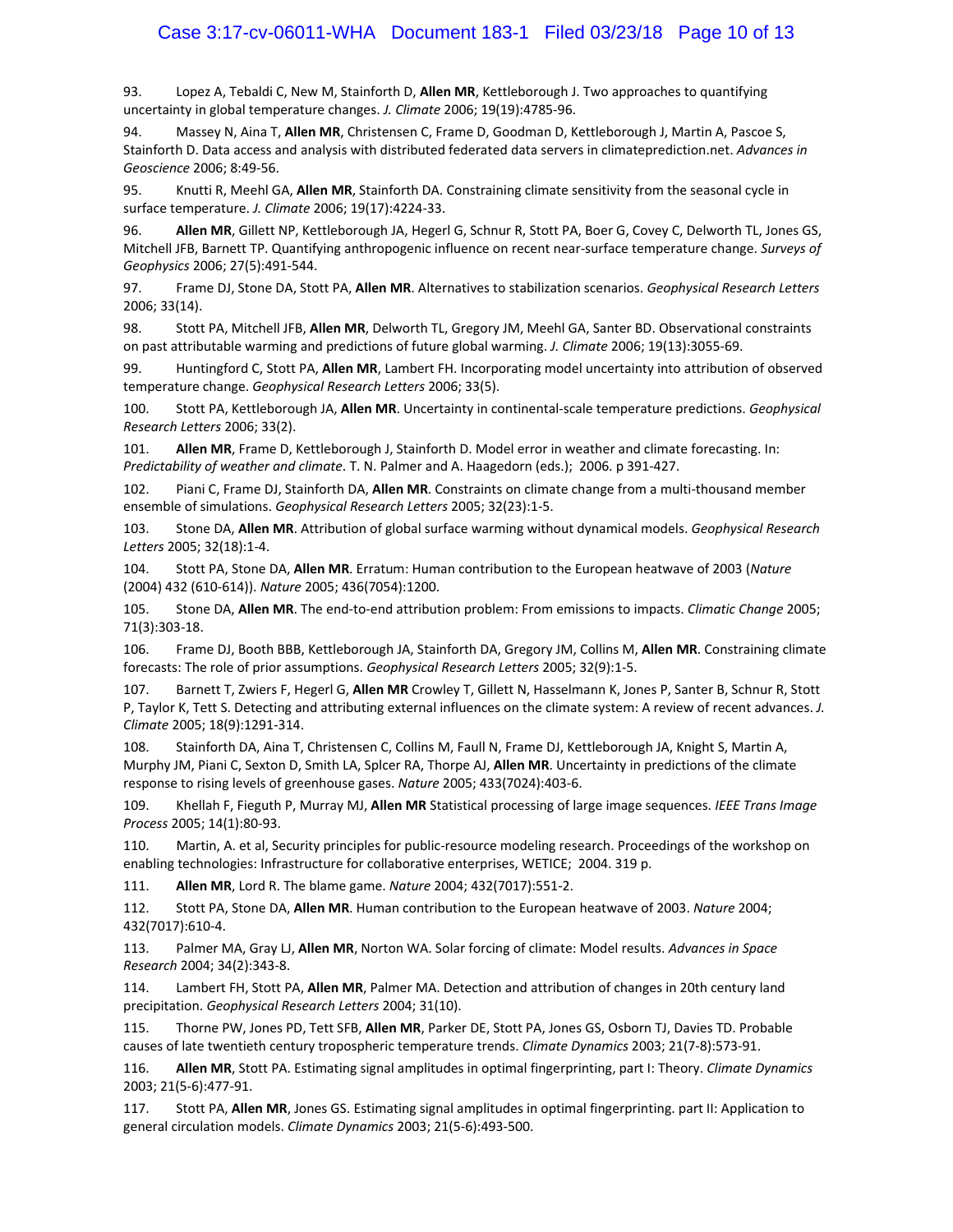93. Lopez A, Tebaldi C, New M, Stainforth D, **Allen MR**, Kettleborough J. Two approaches to quantifying uncertainty in global temperature changes. *J. Climate* 2006; 19(19):4785-96.

94. Massey N, Aina T, **Allen MR**, Christensen C, Frame D, Goodman D, Kettleborough J, Martin A, Pascoe S, Stainforth D. Data access and analysis with distributed federated data servers in climateprediction.net. *Advances in Geoscience* 2006; 8:49-56.

95. Knutti R, Meehl GA, **Allen MR**, Stainforth DA. Constraining climate sensitivity from the seasonal cycle in surface temperature. *J. Climate* 2006; 19(17):4224-33.

96. **Allen MR**, Gillett NP, Kettleborough JA, Hegerl G, Schnur R, Stott PA, Boer G, Covey C, Delworth TL, Jones GS, Mitchell JFB, Barnett TP. Quantifying anthropogenic influence on recent near-surface temperature change. *Surveys of Geophysics* 2006; 27(5):491-544.

97. Frame DJ, Stone DA, Stott PA, **Allen MR**. Alternatives to stabilization scenarios. *Geophysical Research Letters* 2006; 33(14).

98. Stott PA, Mitchell JFB, **Allen MR**, Delworth TL, Gregory JM, Meehl GA, Santer BD. Observational constraints on past attributable warming and predictions of future global warming. *J. Climate* 2006; 19(13):3055-69.

99. Huntingford C, Stott PA, **Allen MR**, Lambert FH. Incorporating model uncertainty into attribution of observed temperature change. *Geophysical Research Letters* 2006; 33(5).

100. Stott PA, Kettleborough JA, **Allen MR**. Uncertainty in continental-scale temperature predictions. *Geophysical Research Letters* 2006; 33(2).

101. **Allen MR**, Frame D, Kettleborough J, Stainforth D. Model error in weather and climate forecasting. In: *Predictability of weather and climate*. T. N. Palmer and A. Haagedorn (eds.); 2006. p 391-427.

102. Piani C, Frame DJ, Stainforth DA, **Allen MR**. Constraints on climate change from a multi-thousand member ensemble of simulations. *Geophysical Research Letters* 2005; 32(23):1-5.

103. Stone DA, **Allen MR**. Attribution of global surface warming without dynamical models. *Geophysical Research Letters* 2005; 32(18):1-4.

104. Stott PA, Stone DA, **Allen MR**. Erratum: Human contribution to the European heatwave of 2003 (*Nature* (2004) 432 (610-614)). *Nature* 2005; 436(7054):1200.

105. Stone DA, **Allen MR**. The end-to-end attribution problem: From emissions to impacts. *Climatic Change* 2005; 71(3):303-18.

106. Frame DJ, Booth BBB, Kettleborough JA, Stainforth DA, Gregory JM, Collins M, **Allen MR**. Constraining climate forecasts: The role of prior assumptions. *Geophysical Research Letters* 2005; 32(9):1-5.

107. Barnett T, Zwiers F, Hegerl G, **Allen MR** Crowley T, Gillett N, Hasselmann K, Jones P, Santer B, Schnur R, Stott P, Taylor K, Tett S. Detecting and attributing external influences on the climate system: A review of recent advances. *J. Climate* 2005; 18(9):1291-314.

108. Stainforth DA, Aina T, Christensen C, Collins M, Faull N, Frame DJ, Kettleborough JA, Knight S, Martin A, Murphy JM, Piani C, Sexton D, Smith LA, Splcer RA, Thorpe AJ, **Allen MR**. Uncertainty in predictions of the climate response to rising levels of greenhouse gases. *Nature* 2005; 433(7024):403-6.

109. Khellah F, Fieguth P, Murray MJ, **Allen MR** Statistical processing of large image sequences. *IEEE Trans Image Process* 2005; 14(1):80-93.

110. Martin, A. et al, Security principles for public-resource modeling research. Proceedings of the workshop on enabling technologies: Infrastructure for collaborative enterprises, WETICE; 2004. 319 p.

111. **Allen MR**, Lord R. The blame game. *Nature* 2004; 432(7017):551-2.

112. Stott PA, Stone DA, **Allen MR**. Human contribution to the European heatwave of 2003. *Nature* 2004; 432(7017):610-4.

113. Palmer MA, Gray LJ, **Allen MR**, Norton WA. Solar forcing of climate: Model results. *Advances in Space Research* 2004; 34(2):343-8.

114. Lambert FH, Stott PA, **Allen MR**, Palmer MA. Detection and attribution of changes in 20th century land precipitation. *Geophysical Research Letters* 2004; 31(10).

115. Thorne PW, Jones PD, Tett SFB, **Allen MR**, Parker DE, Stott PA, Jones GS, Osborn TJ, Davies TD. Probable causes of late twentieth century tropospheric temperature trends. *Climate Dynamics* 2003; 21(7-8):573-91.

116. **Allen MR**, Stott PA. Estimating signal amplitudes in optimal fingerprinting, part I: Theory. *Climate Dynamics* 2003; 21(5-6):477-91.

117. Stott PA, **Allen MR**, Jones GS. Estimating signal amplitudes in optimal fingerprinting. part II: Application to general circulation models. *Climate Dynamics* 2003; 21(5-6):493-500.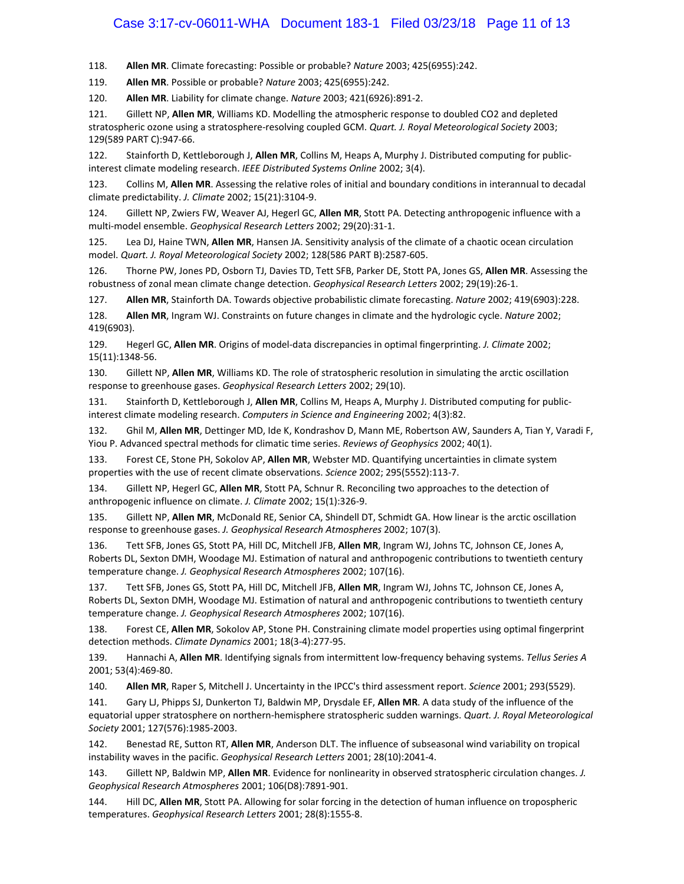118. **Allen MR**. Climate forecasting: Possible or probable? *Nature* 2003; 425(6955):242.

119. **Allen MR**. Possible or probable? *Nature* 2003; 425(6955):242.

120. **Allen MR**. Liability for climate change. *Nature* 2003; 421(6926):891-2.

121. Gillett NP, **Allen MR**, Williams KD. Modelling the atmospheric response to doubled CO2 and depleted stratospheric ozone using a stratosphere-resolving coupled GCM. *Quart. J. Royal Meteorological Society* 2003; 129(589 PART C):947-66.

122. Stainforth D, Kettleborough J, **Allen MR**, Collins M, Heaps A, Murphy J. Distributed computing for public-interest climate modeling research. *IEEE Distributed Systems Online* 2002; 3(4).

123. Collins M, **Allen MR**. Assessing the relative roles of initial and boundary conditions in interannual to decadal climate predictability. *J. Climate* 2002; 15(21):3104-9.

124. Gillett NP, Zwiers FW, Weaver AJ, Hegerl GC, **Allen MR**, Stott PA. Detecting anthropogenic influence with a multi-model ensemble. *Geophysical Research Letters* 2002; 29(20):31-1.

125. Lea DJ, Haine TWN, **Allen MR**, Hansen JA. Sensitivity analysis of the climate of a chaotic ocean circulation model. *Quart. J. Royal Meteorological Society* 2002; 128(586 PART B):2587-605.

126. Thorne PW, Jones PD, Osborn TJ, Davies TD, Tett SFB, Parker DE, Stott PA, Jones GS, **Allen MR**. Assessing the robustness of zonal mean climate change detection. *Geophysical Research Letters* 2002; 29(19):26-1.

127. **Allen MR**, Stainforth DA. Towards objective probabilistic climate forecasting. *Nature* 2002; 419(6903):228.

128. **Allen MR**, Ingram WJ. Constraints on future changes in climate and the hydrologic cycle. *Nature* 2002; 419(6903).

129. Hegerl GC, **Allen MR**. Origins of model-data discrepancies in optimal fingerprinting. *J. Climate* 2002; 15(11):1348-56.

130. Gillett NP, **Allen MR**, Williams KD. The role of stratospheric resolution in simulating the arctic oscillation response to greenhouse gases. *Geophysical Research Letters* 2002; 29(10).

131. Stainforth D, Kettleborough J, **Allen MR**, Collins M, Heaps A, Murphy J. Distributed computing for public-interest climate modeling research. *Computers in Science and Engineering* 2002; 4(3):82.

132. Ghil M, **Allen MR**, Dettinger MD, Ide K, Kondrashov D, Mann ME, Robertson AW, Saunders A, Tian Y, Varadi F, Yiou P. Advanced spectral methods for climatic time series. *Reviews of Geophysics* 2002; 40(1).

133. Forest CE, Stone PH, Sokolov AP, **Allen MR**, Webster MD. Quantifying uncertainties in climate system properties with the use of recent climate observations. *Science* 2002; 295(5552):113-7.

134. Gillett NP, Hegerl GC, **Allen MR**, Stott PA, Schnur R. Reconciling two approaches to the detection of anthropogenic influence on climate. *J. Climate* 2002; 15(1):326-9.

135. Gillett NP, **Allen MR**, McDonald RE, Senior CA, Shindell DT, Schmidt GA. How linear is the arctic oscillation response to greenhouse gases. *J. Geophysical Research Atmospheres* 2002; 107(3).

136. Tett SFB, Jones GS, Stott PA, Hill DC, Mitchell JFB, **Allen MR**, Ingram WJ, Johns TC, Johnson CE, Jones A, Roberts DL, Sexton DMH, Woodage MJ. Estimation of natural and anthropogenic contributions to twentieth century temperature change. *J. Geophysical Research Atmospheres* 2002; 107(16).

137. Tett SFB, Jones GS, Stott PA, Hill DC, Mitchell JFB, **Allen MR**, Ingram WJ, Johns TC, Johnson CE, Jones A, Roberts DL, Sexton DMH, Woodage MJ. Estimation of natural and anthropogenic contributions to twentieth century temperature change. *J. Geophysical Research Atmospheres* 2002; 107(16).

138. Forest CE, **Allen MR**, Sokolov AP, Stone PH. Constraining climate model properties using optimal fingerprint detection methods. *Climate Dynamics* 2001; 18(3-4):277-95.

139. Hannachi A, **Allen MR**. Identifying signals from intermittent low-frequency behaving systems. *Tellus Series A* 2001; 53(4):469-80.

140. **Allen MR**, Raper S, Mitchell J. Uncertainty in the IPCC's third assessment report. *Science* 2001; 293(5529).

141. Gary LJ, Phipps SJ, Dunkerton TJ, Baldwin MP, Drysdale EF, **Allen MR**. A data study of the influence of the equatorial upper stratosphere on northern-hemisphere stratospheric sudden warnings. *Quart. J. Royal Meteorological Society* 2001; 127(576):1985-2003.

142. Benestad RE, Sutton RT, **Allen MR**, Anderson DLT. The influence of subseasonal wind variability on tropical instability waves in the pacific. *Geophysical Research Letters* 2001; 28(10):2041-4.

143. Gillett NP, Baldwin MP, **Allen MR**. Evidence for nonlinearity in observed stratospheric circulation changes. *J. Geophysical Research Atmospheres* 2001; 106(D8):7891-901.

144. Hill DC, **Allen MR**, Stott PA. Allowing for solar forcing in the detection of human influence on tropospheric temperatures. *Geophysical Research Letters* 2001; 28(8):1555-8.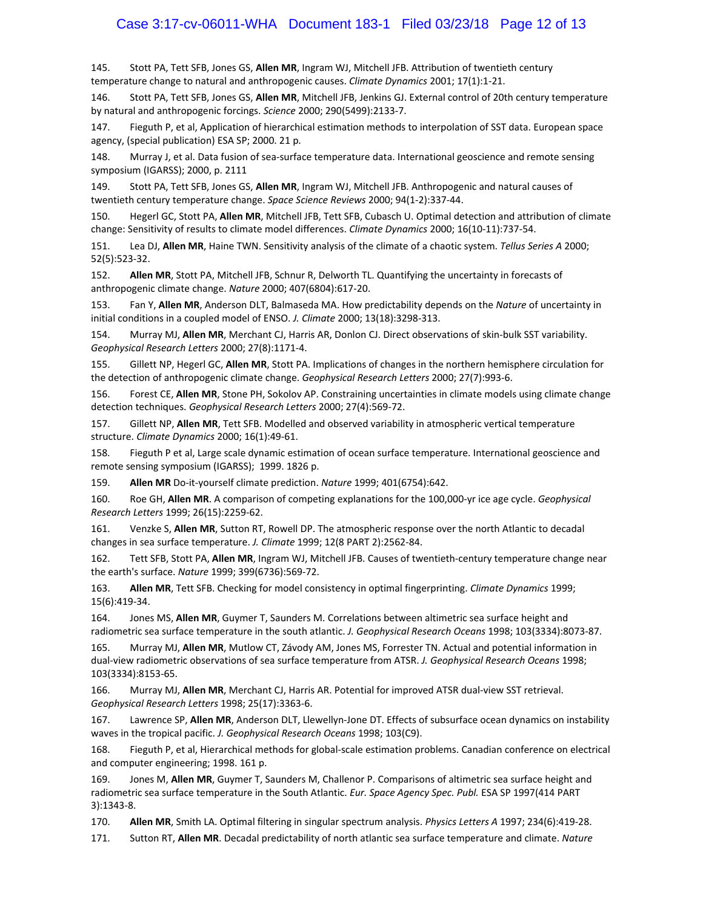145. Stott PA, Tett SFB, Jones GS, **Allen MR**, Ingram WJ, Mitchell JFB. Attribution of twentieth century temperature change to natural and anthropogenic causes. *Climate Dynamics* 2001; 17(1):1-21.

146. Stott PA, Tett SFB, Jones GS, **Allen MR**, Mitchell JFB, Jenkins GJ. External control of 20th century temperature by natural and anthropogenic forcings. *Science* 2000; 290(5499):2133-7.

147. Fieguth P, et al, Application of hierarchical estimation methods to interpolation of SST data. European space agency, (special publication) ESA SP; 2000. 21 p.

148. Murray J, et al. Data fusion of sea-surface temperature data. International geoscience and remote sensing symposium (IGARSS); 2000, p. 2111

149. Stott PA, Tett SFB, Jones GS, **Allen MR**, Ingram WJ, Mitchell JFB. Anthropogenic and natural causes of twentieth century temperature change. *Space Science Reviews* 2000; 94(1-2):337-44.

150. Hegerl GC, Stott PA, **Allen MR**, Mitchell JFB, Tett SFB, Cubasch U. Optimal detection and attribution of climate change: Sensitivity of results to climate model differences. *Climate Dynamics* 2000; 16(10-11):737-54.

151. Lea DJ, **Allen MR**, Haine TWN. Sensitivity analysis of the climate of a chaotic system. *Tellus Series A* 2000; 52(5):523-32.

152. **Allen MR**, Stott PA, Mitchell JFB, Schnur R, Delworth TL. Quantifying the uncertainty in forecasts of anthropogenic climate change. *Nature* 2000; 407(6804):617-20.

153. Fan Y, **Allen MR**, Anderson DLT, Balmaseda MA. How predictability depends on the *Nature* of uncertainty in initial conditions in a coupled model of ENSO. *J. Climate* 2000; 13(18):3298-313.

154. Murray MJ, **Allen MR**, Merchant CJ, Harris AR, Donlon CJ. Direct observations of skin-bulk SST variability. *Geophysical Research Letters* 2000; 27(8):1171-4.

155. Gillett NP, Hegerl GC, **Allen MR**, Stott PA. Implications of changes in the northern hemisphere circulation for the detection of anthropogenic climate change. *Geophysical Research Letters* 2000; 27(7):993-6.

156. Forest CE, **Allen MR**, Stone PH, Sokolov AP. Constraining uncertainties in climate models using climate change detection techniques. *Geophysical Research Letters* 2000; 27(4):569-72.

157. Gillett NP, **Allen MR**, Tett SFB. Modelled and observed variability in atmospheric vertical temperature structure. *Climate Dynamics* 2000; 16(1):49-61.

158. Fieguth P et al, Large scale dynamic estimation of ocean surface temperature. International geoscience and remote sensing symposium (IGARSS); 1999. 1826 p.

159. **Allen MR** Do-it-yourself climate prediction. *Nature* 1999; 401(6754):642.

160. Roe GH, **Allen MR**. A comparison of competing explanations for the 100,000-yr ice age cycle. *Geophysical Research Letters* 1999; 26(15):2259-62.

161. Venzke S, **Allen MR**, Sutton RT, Rowell DP. The atmospheric response over the north Atlantic to decadal changes in sea surface temperature. *J. Climate* 1999; 12(8 PART 2):2562-84.

162. Tett SFB, Stott PA, **Allen MR**, Ingram WJ, Mitchell JFB. Causes of twentieth-century temperature change near the earth's surface. *Nature* 1999; 399(6736):569-72.

163. **Allen MR**, Tett SFB. Checking for model consistency in optimal fingerprinting. *Climate Dynamics* 1999; 15(6):419-34.

164. Jones MS, **Allen MR**, Guymer T, Saunders M. Correlations between altimetric sea surface height and radiometric sea surface temperature in the south atlantic. *J. Geophysical Research Oceans* 1998; 103(3334):8073-87.

165. Murray MJ, **Allen MR**, Mutlow CT, Závody AM, Jones MS, Forrester TN. Actual and potential information in dual-view radiometric observations of sea surface temperature from ATSR. *J. Geophysical Research Oceans* 1998; 103(3334):8153-65.

166. Murray MJ, **Allen MR**, Merchant CJ, Harris AR. Potential for improved ATSR dual-view SST retrieval. *Geophysical Research Letters* 1998; 25(17):3363-6.

167. Lawrence SP, **Allen MR**, Anderson DLT, Llewellyn-Jone DT. Effects of subsurface ocean dynamics on instability waves in the tropical pacific. *J. Geophysical Research Oceans* 1998; 103(C9).

168. Fieguth P, et al, Hierarchical methods for global-scale estimation problems. Canadian conference on electrical and computer engineering; 1998. 161 p.

169. Jones M, **Allen MR**, Guymer T, Saunders M, Challenor P. Comparisons of altimetric sea surface height and radiometric sea surface temperature in the South Atlantic. *Eur. Space Agency Spec. Publ.* ESA SP 1997(414 PART 3):1343-8.

170. **Allen MR**, Smith LA. Optimal filtering in singular spectrum analysis. *Physics Letters A* 1997; 234(6):419-28.

171. Sutton RT, **Allen MR**. Decadal predictability of north atlantic sea surface temperature and climate. *Nature*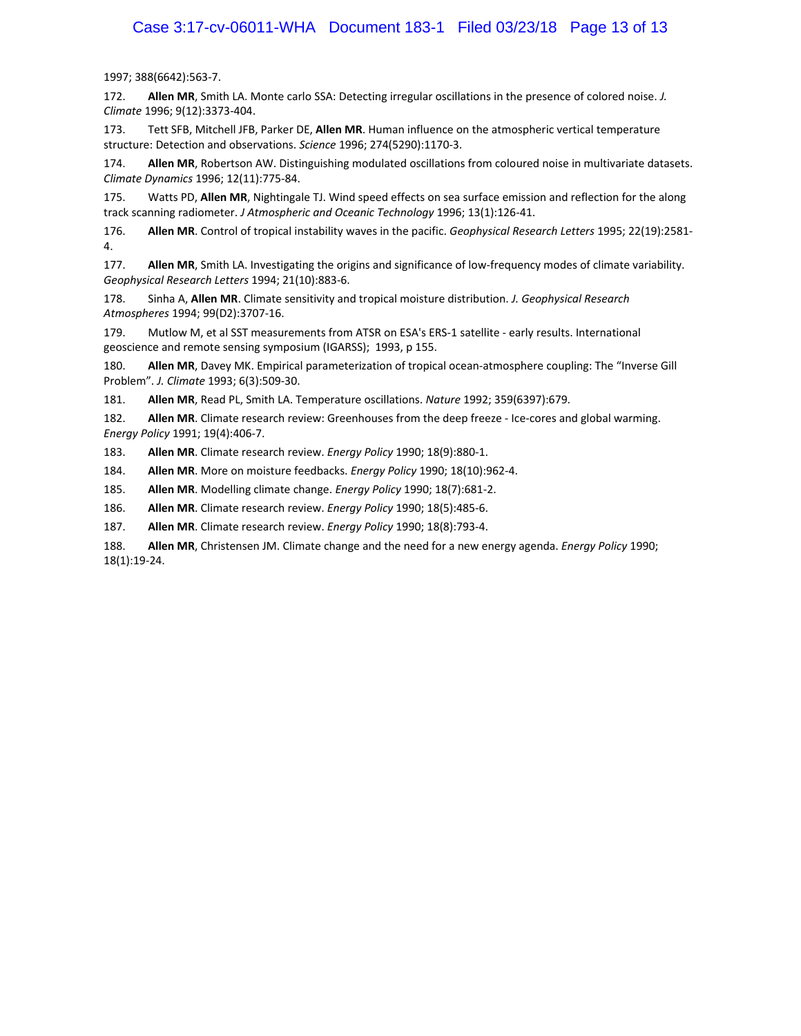1997; 388(6642):563-7.

172. **Allen MR**, Smith LA. Monte carlo SSA: Detecting irregular oscillations in the presence of colored noise. *J. Climate* 1996; 9(12):3373-404.

173. Tett SFB, Mitchell JFB, Parker DE, **Allen MR**. Human influence on the atmospheric vertical temperature structure: Detection and observations. *Science* 1996; 274(5290):1170-3.

174. **Allen MR**, Robertson AW. Distinguishing modulated oscillations from coloured noise in multivariate datasets. *Climate Dynamics* 1996; 12(11):775-84.

175. Watts PD, **Allen MR**, Nightingale TJ. Wind speed effects on sea surface emission and reflection for the along track scanning radiometer. *J Atmospheric and Oceanic Technology* 1996; 13(1):126-41.

176. **Allen MR**. Control of tropical instability waves in the pacific. *Geophysical Research Letters* 1995; 22(19):2581-4.

177. **Allen MR**, Smith LA. Investigating the origins and significance of low-frequency modes of climate variability. *Geophysical Research Letters* 1994; 21(10):883-6.

178. Sinha A, **Allen MR**. Climate sensitivity and tropical moisture distribution. *J. Geophysical Research Atmospheres* 1994; 99(D2):3707-16.

179. Mutlow M, et al SST measurements from ATSR on ESA's ERS-1 satellite - early results. International geoscience and remote sensing symposium (IGARSS); 1993, p 155.

180. **Allen MR**, Davey MK. Empirical parameterization of tropical ocean-atmosphere coupling: The "Inverse Gill Problem". *J. Climate* 1993; 6(3):509-30.

181. **Allen MR**, Read PL, Smith LA. Temperature oscillations. *Nature* 1992; 359(6397):679.

182. **Allen MR**. Climate research review: Greenhouses from the deep freeze - Ice-cores and global warming. *Energy Policy* 1991; 19(4):406-7.

183. **Allen MR**. Climate research review. *Energy Policy* 1990; 18(9):880-1.

184. **Allen MR**. More on moisture feedbacks. *Energy Policy* 1990; 18(10):962-4.

185. **Allen MR**. Modelling climate change. *Energy Policy* 1990; 18(7):681-2.

186. **Allen MR**. Climate research review. *Energy Policy* 1990; 18(5):485-6.

187. **Allen MR**. Climate research review. *Energy Policy* 1990; 18(8):793-4.

188. **Allen MR**, Christensen JM. Climate change and the need for a new energy agenda. *Energy Policy* 1990; 18(1):19-24.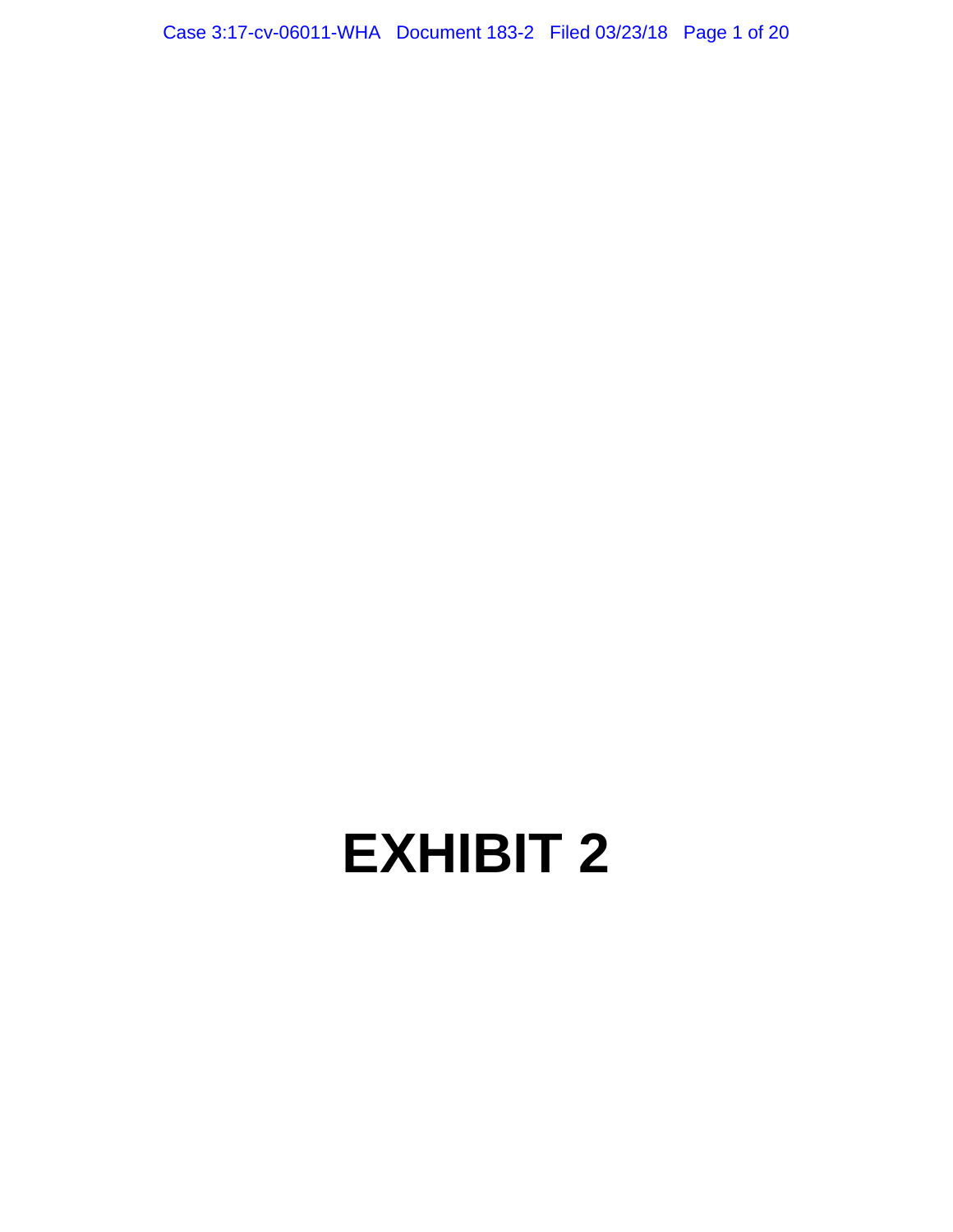# EXHIBIT 2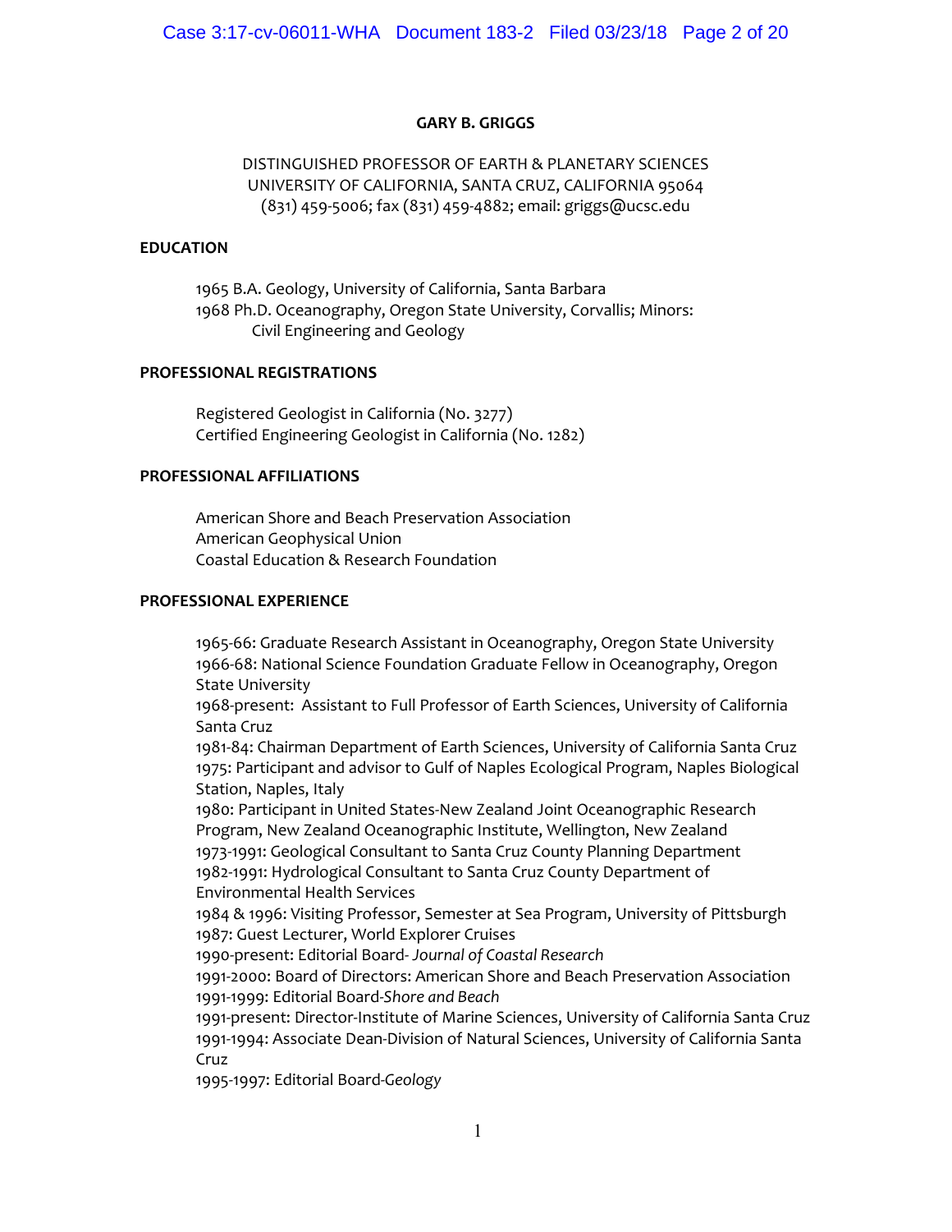**GARY B. GRIGGS**

DISTINGUISHED PROFESSOR OF EARTH & PLANETARY SCIENCES
UNIVERSITY OF CALIFORNIA, SANTA CRUZ, CALIFORNIA 95064
(831) 459-5006; fax (831) 459-4882; email: griggs@ucsc.edu

## EDUCATION

1965 B.A. Geology, University of California, Santa Barbara
1968 Ph.D. Oceanography, Oregon State University, Corvallis; Minors: Civil Engineering and Geology

## PROFESSIONAL REGISTRATIONS

Registered Geologist in California (No. 3277)
Certified Engineering Geologist in California (No. 1282)

## PROFESSIONAL AFFILIATIONS

American Shore and Beach Preservation Association
American Geophysical Union
Coastal Education & Research Foundation

## PROFESSIONAL EXPERIENCE

1965-66: Graduate Research Assistant in Oceanography, Oregon State University
1966-68: National Science Foundation Graduate Fellow in Oceanography, Oregon State University
1968-present: Assistant to Full Professor of Earth Sciences, University of California Santa Cruz
1981-84: Chairman Department of Earth Sciences, University of California Santa Cruz
1975: Participant and advisor to Gulf of Naples Ecological Program, Naples Biological Station, Naples, Italy
1980: Participant in United States-New Zealand Joint Oceanographic Research Program, New Zealand Oceanographic Institute, Wellington, New Zealand
1973-1991: Geological Consultant to Santa Cruz County Planning Department
1982-1991: Hydrological Consultant to Santa Cruz County Department of Environmental Health Services
1984 & 1996: Visiting Professor, Semester at Sea Program, University of Pittsburgh
1987: Guest Lecturer, World Explorer Cruises
1990-present: Editorial Board- *Journal of Coastal Research*
1991-2000: Board of Directors: American Shore and Beach Preservation Association
1991-1999: Editorial Board-*Shore and Beach*
1991-present: Director-Institute of Marine Sciences, University of California Santa Cruz
1991-1994: Associate Dean-Division of Natural Sciences, University of California Santa Cruz
1995-1997: Editorial Board-*Geology*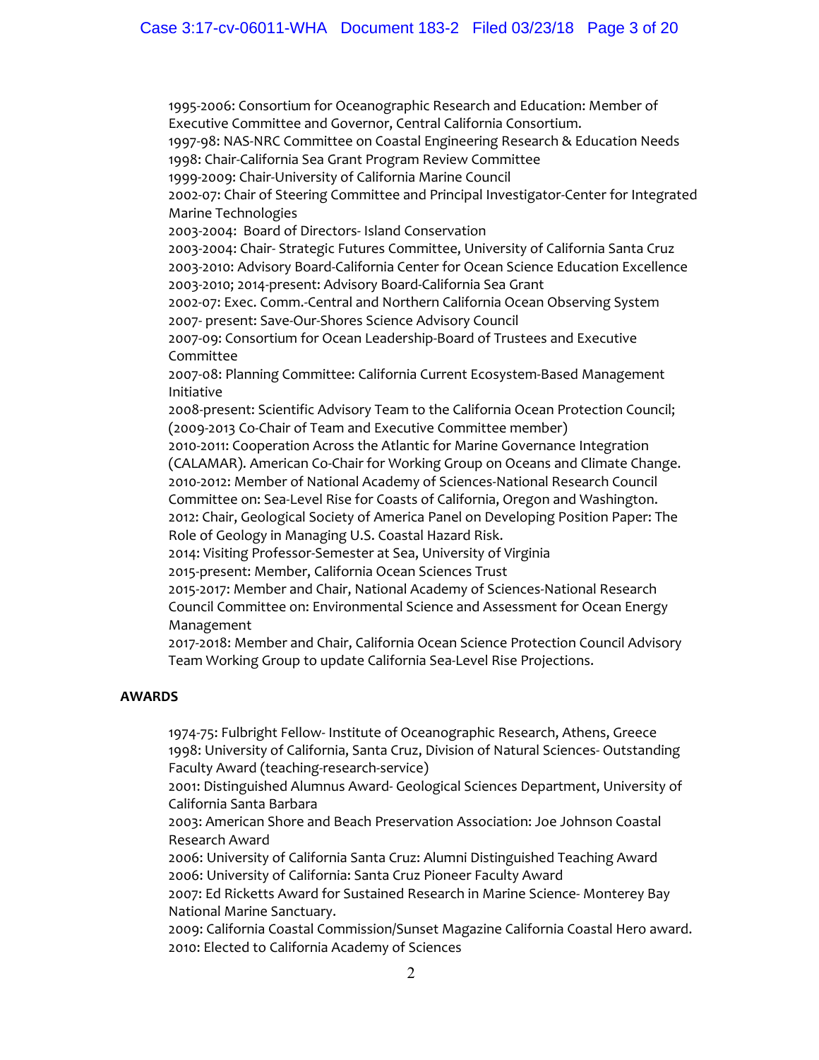1995-2006: Consortium for Oceanographic Research and Education: Member of Executive Committee and Governor, Central California Consortium.
1997-98: NAS-NRC Committee on Coastal Engineering Research & Education Needs
1998: Chair-California Sea Grant Program Review Committee
1999-2009: Chair-University of California Marine Council
2002-07: Chair of Steering Committee and Principal Investigator-Center for Integrated Marine Technologies
2003-2004: Board of Directors- Island Conservation
2003-2004: Chair- Strategic Futures Committee, University of California Santa Cruz
2003-2010: Advisory Board-California Center for Ocean Science Education Excellence
2003-2010; 2014-present: Advisory Board-California Sea Grant
2002-07: Exec. Comm.-Central and Northern California Ocean Observing System
2007- present: Save-Our-Shores Science Advisory Council
2007-09: Consortium for Ocean Leadership-Board of Trustees and Executive Committee
2007-08: Planning Committee: California Current Ecosystem-Based Management Initiative
2008-present: Scientific Advisory Team to the California Ocean Protection Council; (2009-2013 Co-Chair of Team and Executive Committee member)
2010-2011: Cooperation Across the Atlantic for Marine Governance Integration (CALAMAR). American Co-Chair for Working Group on Oceans and Climate Change.
2010-2012: Member of National Academy of Sciences-National Research Council Committee on: Sea-Level Rise for Coasts of California, Oregon and Washington.
2012: Chair, Geological Society of America Panel on Developing Position Paper: The Role of Geology in Managing U.S. Coastal Hazard Risk.
2014: Visiting Professor-Semester at Sea, University of Virginia
2015-present: Member, California Ocean Sciences Trust
2015-2017: Member and Chair, National Academy of Sciences-National Research Council Committee on: Environmental Science and Assessment for Ocean Energy Management
2017-2018: Member and Chair, California Ocean Science Protection Council Advisory Team Working Group to update California Sea-Level Rise Projections.

## AWARDS

1974-75: Fulbright Fellow- Institute of Oceanographic Research, Athens, Greece
1998: University of California, Santa Cruz, Division of Natural Sciences- Outstanding Faculty Award (teaching-research-service)
2001: Distinguished Alumnus Award- Geological Sciences Department, University of California Santa Barbara
2003: American Shore and Beach Preservation Association: Joe Johnson Coastal Research Award
2006: University of California Santa Cruz: Alumni Distinguished Teaching Award
2006: University of California: Santa Cruz Pioneer Faculty Award
2007: Ed Ricketts Award for Sustained Research in Marine Science- Monterey Bay National Marine Sanctuary.
2009: California Coastal Commission/Sunset Magazine California Coastal Hero award.
2010: Elected to California Academy of Sciences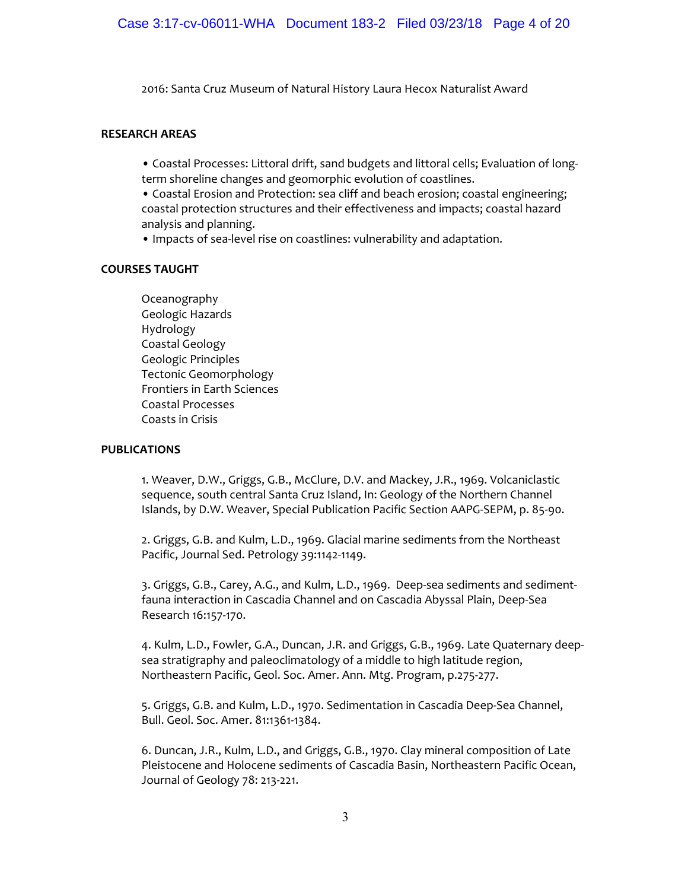2016: Santa Cruz Museum of Natural History Laura Hecox Naturalist Award

## RESEARCH AREAS

- Coastal Processes: Littoral drift, sand budgets and littoral cells; Evaluation of long-term shoreline changes and geomorphic evolution of coastlines.
- Coastal Erosion and Protection: sea cliff and beach erosion; coastal engineering; coastal protection structures and their effectiveness and impacts; coastal hazard analysis and planning.
- Impacts of sea-level rise on coastlines: vulnerability and adaptation.

## COURSES TAUGHT

Oceanography
Geologic Hazards
Hydrology
Coastal Geology
Geologic Principles
Tectonic Geomorphology
Frontiers in Earth Sciences
Coastal Processes
Coasts in Crisis

## PUBLICATIONS

1. Weaver, D.W., Griggs, G.B., McClure, D.V. and Mackey, J.R., 1969. Volcaniclastic sequence, south central Santa Cruz Island, In: Geology of the Northern Channel Islands, by D.W. Weaver, Special Publication Pacific Section AAPG-SEPM, p. 85-90.

2. Griggs, G.B. and Kulm, L.D., 1969. Glacial marine sediments from the Northeast Pacific, Journal Sed. Petrology 39:1142-1149.

3. Griggs, G.B., Carey, A.G., and Kulm, L.D., 1969. Deep-sea sediments and sediment-fauna interaction in Cascadia Channel and on Cascadia Abyssal Plain, Deep-Sea Research 16:157-170.

4. Kulm, L.D., Fowler, G.A., Duncan, J.R. and Griggs, G.B., 1969. Late Quaternary deep-sea stratigraphy and paleoclimatology of a middle to high latitude region, Northeastern Pacific, Geol. Soc. Amer. Ann. Mtg. Program, p.275-277.

5. Griggs, G.B. and Kulm, L.D., 1970. Sedimentation in Cascadia Deep-Sea Channel, Bull. Geol. Soc. Amer. 81:1361-1384.

6. Duncan, J.R., Kulm, L.D., and Griggs, G.B., 1970. Clay mineral composition of Late Pleistocene and Holocene sediments of Cascadia Basin, Northeastern Pacific Ocean, Journal of Geology 78: 213-221.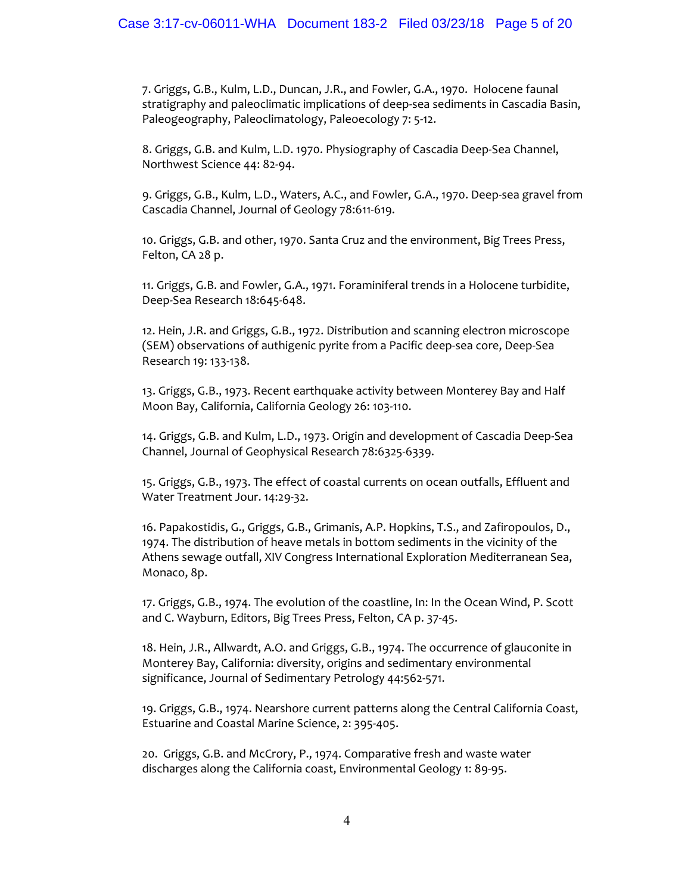7. Griggs, G.B., Kulm, L.D., Duncan, J.R., and Fowler, G.A., 1970. Holocene faunal stratigraphy and paleoclimatic implications of deep-sea sediments in Cascadia Basin, Paleogeography, Paleoclimatology, Paleoecology 7: 5-12.

8. Griggs, G.B. and Kulm, L.D. 1970. Physiography of Cascadia Deep-Sea Channel, Northwest Science 44: 82-94.

9. Griggs, G.B., Kulm, L.D., Waters, A.C., and Fowler, G.A., 1970. Deep-sea gravel from Cascadia Channel, Journal of Geology 78:611-619.

10. Griggs, G.B. and other, 1970. Santa Cruz and the environment, Big Trees Press, Felton, CA 28 p.

11. Griggs, G.B. and Fowler, G.A., 1971. Foraminiferal trends in a Holocene turbidite, Deep-Sea Research 18:645-648.

12. Hein, J.R. and Griggs, G.B., 1972. Distribution and scanning electron microscope (SEM) observations of authigenic pyrite from a Pacific deep-sea core, Deep-Sea Research 19: 133-138.

13. Griggs, G.B., 1973. Recent earthquake activity between Monterey Bay and Half Moon Bay, California, California Geology 26: 103-110.

14. Griggs, G.B. and Kulm, L.D., 1973. Origin and development of Cascadia Deep-Sea Channel, Journal of Geophysical Research 78:6325-6339.

15. Griggs, G.B., 1973. The effect of coastal currents on ocean outfalls, Effluent and Water Treatment Jour. 14:29-32.

16. Papakostidis, G., Griggs, G.B., Grimanis, A.P. Hopkins, T.S., and Zafiropoulos, D., 1974. The distribution of heave metals in bottom sediments in the vicinity of the Athens sewage outfall, XIV Congress International Exploration Mediterranean Sea, Monaco, 8p.

17. Griggs, G.B., 1974. The evolution of the coastline, In: In the Ocean Wind, P. Scott and C. Wayburn, Editors, Big Trees Press, Felton, CA p. 37-45.

18. Hein, J.R., Allwardt, A.O. and Griggs, G.B., 1974. The occurrence of glauconite in Monterey Bay, California: diversity, origins and sedimentary environmental significance, Journal of Sedimentary Petrology 44:562-571.

19. Griggs, G.B., 1974. Nearshore current patterns along the Central California Coast, Estuarine and Coastal Marine Science, 2: 395-405.

20. Griggs, G.B. and McCrory, P., 1974. Comparative fresh and waste water discharges along the California coast, Environmental Geology 1: 89-95.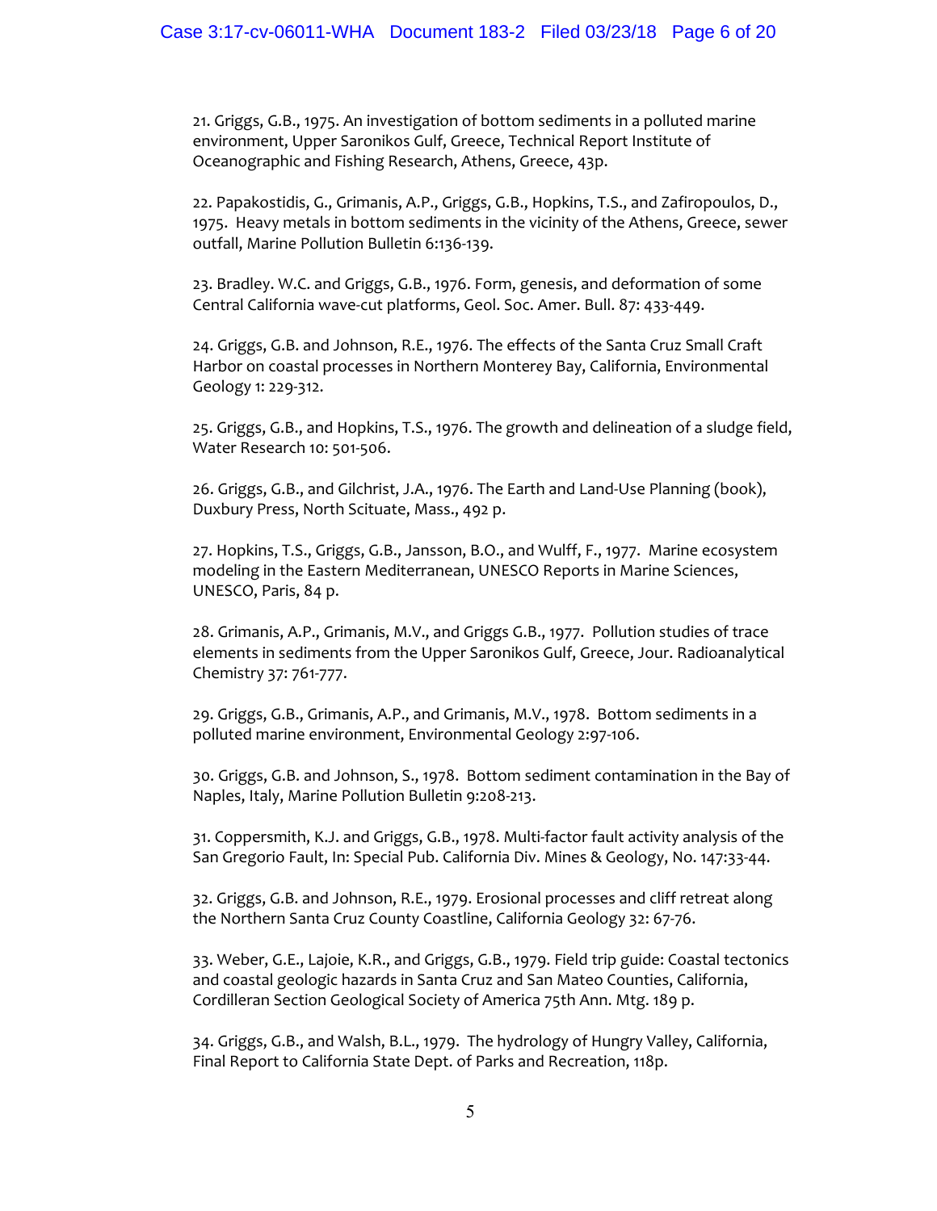21. Griggs, G.B., 1975. An investigation of bottom sediments in a polluted marine environment, Upper Saronikos Gulf, Greece, Technical Report Institute of Oceanographic and Fishing Research, Athens, Greece, 43p.

22. Papakostidis, G., Grimanis, A.P., Griggs, G.B., Hopkins, T.S., and Zafiropoulos, D., 1975. Heavy metals in bottom sediments in the vicinity of the Athens, Greece, sewer outfall, Marine Pollution Bulletin 6:136-139.

23. Bradley. W.C. and Griggs, G.B., 1976. Form, genesis, and deformation of some Central California wave-cut platforms, Geol. Soc. Amer. Bull. 87: 433-449.

24. Griggs, G.B. and Johnson, R.E., 1976. The effects of the Santa Cruz Small Craft Harbor on coastal processes in Northern Monterey Bay, California, Environmental Geology 1: 229-312.

25. Griggs, G.B., and Hopkins, T.S., 1976. The growth and delineation of a sludge field, Water Research 10: 501-506.

26. Griggs, G.B., and Gilchrist, J.A., 1976. The Earth and Land-Use Planning (book), Duxbury Press, North Scituate, Mass., 492 p.

27. Hopkins, T.S., Griggs, G.B., Jansson, B.O., and Wulff, F., 1977. Marine ecosystem modeling in the Eastern Mediterranean, UNESCO Reports in Marine Sciences, UNESCO, Paris, 84 p.

28. Grimanis, A.P., Grimanis, M.V., and Griggs G.B., 1977. Pollution studies of trace elements in sediments from the Upper Saronikos Gulf, Greece, Jour. Radioanalytical Chemistry 37: 761-777.

29. Griggs, G.B., Grimanis, A.P., and Grimanis, M.V., 1978. Bottom sediments in a polluted marine environment, Environmental Geology 2:97-106.

30. Griggs, G.B. and Johnson, S., 1978. Bottom sediment contamination in the Bay of Naples, Italy, Marine Pollution Bulletin 9:208-213.

31. Coppersmith, K.J. and Griggs, G.B., 1978. Multi-factor fault activity analysis of the San Gregorio Fault, In: Special Pub. California Div. Mines & Geology, No. 147:33-44.

32. Griggs, G.B. and Johnson, R.E., 1979. Erosional processes and cliff retreat along the Northern Santa Cruz County Coastline, California Geology 32: 67-76.

33. Weber, G.E., Lajoie, K.R., and Griggs, G.B., 1979. Field trip guide: Coastal tectonics and coastal geologic hazards in Santa Cruz and San Mateo Counties, California, Cordilleran Section Geological Society of America 75th Ann. Mtg. 189 p.

34. Griggs, G.B., and Walsh, B.L., 1979. The hydrology of Hungry Valley, California, Final Report to California State Dept. of Parks and Recreation, 118p.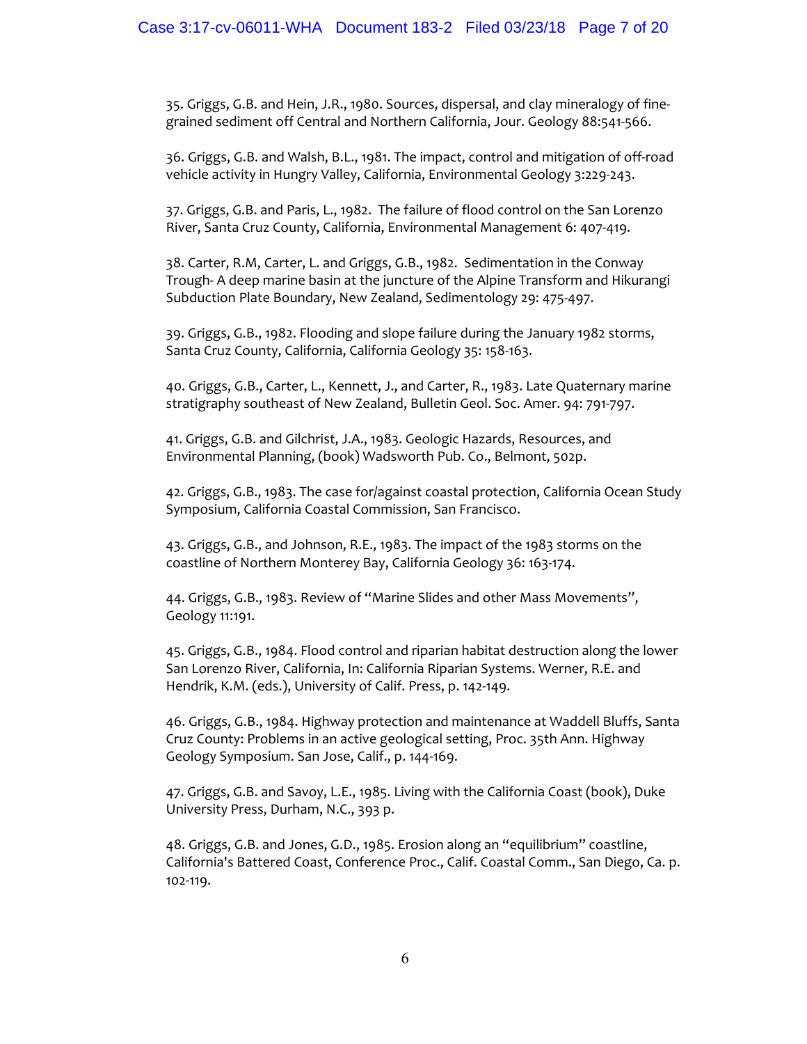35. Griggs, G.B. and Hein, J.R., 1980. Sources, dispersal, and clay mineralogy of fine-grained sediment off Central and Northern California, Jour. Geology 88:541-566.

36. Griggs, G.B. and Walsh, B.L., 1981. The impact, control and mitigation of off-road vehicle activity in Hungry Valley, California, Environmental Geology 3:229-243.

37. Griggs, G.B. and Paris, L., 1982. The failure of flood control on the San Lorenzo River, Santa Cruz County, California, Environmental Management 6: 407-419.

38. Carter, R.M, Carter, L. and Griggs, G.B., 1982. Sedimentation in the Conway Trough- A deep marine basin at the juncture of the Alpine Transform and Hikurangi Subduction Plate Boundary, New Zealand, Sedimentology 29: 475-497.

39. Griggs, G.B., 1982. Flooding and slope failure during the January 1982 storms, Santa Cruz County, California, California Geology 35: 158-163.

40. Griggs, G.B., Carter, L., Kennett, J., and Carter, R., 1983. Late Quaternary marine stratigraphy southeast of New Zealand, Bulletin Geol. Soc. Amer. 94: 791-797.

41. Griggs, G.B. and Gilchrist, J.A., 1983. Geologic Hazards, Resources, and Environmental Planning, (book) Wadsworth Pub. Co., Belmont, 502p.

42. Griggs, G.B., 1983. The case for/against coastal protection, California Ocean Study Symposium, California Coastal Commission, San Francisco.

43. Griggs, G.B., and Johnson, R.E., 1983. The impact of the 1983 storms on the coastline of Northern Monterey Bay, California Geology 36: 163-174.

44. Griggs, G.B., 1983. Review of "Marine Slides and other Mass Movements", Geology 11:191.

45. Griggs, G.B., 1984. Flood control and riparian habitat destruction along the lower San Lorenzo River, California, In: California Riparian Systems. Werner, R.E. and Hendrik, K.M. (eds.), University of Calif. Press, p. 142-149.

46. Griggs, G.B., 1984. Highway protection and maintenance at Waddell Bluffs, Santa Cruz County: Problems in an active geological setting, Proc. 35th Ann. Highway Geology Symposium. San Jose, Calif., p. 144-169.

47. Griggs, G.B. and Savoy, L.E., 1985. Living with the California Coast (book), Duke University Press, Durham, N.C., 393 p.

48. Griggs, G.B. and Jones, G.D., 1985. Erosion along an "equilibrium" coastline, California's Battered Coast, Conference Proc., Calif. Coastal Comm., San Diego, Ca. p. 102-119.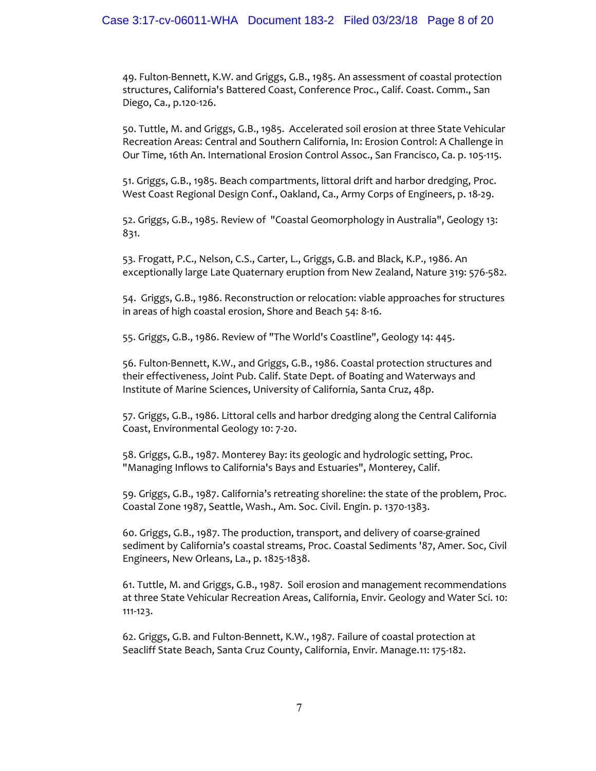49. Fulton-Bennett, K.W. and Griggs, G.B., 1985. An assessment of coastal protection structures, California's Battered Coast, Conference Proc., Calif. Coast. Comm., San Diego, Ca., p.120-126.

50. Tuttle, M. and Griggs, G.B., 1985. Accelerated soil erosion at three State Vehicular Recreation Areas: Central and Southern California, In: Erosion Control: A Challenge in Our Time, 16th An. International Erosion Control Assoc., San Francisco, Ca. p. 105-115.

51. Griggs, G.B., 1985. Beach compartments, littoral drift and harbor dredging, Proc. West Coast Regional Design Conf., Oakland, Ca., Army Corps of Engineers, p. 18-29.

52. Griggs, G.B., 1985. Review of "Coastal Geomorphology in Australia", Geology 13: 831.

53. Frogatt, P.C., Nelson, C.S., Carter, L., Griggs, G.B. and Black, K.P., 1986. An exceptionally large Late Quaternary eruption from New Zealand, Nature 319: 576-582.

54. Griggs, G.B., 1986. Reconstruction or relocation: viable approaches for structures in areas of high coastal erosion, Shore and Beach 54: 8-16.

55. Griggs, G.B., 1986. Review of "The World's Coastline", Geology 14: 445.

56. Fulton-Bennett, K.W., and Griggs, G.B., 1986. Coastal protection structures and their effectiveness, Joint Pub. Calif. State Dept. of Boating and Waterways and Institute of Marine Sciences, University of California, Santa Cruz, 48p.

57. Griggs, G.B., 1986. Littoral cells and harbor dredging along the Central California Coast, Environmental Geology 10: 7-20.

58. Griggs, G.B., 1987. Monterey Bay: its geologic and hydrologic setting, Proc. "Managing Inflows to California's Bays and Estuaries", Monterey, Calif.

59. Griggs, G.B., 1987. California's retreating shoreline: the state of the problem, Proc. Coastal Zone 1987, Seattle, Wash., Am. Soc. Civil. Engin. p. 1370-1383.

60. Griggs, G.B., 1987. The production, transport, and delivery of coarse-grained sediment by California's coastal streams, Proc. Coastal Sediments '87, Amer. Soc, Civil Engineers, New Orleans, La., p. 1825-1838.

61. Tuttle, M. and Griggs, G.B., 1987. Soil erosion and management recommendations at three State Vehicular Recreation Areas, California, Envir. Geology and Water Sci. 10: 111-123.

62. Griggs, G.B. and Fulton-Bennett, K.W., 1987. Failure of coastal protection at Seacliff State Beach, Santa Cruz County, California, Envir. Manage.11: 175-182.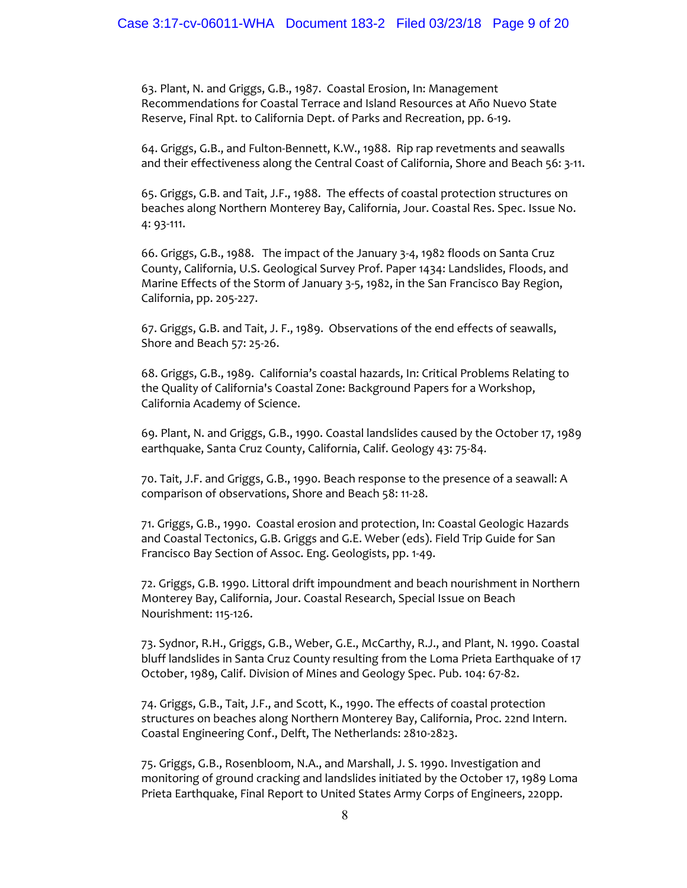63. Plant, N. and Griggs, G.B., 1987. Coastal Erosion, In: Management Recommendations for Coastal Terrace and Island Resources at Año Nuevo State Reserve, Final Rpt. to California Dept. of Parks and Recreation, pp. 6-19.

64. Griggs, G.B., and Fulton-Bennett, K.W., 1988. Rip rap revetments and seawalls and their effectiveness along the Central Coast of California, Shore and Beach 56: 3-11.

65. Griggs, G.B. and Tait, J.F., 1988. The effects of coastal protection structures on beaches along Northern Monterey Bay, California, Jour. Coastal Res. Spec. Issue No. 4: 93-111.

66. Griggs, G.B., 1988. The impact of the January 3-4, 1982 floods on Santa Cruz County, California, U.S. Geological Survey Prof. Paper 1434: Landslides, Floods, and Marine Effects of the Storm of January 3-5, 1982, in the San Francisco Bay Region, California, pp. 205-227.

67. Griggs, G.B. and Tait, J. F., 1989. Observations of the end effects of seawalls, Shore and Beach 57: 25-26.

68. Griggs, G.B., 1989. California's coastal hazards, In: Critical Problems Relating to the Quality of California's Coastal Zone: Background Papers for a Workshop, California Academy of Science.

69. Plant, N. and Griggs, G.B., 1990. Coastal landslides caused by the October 17, 1989 earthquake, Santa Cruz County, California, Calif. Geology 43: 75-84.

70. Tait, J.F. and Griggs, G.B., 1990. Beach response to the presence of a seawall: A comparison of observations, Shore and Beach 58: 11-28.

71. Griggs, G.B., 1990. Coastal erosion and protection, In: Coastal Geologic Hazards and Coastal Tectonics, G.B. Griggs and G.E. Weber (eds). Field Trip Guide for San Francisco Bay Section of Assoc. Eng. Geologists, pp. 1-49.

72. Griggs, G.B. 1990. Littoral drift impoundment and beach nourishment in Northern Monterey Bay, California, Jour. Coastal Research, Special Issue on Beach Nourishment: 115-126.

73. Sydnor, R.H., Griggs, G.B., Weber, G.E., McCarthy, R.J., and Plant, N. 1990. Coastal bluff landslides in Santa Cruz County resulting from the Loma Prieta Earthquake of 17 October, 1989, Calif. Division of Mines and Geology Spec. Pub. 104: 67-82.

74. Griggs, G.B., Tait, J.F., and Scott, K., 1990. The effects of coastal protection structures on beaches along Northern Monterey Bay, California, Proc. 22nd Intern. Coastal Engineering Conf., Delft, The Netherlands: 2810-2823.

75. Griggs, G.B., Rosenbloom, N.A., and Marshall, J. S. 1990. Investigation and monitoring of ground cracking and landslides initiated by the October 17, 1989 Loma Prieta Earthquake, Final Report to United States Army Corps of Engineers, 220pp.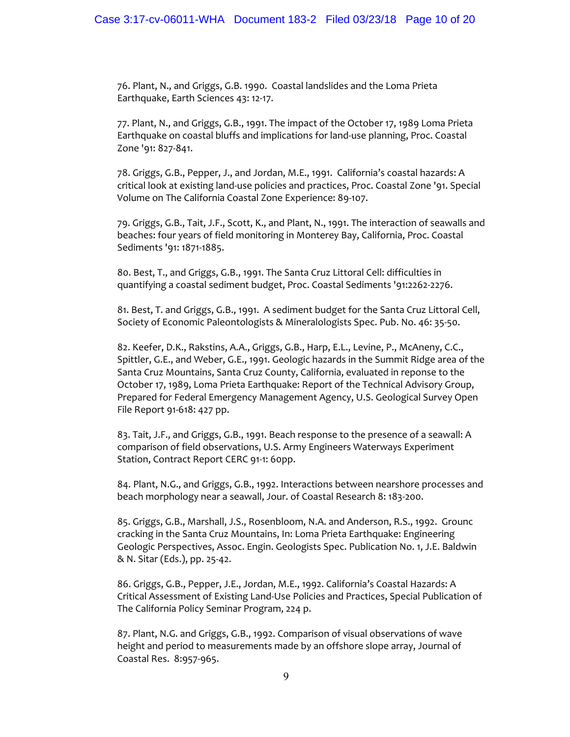76. Plant, N., and Griggs, G.B. 1990. Coastal landslides and the Loma Prieta Earthquake, Earth Sciences 43: 12-17.

77. Plant, N., and Griggs, G.B., 1991. The impact of the October 17, 1989 Loma Prieta Earthquake on coastal bluffs and implications for land-use planning, Proc. Coastal Zone '91: 827-841.

78. Griggs, G.B., Pepper, J., and Jordan, M.E., 1991. California's coastal hazards: A critical look at existing land-use policies and practices, Proc. Coastal Zone '91. Special Volume on The California Coastal Zone Experience: 89-107.

79. Griggs, G.B., Tait, J.F., Scott, K., and Plant, N., 1991. The interaction of seawalls and beaches: four years of field monitoring in Monterey Bay, California, Proc. Coastal Sediments '91: 1871-1885.

80. Best, T., and Griggs, G.B., 1991. The Santa Cruz Littoral Cell: difficulties in quantifying a coastal sediment budget, Proc. Coastal Sediments '91:2262-2276.

81. Best, T. and Griggs, G.B., 1991. A sediment budget for the Santa Cruz Littoral Cell, Society of Economic Paleontologists & Mineralologists Spec. Pub. No. 46: 35-50.

82. Keefer, D.K., Rakstins, A.A., Griggs, G.B., Harp, E.L., Levine, P., McAneny, C.C., Spittler, G.E., and Weber, G.E., 1991. Geologic hazards in the Summit Ridge area of the Santa Cruz Mountains, Santa Cruz County, California, evaluated in reponse to the October 17, 1989, Loma Prieta Earthquake: Report of the Technical Advisory Group, Prepared for Federal Emergency Management Agency, U.S. Geological Survey Open File Report 91-618: 427 pp.

83. Tait, J.F., and Griggs, G.B., 1991. Beach response to the presence of a seawall: A comparison of field observations, U.S. Army Engineers Waterways Experiment Station, Contract Report CERC 91-1: 60pp.

84. Plant, N.G., and Griggs, G.B., 1992. Interactions between nearshore processes and beach morphology near a seawall, Jour. of Coastal Research 8: 183-200.

85. Griggs, G.B., Marshall, J.S., Rosenbloom, N.A. and Anderson, R.S., 1992. Grounc cracking in the Santa Cruz Mountains, In: Loma Prieta Earthquake: Engineering Geologic Perspectives, Assoc. Engin. Geologists Spec. Publication No. 1, J.E. Baldwin & N. Sitar (Eds.), pp. 25-42.

86. Griggs, G.B., Pepper, J.E., Jordan, M.E., 1992. California's Coastal Hazards: A Critical Assessment of Existing Land-Use Policies and Practices, Special Publication of The California Policy Seminar Program, 224 p.

87. Plant, N.G. and Griggs, G.B., 1992. Comparison of visual observations of wave height and period to measurements made by an offshore slope array, Journal of Coastal Res. 8:957-965.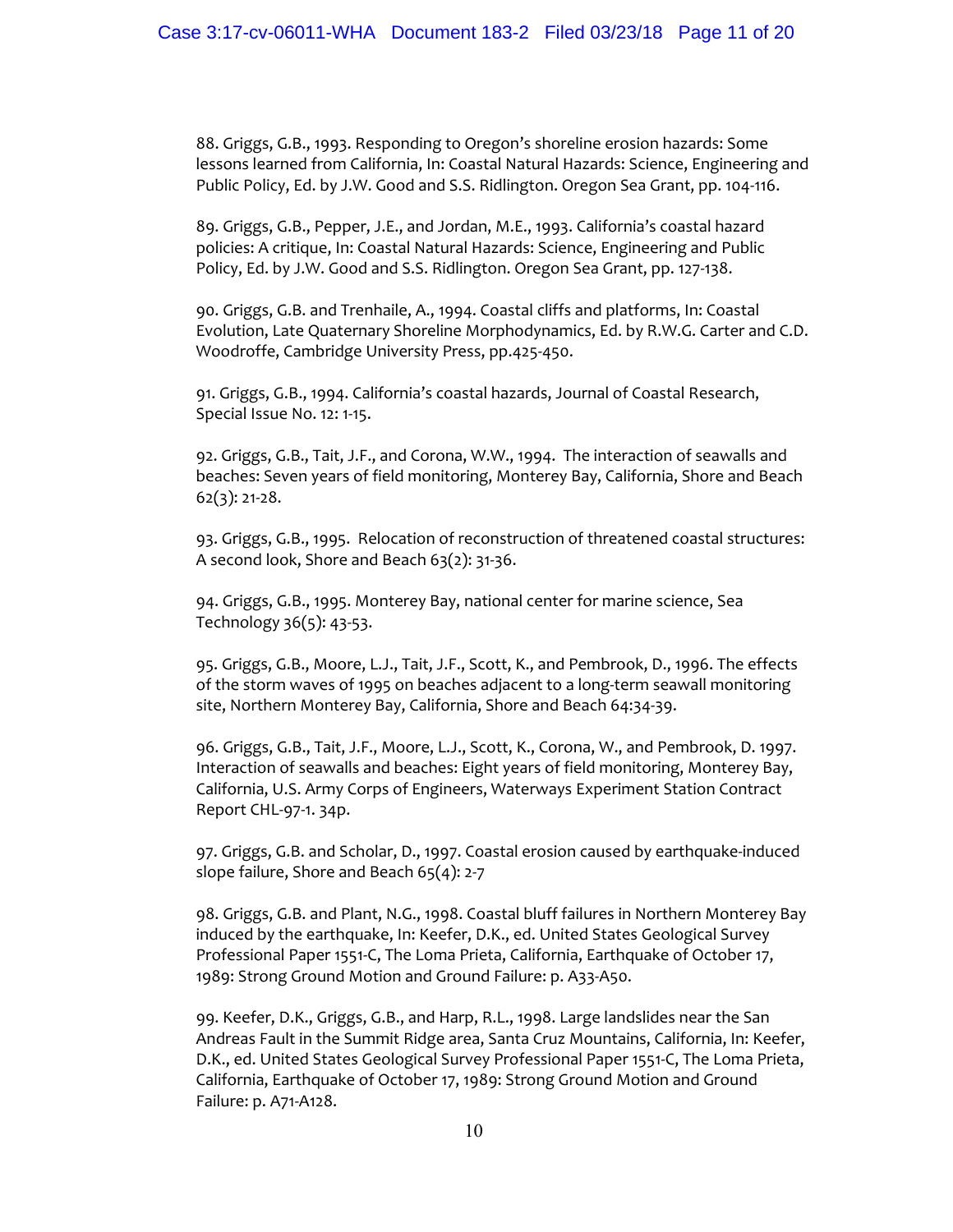88. Griggs, G.B., 1993. Responding to Oregon's shoreline erosion hazards: Some lessons learned from California, In: Coastal Natural Hazards: Science, Engineering and Public Policy, Ed. by J.W. Good and S.S. Ridlington. Oregon Sea Grant, pp. 104-116.

89. Griggs, G.B., Pepper, J.E., and Jordan, M.E., 1993. California's coastal hazard policies: A critique, In: Coastal Natural Hazards: Science, Engineering and Public Policy, Ed. by J.W. Good and S.S. Ridlington. Oregon Sea Grant, pp. 127-138.

90. Griggs, G.B. and Trenhaile, A., 1994. Coastal cliffs and platforms, In: Coastal Evolution, Late Quaternary Shoreline Morphodynamics, Ed. by R.W.G. Carter and C.D. Woodroffe, Cambridge University Press, pp.425-450.

91. Griggs, G.B., 1994. California's coastal hazards, Journal of Coastal Research, Special Issue No. 12: 1-15.

92. Griggs, G.B., Tait, J.F., and Corona, W.W., 1994. The interaction of seawalls and beaches: Seven years of field monitoring, Monterey Bay, California, Shore and Beach 62(3): 21-28.

93. Griggs, G.B., 1995. Relocation of reconstruction of threatened coastal structures: A second look, Shore and Beach 63(2): 31-36.

94. Griggs, G.B., 1995. Monterey Bay, national center for marine science, Sea Technology 36(5): 43-53.

95. Griggs, G.B., Moore, L.J., Tait, J.F., Scott, K., and Pembrook, D., 1996. The effects of the storm waves of 1995 on beaches adjacent to a long-term seawall monitoring site, Northern Monterey Bay, California, Shore and Beach 64:34-39.

96. Griggs, G.B., Tait, J.F., Moore, L.J., Scott, K., Corona, W., and Pembrook, D. 1997. Interaction of seawalls and beaches: Eight years of field monitoring, Monterey Bay, California, U.S. Army Corps of Engineers, Waterways Experiment Station Contract Report CHL-97-1. 34p.

97. Griggs, G.B. and Scholar, D., 1997. Coastal erosion caused by earthquake-induced slope failure, Shore and Beach 65(4): 2-7

98. Griggs, G.B. and Plant, N.G., 1998. Coastal bluff failures in Northern Monterey Bay induced by the earthquake, In: Keefer, D.K., ed. United States Geological Survey Professional Paper 1551-C, The Loma Prieta, California, Earthquake of October 17, 1989: Strong Ground Motion and Ground Failure: p. A33-A50.

99. Keefer, D.K., Griggs, G.B., and Harp, R.L., 1998. Large landslides near the San Andreas Fault in the Summit Ridge area, Santa Cruz Mountains, California, In: Keefer, D.K., ed. United States Geological Survey Professional Paper 1551-C, The Loma Prieta, California, Earthquake of October 17, 1989: Strong Ground Motion and Ground Failure: p. A71-A128.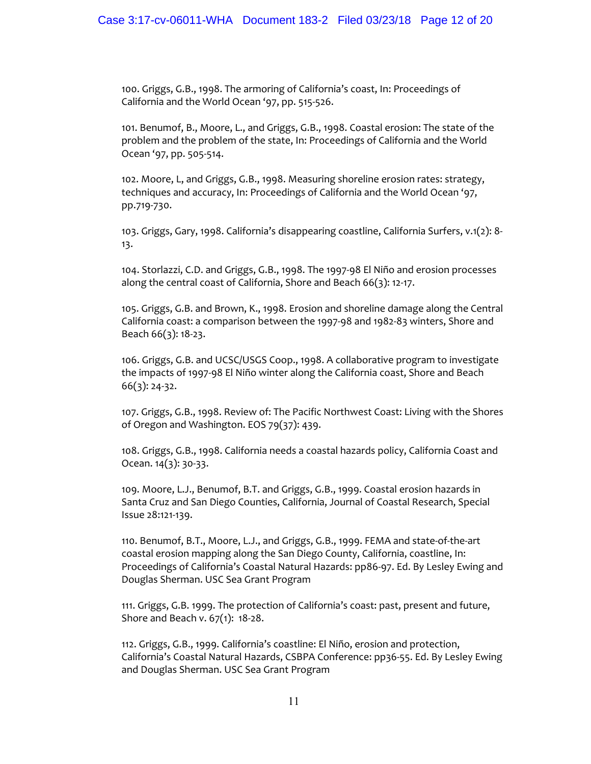100. Griggs, G.B., 1998. The armoring of California's coast, In: Proceedings of California and the World Ocean '97, pp. 515-526.

101. Benumof, B., Moore, L., and Griggs, G.B., 1998. Coastal erosion: The state of the problem and the problem of the state, In: Proceedings of California and the World Ocean '97, pp. 505-514.

102. Moore, L, and Griggs, G.B., 1998. Measuring shoreline erosion rates: strategy, techniques and accuracy, In: Proceedings of California and the World Ocean '97, pp.719-730.

103. Griggs, Gary, 1998. California's disappearing coastline, California Surfers, v.1(2): 8-13.

104. Storlazzi, C.D. and Griggs, G.B., 1998. The 1997-98 El Niño and erosion processes along the central coast of California, Shore and Beach 66(3): 12-17.

105. Griggs, G.B. and Brown, K., 1998. Erosion and shoreline damage along the Central California coast: a comparison between the 1997-98 and 1982-83 winters, Shore and Beach 66(3): 18-23.

106. Griggs, G.B. and UCSC/USGS Coop., 1998. A collaborative program to investigate the impacts of 1997-98 El Niño winter along the California coast, Shore and Beach 66(3): 24-32.

107. Griggs, G.B., 1998. Review of: The Pacific Northwest Coast: Living with the Shores of Oregon and Washington. EOS 79(37): 439.

108. Griggs, G.B., 1998. California needs a coastal hazards policy, California Coast and Ocean. 14(3): 30-33.

109. Moore, L.J., Benumof, B.T. and Griggs, G.B., 1999. Coastal erosion hazards in Santa Cruz and San Diego Counties, California, Journal of Coastal Research, Special Issue 28:121-139.

110. Benumof, B.T., Moore, L.J., and Griggs, G.B., 1999. FEMA and state-of-the-art coastal erosion mapping along the San Diego County, California, coastline, In: Proceedings of California's Coastal Natural Hazards: pp86-97. Ed. By Lesley Ewing and Douglas Sherman. USC Sea Grant Program

111. Griggs, G.B. 1999. The protection of California's coast: past, present and future, Shore and Beach v. 67(1): 18-28.

112. Griggs, G.B., 1999. California's coastline: El Niño, erosion and protection, California's Coastal Natural Hazards, CSBPA Conference: pp36-55. Ed. By Lesley Ewing and Douglas Sherman. USC Sea Grant Program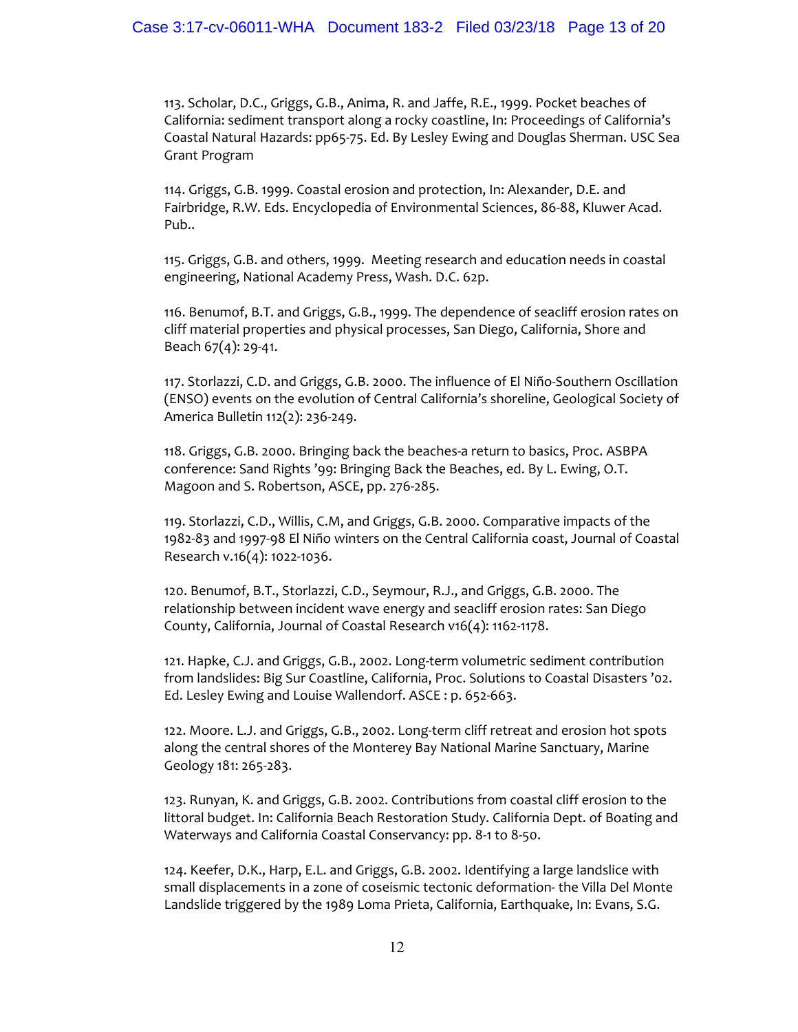113. Scholar, D.C., Griggs, G.B., Anima, R. and Jaffe, R.E., 1999. Pocket beaches of California: sediment transport along a rocky coastline, In: Proceedings of California's Coastal Natural Hazards: pp65-75. Ed. By Lesley Ewing and Douglas Sherman. USC Sea Grant Program

114. Griggs, G.B. 1999. Coastal erosion and protection, In: Alexander, D.E. and Fairbridge, R.W. Eds. Encyclopedia of Environmental Sciences, 86-88, Kluwer Acad. Pub..

115. Griggs, G.B. and others, 1999. Meeting research and education needs in coastal engineering, National Academy Press, Wash. D.C. 62p.

116. Benumof, B.T. and Griggs, G.B., 1999. The dependence of seacliff erosion rates on cliff material properties and physical processes, San Diego, California, Shore and Beach 67(4): 29-41.

117. Storlazzi, C.D. and Griggs, G.B. 2000. The influence of El Niño-Southern Oscillation (ENSO) events on the evolution of Central California's shoreline, Geological Society of America Bulletin 112(2): 236-249.

118. Griggs, G.B. 2000. Bringing back the beaches-a return to basics, Proc. ASBPA conference: Sand Rights '99: Bringing Back the Beaches, ed. By L. Ewing, O.T. Magoon and S. Robertson, ASCE, pp. 276-285.

119. Storlazzi, C.D., Willis, C.M, and Griggs, G.B. 2000. Comparative impacts of the 1982-83 and 1997-98 El Niño winters on the Central California coast, Journal of Coastal Research v.16(4): 1022-1036.

120. Benumof, B.T., Storlazzi, C.D., Seymour, R.J., and Griggs, G.B. 2000. The relationship between incident wave energy and seacliff erosion rates: San Diego County, California, Journal of Coastal Research v16(4): 1162-1178.

121. Hapke, C.J. and Griggs, G.B., 2002. Long-term volumetric sediment contribution from landslides: Big Sur Coastline, California, Proc. Solutions to Coastal Disasters '02. Ed. Lesley Ewing and Louise Wallendorf. ASCE : p. 652-663.

122. Moore. L.J. and Griggs, G.B., 2002. Long-term cliff retreat and erosion hot spots along the central shores of the Monterey Bay National Marine Sanctuary, Marine Geology 181: 265-283.

123. Runyan, K. and Griggs, G.B. 2002. Contributions from coastal cliff erosion to the littoral budget. In: California Beach Restoration Study. California Dept. of Boating and Waterways and California Coastal Conservancy: pp. 8-1 to 8-50.

124. Keefer, D.K., Harp, E.L. and Griggs, G.B. 2002. Identifying a large landslice with small displacements in a zone of coseismic tectonic deformation- the Villa Del Monte Landslide triggered by the 1989 Loma Prieta, California, Earthquake, In: Evans, S.G.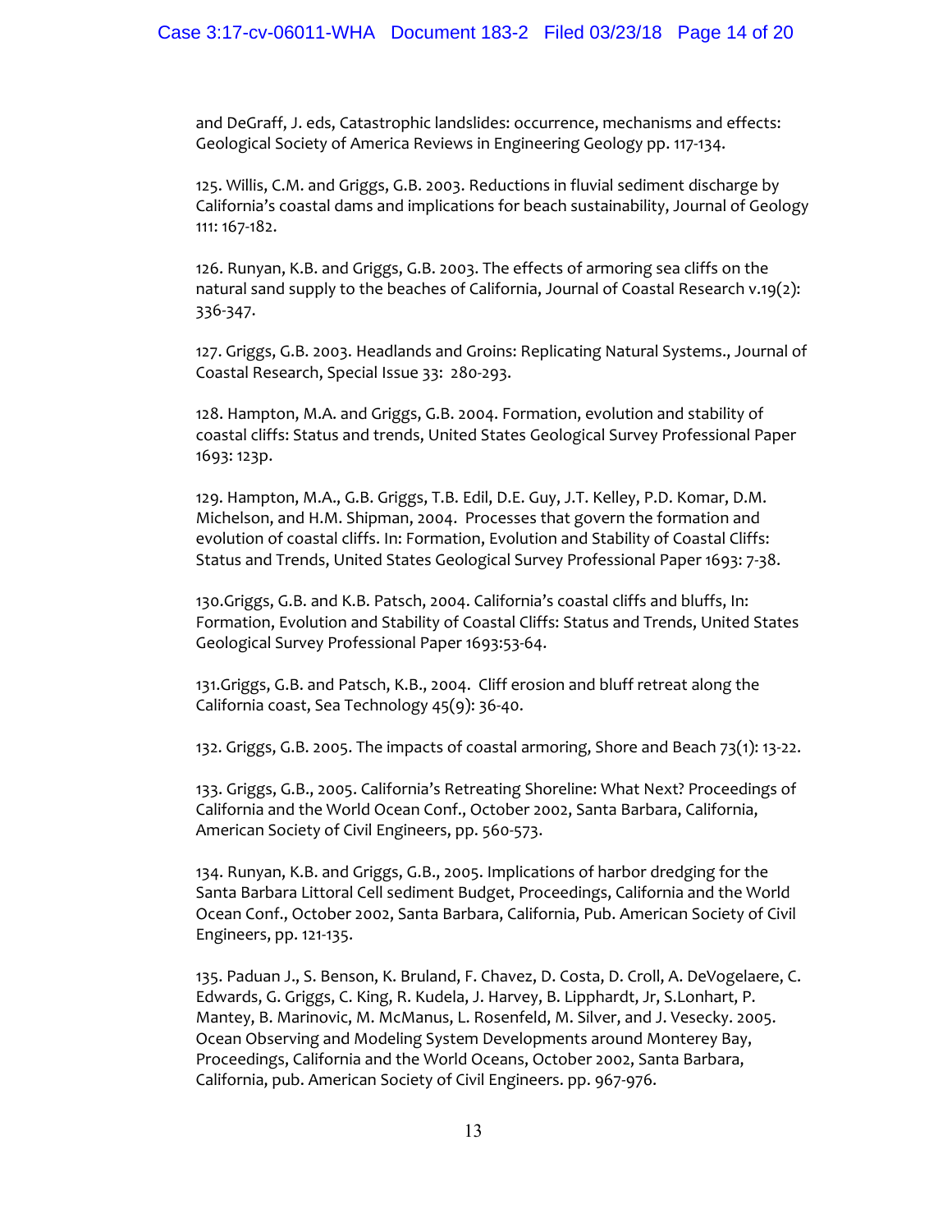and DeGraff, J. eds, Catastrophic landslides: occurrence, mechanisms and effects: Geological Society of America Reviews in Engineering Geology pp. 117-134.

125. Willis, C.M. and Griggs, G.B. 2003. Reductions in fluvial sediment discharge by California's coastal dams and implications for beach sustainability, Journal of Geology 111: 167-182.

126. Runyan, K.B. and Griggs, G.B. 2003. The effects of armoring sea cliffs on the natural sand supply to the beaches of California, Journal of Coastal Research v.19(2): 336-347.

127. Griggs, G.B. 2003. Headlands and Groins: Replicating Natural Systems., Journal of Coastal Research, Special Issue 33: 280-293.

128. Hampton, M.A. and Griggs, G.B. 2004. Formation, evolution and stability of coastal cliffs: Status and trends, United States Geological Survey Professional Paper 1693: 123p.

129. Hampton, M.A., G.B. Griggs, T.B. Edil, D.E. Guy, J.T. Kelley, P.D. Komar, D.M. Michelson, and H.M. Shipman, 2004. Processes that govern the formation and evolution of coastal cliffs. In: Formation, Evolution and Stability of Coastal Cliffs: Status and Trends, United States Geological Survey Professional Paper 1693: 7-38.

130.Griggs, G.B. and K.B. Patsch, 2004. California's coastal cliffs and bluffs, In: Formation, Evolution and Stability of Coastal Cliffs: Status and Trends, United States Geological Survey Professional Paper 1693:53-64.

131.Griggs, G.B. and Patsch, K.B., 2004. Cliff erosion and bluff retreat along the California coast, Sea Technology 45(9): 36-40.

132. Griggs, G.B. 2005. The impacts of coastal armoring, Shore and Beach 73(1): 13-22.

133. Griggs, G.B., 2005. California's Retreating Shoreline: What Next? Proceedings of California and the World Ocean Conf., October 2002, Santa Barbara, California, American Society of Civil Engineers, pp. 560-573.

134. Runyan, K.B. and Griggs, G.B., 2005. Implications of harbor dredging for the Santa Barbara Littoral Cell sediment Budget, Proceedings, California and the World Ocean Conf., October 2002, Santa Barbara, California, Pub. American Society of Civil Engineers, pp. 121-135.

135. Paduan J., S. Benson, K. Bruland, F. Chavez, D. Costa, D. Croll, A. DeVogelaere, C. Edwards, G. Griggs, C. King, R. Kudela, J. Harvey, B. Lipphardt, Jr, S.Lonhart, P. Mantey, B. Marinovic, M. McManus, L. Rosenfeld, M. Silver, and J. Vesecky. 2005. Ocean Observing and Modeling System Developments around Monterey Bay, Proceedings, California and the World Oceans, October 2002, Santa Barbara, California, pub. American Society of Civil Engineers. pp. 967-976.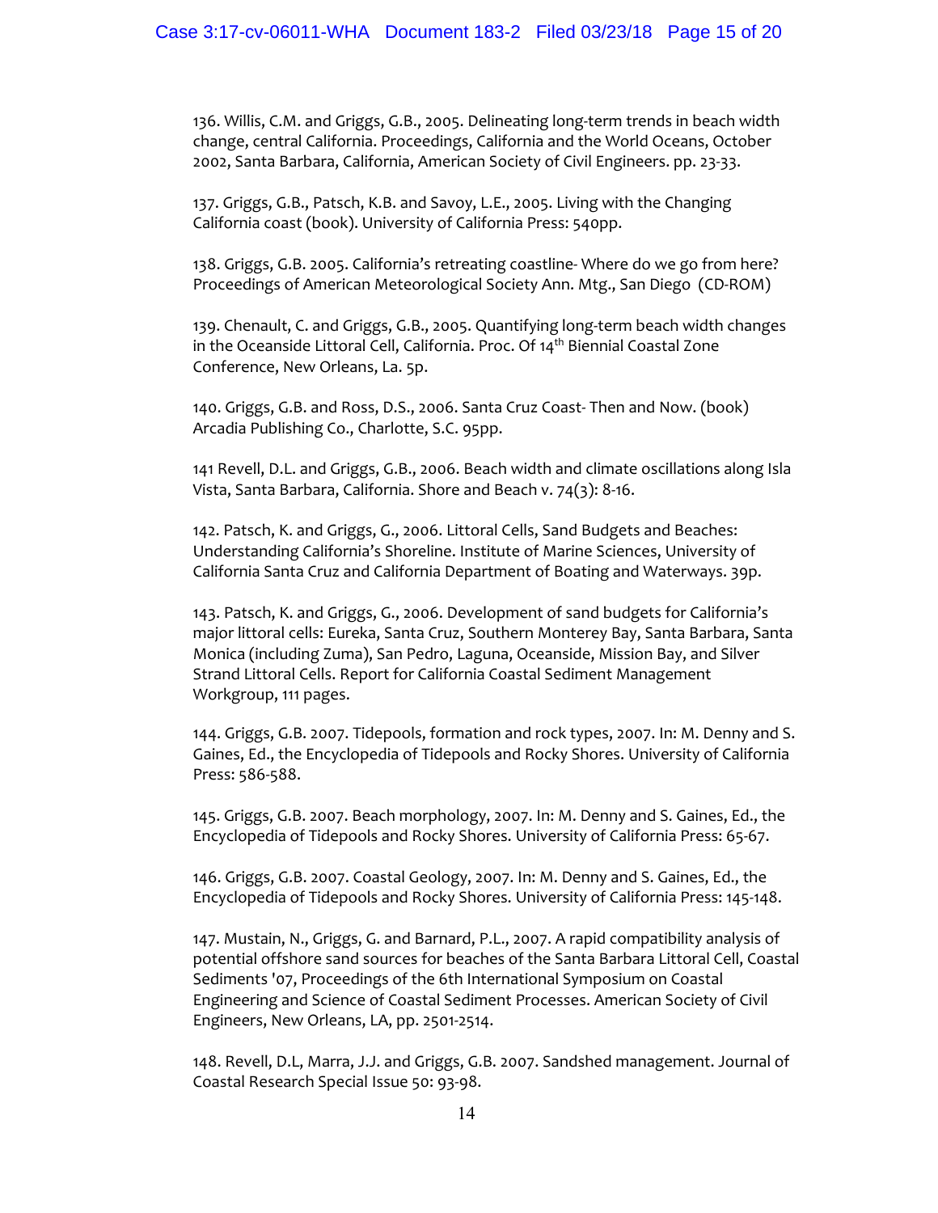136. Willis, C.M. and Griggs, G.B., 2005. Delineating long-term trends in beach width change, central California. Proceedings, California and the World Oceans, October 2002, Santa Barbara, California, American Society of Civil Engineers. pp. 23-33.

137. Griggs, G.B., Patsch, K.B. and Savoy, L.E., 2005. Living with the Changing California coast (book). University of California Press: 540pp.

138. Griggs, G.B. 2005. California's retreating coastline- Where do we go from here? Proceedings of American Meteorological Society Ann. Mtg., San Diego (CD-ROM)

139. Chenault, C. and Griggs, G.B., 2005. Quantifying long-term beach width changes in the Oceanside Littoral Cell, California. Proc. Of 14th Biennial Coastal Zone Conference, New Orleans, La. 5p.

140. Griggs, G.B. and Ross, D.S., 2006. Santa Cruz Coast- Then and Now. (book) Arcadia Publishing Co., Charlotte, S.C. 95pp.

141 Revell, D.L. and Griggs, G.B., 2006. Beach width and climate oscillations along Isla Vista, Santa Barbara, California. Shore and Beach v. 74(3): 8-16.

142. Patsch, K. and Griggs, G., 2006. Littoral Cells, Sand Budgets and Beaches: Understanding California's Shoreline. Institute of Marine Sciences, University of California Santa Cruz and California Department of Boating and Waterways. 39p.

143. Patsch, K. and Griggs, G., 2006. Development of sand budgets for California's major littoral cells: Eureka, Santa Cruz, Southern Monterey Bay, Santa Barbara, Santa Monica (including Zuma), San Pedro, Laguna, Oceanside, Mission Bay, and Silver Strand Littoral Cells. Report for California Coastal Sediment Management Workgroup, 111 pages.

144. Griggs, G.B. 2007. Tidepools, formation and rock types, 2007. In: M. Denny and S. Gaines, Ed., the Encyclopedia of Tidepools and Rocky Shores. University of California Press: 586-588.

145. Griggs, G.B. 2007. Beach morphology, 2007. In: M. Denny and S. Gaines, Ed., the Encyclopedia of Tidepools and Rocky Shores. University of California Press: 65-67.

146. Griggs, G.B. 2007. Coastal Geology, 2007. In: M. Denny and S. Gaines, Ed., the Encyclopedia of Tidepools and Rocky Shores. University of California Press: 145-148.

147. Mustain, N., Griggs, G. and Barnard, P.L., 2007. A rapid compatibility analysis of potential offshore sand sources for beaches of the Santa Barbara Littoral Cell, Coastal Sediments '07, Proceedings of the 6th International Symposium on Coastal Engineering and Science of Coastal Sediment Processes. American Society of Civil Engineers, New Orleans, LA, pp. 2501-2514.

148. Revell, D.L, Marra, J.J. and Griggs, G.B. 2007. Sandshed management. Journal of Coastal Research Special Issue 50: 93-98.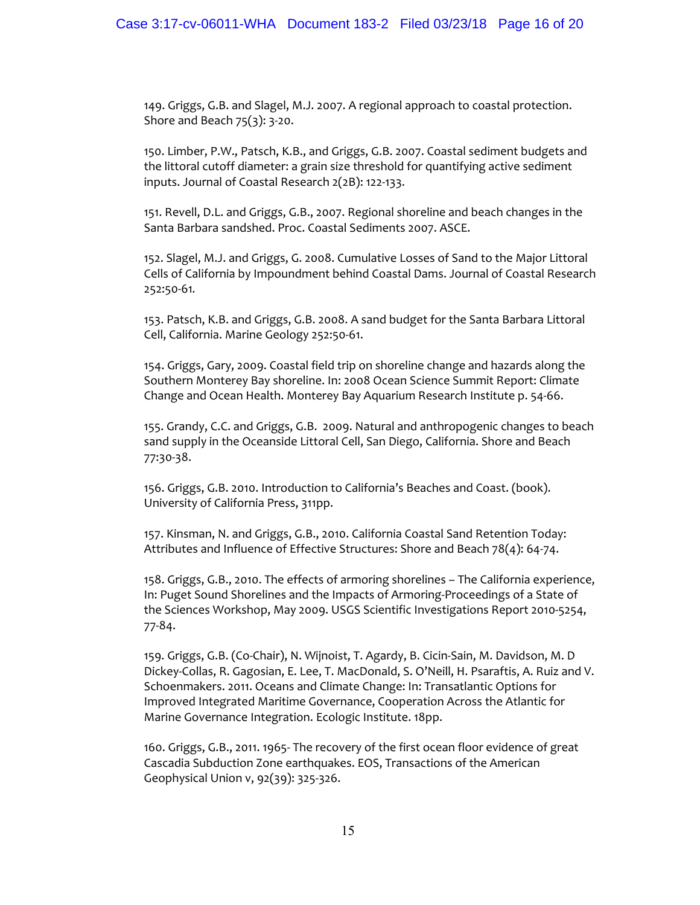149. Griggs, G.B. and Slagel, M.J. 2007. A regional approach to coastal protection. Shore and Beach 75(3): 3-20.

150. Limber, P.W., Patsch, K.B., and Griggs, G.B. 2007. Coastal sediment budgets and the littoral cutoff diameter: a grain size threshold for quantifying active sediment inputs. Journal of Coastal Research 2(2B): 122-133.

151. Revell, D.L. and Griggs, G.B., 2007. Regional shoreline and beach changes in the Santa Barbara sandshed. Proc. Coastal Sediments 2007. ASCE.

152. Slagel, M.J. and Griggs, G. 2008. Cumulative Losses of Sand to the Major Littoral Cells of California by Impoundment behind Coastal Dams. Journal of Coastal Research 252:50-61.

153. Patsch, K.B. and Griggs, G.B. 2008. A sand budget for the Santa Barbara Littoral Cell, California. Marine Geology 252:50-61.

154. Griggs, Gary, 2009. Coastal field trip on shoreline change and hazards along the Southern Monterey Bay shoreline. In: 2008 Ocean Science Summit Report: Climate Change and Ocean Health. Monterey Bay Aquarium Research Institute p. 54-66.

155. Grandy, C.C. and Griggs, G.B. 2009. Natural and anthropogenic changes to beach sand supply in the Oceanside Littoral Cell, San Diego, California. Shore and Beach 77:30-38.

156. Griggs, G.B. 2010. Introduction to California's Beaches and Coast. (book). University of California Press, 311pp.

157. Kinsman, N. and Griggs, G.B., 2010. California Coastal Sand Retention Today: Attributes and Influence of Effective Structures: Shore and Beach 78(4): 64-74.

158. Griggs, G.B., 2010. The effects of armoring shorelines – The California experience, In: Puget Sound Shorelines and the Impacts of Armoring-Proceedings of a State of the Sciences Workshop, May 2009. USGS Scientific Investigations Report 2010-5254, 77-84.

159. Griggs, G.B. (Co-Chair), N. Wijnoist, T. Agardy, B. Cicin-Sain, M. Davidson, M. D Dickey-Collas, R. Gagosian, E. Lee, T. MacDonald, S. O'Neill, H. Psaraftis, A. Ruiz and V. Schoenmakers. 2011. Oceans and Climate Change: In: Transatlantic Options for Improved Integrated Maritime Governance, Cooperation Across the Atlantic for Marine Governance Integration. Ecologic Institute. 18pp.

160. Griggs, G.B., 2011. 1965- The recovery of the first ocean floor evidence of great Cascadia Subduction Zone earthquakes. EOS, Transactions of the American Geophysical Union v, 92(39): 325-326.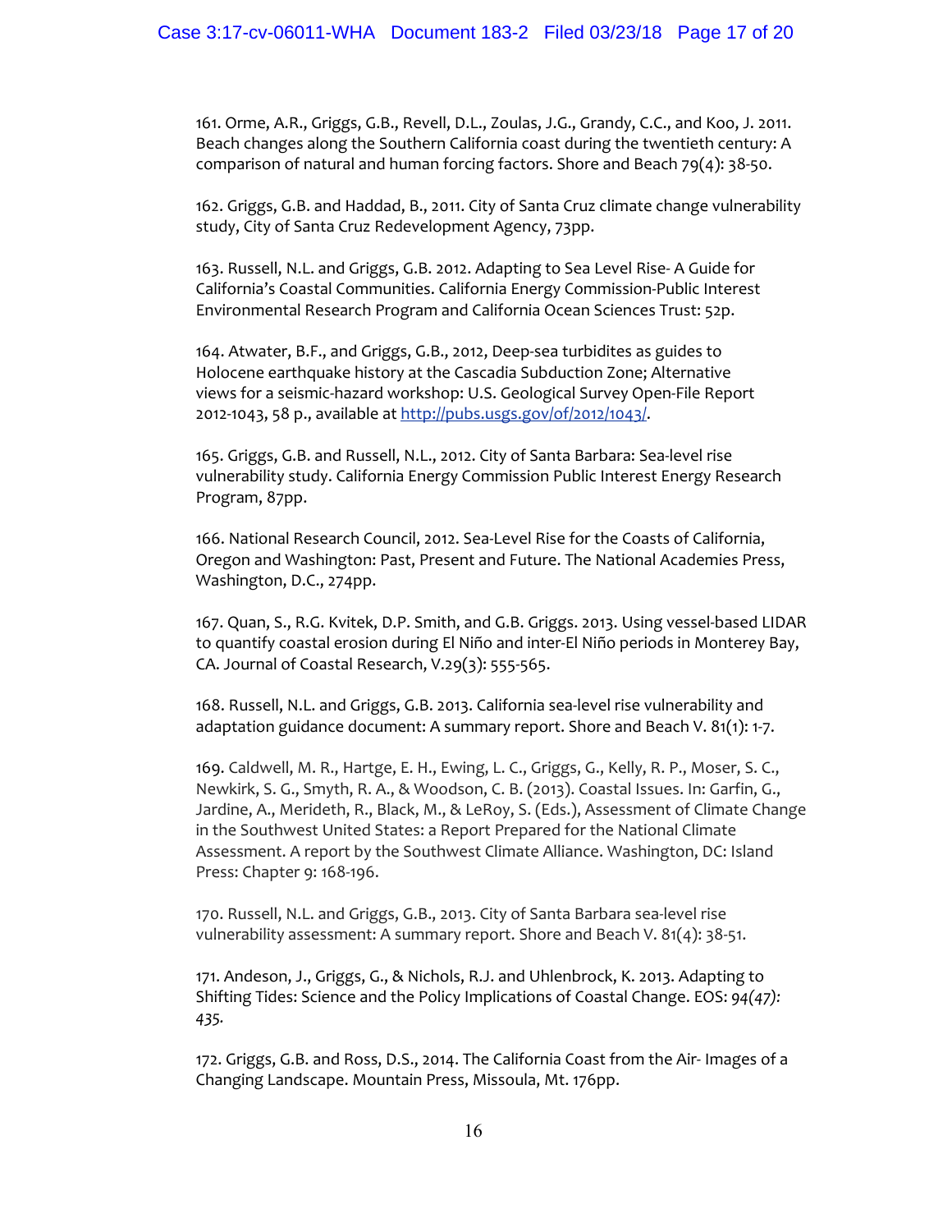161. Orme, A.R., Griggs, G.B., Revell, D.L., Zoulas, J.G., Grandy, C.C., and Koo, J. 2011. Beach changes along the Southern California coast during the twentieth century: A comparison of natural and human forcing factors. Shore and Beach 79(4): 38-50.

162. Griggs, G.B. and Haddad, B., 2011. City of Santa Cruz climate change vulnerability study, City of Santa Cruz Redevelopment Agency, 73pp.

163. Russell, N.L. and Griggs, G.B. 2012. Adapting to Sea Level Rise- A Guide for California's Coastal Communities. California Energy Commission-Public Interest Environmental Research Program and California Ocean Sciences Trust: 52p.

164. Atwater, B.F., and Griggs, G.B., 2012, Deep-sea turbidites as guides to Holocene earthquake history at the Cascadia Subduction Zone; Alternative views for a seismic-hazard workshop: U.S. Geological Survey Open-File Report 2012-1043, 58 p., available at http://pubs.usgs.gov/of/2012/1043/.

165. Griggs, G.B. and Russell, N.L., 2012. City of Santa Barbara: Sea-level rise vulnerability study. California Energy Commission Public Interest Energy Research Program, 87pp.

166. National Research Council, 2012. Sea-Level Rise for the Coasts of California, Oregon and Washington: Past, Present and Future. The National Academies Press, Washington, D.C., 274pp.

167. Quan, S., R.G. Kvitek, D.P. Smith, and G.B. Griggs. 2013. Using vessel-based LIDAR to quantify coastal erosion during El Niño and inter-El Niño periods in Monterey Bay, CA. Journal of Coastal Research, V.29(3): 555-565.

168. Russell, N.L. and Griggs, G.B. 2013. California sea-level rise vulnerability and adaptation guidance document: A summary report. Shore and Beach V. 81(1): 1-7.

169. Caldwell, M. R., Hartge, E. H., Ewing, L. C., Griggs, G., Kelly, R. P., Moser, S. C., Newkirk, S. G., Smyth, R. A., & Woodson, C. B. (2013). Coastal Issues. In: Garfin, G., Jardine, A., Merideth, R., Black, M., & LeRoy, S. (Eds.), Assessment of Climate Change in the Southwest United States: a Report Prepared for the National Climate Assessment. A report by the Southwest Climate Alliance. Washington, DC: Island Press: Chapter 9: 168-196.

170. Russell, N.L. and Griggs, G.B., 2013. City of Santa Barbara sea-level rise vulnerability assessment: A summary report. Shore and Beach V. 81(4): 38-51.

171. Andeson, J., Griggs, G., & Nichols, R.J. and Uhlenbrock, K. 2013. Adapting to Shifting Tides: Science and the Policy Implications of Coastal Change. EOS: *94(47): 435.*

172. Griggs, G.B. and Ross, D.S., 2014. The California Coast from the Air- Images of a Changing Landscape. Mountain Press, Missoula, Mt. 176pp.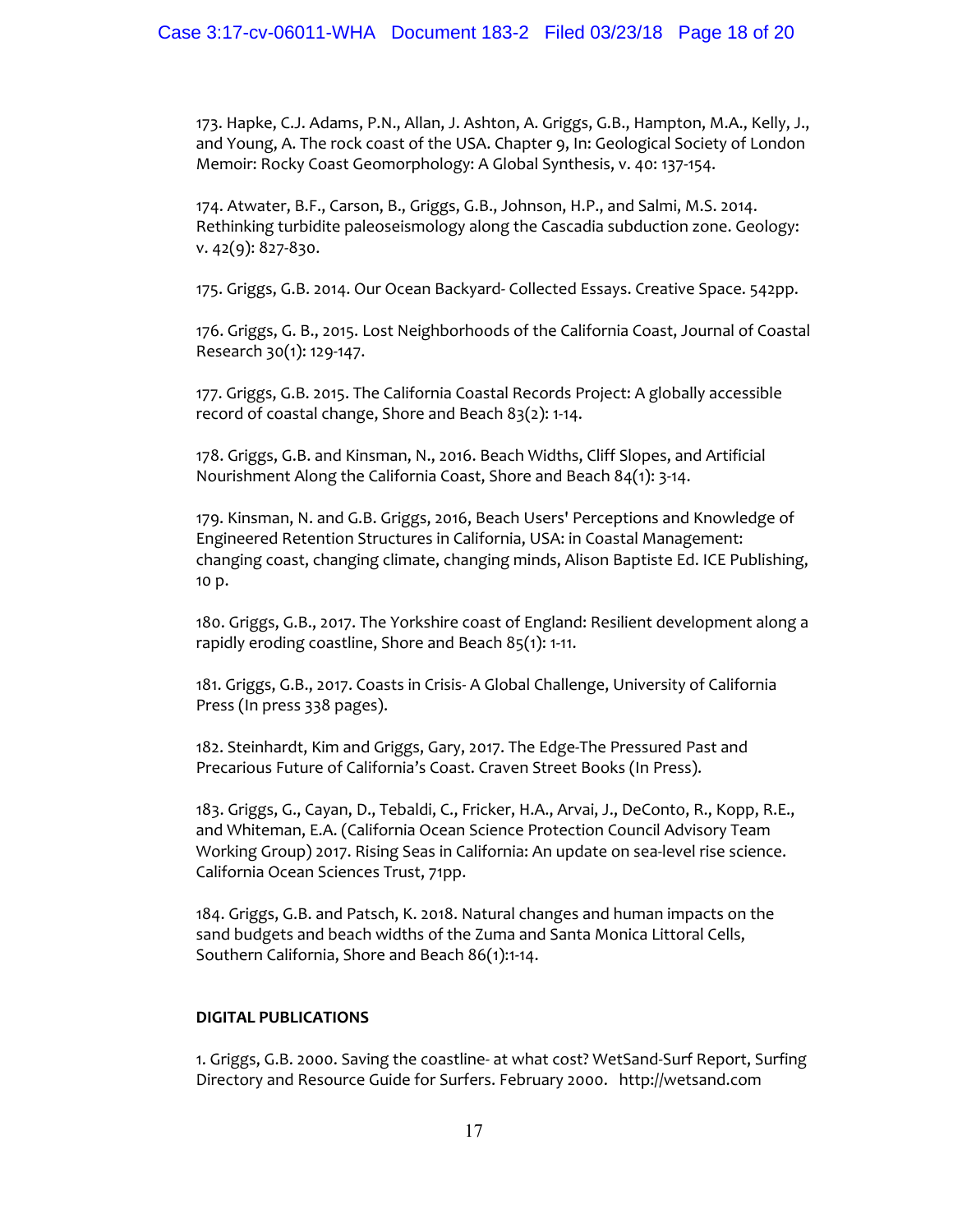173. Hapke, C.J. Adams, P.N., Allan, J. Ashton, A. Griggs, G.B., Hampton, M.A., Kelly, J., and Young, A. The rock coast of the USA. Chapter 9, In: Geological Society of London Memoir: Rocky Coast Geomorphology: A Global Synthesis, v. 40: 137-154.

174. Atwater, B.F., Carson, B., Griggs, G.B., Johnson, H.P., and Salmi, M.S. 2014. Rethinking turbidite paleoseismology along the Cascadia subduction zone. Geology: v. 42(9): 827-830.

175. Griggs, G.B. 2014. Our Ocean Backyard- Collected Essays. Creative Space. 542pp.

176. Griggs, G. B., 2015. Lost Neighborhoods of the California Coast, Journal of Coastal Research 30(1): 129-147.

177. Griggs, G.B. 2015. The California Coastal Records Project: A globally accessible record of coastal change, Shore and Beach 83(2): 1-14.

178. Griggs, G.B. and Kinsman, N., 2016. Beach Widths, Cliff Slopes, and Artificial Nourishment Along the California Coast, Shore and Beach 84(1): 3-14.

179. Kinsman, N. and G.B. Griggs, 2016, Beach Users' Perceptions and Knowledge of Engineered Retention Structures in California, USA: in Coastal Management: changing coast, changing climate, changing minds, Alison Baptiste Ed. ICE Publishing, 10 p.

180. Griggs, G.B., 2017. The Yorkshire coast of England: Resilient development along a rapidly eroding coastline, Shore and Beach 85(1): 1-11.

181. Griggs, G.B., 2017. Coasts in Crisis- A Global Challenge, University of California Press (In press 338 pages).

182. Steinhardt, Kim and Griggs, Gary, 2017. The Edge-The Pressured Past and Precarious Future of California's Coast. Craven Street Books (In Press).

183. Griggs, G., Cayan, D., Tebaldi, C., Fricker, H.A., Arvai, J., DeConto, R., Kopp, R.E., and Whiteman, E.A. (California Ocean Science Protection Council Advisory Team Working Group) 2017. Rising Seas in California: An update on sea-level rise science. California Ocean Sciences Trust, 71pp.

184. Griggs, G.B. and Patsch, K. 2018. Natural changes and human impacts on the sand budgets and beach widths of the Zuma and Santa Monica Littoral Cells, Southern California, Shore and Beach 86(1):1-14.

**DIGITAL PUBLICATIONS**

1. Griggs, G.B. 2000. Saving the coastline- at what cost? WetSand-Surf Report, Surfing Directory and Resource Guide for Surfers. February 2000. http://wetsand.com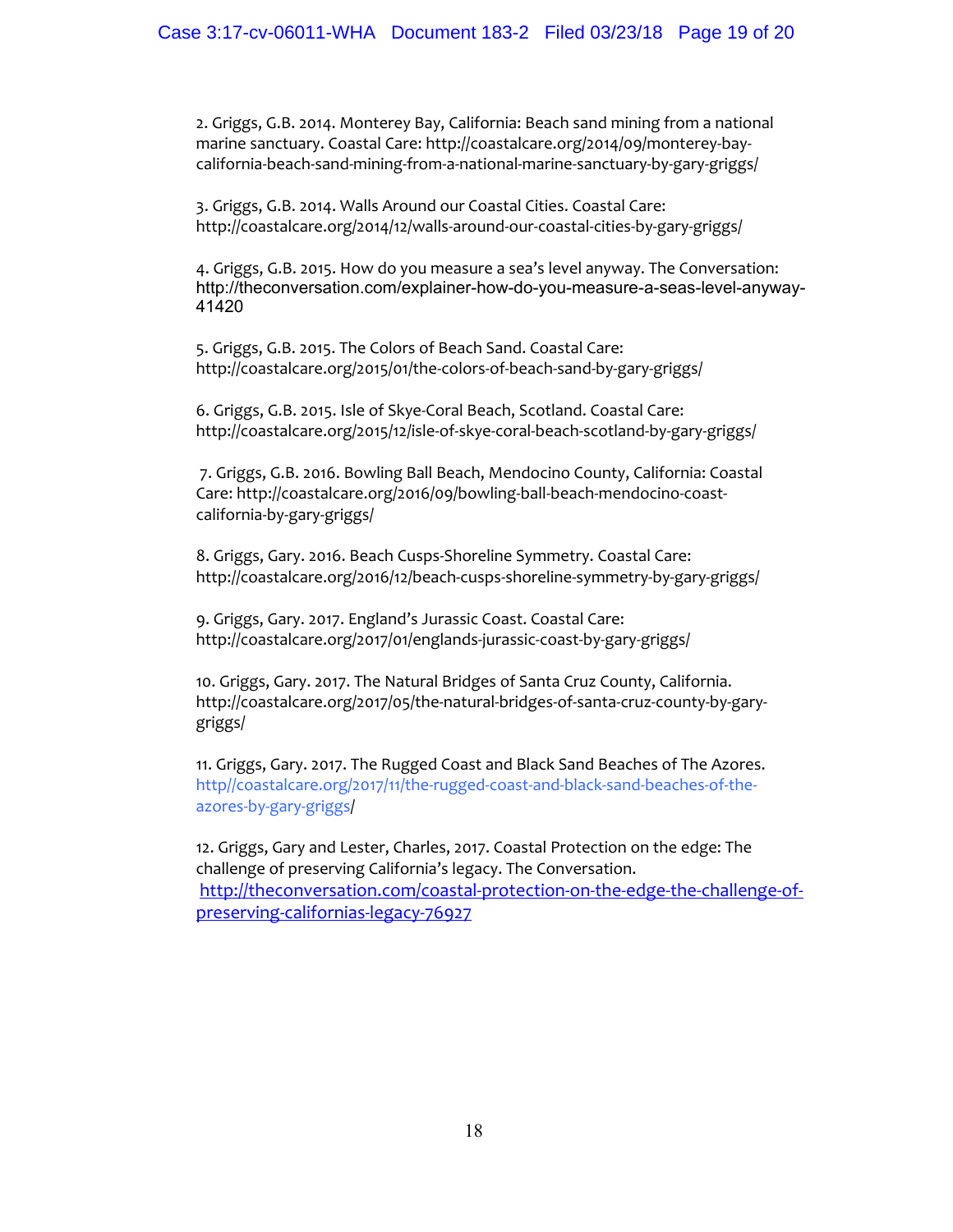2. Griggs, G.B. 2014. Monterey Bay, California: Beach sand mining from a national marine sanctuary. Coastal Care: http://coastalcare.org/2014/09/monterey-bay-california-beach-sand-mining-from-a-national-marine-sanctuary-by-gary-griggs/

3. Griggs, G.B. 2014. Walls Around our Coastal Cities. Coastal Care: http://coastalcare.org/2014/12/walls-around-our-coastal-cities-by-gary-griggs/

4. Griggs, G.B. 2015. How do you measure a sea's level anyway. The Conversation: http://theconversation.com/explainer-how-do-you-measure-a-seas-level-anyway-41420

5. Griggs, G.B. 2015. The Colors of Beach Sand. Coastal Care: http://coastalcare.org/2015/01/the-colors-of-beach-sand-by-gary-griggs/

6. Griggs, G.B. 2015. Isle of Skye-Coral Beach, Scotland. Coastal Care: http://coastalcare.org/2015/12/isle-of-skye-coral-beach-scotland-by-gary-griggs/

7. Griggs, G.B. 2016. Bowling Ball Beach, Mendocino County, California: Coastal Care: http://coastalcare.org/2016/09/bowling-ball-beach-mendocino-coast-california-by-gary-griggs/

8. Griggs, Gary. 2016. Beach Cusps-Shoreline Symmetry. Coastal Care: http://coastalcare.org/2016/12/beach-cusps-shoreline-symmetry-by-gary-griggs/

9. Griggs, Gary. 2017. England's Jurassic Coast. Coastal Care: http://coastalcare.org/2017/01/englands-jurassic-coast-by-gary-griggs/

10. Griggs, Gary. 2017. The Natural Bridges of Santa Cruz County, California. http://coastalcare.org/2017/05/the-natural-bridges-of-santa-cruz-county-by-gary-griggs/

11. Griggs, Gary. 2017. The Rugged Coast and Black Sand Beaches of The Azores. http//coastalcare.org/2017/11/the-rugged-coast-and-black-sand-beaches-of-the-azores-by-gary-griggs/

12. Griggs, Gary and Lester, Charles, 2017. Coastal Protection on the edge: The challenge of preserving California's legacy. The Conversation. http://theconversation.com/coastal-protection-on-the-edge-the-challenge-of-preserving-californias-legacy-76927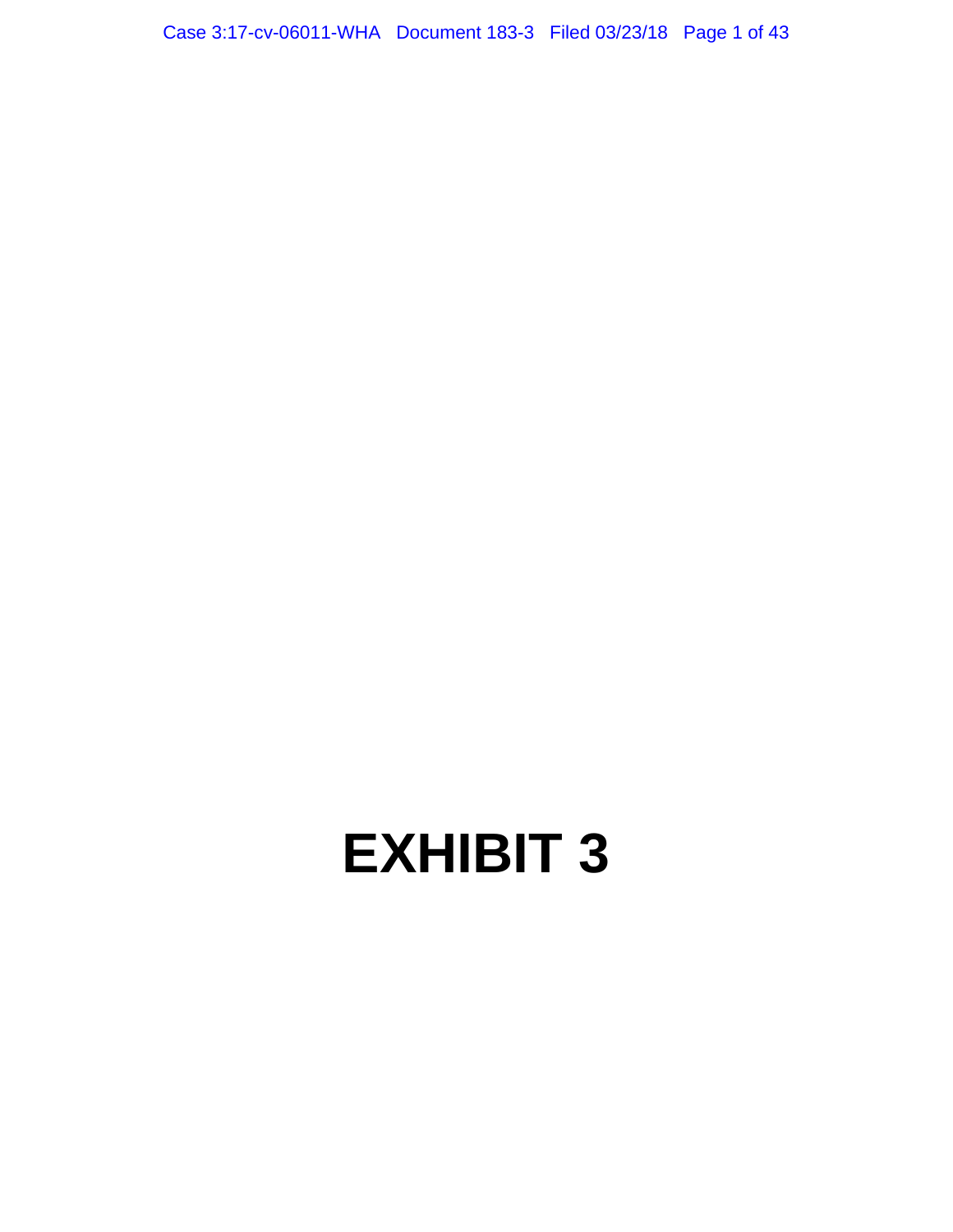# EXHIBIT 3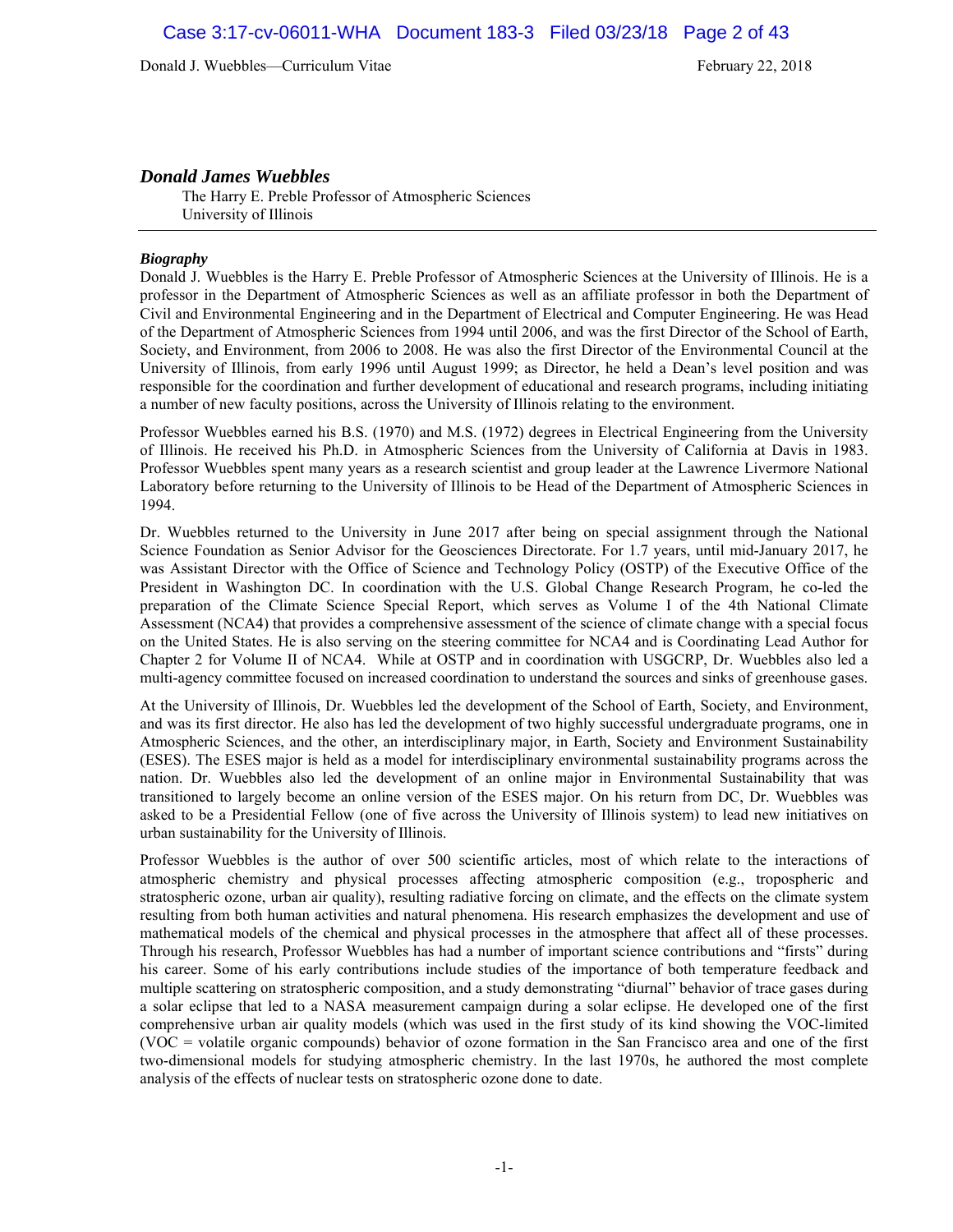## *Donald James Wuebbles*

The Harry E. Preble Professor of Atmospheric Sciences
University of Illinois

---

### *Biography*

Donald J. Wuebbles is the Harry E. Preble Professor of Atmospheric Sciences at the University of Illinois. He is a professor in the Department of Atmospheric Sciences as well as an affiliate professor in both the Department of Civil and Environmental Engineering and in the Department of Electrical and Computer Engineering. He was Head of the Department of Atmospheric Sciences from 1994 until 2006, and was the first Director of the School of Earth, Society, and Environment, from 2006 to 2008. He was also the first Director of the Environmental Council at the University of Illinois, from early 1996 until August 1999; as Director, he held a Dean's level position and was responsible for the coordination and further development of educational and research programs, including initiating a number of new faculty positions, across the University of Illinois relating to the environment.

Professor Wuebbles earned his B.S. (1970) and M.S. (1972) degrees in Electrical Engineering from the University of Illinois. He received his Ph.D. in Atmospheric Sciences from the University of California at Davis in 1983. Professor Wuebbles spent many years as a research scientist and group leader at the Lawrence Livermore National Laboratory before returning to the University of Illinois to be Head of the Department of Atmospheric Sciences in 1994.

Dr. Wuebbles returned to the University in June 2017 after being on special assignment through the National Science Foundation as Senior Advisor for the Geosciences Directorate. For 1.7 years, until mid-January 2017, he was Assistant Director with the Office of Science and Technology Policy (OSTP) of the Executive Office of the President in Washington DC. In coordination with the U.S. Global Change Research Program, he co-led the preparation of the Climate Science Special Report, which serves as Volume I of the 4th National Climate Assessment (NCA4) that provides a comprehensive assessment of the science of climate change with a special focus on the United States. He is also serving on the steering committee for NCA4 and is Coordinating Lead Author for Chapter 2 for Volume II of NCA4. While at OSTP and in coordination with USGCRP, Dr. Wuebbles also led a multi-agency committee focused on increased coordination to understand the sources and sinks of greenhouse gases.

At the University of Illinois, Dr. Wuebbles led the development of the School of Earth, Society, and Environment, and was its first director. He also has led the development of two highly successful undergraduate programs, one in Atmospheric Sciences, and the other, an interdisciplinary major, in Earth, Society and Environment Sustainability (ESES). The ESES major is held as a model for interdisciplinary environmental sustainability programs across the nation. Dr. Wuebbles also led the development of an online major in Environmental Sustainability that was transitioned to largely become an online version of the ESES major. On his return from DC, Dr. Wuebbles was asked to be a Presidential Fellow (one of five across the University of Illinois system) to lead new initiatives on urban sustainability for the University of Illinois.

Professor Wuebbles is the author of over 500 scientific articles, most of which relate to the interactions of atmospheric chemistry and physical processes affecting atmospheric composition (e.g., tropospheric and stratospheric ozone, urban air quality), resulting radiative forcing on climate, and the effects on the climate system resulting from both human activities and natural phenomena. His research emphasizes the development and use of mathematical models of the chemical and physical processes in the atmosphere that affect all of these processes. Through his research, Professor Wuebbles has had a number of important science contributions and "firsts" during his career. Some of his early contributions include studies of the importance of both temperature feedback and multiple scattering on stratospheric composition, and a study demonstrating "diurnal" behavior of trace gases during a solar eclipse that led to a NASA measurement campaign during a solar eclipse. He developed one of the first comprehensive urban air quality models (which was used in the first study of its kind showing the VOC-limited (VOC = volatile organic compounds) behavior of ozone formation in the San Francisco area and one of the first two-dimensional models for studying atmospheric chemistry. In the last 1970s, he authored the most complete analysis of the effects of nuclear tests on stratospheric ozone done to date.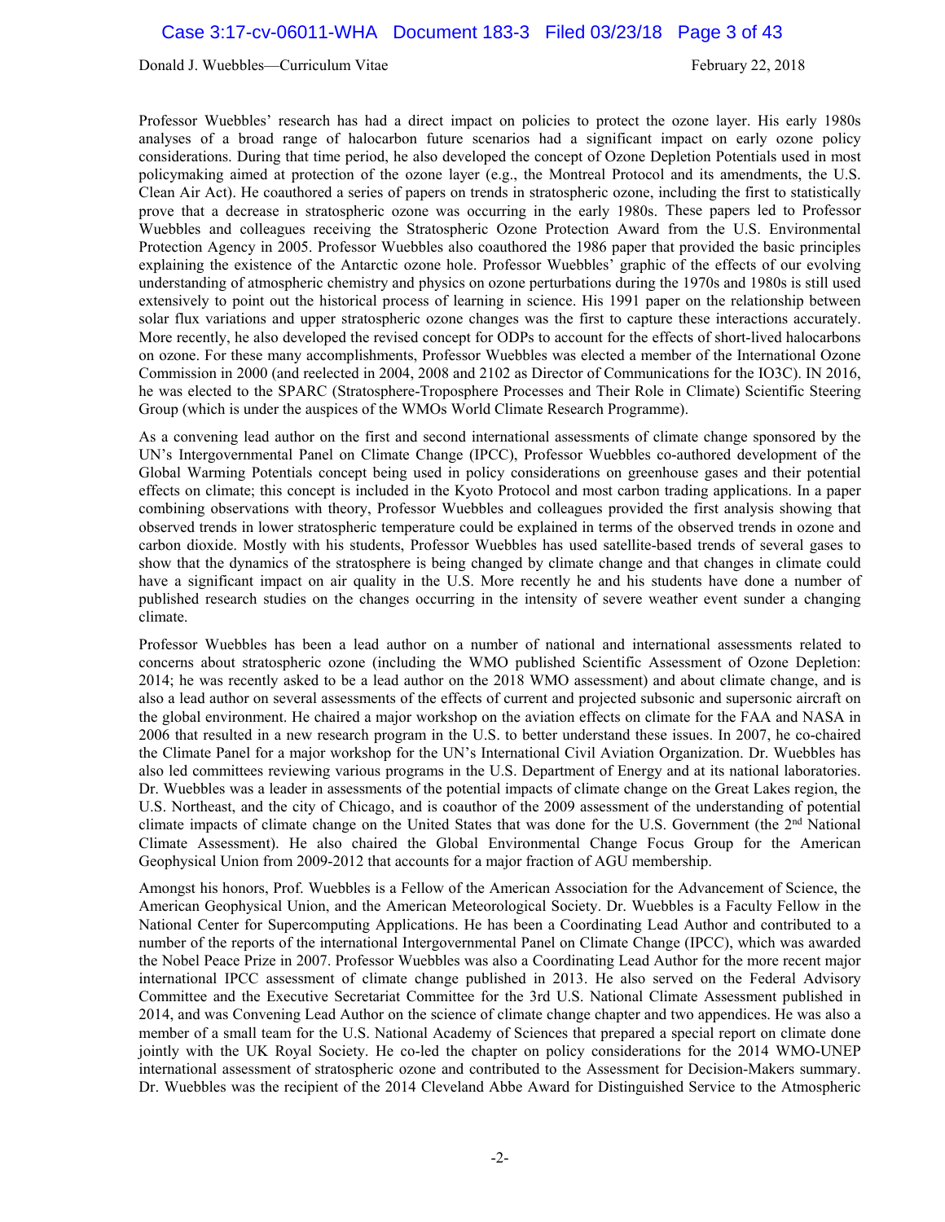Professor Wuebbles' research has had a direct impact on policies to protect the ozone layer. His early 1980s analyses of a broad range of halocarbon future scenarios had a significant impact on early ozone policy considerations. During that time period, he also developed the concept of Ozone Depletion Potentials used in most policymaking aimed at protection of the ozone layer (e.g., the Montreal Protocol and its amendments, the U.S. Clean Air Act). He coauthored a series of papers on trends in stratospheric ozone, including the first to statistically prove that a decrease in stratospheric ozone was occurring in the early 1980s. These papers led to Professor Wuebbles and colleagues receiving the Stratospheric Ozone Protection Award from the U.S. Environmental Protection Agency in 2005. Professor Wuebbles also coauthored the 1986 paper that provided the basic principles explaining the existence of the Antarctic ozone hole. Professor Wuebbles' graphic of the effects of our evolving understanding of atmospheric chemistry and physics on ozone perturbations during the 1970s and 1980s is still used extensively to point out the historical process of learning in science. His 1991 paper on the relationship between solar flux variations and upper stratospheric ozone changes was the first to capture these interactions accurately. More recently, he also developed the revised concept for ODPs to account for the effects of short-lived halocarbons on ozone. For these many accomplishments, Professor Wuebbles was elected a member of the International Ozone Commission in 2000 (and reelected in 2004, 2008 and 2102 as Director of Communications for the IO3C). IN 2016, he was elected to the SPARC (Stratosphere-Troposphere Processes and Their Role in Climate) Scientific Steering Group (which is under the auspices of the WMOs World Climate Research Programme).

As a convening lead author on the first and second international assessments of climate change sponsored by the UN's Intergovernmental Panel on Climate Change (IPCC), Professor Wuebbles co-authored development of the Global Warming Potentials concept being used in policy considerations on greenhouse gases and their potential effects on climate; this concept is included in the Kyoto Protocol and most carbon trading applications. In a paper combining observations with theory, Professor Wuebbles and colleagues provided the first analysis showing that observed trends in lower stratospheric temperature could be explained in terms of the observed trends in ozone and carbon dioxide. Mostly with his students, Professor Wuebbles has used satellite-based trends of several gases to show that the dynamics of the stratosphere is being changed by climate change and that changes in climate could have a significant impact on air quality in the U.S. More recently he and his students have done a number of published research studies on the changes occurring in the intensity of severe weather event sunder a changing climate.

Professor Wuebbles has been a lead author on a number of national and international assessments related to concerns about stratospheric ozone (including the WMO published Scientific Assessment of Ozone Depletion: 2014; he was recently asked to be a lead author on the 2018 WMO assessment) and about climate change, and is also a lead author on several assessments of the effects of current and projected subsonic and supersonic aircraft on the global environment. He chaired a major workshop on the aviation effects on climate for the FAA and NASA in 2006 that resulted in a new research program in the U.S. to better understand these issues. In 2007, he co-chaired the Climate Panel for a major workshop for the UN's International Civil Aviation Organization. Dr. Wuebbles has also led committees reviewing various programs in the U.S. Department of Energy and at its national laboratories. Dr. Wuebbles was a leader in assessments of the potential impacts of climate change on the Great Lakes region, the U.S. Northeast, and the city of Chicago, and is coauthor of the 2009 assessment of the understanding of potential climate impacts of climate change on the United States that was done for the U.S. Government (the 2nd National Climate Assessment). He also chaired the Global Environmental Change Focus Group for the American Geophysical Union from 2009-2012 that accounts for a major fraction of AGU membership.

Amongst his honors, Prof. Wuebbles is a Fellow of the American Association for the Advancement of Science, the American Geophysical Union, and the American Meteorological Society. Dr. Wuebbles is a Faculty Fellow in the National Center for Supercomputing Applications. He has been a Coordinating Lead Author and contributed to a number of the reports of the international Intergovernmental Panel on Climate Change (IPCC), which was awarded the Nobel Peace Prize in 2007. Professor Wuebbles was also a Coordinating Lead Author for the more recent major international IPCC assessment of climate change published in 2013. He also served on the Federal Advisory Committee and the Executive Secretariat Committee for the 3rd U.S. National Climate Assessment published in 2014, and was Convening Lead Author on the science of climate change chapter and two appendices. He was also a member of a small team for the U.S. National Academy of Sciences that prepared a special report on climate done jointly with the UK Royal Society. He co-led the chapter on policy considerations for the 2014 WMO-UNEP international assessment of stratospheric ozone and contributed to the Assessment for Decision-Makers summary. Dr. Wuebbles was the recipient of the 2014 Cleveland Abbe Award for Distinguished Service to the Atmospheric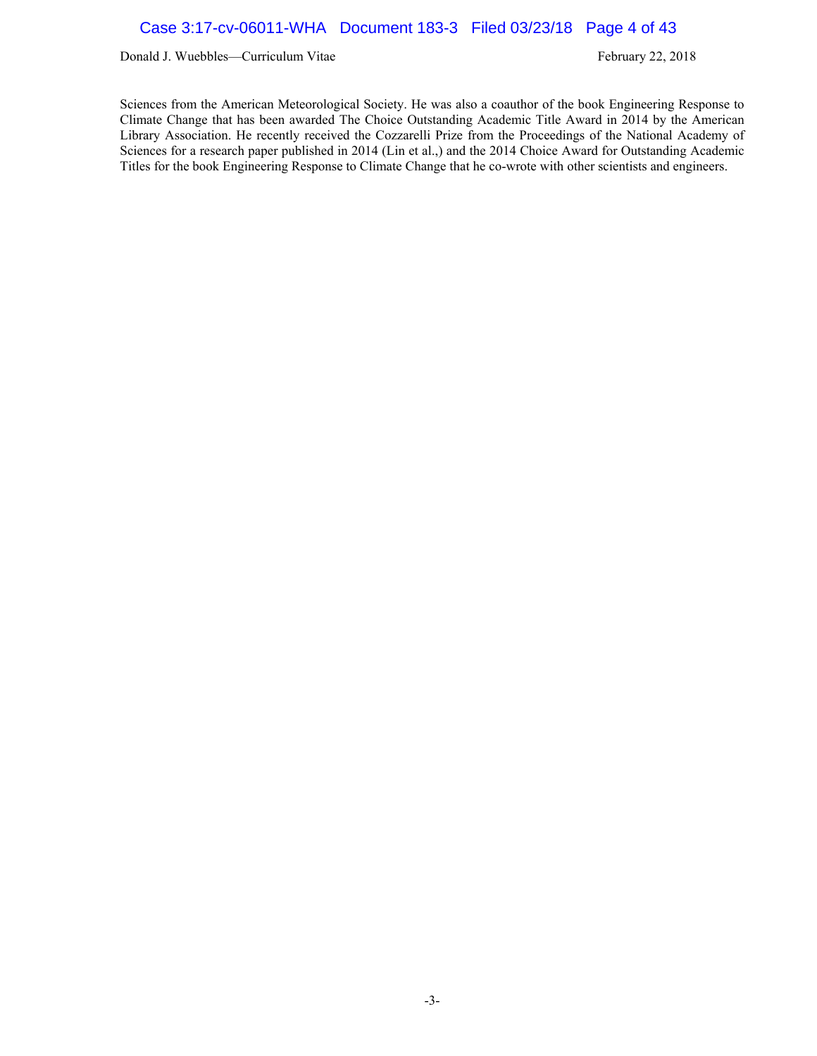Sciences from the American Meteorological Society. He was also a coauthor of the book Engineering Response to Climate Change that has been awarded The Choice Outstanding Academic Title Award in 2014 by the American Library Association. He recently received the Cozzarelli Prize from the Proceedings of the National Academy of Sciences for a research paper published in 2014 (Lin et al.,) and the 2014 Choice Award for Outstanding Academic Titles for the book Engineering Response to Climate Change that he co-wrote with other scientists and engineers.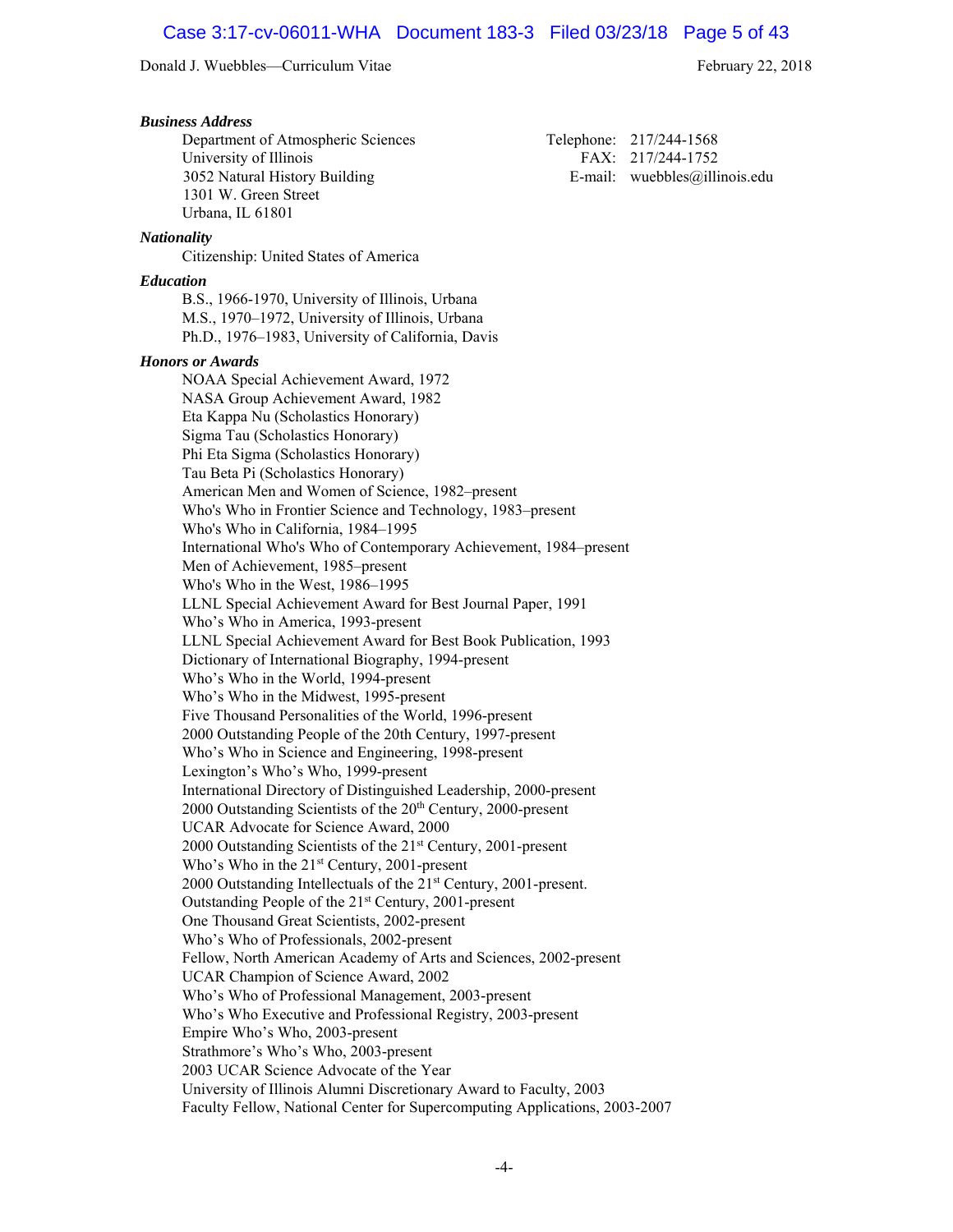### *Business Address*

Department of Atmospheric Sciences
University of Illinois
3052 Natural History Building
1301 W. Green Street
Urbana, IL 61801

Telephone: 217/244-1568
FAX: 217/244-1752
E-mail: wuebbles@illinois.edu

### *Nationality*

Citizenship: United States of America

### *Education*

B.S., 1966-1970, University of Illinois, Urbana
M.S., 1970–1972, University of Illinois, Urbana
Ph.D., 1976–1983, University of California, Davis

### *Honors or Awards*

NOAA Special Achievement Award, 1972
NASA Group Achievement Award, 1982
Eta Kappa Nu (Scholastics Honorary)
Sigma Tau (Scholastics Honorary)
Phi Eta Sigma (Scholastics Honorary)
Tau Beta Pi (Scholastics Honorary)
American Men and Women of Science, 1982–present
Who's Who in Frontier Science and Technology, 1983–present
Who's Who in California, 1984–1995
International Who's Who of Contemporary Achievement, 1984–present
Men of Achievement, 1985–present
Who's Who in the West, 1986–1995
LLNL Special Achievement Award for Best Journal Paper, 1991
Who's Who in America, 1993-present
LLNL Special Achievement Award for Best Book Publication, 1993
Dictionary of International Biography, 1994-present
Who's Who in the World, 1994-present
Who's Who in the Midwest, 1995-present
Five Thousand Personalities of the World, 1996-present
2000 Outstanding People of the 20th Century, 1997-present
Who's Who in Science and Engineering, 1998-present
Lexington's Who's Who, 1999-present
International Directory of Distinguished Leadership, 2000-present
2000 Outstanding Scientists of the 20th Century, 2000-present
UCAR Advocate for Science Award, 2000
2000 Outstanding Scientists of the 21st Century, 2001-present
Who's Who in the 21st Century, 2001-present
2000 Outstanding Intellectuals of the 21st Century, 2001-present.
Outstanding People of the 21st Century, 2001-present
One Thousand Great Scientists, 2002-present
Who's Who of Professionals, 2002-present
Fellow, North American Academy of Arts and Sciences, 2002-present
UCAR Champion of Science Award, 2002
Who's Who of Professional Management, 2003-present
Who's Who Executive and Professional Registry, 2003-present
Empire Who's Who, 2003-present
Strathmore's Who's Who, 2003-present
2003 UCAR Science Advocate of the Year
University of Illinois Alumni Discretionary Award to Faculty, 2003
Faculty Fellow, National Center for Supercomputing Applications, 2003-2007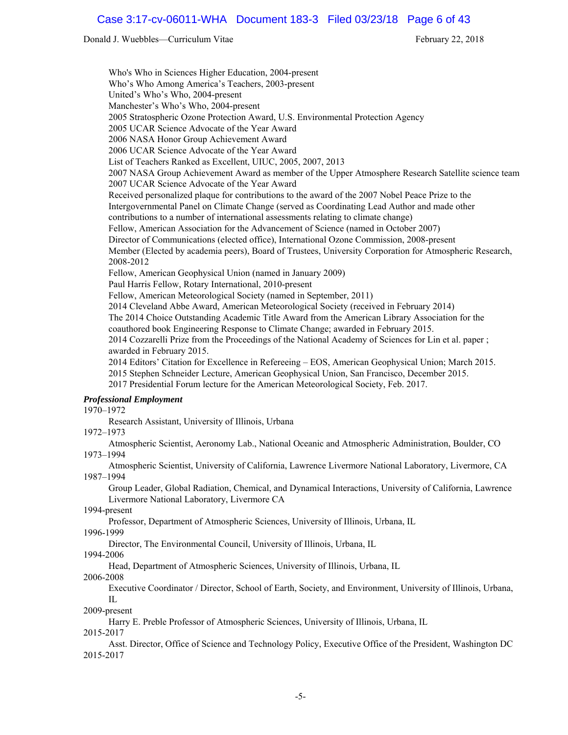Who's Who in Sciences Higher Education, 2004-present
Who's Who Among America's Teachers, 2003-present
United's Who's Who, 2004-present
Manchester's Who's Who, 2004-present
2005 Stratospheric Ozone Protection Award, U.S. Environmental Protection Agency
2005 UCAR Science Advocate of the Year Award
2006 NASA Honor Group Achievement Award
2006 UCAR Science Advocate of the Year Award
List of Teachers Ranked as Excellent, UIUC, 2005, 2007, 2013
2007 NASA Group Achievement Award as member of the Upper Atmosphere Research Satellite science team
2007 UCAR Science Advocate of the Year Award
Received personalized plaque for contributions to the award of the 2007 Nobel Peace Prize to the Intergovernmental Panel on Climate Change (served as Coordinating Lead Author and made other contributions to a number of international assessments relating to climate change)
Fellow, American Association for the Advancement of Science (named in October 2007)
Director of Communications (elected office), International Ozone Commission, 2008-present
Member (Elected by academia peers), Board of Trustees, University Corporation for Atmospheric Research, 2008-2012
Fellow, American Geophysical Union (named in January 2009)
Paul Harris Fellow, Rotary International, 2010-present
Fellow, American Meteorological Society (named in September, 2011)
2014 Cleveland Abbe Award, American Meteorological Society (received in February 2014)
The 2014 Choice Outstanding Academic Title Award from the American Library Association for the coauthored book Engineering Response to Climate Change; awarded in February 2015.
2014 Cozzarelli Prize from the Proceedings of the National Academy of Sciences for Lin et al. paper ; awarded in February 2015.
2014 Editors' Citation for Excellence in Refereeing – EOS, American Geophysical Union; March 2015.
2015 Stephen Schneider Lecture, American Geophysical Union, San Francisco, December 2015.
2017 Presidential Forum lecture for the American Meteorological Society, Feb. 2017.

***Professional Employment***

1970–1972
Research Assistant, University of Illinois, Urbana

1972–1973
Atmospheric Scientist, Aeronomy Lab., National Oceanic and Atmospheric Administration, Boulder, CO

1973–1994
Atmospheric Scientist, University of California, Lawrence Livermore National Laboratory, Livermore, CA

1987–1994
Group Leader, Global Radiation, Chemical, and Dynamical Interactions, University of California, Lawrence Livermore National Laboratory, Livermore CA

1994-present
Professor, Department of Atmospheric Sciences, University of Illinois, Urbana, IL

1996-1999
Director, The Environmental Council, University of Illinois, Urbana, IL

1994-2006
Head, Department of Atmospheric Sciences, University of Illinois, Urbana, IL

2006-2008
Executive Coordinator / Director, School of Earth, Society, and Environment, University of Illinois, Urbana, IL

2009-present
Harry E. Preble Professor of Atmospheric Sciences, University of Illinois, Urbana, IL

2015-2017
Asst. Director, Office of Science and Technology Policy, Executive Office of the President, Washington DC

2015-2017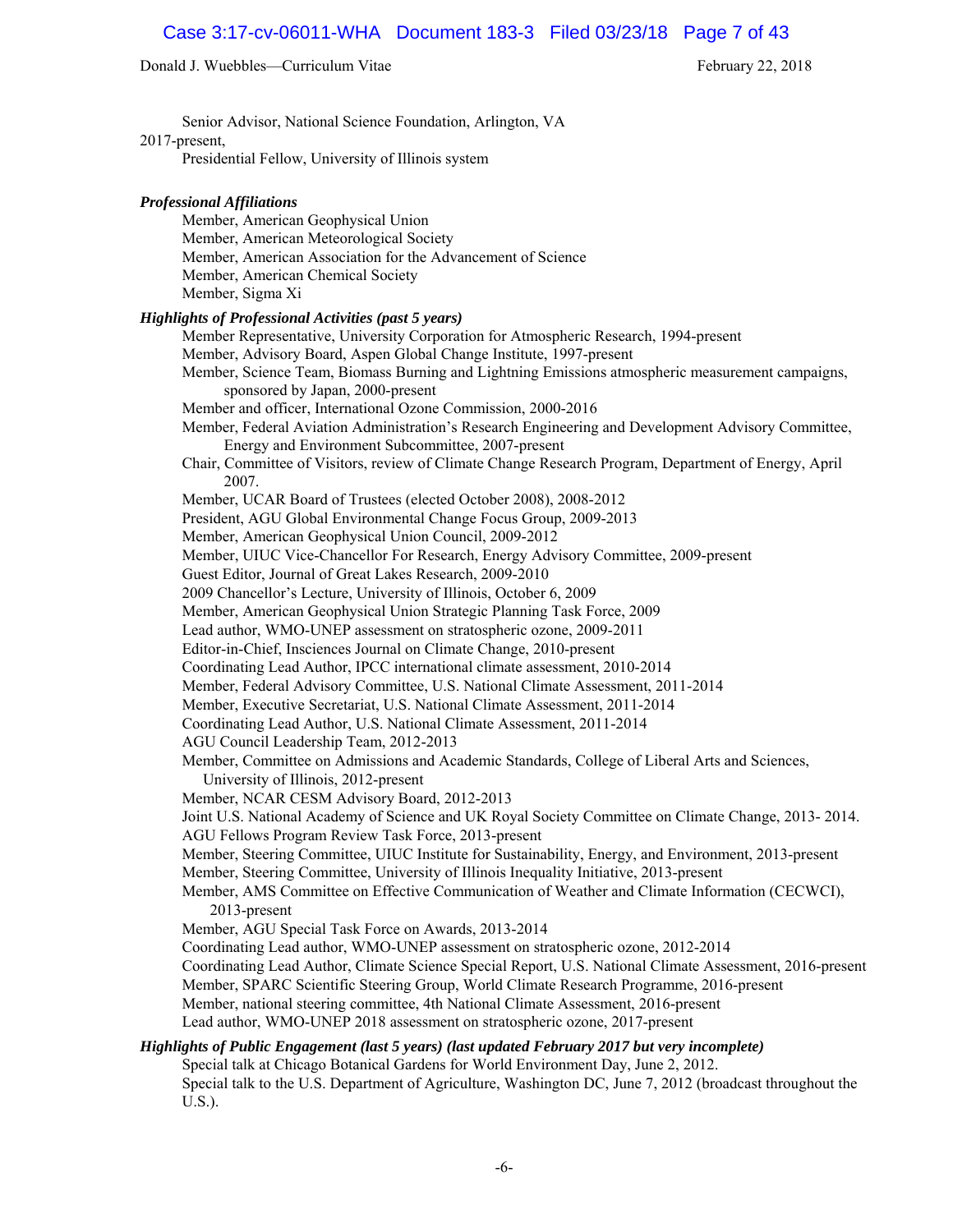Senior Advisor, National Science Foundation, Arlington, VA

2017-present,
Presidential Fellow, University of Illinois system

***Professional Affiliations***

Member, American Geophysical Union
Member, American Meteorological Society
Member, American Association for the Advancement of Science
Member, American Chemical Society
Member, Sigma Xi

***Highlights of Professional Activities (past 5 years)***

Member Representative, University Corporation for Atmospheric Research, 1994-present
Member, Advisory Board, Aspen Global Change Institute, 1997-present
Member, Science Team, Biomass Burning and Lightning Emissions atmospheric measurement campaigns, sponsored by Japan, 2000-present
Member and officer, International Ozone Commission, 2000-2016
Member, Federal Aviation Administration's Research Engineering and Development Advisory Committee, Energy and Environment Subcommittee, 2007-present
Chair, Committee of Visitors, review of Climate Change Research Program, Department of Energy, April 2007.
Member, UCAR Board of Trustees (elected October 2008), 2008-2012
President, AGU Global Environmental Change Focus Group, 2009-2013
Member, American Geophysical Union Council, 2009-2012
Member, UIUC Vice-Chancellor For Research, Energy Advisory Committee, 2009-present
Guest Editor, Journal of Great Lakes Research, 2009-2010
2009 Chancellor's Lecture, University of Illinois, October 6, 2009
Member, American Geophysical Union Strategic Planning Task Force, 2009
Lead author, WMO-UNEP assessment on stratospheric ozone, 2009-2011
Editor-in-Chief, Insciences Journal on Climate Change, 2010-present
Coordinating Lead Author, IPCC international climate assessment, 2010-2014
Member, Federal Advisory Committee, U.S. National Climate Assessment, 2011-2014
Member, Executive Secretariat, U.S. National Climate Assessment, 2011-2014
Coordinating Lead Author, U.S. National Climate Assessment, 2011-2014
AGU Council Leadership Team, 2012-2013
Member, Committee on Admissions and Academic Standards, College of Liberal Arts and Sciences, University of Illinois, 2012-present
Member, NCAR CESM Advisory Board, 2012-2013
Joint U.S. National Academy of Science and UK Royal Society Committee on Climate Change, 2013- 2014.
AGU Fellows Program Review Task Force, 2013-present
Member, Steering Committee, UIUC Institute for Sustainability, Energy, and Environment, 2013-present
Member, Steering Committee, University of Illinois Inequality Initiative, 2013-present
Member, AMS Committee on Effective Communication of Weather and Climate Information (CECWCI), 2013-present
Member, AGU Special Task Force on Awards, 2013-2014
Coordinating Lead author, WMO-UNEP assessment on stratospheric ozone, 2012-2014
Coordinating Lead Author, Climate Science Special Report, U.S. National Climate Assessment, 2016-present
Member, SPARC Scientific Steering Group, World Climate Research Programme, 2016-present
Member, national steering committee, 4th National Climate Assessment, 2016-present
Lead author, WMO-UNEP 2018 assessment on stratospheric ozone, 2017-present

***Highlights of Public Engagement (last 5 years) (last updated February 2017 but very incomplete)***

Special talk at Chicago Botanical Gardens for World Environment Day, June 2, 2012.
Special talk to the U.S. Department of Agriculture, Washington DC, June 7, 2012 (broadcast throughout the U.S.).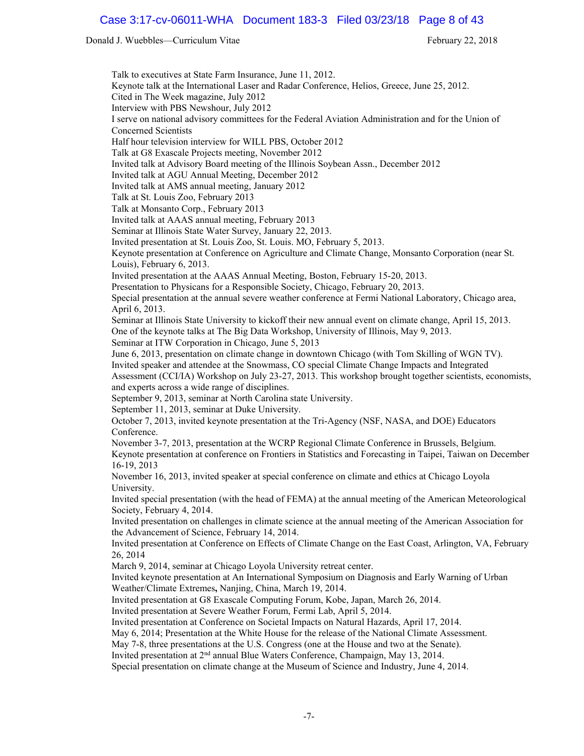Talk to executives at State Farm Insurance, June 11, 2012.
Keynote talk at the International Laser and Radar Conference, Helios, Greece, June 25, 2012.
Cited in The Week magazine, July 2012
Interview with PBS Newshour, July 2012
I serve on national advisory committees for the Federal Aviation Administration and for the Union of Concerned Scientists
Half hour television interview for WILL PBS, October 2012
Talk at G8 Exascale Projects meeting, November 2012
Invited talk at Advisory Board meeting of the Illinois Soybean Assn., December 2012
Invited talk at AGU Annual Meeting, December 2012
Invited talk at AMS annual meeting, January 2012
Talk at St. Louis Zoo, February 2013
Talk at Monsanto Corp., February 2013
Invited talk at AAAS annual meeting, February 2013
Seminar at Illinois State Water Survey, January 22, 2013.
Invited presentation at St. Louis Zoo, St. Louis. MO, February 5, 2013.
Keynote presentation at Conference on Agriculture and Climate Change, Monsanto Corporation (near St. Louis), February 6, 2013.
Invited presentation at the AAAS Annual Meeting, Boston, February 15-20, 2013.
Presentation to Physicans for a Responsible Society, Chicago, February 20, 2013.
Special presentation at the annual severe weather conference at Fermi National Laboratory, Chicago area, April 6, 2013.
Seminar at Illinois State University to kickoff their new annual event on climate change, April 15, 2013.
One of the keynote talks at The Big Data Workshop, University of Illinois, May 9, 2013.
Seminar at ITW Corporation in Chicago, June 5, 2013
June 6, 2013, presentation on climate change in downtown Chicago (with Tom Skilling of WGN TV).
Invited speaker and attendee at the Snowmass, CO special Climate Change Impacts and Integrated Assessment (CCI/IA) Workshop on July 23-27, 2013. This workshop brought together scientists, economists, and experts across a wide range of disciplines.
September 9, 2013, seminar at North Carolina state University.
September 11, 2013, seminar at Duke University.
October 7, 2013, invited keynote presentation at the Tri-Agency (NSF, NASA, and DOE) Educators Conference.
November 3-7, 2013, presentation at the WCRP Regional Climate Conference in Brussels, Belgium.
Keynote presentation at conference on Frontiers in Statistics and Forecasting in Taipei, Taiwan on December 16-19, 2013
November 16, 2013, invited speaker at special conference on climate and ethics at Chicago Loyola University.
Invited special presentation (with the head of FEMA) at the annual meeting of the American Meteorological Society, February 4, 2014.
Invited presentation on challenges in climate science at the annual meeting of the American Association for the Advancement of Science, February 14, 2014.
Invited presentation at Conference on Effects of Climate Change on the East Coast, Arlington, VA, February 26, 2014
March 9, 2014, seminar at Chicago Loyola University retreat center.
Invited keynote presentation at An International Symposium on Diagnosis and Early Warning of Urban Weather/Climate Extremes**,** Nanjing, China, March 19, 2014.
Invited presentation at G8 Exascale Computing Forum, Kobe, Japan, March 26, 2014.
Invited presentation at Severe Weather Forum, Fermi Lab, April 5, 2014.
Invited presentation at Conference on Societal Impacts on Natural Hazards, April 17, 2014.
May 6, 2014; Presentation at the White House for the release of the National Climate Assessment.
May 7-8, three presentations at the U.S. Congress (one at the House and two at the Senate).
Invited presentation at 2nd annual Blue Waters Conference, Champaign, May 13, 2014.
Special presentation on climate change at the Museum of Science and Industry, June 4, 2014.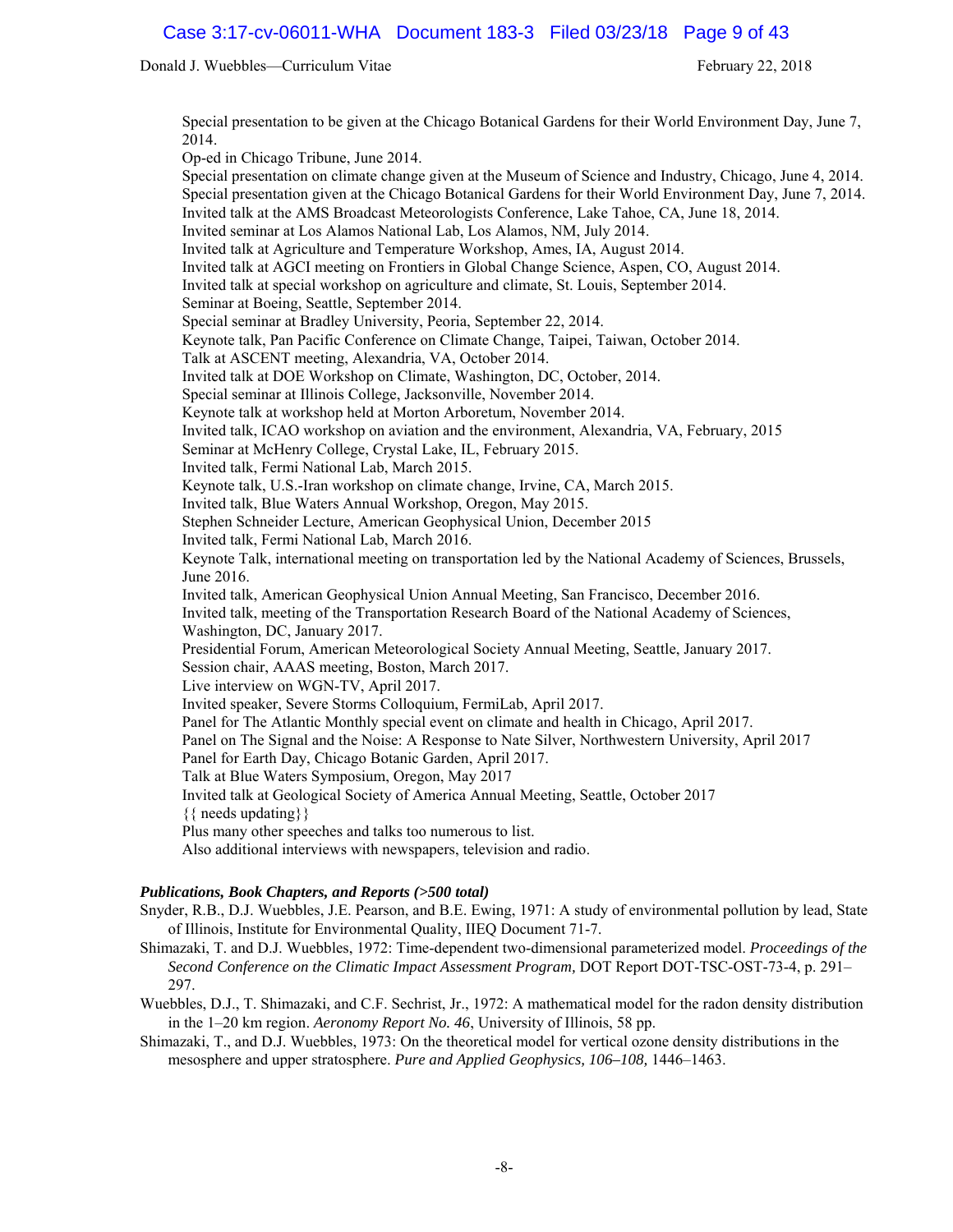Special presentation to be given at the Chicago Botanical Gardens for their World Environment Day, June 7, 2014.
Op-ed in Chicago Tribune, June 2014.
Special presentation on climate change given at the Museum of Science and Industry, Chicago, June 4, 2014.
Special presentation given at the Chicago Botanical Gardens for their World Environment Day, June 7, 2014.
Invited talk at the AMS Broadcast Meteorologists Conference, Lake Tahoe, CA, June 18, 2014.
Invited seminar at Los Alamos National Lab, Los Alamos, NM, July 2014.
Invited talk at Agriculture and Temperature Workshop, Ames, IA, August 2014.
Invited talk at AGCI meeting on Frontiers in Global Change Science, Aspen, CO, August 2014.
Invited talk at special workshop on agriculture and climate, St. Louis, September 2014.
Seminar at Boeing, Seattle, September 2014.
Special seminar at Bradley University, Peoria, September 22, 2014.
Keynote talk, Pan Pacific Conference on Climate Change, Taipei, Taiwan, October 2014.
Talk at ASCENT meeting, Alexandria, VA, October 2014.
Invited talk at DOE Workshop on Climate, Washington, DC, October, 2014.
Special seminar at Illinois College, Jacksonville, November 2014.
Keynote talk at workshop held at Morton Arboretum, November 2014.
Invited talk, ICAO workshop on aviation and the environment, Alexandria, VA, February, 2015
Seminar at McHenry College, Crystal Lake, IL, February 2015.
Invited talk, Fermi National Lab, March 2015.
Keynote talk, U.S.-Iran workshop on climate change, Irvine, CA, March 2015.
Invited talk, Blue Waters Annual Workshop, Oregon, May 2015.
Stephen Schneider Lecture, American Geophysical Union, December 2015
Invited talk, Fermi National Lab, March 2016.
Keynote Talk, international meeting on transportation led by the National Academy of Sciences, Brussels, June 2016.
Invited talk, American Geophysical Union Annual Meeting, San Francisco, December 2016.
Invited talk, meeting of the Transportation Research Board of the National Academy of Sciences, Washington, DC, January 2017.
Presidential Forum, American Meteorological Society Annual Meeting, Seattle, January 2017.
Session chair, AAAS meeting, Boston, March 2017.
Live interview on WGN-TV, April 2017.
Invited speaker, Severe Storms Colloquium, FermiLab, April 2017.
Panel for The Atlantic Monthly special event on climate and health in Chicago, April 2017.
Panel on The Signal and the Noise: A Response to Nate Silver, Northwestern University, April 2017
Panel for Earth Day, Chicago Botanic Garden, April 2017.
Talk at Blue Waters Symposium, Oregon, May 2017
Invited talk at Geological Society of America Annual Meeting, Seattle, October 2017
{{ needs updating}}
Plus many other speeches and talks too numerous to list.
Also additional interviews with newspapers, television and radio.

### *Publications, Book Chapters, and Reports (>500 total)*

Snyder, R.B., D.J. Wuebbles, J.E. Pearson, and B.E. Ewing, 1971: A study of environmental pollution by lead, State of Illinois, Institute for Environmental Quality, IIEQ Document 71-7.

Shimazaki, T. and D.J. Wuebbles, 1972: Time-dependent two-dimensional parameterized model. *Proceedings of the Second Conference on the Climatic Impact Assessment Program,* DOT Report DOT-TSC-OST-73-4, p. 291–297.

Wuebbles, D.J., T. Shimazaki, and C.F. Sechrist, Jr., 1972: A mathematical model for the radon density distribution in the 1–20 km region. *Aeronomy Report No. 46*, University of Illinois, 58 pp.

Shimazaki, T., and D.J. Wuebbles, 1973: On the theoretical model for vertical ozone density distributions in the mesosphere and upper stratosphere. *Pure and Applied Geophysics, 106–108,* 1446–1463.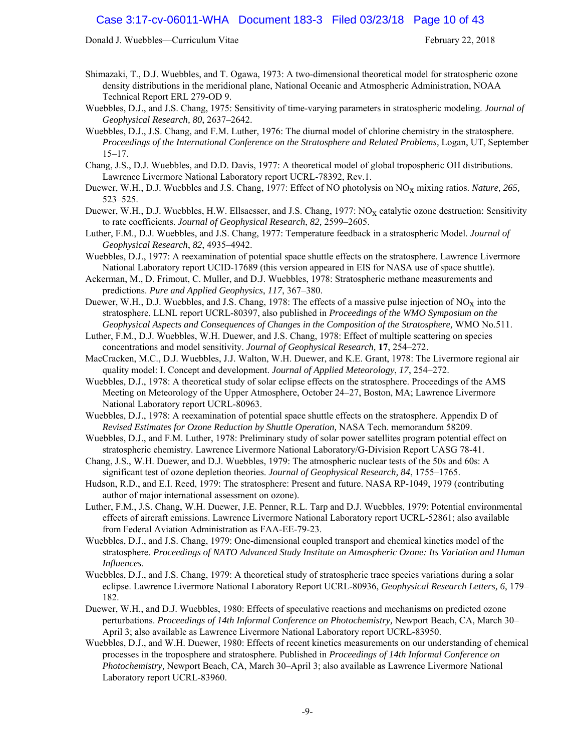Shimazaki, T., D.J. Wuebbles, and T. Ogawa, 1973: A two-dimensional theoretical model for stratospheric ozone density distributions in the meridional plane, National Oceanic and Atmospheric Administration, NOAA Technical Report ERL 279-OD 9.

Wuebbles, D.J., and J.S. Chang, 1975: Sensitivity of time-varying parameters in stratospheric modeling. *Journal of Geophysical Research, 80*, 2637–2642.

Wuebbles, D.J., J.S. Chang, and F.M. Luther, 1976: The diurnal model of chlorine chemistry in the stratosphere. *Proceedings of the International Conference on the Stratosphere and Related Problems,* Logan, UT, September 15–17.

Chang, J.S., D.J. Wuebbles, and D.D. Davis, 1977: A theoretical model of global tropospheric OH distributions. Lawrence Livermore National Laboratory report UCRL-78392, Rev.1.

Duewer, W.H., D.J. Wuebbles and J.S. Chang, 1977: Effect of NO photolysis on $NO_X$ mixing ratios. *Nature, 265,* 523–525.

Duewer, W.H., D.J. Wuebbles, H.W. Ellsaesser, and J.S. Chang, 1977: $NO_X$ catalytic ozone destruction: Sensitivity to rate coefficients. *Journal of Geophysical Research*, *82,* 2599–2605.

Luther, F.M., D.J. Wuebbles, and J.S. Chang, 1977: Temperature feedback in a stratospheric Model. *Journal of Geophysical Research*, *82*, 4935–4942.

Wuebbles, D.J., 1977: A reexamination of potential space shuttle effects on the stratosphere. Lawrence Livermore National Laboratory report UCID-17689 (this version appeared in EIS for NASA use of space shuttle).

Ackerman, M., D. Frimout, C. Muller, and D.J. Wuebbles, 1978: Stratospheric methane measurements and predictions. *Pure and Applied Geophysics*, *117*, 367–380.

Duewer, W.H., D.J. Wuebbles, and J.S. Chang, 1978: The effects of a massive pulse injection of $NO_X$ into the stratosphere. LLNL report UCRL-80397, also published in *Proceedings of the WMO Symposium on the Geophysical Aspects and Consequences of Changes in the Composition of the Stratosphere,* WMO No.511.

Luther, F.M., D.J. Wuebbles, W.H. Duewer, and J.S. Chang, 1978: Effect of multiple scattering on species concentrations and model sensitivity. *Journal of Geophysical Research,* **17**, 254–272.

MacCracken, M.C., D.J. Wuebbles, J.J. Walton, W.H. Duewer, and K.E. Grant, 1978: The Livermore regional air quality model: I. Concept and development. *Journal of Applied Meteorology*, *17*, 254–272.

Wuebbles, D.J., 1978: A theoretical study of solar eclipse effects on the stratosphere. Proceedings of the AMS Meeting on Meteorology of the Upper Atmosphere, October 24–27, Boston, MA; Lawrence Livermore National Laboratory report UCRL-80963.

Wuebbles, D.J., 1978: A reexamination of potential space shuttle effects on the stratosphere. Appendix D of *Revised Estimates for Ozone Reduction by Shuttle Operation,* NASA Tech. memorandum 58209.

Wuebbles, D.J., and F.M. Luther, 1978: Preliminary study of solar power satellites program potential effect on stratospheric chemistry. Lawrence Livermore National Laboratory/G-Division Report UASG 78-41.

Chang, J.S., W.H. Duewer, and D.J. Wuebbles, 1979: The atmospheric nuclear tests of the 50s and 60s: A significant test of ozone depletion theories. *Journal of Geophysical Research, 84*, 1755–1765.

Hudson, R.D., and E.I. Reed, 1979: The stratosphere: Present and future. NASA RP-1049, 1979 (contributing author of major international assessment on ozone).

Luther, F.M., J.S. Chang, W.H. Duewer, J.E. Penner, R.L. Tarp and D.J. Wuebbles, 1979: Potential environmental effects of aircraft emissions. Lawrence Livermore National Laboratory report UCRL-52861; also available from Federal Aviation Administration as FAA-EE-79-23.

Wuebbles, D.J., and J.S. Chang, 1979: One-dimensional coupled transport and chemical kinetics model of the stratosphere. *Proceedings of NATO Advanced Study Institute on Atmospheric Ozone: Its Variation and Human Influences*.

Wuebbles, D.J., and J.S. Chang, 1979: A theoretical study of stratospheric trace species variations during a solar eclipse. Lawrence Livermore National Laboratory Report UCRL-80936, *Geophysical Research Letters, 6*, 179–182.

Duewer, W.H., and D.J. Wuebbles, 1980: Effects of speculative reactions and mechanisms on predicted ozone perturbations. *Proceedings of 14th Informal Conference on Photochemistry,* Newport Beach, CA, March 30–April 3; also available as Lawrence Livermore National Laboratory report UCRL-83950.

Wuebbles, D.J., and W.H. Duewer, 1980: Effects of recent kinetics measurements on our understanding of chemical processes in the troposphere and stratosphere. Published in *Proceedings of 14th Informal Conference on Photochemistry,* Newport Beach, CA, March 30–April 3; also available as Lawrence Livermore National Laboratory report UCRL-83960.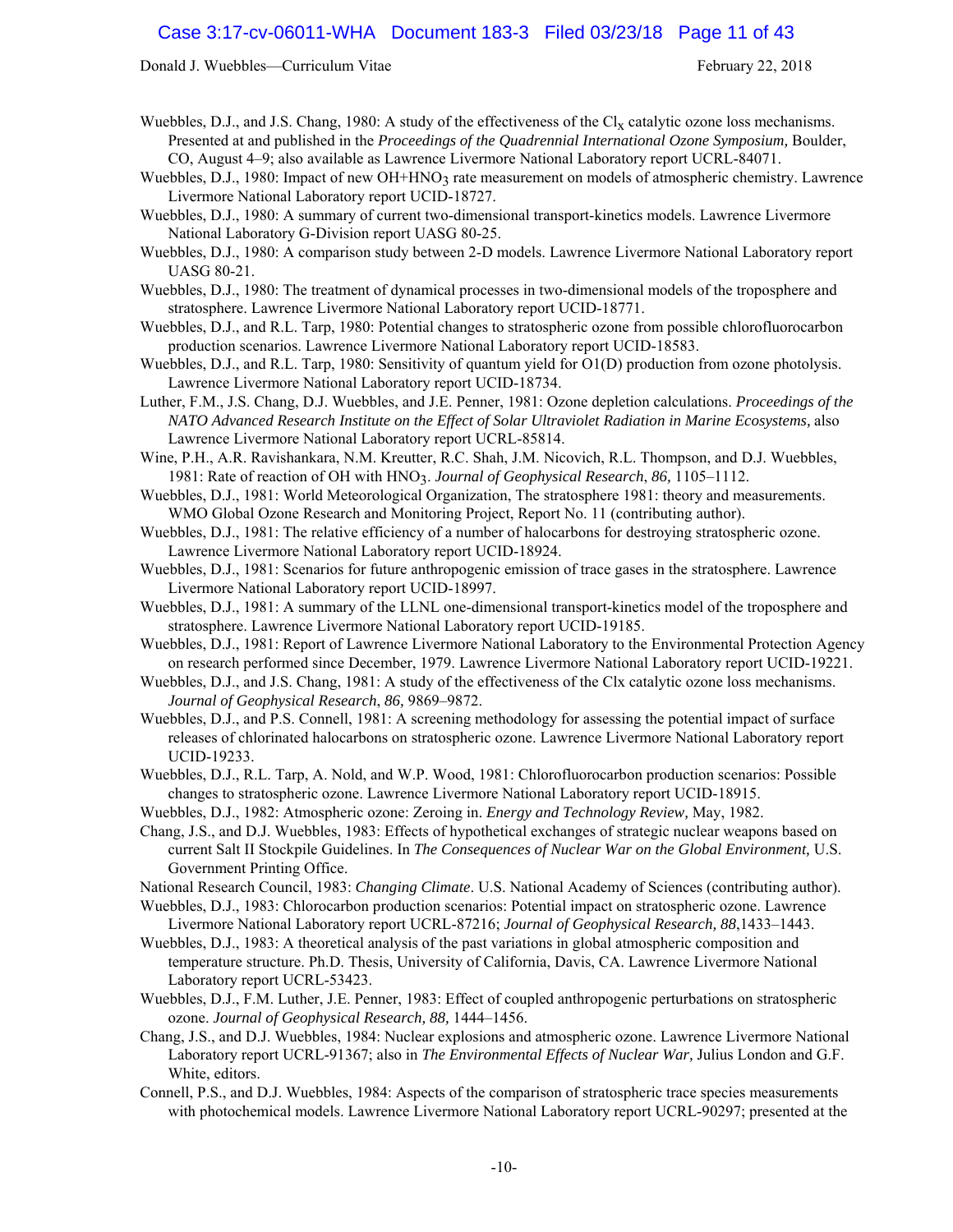Wuebbles, D.J., and J.S. Chang, 1980: A study of the effectiveness of the $Cl_x$ catalytic ozone loss mechanisms. Presented at and published in the *Proceedings of the Quadrennial International Ozone Symposium,* Boulder, CO, August 4–9; also available as Lawrence Livermore National Laboratory report UCRL-84071.

Wuebbles, D.J., 1980: Impact of new $OH+HNO_3$ rate measurement on models of atmospheric chemistry. Lawrence Livermore National Laboratory report UCID-18727.

Wuebbles, D.J., 1980: A summary of current two-dimensional transport-kinetics models. Lawrence Livermore National Laboratory G-Division report UASG 80-25.

Wuebbles, D.J., 1980: A comparison study between 2-D models. Lawrence Livermore National Laboratory report UASG 80-21.

Wuebbles, D.J., 1980: The treatment of dynamical processes in two-dimensional models of the troposphere and stratosphere. Lawrence Livermore National Laboratory report UCID-18771.

Wuebbles, D.J., and R.L. Tarp, 1980: Potential changes to stratospheric ozone from possible chlorofluorocarbon production scenarios. Lawrence Livermore National Laboratory report UCID-18583.

Wuebbles, D.J., and R.L. Tarp, 1980: Sensitivity of quantum yield for O1(D) production from ozone photolysis. Lawrence Livermore National Laboratory report UCID-18734.

Luther, F.M., J.S. Chang, D.J. Wuebbles, and J.E. Penner, 1981: Ozone depletion calculations. *Proceedings of the NATO Advanced Research Institute on the Effect of Solar Ultraviolet Radiation in Marine Ecosystems,* also Lawrence Livermore National Laboratory report UCRL-85814.

Wine, P.H., A.R. Ravishankara, N.M. Kreutter, R.C. Shah, J.M. Nicovich, R.L. Thompson, and D.J. Wuebbles, 1981: Rate of reaction of OH with $HNO_3$. *Journal of Geophysical Research*, *86,* 1105–1112.

Wuebbles, D.J., 1981: World Meteorological Organization, The stratosphere 1981: theory and measurements. WMO Global Ozone Research and Monitoring Project, Report No. 11 (contributing author).

Wuebbles, D.J., 1981: The relative efficiency of a number of halocarbons for destroying stratospheric ozone. Lawrence Livermore National Laboratory report UCID-18924.

Wuebbles, D.J., 1981: Scenarios for future anthropogenic emission of trace gases in the stratosphere. Lawrence Livermore National Laboratory report UCID-18997.

Wuebbles, D.J., 1981: A summary of the LLNL one-dimensional transport-kinetics model of the troposphere and stratosphere. Lawrence Livermore National Laboratory report UCID-19185.

Wuebbles, D.J., 1981: Report of Lawrence Livermore National Laboratory to the Environmental Protection Agency on research performed since December, 1979. Lawrence Livermore National Laboratory report UCID-19221.

Wuebbles, D.J., and J.S. Chang, 1981: A study of the effectiveness of the Clx catalytic ozone loss mechanisms. *Journal of Geophysical Research*, *86,* 9869–9872.

Wuebbles, D.J., and P.S. Connell, 1981: A screening methodology for assessing the potential impact of surface releases of chlorinated halocarbons on stratospheric ozone. Lawrence Livermore National Laboratory report UCID-19233.

Wuebbles, D.J., R.L. Tarp, A. Nold, and W.P. Wood, 1981: Chlorofluorocarbon production scenarios: Possible changes to stratospheric ozone. Lawrence Livermore National Laboratory report UCID-18915.

Wuebbles, D.J., 1982: Atmospheric ozone: Zeroing in. *Energy and Technology Review,* May, 1982.

Chang, J.S., and D.J. Wuebbles, 1983: Effects of hypothetical exchanges of strategic nuclear weapons based on current Salt II Stockpile Guidelines. In *The Consequences of Nuclear War on the Global Environment,* U.S. Government Printing Office.

National Research Council, 1983: *Changing Climate*. U.S. National Academy of Sciences (contributing author).

Wuebbles, D.J., 1983: Chlorocarbon production scenarios: Potential impact on stratospheric ozone. Lawrence Livermore National Laboratory report UCRL-87216; *Journal of Geophysical Research, 88,*1433–1443.

Wuebbles, D.J., 1983: A theoretical analysis of the past variations in global atmospheric composition and temperature structure. Ph.D. Thesis, University of California, Davis, CA. Lawrence Livermore National Laboratory report UCRL-53423.

Wuebbles, D.J., F.M. Luther, J.E. Penner, 1983: Effect of coupled anthropogenic perturbations on stratospheric ozone. *Journal of Geophysical Research, 88,* 1444–1456.

Chang, J.S., and D.J. Wuebbles, 1984: Nuclear explosions and atmospheric ozone. Lawrence Livermore National Laboratory report UCRL-91367; also in *The Environmental Effects of Nuclear War,* Julius London and G.F. White, editors.

Connell, P.S., and D.J. Wuebbles, 1984: Aspects of the comparison of stratospheric trace species measurements with photochemical models. Lawrence Livermore National Laboratory report UCRL-90297; presented at the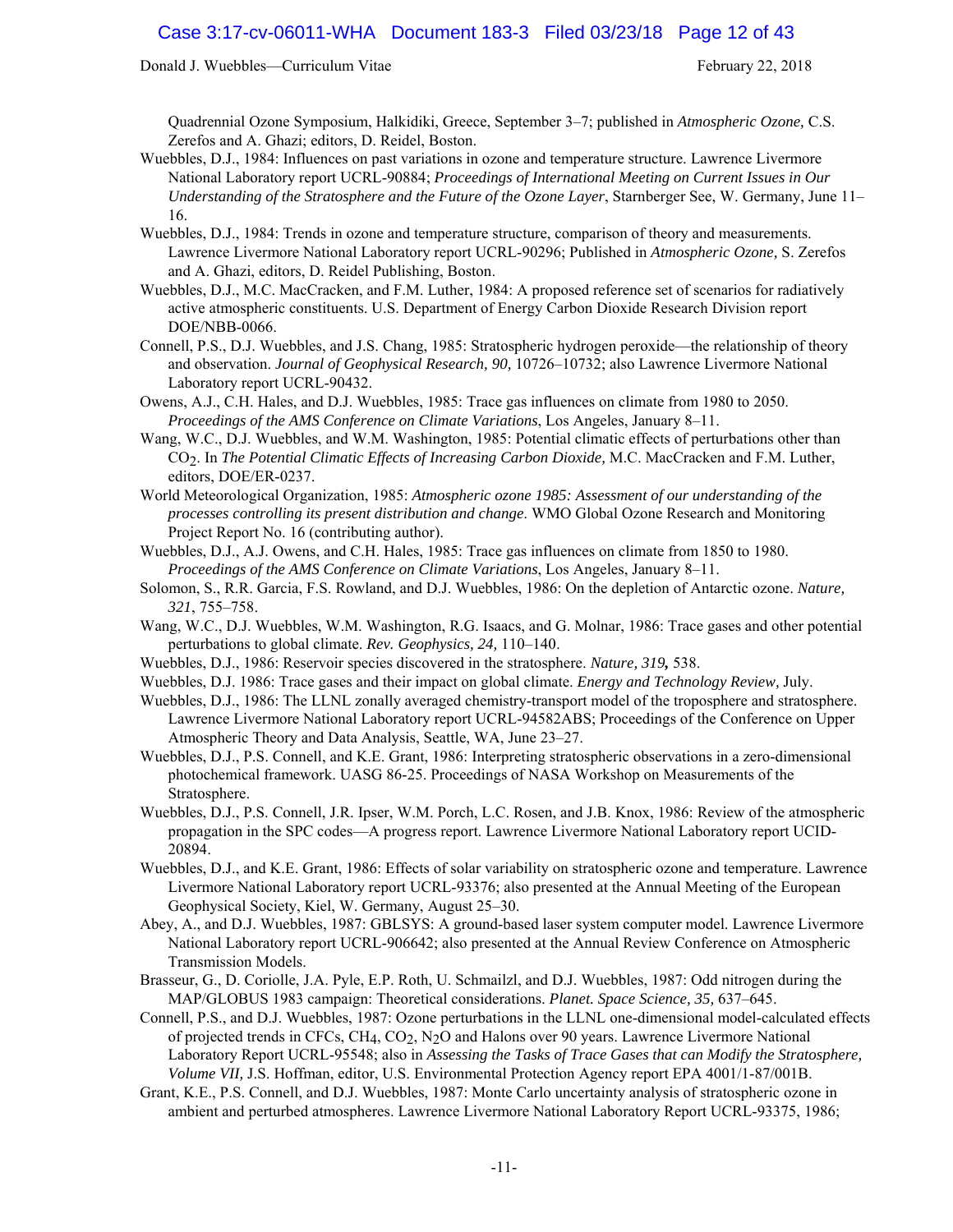Quadrennial Ozone Symposium, Halkidiki, Greece, September 3–7; published in *Atmospheric Ozone,* C.S. Zerefos and A. Ghazi; editors, D. Reidel, Boston.

Wuebbles, D.J., 1984: Influences on past variations in ozone and temperature structure. Lawrence Livermore National Laboratory report UCRL-90884; *Proceedings of International Meeting on Current Issues in Our Understanding of the Stratosphere and the Future of the Ozone Layer*, Starnberger See, W. Germany, June 11–16.

Wuebbles, D.J., 1984: Trends in ozone and temperature structure, comparison of theory and measurements. Lawrence Livermore National Laboratory report UCRL-90296; Published in *Atmospheric Ozone,* S. Zerefos and A. Ghazi, editors, D. Reidel Publishing, Boston.

Wuebbles, D.J., M.C. MacCracken, and F.M. Luther, 1984: A proposed reference set of scenarios for radiatively active atmospheric constituents. U.S. Department of Energy Carbon Dioxide Research Division report DOE/NBB-0066.

Connell, P.S., D.J. Wuebbles, and J.S. Chang, 1985: Stratospheric hydrogen peroxide—the relationship of theory and observation. *Journal of Geophysical Research, 90,* 10726–10732; also Lawrence Livermore National Laboratory report UCRL-90432.

Owens, A.J., C.H. Hales, and D.J. Wuebbles, 1985: Trace gas influences on climate from 1980 to 2050. *Proceedings of the AMS Conference on Climate Variations*, Los Angeles, January 8–11.

Wang, W.C., D.J. Wuebbles, and W.M. Washington, 1985: Potential climatic effects of perturbations other than $CO_2$. In *The Potential Climatic Effects of Increasing Carbon Dioxide,* M.C. MacCracken and F.M. Luther, editors, DOE/ER-0237.

World Meteorological Organization, 1985: *Atmospheric ozone 1985: Assessment of our understanding of the processes controlling its present distribution and change*. WMO Global Ozone Research and Monitoring Project Report No. 16 (contributing author).

Wuebbles, D.J., A.J. Owens, and C.H. Hales, 1985: Trace gas influences on climate from 1850 to 1980. *Proceedings of the AMS Conference on Climate Variations*, Los Angeles, January 8–11.

Solomon, S., R.R. Garcia, F.S. Rowland, and D.J. Wuebbles, 1986: On the depletion of Antarctic ozone. *Nature, 321*, 755–758.

Wang, W.C., D.J. Wuebbles, W.M. Washington, R.G. Isaacs, and G. Molnar, 1986: Trace gases and other potential perturbations to global climate. *Rev. Geophysics, 24,* 110–140.

Wuebbles, D.J., 1986: Reservoir species discovered in the stratosphere. *Nature, 319,* 538.

Wuebbles, D.J. 1986: Trace gases and their impact on global climate. *Energy and Technology Review,* July.

Wuebbles, D.J., 1986: The LLNL zonally averaged chemistry-transport model of the troposphere and stratosphere. Lawrence Livermore National Laboratory report UCRL-94582ABS; Proceedings of the Conference on Upper Atmospheric Theory and Data Analysis, Seattle, WA, June 23–27.

Wuebbles, D.J., P.S. Connell, and K.E. Grant, 1986: Interpreting stratospheric observations in a zero-dimensional photochemical framework. UASG 86-25. Proceedings of NASA Workshop on Measurements of the Stratosphere.

Wuebbles, D.J., P.S. Connell, J.R. Ipser, W.M. Porch, L.C. Rosen, and J.B. Knox, 1986: Review of the atmospheric propagation in the SPC codes—A progress report. Lawrence Livermore National Laboratory report UCID-20894.

Wuebbles, D.J., and K.E. Grant, 1986: Effects of solar variability on stratospheric ozone and temperature. Lawrence Livermore National Laboratory report UCRL-93376; also presented at the Annual Meeting of the European Geophysical Society, Kiel, W. Germany, August 25–30.

Abey, A., and D.J. Wuebbles, 1987: GBLSYS: A ground-based laser system computer model. Lawrence Livermore National Laboratory report UCRL-906642; also presented at the Annual Review Conference on Atmospheric Transmission Models.

Brasseur, G., D. Coriolle, J.A. Pyle, E.P. Roth, U. Schmailzl, and D.J. Wuebbles, 1987: Odd nitrogen during the MAP/GLOBUS 1983 campaign: Theoretical considerations. *Planet. Space Science, 35,* 637–645.

Connell, P.S., and D.J. Wuebbles, 1987: Ozone perturbations in the LLNL one-dimensional model-calculated effects of projected trends in CFCs, $CH_4$, $CO_2$, $N_2O$ and Halons over 90 years. Lawrence Livermore National Laboratory Report UCRL-95548; also in *Assessing the Tasks of Trace Gases that can Modify the Stratosphere, Volume VII,* J.S. Hoffman, editor, U.S. Environmental Protection Agency report EPA 4001/1-87/001B.

Grant, K.E., P.S. Connell, and D.J. Wuebbles, 1987: Monte Carlo uncertainty analysis of stratospheric ozone in ambient and perturbed atmospheres. Lawrence Livermore National Laboratory Report UCRL-93375, 1986;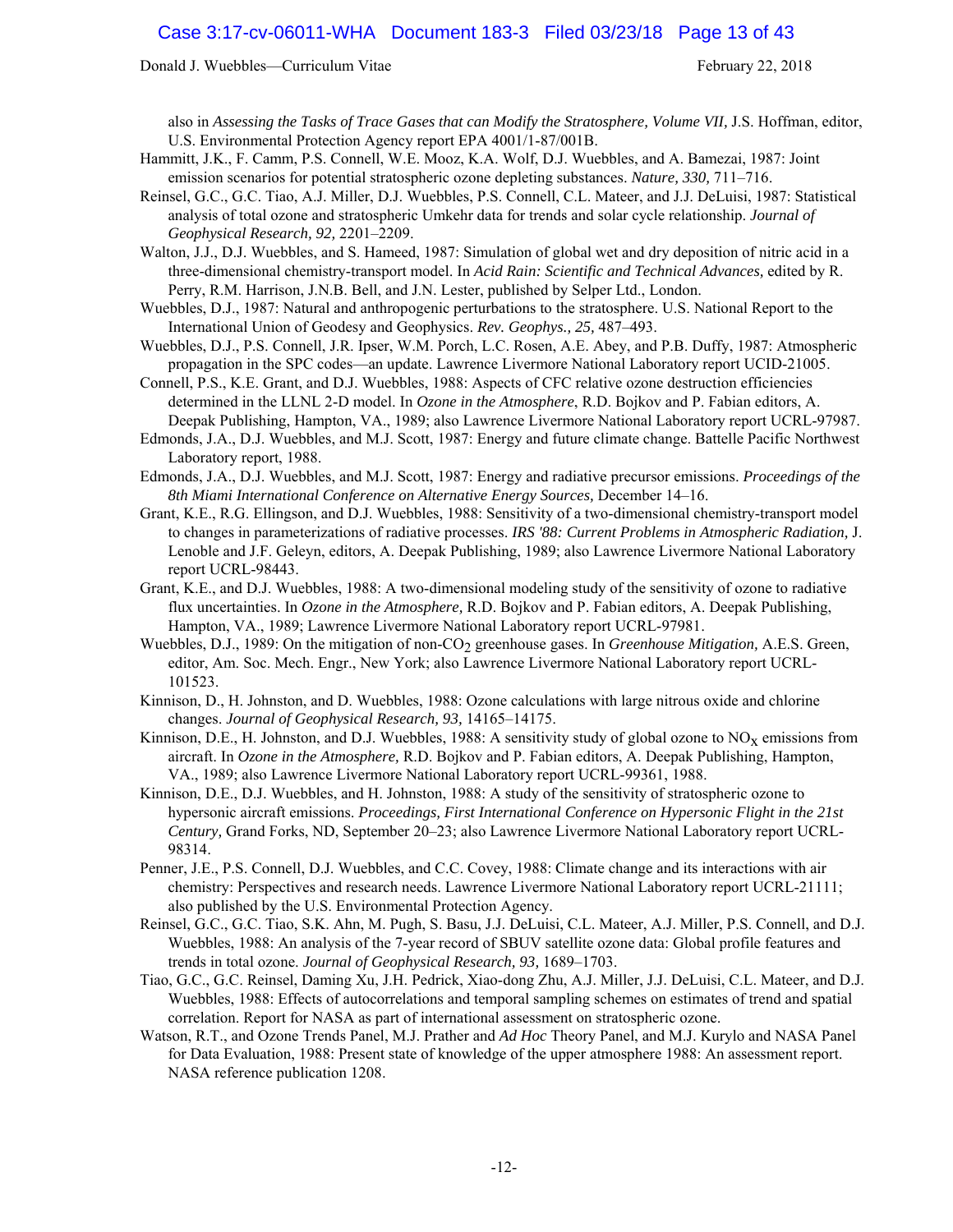also in *Assessing the Tasks of Trace Gases that can Modify the Stratosphere, Volume VII,* J.S. Hoffman, editor, U.S. Environmental Protection Agency report EPA 4001/1-87/001B.

Hammitt, J.K., F. Camm, P.S. Connell, W.E. Mooz, K.A. Wolf, D.J. Wuebbles, and A. Bamezai, 1987: Joint emission scenarios for potential stratospheric ozone depleting substances. *Nature, 330,* 711–716.

Reinsel, G.C., G.C. Tiao, A.J. Miller, D.J. Wuebbles, P.S. Connell, C.L. Mateer, and J.J. DeLuisi, 1987: Statistical analysis of total ozone and stratospheric Umkehr data for trends and solar cycle relationship. *Journal of Geophysical Research, 92,* 2201–2209.

Walton, J.J., D.J. Wuebbles, and S. Hameed, 1987: Simulation of global wet and dry deposition of nitric acid in a three-dimensional chemistry-transport model. In *Acid Rain: Scientific and Technical Advances,* edited by R. Perry, R.M. Harrison, J.N.B. Bell, and J.N. Lester, published by Selper Ltd., London.

Wuebbles, D.J., 1987: Natural and anthropogenic perturbations to the stratosphere. U.S. National Report to the International Union of Geodesy and Geophysics. *Rev. Geophys., 25,* 487–493.

Wuebbles, D.J., P.S. Connell, J.R. Ipser, W.M. Porch, L.C. Rosen, A.E. Abey, and P.B. Duffy, 1987: Atmospheric propagation in the SPC codes—an update. Lawrence Livermore National Laboratory report UCID-21005.

Connell, P.S., K.E. Grant, and D.J. Wuebbles, 1988: Aspects of CFC relative ozone destruction efficiencies determined in the LLNL 2-D model. In *Ozone in the Atmosphere*, R.D. Bojkov and P. Fabian editors, A. Deepak Publishing, Hampton, VA., 1989; also Lawrence Livermore National Laboratory report UCRL-97987.

Edmonds, J.A., D.J. Wuebbles, and M.J. Scott, 1987: Energy and future climate change. Battelle Pacific Northwest Laboratory report, 1988.

Edmonds, J.A., D.J. Wuebbles, and M.J. Scott, 1987: Energy and radiative precursor emissions. *Proceedings of the 8th Miami International Conference on Alternative Energy Sources,* December 14–16.

Grant, K.E., R.G. Ellingson, and D.J. Wuebbles, 1988: Sensitivity of a two-dimensional chemistry-transport model to changes in parameterizations of radiative processes. *IRS '88: Current Problems in Atmospheric Radiation,* J. Lenoble and J.F. Geleyn, editors, A. Deepak Publishing, 1989; also Lawrence Livermore National Laboratory report UCRL-98443.

Grant, K.E., and D.J. Wuebbles, 1988: A two-dimensional modeling study of the sensitivity of ozone to radiative flux uncertainties. In *Ozone in the Atmosphere,* R.D. Bojkov and P. Fabian editors, A. Deepak Publishing, Hampton, VA., 1989; Lawrence Livermore National Laboratory report UCRL-97981.

Wuebbles, D.J., 1989: On the mitigation of non-$CO_2$ greenhouse gases. In *Greenhouse Mitigation,* A.E.S. Green, editor, Am. Soc. Mech. Engr., New York; also Lawrence Livermore National Laboratory report UCRL-101523.

Kinnison, D., H. Johnston, and D. Wuebbles, 1988: Ozone calculations with large nitrous oxide and chlorine changes. *Journal of Geophysical Research, 93,* 14165–14175.

Kinnison, D.E., H. Johnston, and D.J. Wuebbles, 1988: A sensitivity study of global ozone to $NO_x$ emissions from aircraft. In *Ozone in the Atmosphere,* R.D. Bojkov and P. Fabian editors, A. Deepak Publishing, Hampton, VA., 1989; also Lawrence Livermore National Laboratory report UCRL-99361, 1988.

Kinnison, D.E., D.J. Wuebbles, and H. Johnston, 1988: A study of the sensitivity of stratospheric ozone to hypersonic aircraft emissions. *Proceedings, First International Conference on Hypersonic Flight in the 21st Century,* Grand Forks, ND, September 20–23; also Lawrence Livermore National Laboratory report UCRL-98314.

Penner, J.E., P.S. Connell, D.J. Wuebbles, and C.C. Covey, 1988: Climate change and its interactions with air chemistry: Perspectives and research needs. Lawrence Livermore National Laboratory report UCRL-21111; also published by the U.S. Environmental Protection Agency.

Reinsel, G.C., G.C. Tiao, S.K. Ahn, M. Pugh, S. Basu, J.J. DeLuisi, C.L. Mateer, A.J. Miller, P.S. Connell, and D.J. Wuebbles, 1988: An analysis of the 7-year record of SBUV satellite ozone data: Global profile features and trends in total ozone. *Journal of Geophysical Research, 93,* 1689–1703.

Tiao, G.C., G.C. Reinsel, Daming Xu, J.H. Pedrick, Xiao-dong Zhu, A.J. Miller, J.J. DeLuisi, C.L. Mateer, and D.J. Wuebbles, 1988: Effects of autocorrelations and temporal sampling schemes on estimates of trend and spatial correlation. Report for NASA as part of international assessment on stratospheric ozone.

Watson, R.T., and Ozone Trends Panel, M.J. Prather and *Ad Hoc* Theory Panel, and M.J. Kurylo and NASA Panel for Data Evaluation, 1988: Present state of knowledge of the upper atmosphere 1988: An assessment report. NASA reference publication 1208.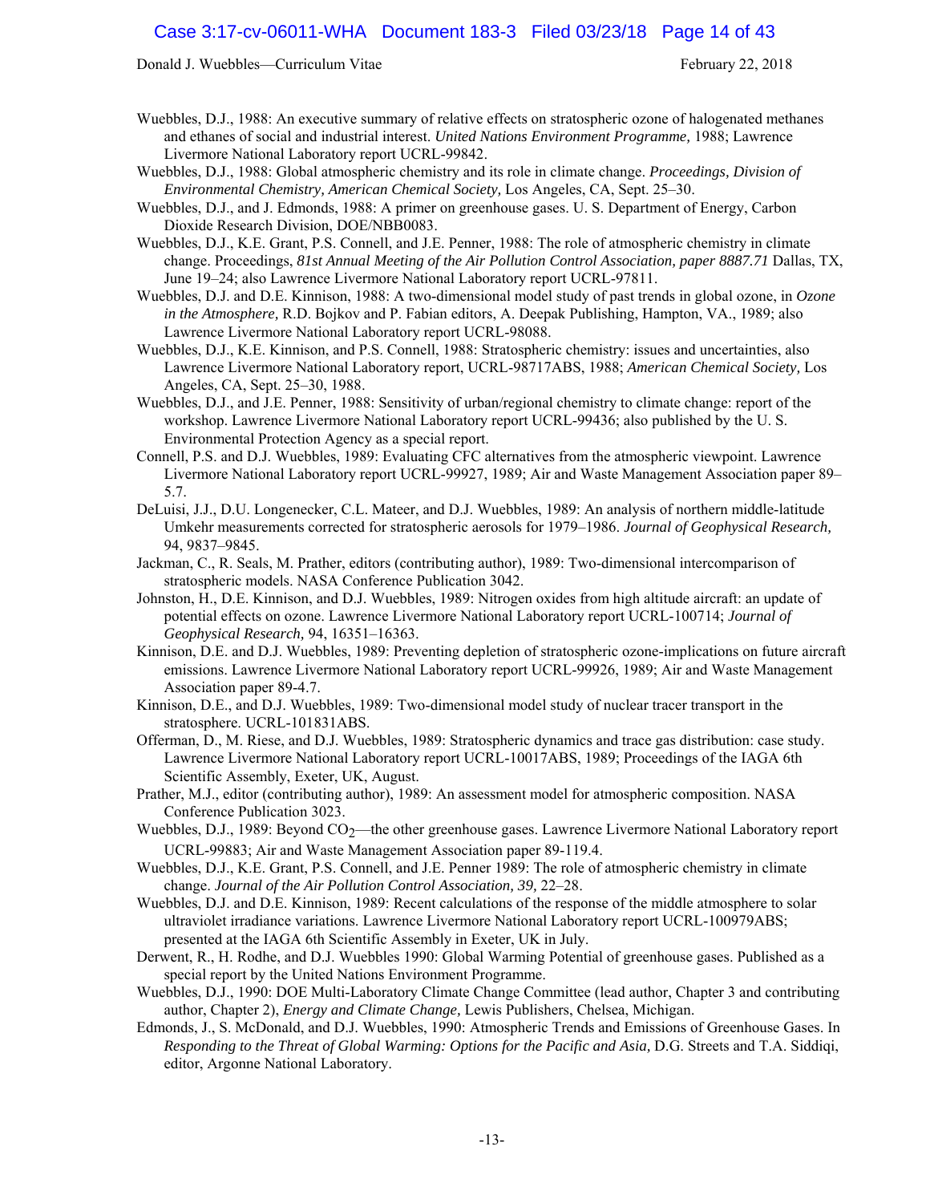Wuebbles, D.J., 1988: An executive summary of relative effects on stratospheric ozone of halogenated methanes and ethanes of social and industrial interest. *United Nations Environment Programme,* 1988; Lawrence Livermore National Laboratory report UCRL-99842.

Wuebbles, D.J., 1988: Global atmospheric chemistry and its role in climate change. *Proceedings, Division of Environmental Chemistry, American Chemical Society,* Los Angeles, CA, Sept. 25–30.

Wuebbles, D.J., and J. Edmonds, 1988: A primer on greenhouse gases. U. S. Department of Energy, Carbon Dioxide Research Division, DOE/NBB0083.

Wuebbles, D.J., K.E. Grant, P.S. Connell, and J.E. Penner, 1988: The role of atmospheric chemistry in climate change. Proceedings, *81st Annual Meeting of the Air Pollution Control Association, paper 8887.71* Dallas, TX, June 19–24; also Lawrence Livermore National Laboratory report UCRL-97811.

Wuebbles, D.J. and D.E. Kinnison, 1988: A two-dimensional model study of past trends in global ozone, in *Ozone in the Atmosphere,* R.D. Bojkov and P. Fabian editors, A. Deepak Publishing, Hampton, VA., 1989; also Lawrence Livermore National Laboratory report UCRL-98088.

Wuebbles, D.J., K.E. Kinnison, and P.S. Connell, 1988: Stratospheric chemistry: issues and uncertainties, also Lawrence Livermore National Laboratory report, UCRL-98717ABS, 1988; *American Chemical Society,* Los Angeles, CA, Sept. 25–30, 1988.

Wuebbles, D.J., and J.E. Penner, 1988: Sensitivity of urban/regional chemistry to climate change: report of the workshop. Lawrence Livermore National Laboratory report UCRL-99436; also published by the U. S. Environmental Protection Agency as a special report.

Connell, P.S. and D.J. Wuebbles, 1989: Evaluating CFC alternatives from the atmospheric viewpoint. Lawrence Livermore National Laboratory report UCRL-99927, 1989; Air and Waste Management Association paper 89–5.7.

DeLuisi, J.J., D.U. Longenecker, C.L. Mateer, and D.J. Wuebbles, 1989: An analysis of northern middle-latitude Umkehr measurements corrected for stratospheric aerosols for 1979–1986. *Journal of Geophysical Research,* 94, 9837–9845.

Jackman, C., R. Seals, M. Prather, editors (contributing author), 1989: Two-dimensional intercomparison of stratospheric models. NASA Conference Publication 3042.

Johnston, H., D.E. Kinnison, and D.J. Wuebbles, 1989: Nitrogen oxides from high altitude aircraft: an update of potential effects on ozone. Lawrence Livermore National Laboratory report UCRL-100714; *Journal of Geophysical Research,* 94, 16351–16363.

Kinnison, D.E. and D.J. Wuebbles, 1989: Preventing depletion of stratospheric ozone-implications on future aircraft emissions. Lawrence Livermore National Laboratory report UCRL-99926, 1989; Air and Waste Management Association paper 89-4.7.

Kinnison, D.E., and D.J. Wuebbles, 1989: Two-dimensional model study of nuclear tracer transport in the stratosphere. UCRL-101831ABS.

Offerman, D., M. Riese, and D.J. Wuebbles, 1989: Stratospheric dynamics and trace gas distribution: case study. Lawrence Livermore National Laboratory report UCRL-10017ABS, 1989; Proceedings of the IAGA 6th Scientific Assembly, Exeter, UK, August.

Prather, M.J., editor (contributing author), 1989: An assessment model for atmospheric composition. NASA Conference Publication 3023.

Wuebbles, D.J., 1989: Beyond $CO_2$—the other greenhouse gases. Lawrence Livermore National Laboratory report UCRL-99883; Air and Waste Management Association paper 89-119.4.

Wuebbles, D.J., K.E. Grant, P.S. Connell, and J.E. Penner 1989: The role of atmospheric chemistry in climate change. *Journal of the Air Pollution Control Association, 39,* 22–28.

Wuebbles, D.J. and D.E. Kinnison, 1989: Recent calculations of the response of the middle atmosphere to solar ultraviolet irradiance variations. Lawrence Livermore National Laboratory report UCRL-100979ABS; presented at the IAGA 6th Scientific Assembly in Exeter, UK in July.

Derwent, R., H. Rodhe, and D.J. Wuebbles 1990: Global Warming Potential of greenhouse gases. Published as a special report by the United Nations Environment Programme.

Wuebbles, D.J., 1990: DOE Multi-Laboratory Climate Change Committee (lead author, Chapter 3 and contributing author, Chapter 2), *Energy and Climate Change,* Lewis Publishers, Chelsea, Michigan.

Edmonds, J., S. McDonald, and D.J. Wuebbles, 1990: Atmospheric Trends and Emissions of Greenhouse Gases. In *Responding to the Threat of Global Warming: Options for the Pacific and Asia,* D.G. Streets and T.A. Siddiqi, editor, Argonne National Laboratory.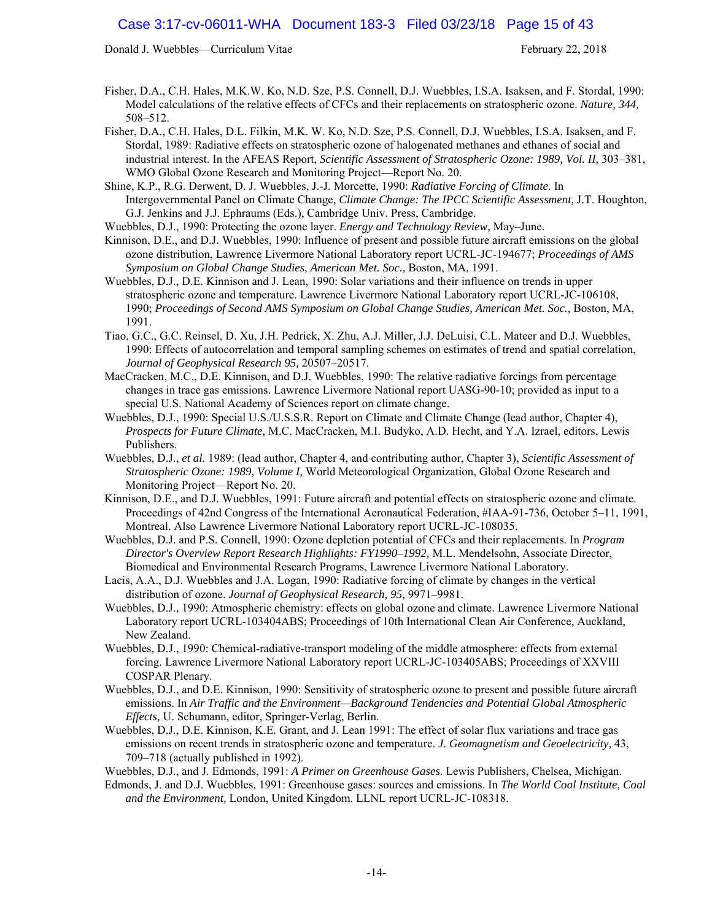Fisher, D.A., C.H. Hales, M.K.W. Ko, N.D. Sze, P.S. Connell, D.J. Wuebbles, I.S.A. Isaksen, and F. Stordal, 1990: Model calculations of the relative effects of CFCs and their replacements on stratospheric ozone. *Nature, 344,* 508–512.

Fisher, D.A., C.H. Hales, D.L. Filkin, M.K. W. Ko, N.D. Sze, P.S. Connell, D.J. Wuebbles, I.S.A. Isaksen, and F. Stordal, 1989: Radiative effects on stratospheric ozone of halogenated methanes and ethanes of social and industrial interest. In the AFEAS Report, *Scientific Assessment of Stratospheric Ozone: 1989, Vol. II,* 303–381, WMO Global Ozone Research and Monitoring Project—Report No. 20.

Shine, K.P., R.G. Derwent, D. J. Wuebbles, J.-J. Morcette, 1990: *Radiative Forcing of Climate.* In Intergovernmental Panel on Climate Change, *Climate Change: The IPCC Scientific Assessment,* J.T. Houghton, G.J. Jenkins and J.J. Ephraums (Eds.), Cambridge Univ. Press, Cambridge.

Wuebbles, D.J., 1990: Protecting the ozone layer. *Energy and Technology Review,* May–June.

Kinnison, D.E., and D.J. Wuebbles, 1990: Influence of present and possible future aircraft emissions on the global ozone distribution, Lawrence Livermore National Laboratory report UCRL-JC-194677; *Proceedings of AMS Symposium on Global Change Studies, American Met. Soc.,* Boston, MA, 1991.

Wuebbles, D.J., D.E. Kinnison and J. Lean, 1990: Solar variations and their influence on trends in upper stratospheric ozone and temperature. Lawrence Livermore National Laboratory report UCRL-106108, 1990; *Proceedings of Second AMS Symposium on Global Change Studies, American Met. Soc.,* Boston, MA, 1991.

Tiao, G.C., G.C. Reinsel, D. Xu, J.H. Pedrick, X. Zhu, A.J. Miller, J.J. DeLuisi, C.L. Mateer and D.J. Wuebbles, 1990: Effects of autocorrelation and temporal sampling schemes on estimates of trend and spatial correlation, *Journal of Geophysical Research 95,* 20507–20517.

MacCracken, M.C., D.E. Kinnison, and D.J. Wuebbles, 1990: The relative radiative forcings from percentage changes in trace gas emissions. Lawrence Livermore National report UASG-90-10; provided as input to a special U.S. National Academy of Sciences report on climate change.

Wuebbles, D.J., 1990: Special U.S./U.S.S.R. Report on Climate and Climate Change (lead author, Chapter 4), *Prospects for Future Climate,* M.C. MacCracken, M.I. Budyko, A.D. Hecht, and Y.A. Izrael, editors, Lewis Publishers.

Wuebbles, D.J., *et al.* 1989: (lead author, Chapter 4, and contributing author, Chapter 3), *Scientific Assessment of Stratospheric Ozone: 1989, Volume I,* World Meteorological Organization, Global Ozone Research and Monitoring Project—Report No. 20.

Kinnison, D.E., and D.J. Wuebbles, 1991: Future aircraft and potential effects on stratospheric ozone and climate. Proceedings of 42nd Congress of the International Aeronautical Federation, #IAA-91-736, October 5–11, 1991, Montreal. Also Lawrence Livermore National Laboratory report UCRL-JC-108035.

Wuebbles, D.J. and P.S. Connell, 1990: Ozone depletion potential of CFCs and their replacements. In *Program Director's Overview Report Research Highlights: FY1990–1992,* M.L. Mendelsohn, Associate Director, Biomedical and Environmental Research Programs, Lawrence Livermore National Laboratory.

Lacis, A.A., D.J. Wuebbles and J.A. Logan, 1990: Radiative forcing of climate by changes in the vertical distribution of ozone. *Journal of Geophysical Research, 95,* 9971–9981.

Wuebbles, D.J., 1990: Atmospheric chemistry: effects on global ozone and climate. Lawrence Livermore National Laboratory report UCRL-103404ABS; Proceedings of 10th International Clean Air Conference, Auckland, New Zealand.

Wuebbles, D.J., 1990: Chemical-radiative-transport modeling of the middle atmosphere: effects from external forcing. Lawrence Livermore National Laboratory report UCRL-JC-103405ABS; Proceedings of XXVIII COSPAR Plenary.

Wuebbles, D.J., and D.E. Kinnison, 1990: Sensitivity of stratospheric ozone to present and possible future aircraft emissions. In *Air Traffic and the Environment—Background Tendencies and Potential Global Atmospheric Effects,* U. Schumann, editor, Springer-Verlag, Berlin.

Wuebbles, D.J., D.E. Kinnison, K.E. Grant, and J. Lean 1991: The effect of solar flux variations and trace gas emissions on recent trends in stratospheric ozone and temperature. *J. Geomagnetism and Geoelectricity,* 43, 709–718 (actually published in 1992).

Wuebbles, D.J., and J. Edmonds, 1991: *A Primer on Greenhouse Gases.* Lewis Publishers, Chelsea, Michigan.

Edmonds, J. and D.J. Wuebbles, 1991: Greenhouse gases: sources and emissions. In *The World Coal Institute, Coal and the Environment,* London, United Kingdom. LLNL report UCRL-JC-108318.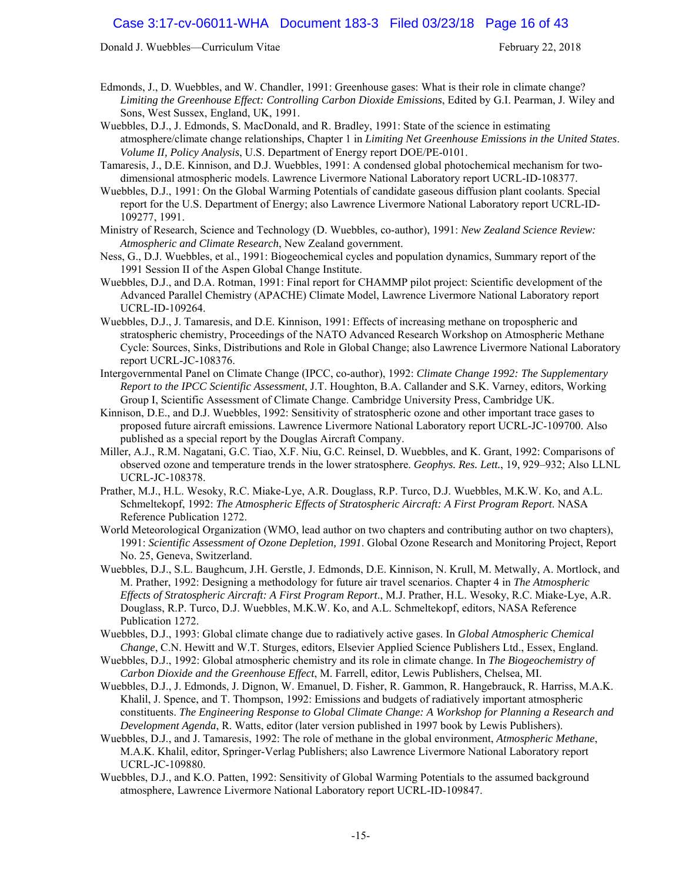Edmonds, J., D. Wuebbles, and W. Chandler, 1991: Greenhouse gases: What is their role in climate change? *Limiting the Greenhouse Effect: Controlling Carbon Dioxide Emissions*, Edited by G.I. Pearman, J. Wiley and Sons, West Sussex, England, UK, 1991.

Wuebbles, D.J., J. Edmonds, S. MacDonald, and R. Bradley, 1991: State of the science in estimating atmosphere/climate change relationships, Chapter 1 in *Limiting Net Greenhouse Emissions in the United States*. *Volume II, Policy Analysis*, U.S. Department of Energy report DOE/PE-0101.

Tamaresis, J., D.E. Kinnison, and D.J. Wuebbles, 1991: A condensed global photochemical mechanism for two-dimensional atmospheric models. Lawrence Livermore National Laboratory report UCRL-ID-108377.

Wuebbles, D.J., 1991: On the Global Warming Potentials of candidate gaseous diffusion plant coolants. Special report for the U.S. Department of Energy; also Lawrence Livermore National Laboratory report UCRL-ID-109277, 1991.

Ministry of Research, Science and Technology (D. Wuebbles, co-author), 1991: *New Zealand Science Review: Atmospheric and Climate Research*, New Zealand government.

Ness, G., D.J. Wuebbles, et al., 1991: Biogeochemical cycles and population dynamics, Summary report of the 1991 Session II of the Aspen Global Change Institute.

Wuebbles, D.J., and D.A. Rotman, 1991: Final report for CHAMMP pilot project: Scientific development of the Advanced Parallel Chemistry (APACHE) Climate Model, Lawrence Livermore National Laboratory report UCRL-ID-109264.

Wuebbles, D.J., J. Tamaresis, and D.E. Kinnison, 1991: Effects of increasing methane on tropospheric and stratospheric chemistry, Proceedings of the NATO Advanced Research Workshop on Atmospheric Methane Cycle: Sources, Sinks, Distributions and Role in Global Change; also Lawrence Livermore National Laboratory report UCRL-JC-108376.

Intergovernmental Panel on Climate Change (IPCC, co-author), 1992: *Climate Change 1992: The Supplementary Report to the IPCC Scientific Assessment*, J.T. Houghton, B.A. Callander and S.K. Varney, editors, Working Group I, Scientific Assessment of Climate Change. Cambridge University Press, Cambridge UK.

Kinnison, D.E., and D.J. Wuebbles, 1992: Sensitivity of stratospheric ozone and other important trace gases to proposed future aircraft emissions. Lawrence Livermore National Laboratory report UCRL-JC-109700. Also published as a special report by the Douglas Aircraft Company.

Miller, A.J., R.M. Nagatani, G.C. Tiao, X.F. Niu, G.C. Reinsel, D. Wuebbles, and K. Grant, 1992: Comparisons of observed ozone and temperature trends in the lower stratosphere. *Geophys. Res. Lett.*, 19, 929–932; Also LLNL UCRL-JC-108378.

Prather, M.J., H.L. Wesoky, R.C. Miake-Lye, A.R. Douglass, R.P. Turco, D.J. Wuebbles, M.K.W. Ko, and A.L. Schmeltekopf, 1992: *The Atmospheric Effects of Stratospheric Aircraft: A First Program Report*. NASA Reference Publication 1272.

World Meteorological Organization (WMO, lead author on two chapters and contributing author on two chapters), 1991: *Scientific Assessment of Ozone Depletion, 1991*. Global Ozone Research and Monitoring Project, Report No. 25, Geneva, Switzerland.

Wuebbles, D.J., S.L. Baughcum, J.H. Gerstle, J. Edmonds, D.E. Kinnison, N. Krull, M. Metwally, A. Mortlock, and M. Prather, 1992: Designing a methodology for future air travel scenarios. Chapter 4 in *The Atmospheric Effects of Stratospheric Aircraft: A First Program Report*., M.J. Prather, H.L. Wesoky, R.C. Miake-Lye, A.R. Douglass, R.P. Turco, D.J. Wuebbles, M.K.W. Ko, and A.L. Schmeltekopf, editors, NASA Reference Publication 1272.

Wuebbles, D.J., 1993: Global climate change due to radiatively active gases. In *Global Atmospheric Chemical Change*, C.N. Hewitt and W.T. Sturges, editors, Elsevier Applied Science Publishers Ltd., Essex, England.

Wuebbles, D.J., 1992: Global atmospheric chemistry and its role in climate change. In *The Biogeochemistry of Carbon Dioxide and the Greenhouse Effect*, M. Farrell, editor, Lewis Publishers, Chelsea, MI.

Wuebbles, D.J., J. Edmonds, J. Dignon, W. Emanuel, D. Fisher, R. Gammon, R. Hangebrauck, R. Harriss, M.A.K. Khalil, J. Spence, and T. Thompson, 1992: Emissions and budgets of radiatively important atmospheric constituents. *The Engineering Response to Global Climate Change: A Workshop for Planning a Research and Development Agenda*, R. Watts, editor (later version published in 1997 book by Lewis Publishers).

Wuebbles, D.J., and J. Tamaresis, 1992: The role of methane in the global environment, *Atmospheric Methane*, M.A.K. Khalil, editor, Springer-Verlag Publishers; also Lawrence Livermore National Laboratory report UCRL-JC-109880.

Wuebbles, D.J., and K.O. Patten, 1992: Sensitivity of Global Warming Potentials to the assumed background atmosphere, Lawrence Livermore National Laboratory report UCRL-ID-109847.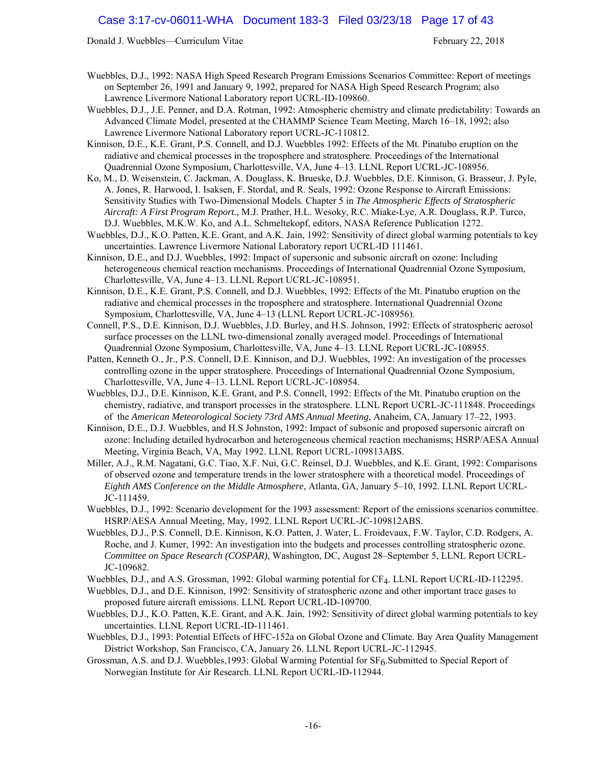Wuebbles, D.J., 1992: NASA High Speed Research Program Emissions Scenarios Committee: Report of meetings on September 26, 1991 and January 9, 1992, prepared for NASA High Speed Research Program; also Lawrence Livermore National Laboratory report UCRL-ID-109860.

Wuebbles, D.J., J.E. Penner, and D.A. Rotman, 1992: Atmospheric chemistry and climate predictability: Towards an Advanced Climate Model, presented at the CHAMMP Science Team Meeting, March 16–18, 1992; also Lawrence Livermore National Laboratory report UCRL-JC-110812.

Kinnison, D.E., K.E. Grant, P.S. Connell, and D.J. Wuebbles 1992: Effects of the Mt. Pinatubo eruption on the radiative and chemical processes in the troposphere and stratosphere. Proceedings of the International Quadrennial Ozone Symposium, Charlottesville, VA, June 4–13. LLNL Report UCRL-JC-108956.

Ko, M., D. Weisenstein, C. Jackman, A. Douglass, K. Brueske, D.J. Wuebbles, D.E. Kinnison, G. Brasseur, J. Pyle, A. Jones, R. Harwood, I. Isaksen, F. Stordal, and R. Seals, 1992: Ozone Response to Aircraft Emissions: Sensitivity Studies with Two-Dimensional Models. Chapter 5 in *The Atmospheric Effects of Stratospheric Aircraft: A First Program Report*., M.J. Prather, H.L. Wesoky, R.C. Miake-Lye, A.R. Douglass, R.P. Turco, D.J. Wuebbles, M.K.W. Ko, and A.L. Schmeltekopf, editors, NASA Reference Publication 1272.

Wuebbles, D.J., K.O. Patten, K.E. Grant, and A.K. Jain, 1992: Sensitivity of direct global warming potentials to key uncertainties. Lawrence Livermore National Laboratory report UCRL-ID 111461.

Kinnison, D.E., and D.J. Wuebbles, 1992: Impact of supersonic and subsonic aircraft on ozone: Including heterogeneous chemical reaction mechanisms. Proceedings of International Quadrennial Ozone Symposium, Charlottesville, VA, June 4–13. LLNL Report UCRL-JC-108951.

Kinnison, D.E., K.E. Grant, P.S. Connell, and D.J. Wuebbles, 1992: Effects of the Mt. Pinatubo eruption on the radiative and chemical processes in the troposphere and stratosphere. International Quadrennial Ozone Symposium, Charlottesville, VA, June 4–13 (LLNL Report UCRL-JC-108956).

Connell, P.S., D.E. Kinnison, D.J. Wuebbles, J.D. Burley, and H.S. Johnson, 1992: Effects of stratospheric aerosol surface processes on the LLNL two-dimensional zonally averaged model. Proceedings of International Quadrennial Ozone Symposium, Charlottesville, VA, June 4–13. LLNL Report UCRL-JC-108955.

Patten, Kenneth O., Jr., P.S. Connell, D.E. Kinnison, and D.J. Wuebbles, 1992: An investigation of the processes controlling ozone in the upper stratosphere. Proceedings of International Quadrennial Ozone Symposium, Charlottesville, VA, June 4–13. LLNL Report UCRL-JC-108954.

Wuebbles, D.J., D.E. Kinnison, K.E. Grant, and P.S. Connell, 1992: Effects of the Mt. Pinatubo eruption on the chemistry, radiative, and transport processes in the stratosphere. LLNL Report UCRL-JC-111848. Proceedings of the *American Meteorological Society 73rd AMS Annual Meeting*, Anaheim, CA, January 17–22, 1993.

Kinnison, D.E., D.J. Wuebbles, and H.S Johnston, 1992: Impact of subsonic and proposed supersonic aircraft on ozone: Including detailed hydrocarbon and heterogeneous chemical reaction mechanisms; HSRP/AESA Annual Meeting, Virginia Beach, VA, May 1992. LLNL Report UCRL-109813ABS.

Miller, A.J., R.M. Nagatani, G.C. Tiao, X.F. Nui, G.C. Reinsel, D.J. Wuebbles, and K.E. Grant, 1992: Comparisons of observed ozone and temperature trends in the lower stratosphere with a theoretical model. Proceedings of *Eighth AMS Conference on the Middle Atmosphere*, Atlanta, GA, January 5–10, 1992. LLNL Report UCRL-JC-111459.

Wuebbles, D.J., 1992: Scenario development for the 1993 assessment: Report of the emissions scenarios committee. HSRP/AESA Annual Meeting, May, 1992. LLNL Report UCRL-JC-109812ABS.

Wuebbles, D.J., P.S. Connell, D.E. Kinnison, K.O. Patten, J. Water, L. Froidevaux, F.W. Taylor, C.D. Rodgers, A. Roche, and J. Kumer, 1992: An investigation into the budgets and processes controlling stratospheric ozone. *Committee on Space Research (COSPAR)*, Washington, DC, August 28–September 5, LLNL Report UCRL-JC-109682.

Wuebbles, D.J., and A.S. Grossman, 1992: Global warming potential for $CF_4$. LLNL Report UCRL-ID-112295.

Wuebbles, D.J., and D.E. Kinnison, 1992: Sensitivity of stratospheric ozone and other important trace gases to proposed future aircraft emissions. LLNL Report UCRL-ID-109700.

Wuebbles, D.J., K.O. Patten, K.E. Grant, and A.K. Jain, 1992: Sensitivity of direct global warming potentials to key uncertainties. LLNL Report UCRL-ID-111461.

Wuebbles, D.J., 1993: Potential Effects of HFC-152a on Global Ozone and Climate. Bay Area Quality Management District Workshop, San Francisco, CA, January 26. LLNL Report UCRL-JC-112945.

Grossman, A.S. and D.J. Wuebbles,1993: Global Warming Potential for $SF_6$.Submitted to Special Report of Norwegian Institute for Air Research. LLNL Report UCRL-ID-112944.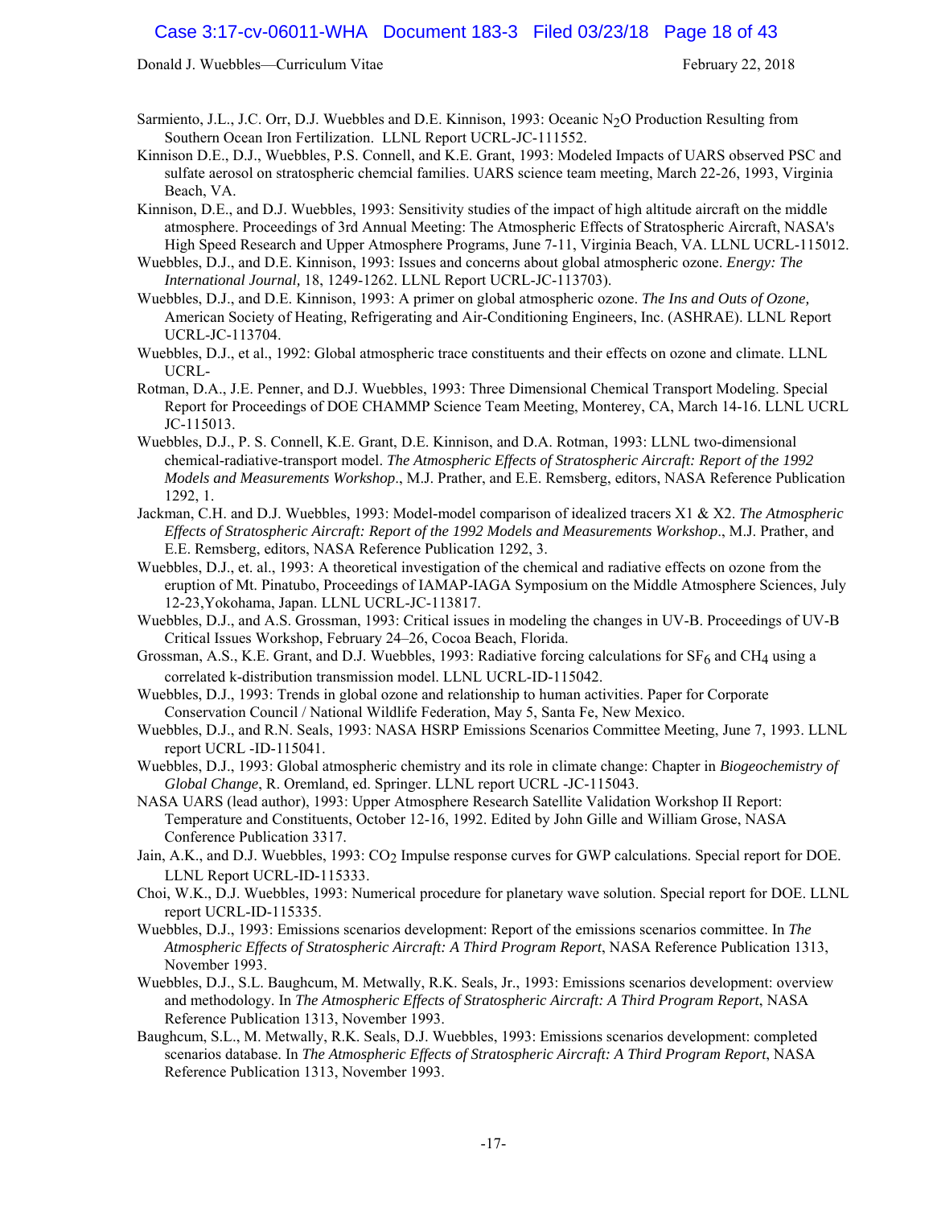Sarmiento, J.L., J.C. Orr, D.J. Wuebbles and D.E. Kinnison, 1993: Oceanic $N_2O$ Production Resulting from Southern Ocean Iron Fertilization. LLNL Report UCRL-JC-111552.

Kinnison D.E., D.J., Wuebbles, P.S. Connell, and K.E. Grant, 1993: Modeled Impacts of UARS observed PSC and sulfate aerosol on stratospheric chemcial families. UARS science team meeting, March 22-26, 1993, Virginia Beach, VA.

Kinnison, D.E., and D.J. Wuebbles, 1993: Sensitivity studies of the impact of high altitude aircraft on the middle atmosphere. Proceedings of 3rd Annual Meeting: The Atmospheric Effects of Stratospheric Aircraft, NASA's High Speed Research and Upper Atmosphere Programs, June 7-11, Virginia Beach, VA. LLNL UCRL-115012.

Wuebbles, D.J., and D.E. Kinnison, 1993: Issues and concerns about global atmospheric ozone. *Energy: The International Journal,* 18, 1249-1262. LLNL Report UCRL-JC-113703).

Wuebbles, D.J., and D.E. Kinnison, 1993: A primer on global atmospheric ozone. *The Ins and Outs of Ozone,* American Society of Heating, Refrigerating and Air-Conditioning Engineers, Inc. (ASHRAE). LLNL Report UCRL-JC-113704.

Wuebbles, D.J., et al., 1992: Global atmospheric trace constituents and their effects on ozone and climate. LLNL UCRL-

Rotman, D.A., J.E. Penner, and D.J. Wuebbles, 1993: Three Dimensional Chemical Transport Modeling. Special Report for Proceedings of DOE CHAMMP Science Team Meeting, Monterey, CA, March 14-16. LLNL UCRL JC-115013.

Wuebbles, D.J., P. S. Connell, K.E. Grant, D.E. Kinnison, and D.A. Rotman, 1993: LLNL two-dimensional chemical-radiative-transport model. *The Atmospheric Effects of Stratospheric Aircraft: Report of the 1992 Models and Measurements Workshop*., M.J. Prather, and E.E. Remsberg, editors, NASA Reference Publication 1292, 1.

Jackman, C.H. and D.J. Wuebbles, 1993: Model-model comparison of idealized tracers X1 & X2. *The Atmospheric Effects of Stratospheric Aircraft: Report of the 1992 Models and Measurements Workshop*., M.J. Prather, and E.E. Remsberg, editors, NASA Reference Publication 1292, 3.

Wuebbles, D.J., et. al., 1993: A theoretical investigation of the chemical and radiative effects on ozone from the eruption of Mt. Pinatubo, Proceedings of IAMAP-IAGA Symposium on the Middle Atmosphere Sciences, July 12-23,Yokohama, Japan. LLNL UCRL-JC-113817.

Wuebbles, D.J., and A.S. Grossman, 1993: Critical issues in modeling the changes in UV-B. Proceedings of UV-B Critical Issues Workshop, February 24–26, Cocoa Beach, Florida.

Grossman, A.S., K.E. Grant, and D.J. Wuebbles, 1993: Radiative forcing calculations for $SF_6$ and $CH_4$ using a correlated k-distribution transmission model. LLNL UCRL-ID-115042.

Wuebbles, D.J., 1993: Trends in global ozone and relationship to human activities. Paper for Corporate Conservation Council / National Wildlife Federation, May 5, Santa Fe, New Mexico.

Wuebbles, D.J., and R.N. Seals, 1993: NASA HSRP Emissions Scenarios Committee Meeting, June 7, 1993. LLNL report UCRL -ID-115041.

Wuebbles, D.J., 1993: Global atmospheric chemistry and its role in climate change: Chapter in *Biogeochemistry of Global Change*, R. Oremland, ed. Springer. LLNL report UCRL -JC-115043.

NASA UARS (lead author), 1993: Upper Atmosphere Research Satellite Validation Workshop II Report: Temperature and Constituents, October 12-16, 1992. Edited by John Gille and William Grose, NASA Conference Publication 3317.

Jain, A.K., and D.J. Wuebbles, 1993: $CO_2$ Impulse response curves for GWP calculations. Special report for DOE. LLNL Report UCRL-ID-115333.

Choi, W.K., D.J. Wuebbles, 1993: Numerical procedure for planetary wave solution. Special report for DOE. LLNL report UCRL-ID-115335.

Wuebbles, D.J., 1993: Emissions scenarios development: Report of the emissions scenarios committee. In *The Atmospheric Effects of Stratospheric Aircraft: A Third Program Report*, NASA Reference Publication 1313, November 1993.

Wuebbles, D.J., S.L. Baughcum, M. Metwally, R.K. Seals, Jr., 1993: Emissions scenarios development: overview and methodology. In *The Atmospheric Effects of Stratospheric Aircraft: A Third Program Report*, NASA Reference Publication 1313, November 1993.

Baughcum, S.L., M. Metwally, R.K. Seals, D.J. Wuebbles, 1993: Emissions scenarios development: completed scenarios database. In *The Atmospheric Effects of Stratospheric Aircraft: A Third Program Report*, NASA Reference Publication 1313, November 1993.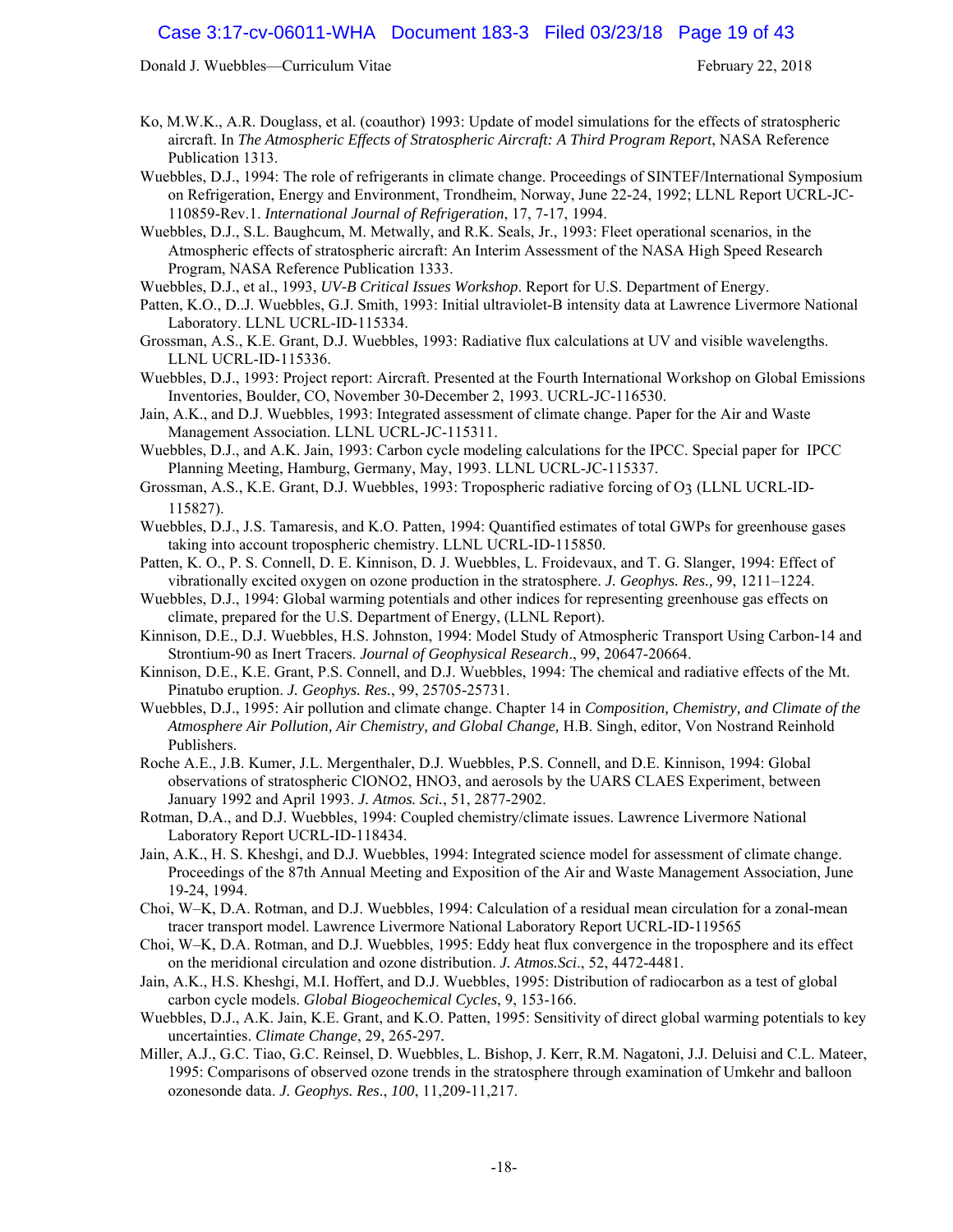Ko, M.W.K., A.R. Douglass, et al. (coauthor) 1993: Update of model simulations for the effects of stratospheric aircraft. In *The Atmospheric Effects of Stratospheric Aircraft: A Third Program Report*, NASA Reference Publication 1313.

Wuebbles, D.J., 1994: The role of refrigerants in climate change. Proceedings of SINTEF/International Symposium on Refrigeration, Energy and Environment, Trondheim, Norway, June 22-24, 1992; LLNL Report UCRL-JC-110859-Rev.1. *International Journal of Refrigeration*, 17, 7-17, 1994.

Wuebbles, D.J., S.L. Baughcum, M. Metwally, and R.K. Seals, Jr., 1993: Fleet operational scenarios, in the Atmospheric effects of stratospheric aircraft: An Interim Assessment of the NASA High Speed Research Program, NASA Reference Publication 1333.

Wuebbles, D.J., et al., 1993, *UV-B Critical Issues Workshop*. Report for U.S. Department of Energy.

Patten, K.O., D..J. Wuebbles, G.J. Smith, 1993: Initial ultraviolet-B intensity data at Lawrence Livermore National Laboratory. LLNL UCRL-ID-115334.

Grossman, A.S., K.E. Grant, D.J. Wuebbles, 1993: Radiative flux calculations at UV and visible wavelengths. LLNL UCRL-ID-115336.

Wuebbles, D.J., 1993: Project report: Aircraft. Presented at the Fourth International Workshop on Global Emissions Inventories, Boulder, CO, November 30-December 2, 1993. UCRL-JC-116530.

Jain, A.K., and D.J. Wuebbles, 1993: Integrated assessment of climate change. Paper for the Air and Waste Management Association. LLNL UCRL-JC-115311.

Wuebbles, D.J., and A.K. Jain, 1993: Carbon cycle modeling calculations for the IPCC. Special paper for IPCC Planning Meeting, Hamburg, Germany, May, 1993. LLNL UCRL-JC-115337.

Grossman, A.S., K.E. Grant, D.J. Wuebbles, 1993: Tropospheric radiative forcing of $O_3$ (LLNL UCRL-ID-115827).

Wuebbles, D.J., J.S. Tamaresis, and K.O. Patten, 1994: Quantified estimates of total GWPs for greenhouse gases taking into account tropospheric chemistry. LLNL UCRL-ID-115850.

Patten, K. O., P. S. Connell, D. E. Kinnison, D. J. Wuebbles, L. Froidevaux, and T. G. Slanger, 1994: Effect of vibrationally excited oxygen on ozone production in the stratosphere. *J. Geophys. Res.,* 99, 1211–1224.

Wuebbles, D.J., 1994: Global warming potentials and other indices for representing greenhouse gas effects on climate, prepared for the U.S. Department of Energy, (LLNL Report).

Kinnison, D.E., D.J. Wuebbles, H.S. Johnston, 1994: Model Study of Atmospheric Transport Using Carbon-14 and Strontium-90 as Inert Tracers. *Journal of Geophysical Research*., 99, 20647-20664.

Kinnison, D.E., K.E. Grant, P.S. Connell, and D.J. Wuebbles, 1994: The chemical and radiative effects of the Mt. Pinatubo eruption. *J. Geophys. Res.*, 99, 25705-25731.

Wuebbles, D.J., 1995: Air pollution and climate change. Chapter 14 in *Composition, Chemistry, and Climate of the Atmosphere Air Pollution, Air Chemistry, and Global Change,* H.B. Singh, editor, Von Nostrand Reinhold Publishers.

Roche A.E., J.B. Kumer, J.L. Mergenthaler, D.J. Wuebbles, P.S. Connell, and D.E. Kinnison, 1994: Global observations of stratospheric $ClONO_2$, $HNO_3$, and aerosols by the UARS CLAES Experiment, between January 1992 and April 1993. *J. Atmos. Sci.*, 51, 2877-2902.

Rotman, D.A., and D.J. Wuebbles, 1994: Coupled chemistry/climate issues. Lawrence Livermore National Laboratory Report UCRL-ID-118434.

Jain, A.K., H. S. Kheshgi, and D.J. Wuebbles, 1994: Integrated science model for assessment of climate change. Proceedings of the 87th Annual Meeting and Exposition of the Air and Waste Management Association, June 19-24, 1994.

Choi, W–K, D.A. Rotman, and D.J. Wuebbles, 1994: Calculation of a residual mean circulation for a zonal-mean tracer transport model. Lawrence Livermore National Laboratory Report UCRL-ID-119565

Choi, W–K, D.A. Rotman, and D.J. Wuebbles, 1995: Eddy heat flux convergence in the troposphere and its effect on the meridional circulation and ozone distribution. *J. Atmos.Sci*., 52, 4472-4481.

Jain, A.K., H.S. Kheshgi, M.I. Hoffert, and D.J. Wuebbles, 1995: Distribution of radiocarbon as a test of global carbon cycle models. *Global Biogeochemical Cycles*, 9, 153-166.

Wuebbles, D.J., A.K. Jain, K.E. Grant, and K.O. Patten, 1995: Sensitivity of direct global warming potentials to key uncertainties. *Climate Change*, 29, 265-297.

Miller, A.J., G.C. Tiao, G.C. Reinsel, D. Wuebbles, L. Bishop, J. Kerr, R.M. Nagatoni, J.J. Deluisi and C.L. Mateer, 1995: Comparisons of observed ozone trends in the stratosphere through examination of Umkehr and balloon ozonesonde data. *J. Geophys. Res*., *100*, 11,209-11,217.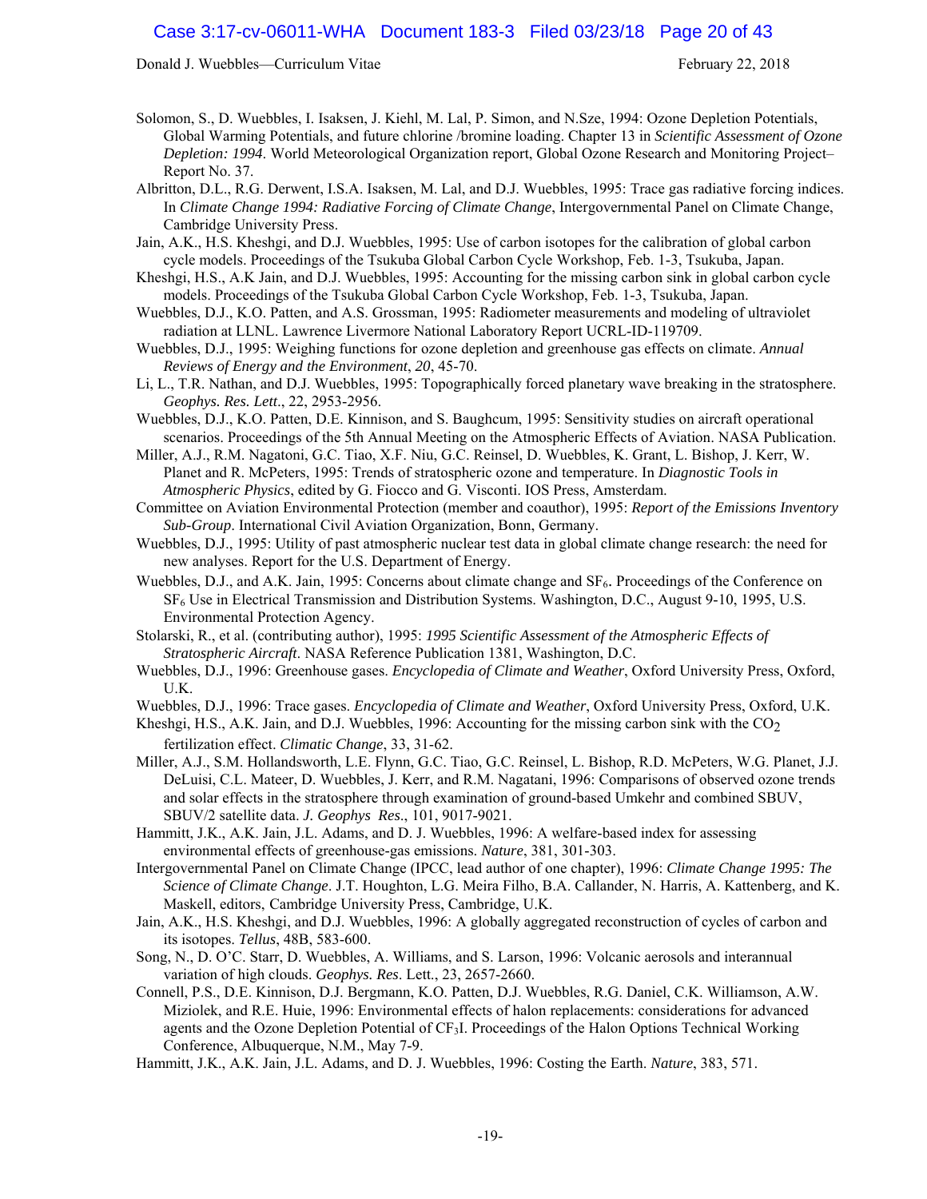Solomon, S., D. Wuebbles, I. Isaksen, J. Kiehl, M. Lal, P. Simon, and N.Sze, 1994: Ozone Depletion Potentials, Global Warming Potentials, and future chlorine /bromine loading. Chapter 13 in *Scientific Assessment of Ozone Depletion: 1994*. World Meteorological Organization report, Global Ozone Research and Monitoring Project–Report No. 37.

Albritton, D.L., R.G. Derwent, I.S.A. Isaksen, M. Lal, and D.J. Wuebbles, 1995: Trace gas radiative forcing indices. In *Climate Change 1994: Radiative Forcing of Climate Change*, Intergovernmental Panel on Climate Change, Cambridge University Press.

Jain, A.K., H.S. Kheshgi, and D.J. Wuebbles, 1995: Use of carbon isotopes for the calibration of global carbon cycle models. Proceedings of the Tsukuba Global Carbon Cycle Workshop, Feb. 1-3, Tsukuba, Japan.

Kheshgi, H.S., A.K Jain, and D.J. Wuebbles, 1995: Accounting for the missing carbon sink in global carbon cycle models. Proceedings of the Tsukuba Global Carbon Cycle Workshop, Feb. 1-3, Tsukuba, Japan.

Wuebbles, D.J., K.O. Patten, and A.S. Grossman, 1995: Radiometer measurements and modeling of ultraviolet radiation at LLNL. Lawrence Livermore National Laboratory Report UCRL-ID-119709.

Wuebbles, D.J., 1995: Weighing functions for ozone depletion and greenhouse gas effects on climate. *Annual Reviews of Energy and the Environment*, *20*, 45-70.

Li, L., T.R. Nathan, and D.J. Wuebbles, 1995: Topographically forced planetary wave breaking in the stratosphere. *Geophys. Res. Lett*., 22, 2953-2956.

Wuebbles, D.J., K.O. Patten, D.E. Kinnison, and S. Baughcum, 1995: Sensitivity studies on aircraft operational scenarios. Proceedings of the 5th Annual Meeting on the Atmospheric Effects of Aviation. NASA Publication.

Miller, A.J., R.M. Nagatoni, G.C. Tiao, X.F. Niu, G.C. Reinsel, D. Wuebbles, K. Grant, L. Bishop, J. Kerr, W. Planet and R. McPeters, 1995: Trends of stratospheric ozone and temperature. In *Diagnostic Tools in Atmospheric Physics*, edited by G. Fiocco and G. Visconti. IOS Press, Amsterdam.

Committee on Aviation Environmental Protection (member and coauthor), 1995: *Report of the Emissions Inventory Sub-Group*. International Civil Aviation Organization, Bonn, Germany.

Wuebbles, D.J., 1995: Utility of past atmospheric nuclear test data in global climate change research: the need for new analyses. Report for the U.S. Department of Energy.

Wuebbles, D.J., and A.K. Jain, 1995: Concerns about climate change and $SF_6$. Proceedings of the Conference on $SF_6$ Use in Electrical Transmission and Distribution Systems. Washington, D.C., August 9-10, 1995, U.S. Environmental Protection Agency.

Stolarski, R., et al. (contributing author), 1995: *1995 Scientific Assessment of the Atmospheric Effects of Stratospheric Aircraft*. NASA Reference Publication 1381, Washington, D.C.

Wuebbles, D.J., 1996: Greenhouse gases. *Encyclopedia of Climate and Weather*, Oxford University Press, Oxford, U.K.

Wuebbles, D.J., 1996: Trace gases. *Encyclopedia of Climate and Weather*, Oxford University Press, Oxford, U.K.

Kheshgi, H.S., A.K. Jain, and D.J. Wuebbles, 1996: Accounting for the missing carbon sink with the $CO_2$ fertilization effect. *Climatic Change*, 33, 31-62.

Miller, A.J., S.M. Hollandsworth, L.E. Flynn, G.C. Tiao, G.C. Reinsel, L. Bishop, R.D. McPeters, W.G. Planet, J.J. DeLuisi, C.L. Mateer, D. Wuebbles, J. Kerr, and R.M. Nagatani, 1996: Comparisons of observed ozone trends and solar effects in the stratosphere through examination of ground-based Umkehr and combined SBUV, SBUV/2 satellite data. *J. Geophys Res*., 101, 9017-9021.

Hammitt, J.K., A.K. Jain, J.L. Adams, and D. J. Wuebbles, 1996: A welfare-based index for assessing environmental effects of greenhouse-gas emissions. *Nature*, 381, 301-303.

Intergovernmental Panel on Climate Change (IPCC, lead author of one chapter), 1996: *Climate Change 1995: The Science of Climate Change*. J.T. Houghton, L.G. Meira Filho, B.A. Callander, N. Harris, A. Kattenberg, and K. Maskell, editors, Cambridge University Press, Cambridge, U.K.

Jain, A.K., H.S. Kheshgi, and D.J. Wuebbles, 1996: A globally aggregated reconstruction of cycles of carbon and its isotopes. *Tellus*, 48B, 583-600.

Song, N., D. O'C. Starr, D. Wuebbles, A. Williams, and S. Larson, 1996: Volcanic aerosols and interannual variation of high clouds. *Geophys. Res*. Lett., 23, 2657-2660.

Connell, P.S., D.E. Kinnison, D.J. Bergmann, K.O. Patten, D.J. Wuebbles, R.G. Daniel, C.K. Williamson, A.W. Miziolek, and R.E. Huie, 1996: Environmental effects of halon replacements: considerations for advanced agents and the Ozone Depletion Potential of $CF_3I$. Proceedings of the Halon Options Technical Working Conference, Albuquerque, N.M., May 7-9.

Hammitt, J.K., A.K. Jain, J.L. Adams, and D. J. Wuebbles, 1996: Costing the Earth. *Nature*, 383, 571.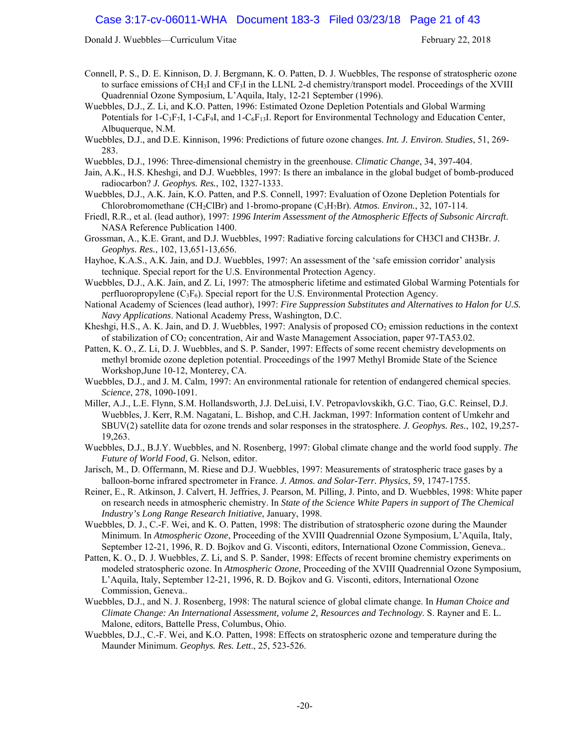Connell, P. S., D. E. Kinnison, D. J. Bergmann, K. O. Patten, D. J. Wuebbles, The response of stratospheric ozone to surface emissions of $CH_3I$ and $CF_3I$ in the LLNL 2-d chemistry/transport model. Proceedings of the XVIII Quadrennial Ozone Symposium, L'Aquila, Italy, 12-21 September (1996).

Wuebbles, D.J., Z. Li, and K.O. Patten, 1996: Estimated Ozone Depletion Potentials and Global Warming Potentials for 1-$C_3F_7I$, 1-$C_4F_9I$, and 1-$C_6F_{13}I$. Report for Environmental Technology and Education Center, Albuquerque, N.M.

Wuebbles, D.J., and D.E. Kinnison, 1996: Predictions of future ozone changes. *Int. J. Environ. Studies*, 51, 269-283.

Wuebbles, D.J., 1996: Three-dimensional chemistry in the greenhouse. *Climatic Change*, 34, 397-404.

Jain, A.K., H.S. Kheshgi, and D.J. Wuebbles, 1997: Is there an imbalance in the global budget of bomb-produced radiocarbon? *J. Geophys. Res.*, 102, 1327-1333.

Wuebbles, D.J., A.K. Jain, K.O. Patten, and P.S. Connell, 1997: Evaluation of Ozone Depletion Potentials for Chlorobromomethane ($CH_2ClBr$) and 1-bromo-propane ($C_3H_7Br$). *Atmos. Environ.*, 32, 107-114.

Friedl, R.R., et al. (lead author), 1997: *1996 Interim Assessment of the Atmospheric Effects of Subsonic Aircraft*. NASA Reference Publication 1400.

Grossman, A., K.E. Grant, and D.J. Wuebbles, 1997: Radiative forcing calculations for CH3Cl and CH3Br. *J. Geophys. Res.*, 102, 13,651-13,656.

Hayhoe, K.A.S., A.K. Jain, and D.J. Wuebbles, 1997: An assessment of the 'safe emission corridor' analysis technique. Special report for the U.S. Environmental Protection Agency.

Wuebbles, D.J., A.K. Jain, and Z. Li, 1997: The atmospheric lifetime and estimated Global Warming Potentials for perfluoropropylene ($C_3F_6$). Special report for the U.S. Environmental Protection Agency.

National Academy of Sciences (lead author), 1997: *Fire Suppression Substitutes and Alternatives to Halon for U.S. Navy Applications*. National Academy Press, Washington, D.C.

Kheshgi, H.S., A. K. Jain, and D. J. Wuebbles, 1997: Analysis of proposed $CO_2$ emission reductions in the context of stabilization of $CO_2$ concentration, Air and Waste Management Association, paper 97-TA53.02.

Patten, K. O., Z. Li, D. J. Wuebbles, and S. P. Sander, 1997: Effects of some recent chemistry developments on methyl bromide ozone depletion potential. Proceedings of the 1997 Methyl Bromide State of the Science Workshop,June 10-12, Monterey, CA.

Wuebbles, D.J., and J. M. Calm, 1997: An environmental rationale for retention of endangered chemical species. *Science*, 278, 1090-1091.

Miller, A.J., L.E. Flynn, S.M. Hollandsworth, J.J. DeLuisi, I.V. Petropavlovskikh, G.C. Tiao, G.C. Reinsel, D.J. Wuebbles, J. Kerr, R.M. Nagatani, L. Bishop, and C.H. Jackman, 1997: Information content of Umkehr and SBUV(2) satellite data for ozone trends and solar responses in the stratosphere. *J. Geophys. Res.*, 102, 19,257-19,263.

Wuebbles, D.J., B.J.Y. Wuebbles, and N. Rosenberg, 1997: Global climate change and the world food supply. *The Future of World Food*, G. Nelson, editor.

Jarisch, M., D. Offermann, M. Riese and D.J. Wuebbles, 1997: Measurements of stratospheric trace gases by a balloon-borne infrared spectrometer in France. *J. Atmos. and Solar-Terr. Physics*, 59, 1747-1755.

Reiner, E., R. Atkinson, J. Calvert, H. Jeffries, J. Pearson, M. Pilling, J. Pinto, and D. Wuebbles, 1998: White paper on research needs in atmospheric chemistry. In *State of the Science White Papers in support of The Chemical Industry's Long Range Research Initiative*, January, 1998.

Wuebbles, D. J., C.-F. Wei, and K. O. Patten, 1998: The distribution of stratospheric ozone during the Maunder Minimum. In *Atmospheric Ozone*, Proceeding of the XVIII Quadrennial Ozone Symposium, L'Aquila, Italy, September 12-21, 1996, R. D. Bojkov and G. Visconti, editors, International Ozone Commission, Geneva..

Patten, K. O., D. J. Wuebbles, Z. Li, and S. P. Sander, 1998: Effects of recent bromine chemistry experiments on modeled stratospheric ozone. In *Atmospheric Ozone*, Proceeding of the XVIII Quadrennial Ozone Symposium, L'Aquila, Italy, September 12-21, 1996, R. D. Bojkov and G. Visconti, editors, International Ozone Commission, Geneva..

Wuebbles, D.J., and N. J. Rosenberg, 1998: The natural science of global climate change. In *Human Choice and Climate Change: An International Assessment, volume 2, Resources and Technology*. S. Rayner and E. L. Malone, editors, Battelle Press, Columbus, Ohio.

Wuebbles, D.J., C.-F. Wei, and K.O. Patten, 1998: Effects on stratospheric ozone and temperature during the Maunder Minimum. *Geophys. Res. Lett.*, 25, 523-526.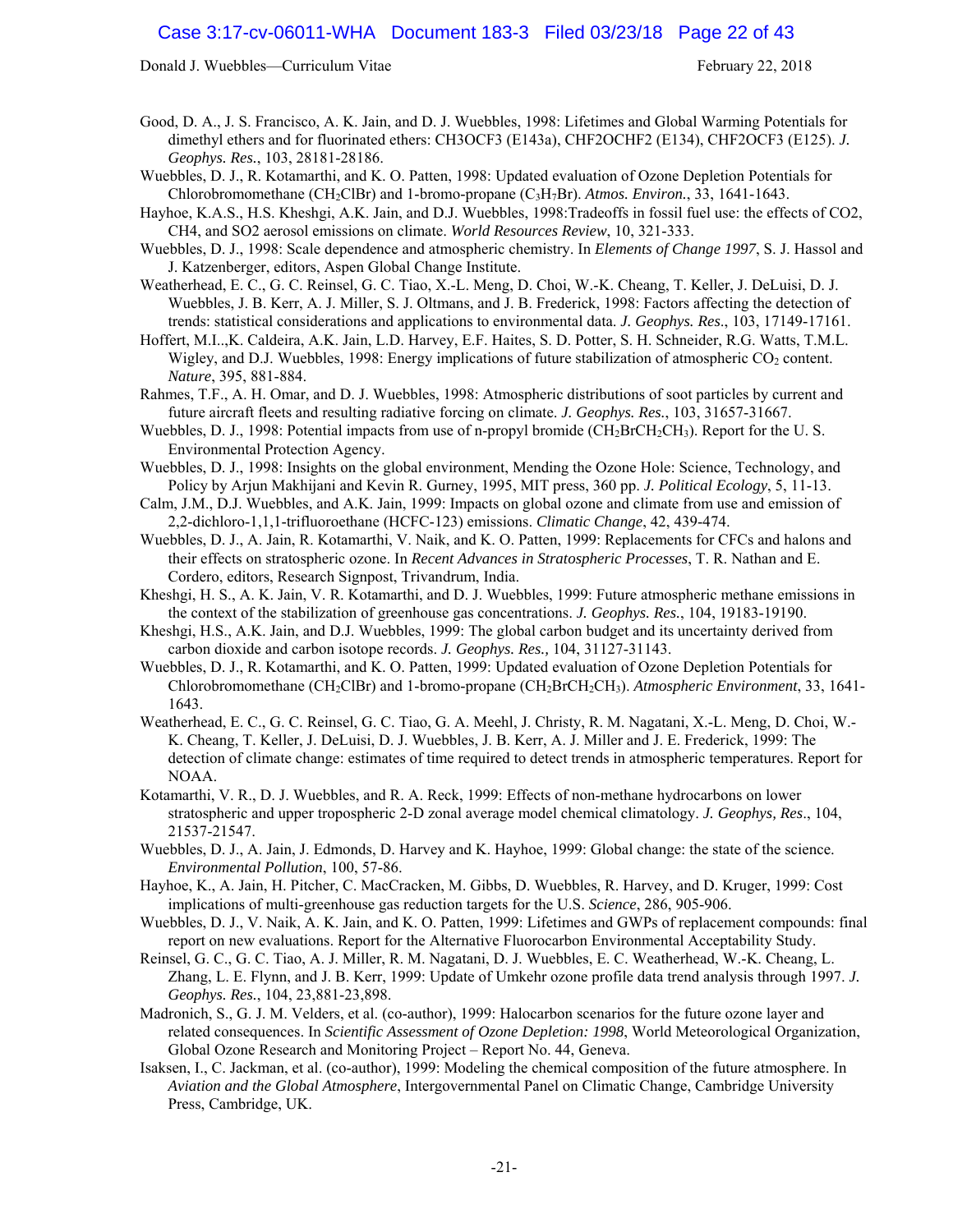Good, D. A., J. S. Francisco, A. K. Jain, and D. J. Wuebbles, 1998: Lifetimes and Global Warming Potentials for dimethyl ethers and for fluorinated ethers: CH3OCF3 (E143a), CHF2OCHF2 (E134), CHF2OCF3 (E125). *J. Geophys. Res.*, 103, 28181-28186.

Wuebbles, D. J., R. Kotamarthi, and K. O. Patten, 1998: Updated evaluation of Ozone Depletion Potentials for Chlorobromomethane ($CH_2ClBr$) and 1-bromo-propane ($C_3H_7Br$). *Atmos. Environ.*, 33, 1641-1643.

Hayhoe, K.A.S., H.S. Kheshgi, A.K. Jain, and D.J. Wuebbles, 1998:Tradeoffs in fossil fuel use: the effects of CO2, CH4, and SO2 aerosol emissions on climate. *World Resources Review*, 10, 321-333.

Wuebbles, D. J., 1998: Scale dependence and atmospheric chemistry. In *Elements of Change 1997*, S. J. Hassol and J. Katzenberger, editors, Aspen Global Change Institute.

Weatherhead, E. C., G. C. Reinsel, G. C. Tiao, X.-L. Meng, D. Choi, W.-K. Cheang, T. Keller, J. DeLuisi, D. J. Wuebbles, J. B. Kerr, A. J. Miller, S. J. Oltmans, and J. B. Frederick, 1998: Factors affecting the detection of trends: statistical considerations and applications to environmental data. *J. Geophys. Res.*, 103, 17149-17161.

Hoffert, M.I..,K. Caldeira, A.K. Jain, L.D. Harvey, E.F. Haites, S. D. Potter, S. H. Schneider, R.G. Watts, T.M.L. Wigley, and D.J. Wuebbles, 1998: Energy implications of future stabilization of atmospheric $CO_2$ content. *Nature*, 395, 881-884.

Rahmes, T.F., A. H. Omar, and D. J. Wuebbles, 1998: Atmospheric distributions of soot particles by current and future aircraft fleets and resulting radiative forcing on climate. *J. Geophys. Res.*, 103, 31657-31667.

Wuebbles, D. J., 1998: Potential impacts from use of n-propyl bromide ($CH_2BrCH_2CH_3$). Report for the U. S. Environmental Protection Agency.

Wuebbles, D. J., 1998: Insights on the global environment, Mending the Ozone Hole: Science, Technology, and Policy by Arjun Makhijani and Kevin R. Gurney, 1995, MIT press, 360 pp. *J. Political Ecology*, 5, 11-13.

Calm, J.M., D.J. Wuebbles, and A.K. Jain, 1999: Impacts on global ozone and climate from use and emission of 2,2-dichloro-1,1,1-trifluoroethane (HCFC-123) emissions. *Climatic Change*, 42, 439-474.

Wuebbles, D. J., A. Jain, R. Kotamarthi, V. Naik, and K. O. Patten, 1999: Replacements for CFCs and halons and their effects on stratospheric ozone. In *Recent Advances in Stratospheric Processes*, T. R. Nathan and E. Cordero, editors, Research Signpost, Trivandrum, India.

Kheshgi, H. S., A. K. Jain, V. R. Kotamarthi, and D. J. Wuebbles, 1999: Future atmospheric methane emissions in the context of the stabilization of greenhouse gas concentrations. *J. Geophys. Res.*, 104, 19183-19190.

Kheshgi, H.S., A.K. Jain, and D.J. Wuebbles, 1999: The global carbon budget and its uncertainty derived from carbon dioxide and carbon isotope records. *J. Geophys. Res.,* 104, 31127-31143.

Wuebbles, D. J., R. Kotamarthi, and K. O. Patten, 1999: Updated evaluation of Ozone Depletion Potentials for Chlorobromomethane ($CH_2ClBr$) and 1-bromo-propane ($CH_2BrCH_2CH_3$). *Atmospheric Environment*, 33, 1641-1643.

Weatherhead, E. C., G. C. Reinsel, G. C. Tiao, G. A. Meehl, J. Christy, R. M. Nagatani, X.-L. Meng, D. Choi, W.-K. Cheang, T. Keller, J. DeLuisi, D. J. Wuebbles, J. B. Kerr, A. J. Miller and J. E. Frederick, 1999: The detection of climate change: estimates of time required to detect trends in atmospheric temperatures. Report for NOAA.

Kotamarthi, V. R., D. J. Wuebbles, and R. A. Reck, 1999: Effects of non-methane hydrocarbons on lower stratospheric and upper tropospheric 2-D zonal average model chemical climatology. *J. Geophys, Res*., 104, 21537-21547.

Wuebbles, D. J., A. Jain, J. Edmonds, D. Harvey and K. Hayhoe, 1999: Global change: the state of the science. *Environmental Pollution*, 100, 57-86.

Hayhoe, K., A. Jain, H. Pitcher, C. MacCracken, M. Gibbs, D. Wuebbles, R. Harvey, and D. Kruger, 1999: Cost implications of multi-greenhouse gas reduction targets for the U.S. *Science*, 286, 905-906.

Wuebbles, D. J., V. Naik, A. K. Jain, and K. O. Patten, 1999: Lifetimes and GWPs of replacement compounds: final report on new evaluations. Report for the Alternative Fluorocarbon Environmental Acceptability Study.

Reinsel, G. C., G. C. Tiao, A. J. Miller, R. M. Nagatani, D. J. Wuebbles, E. C. Weatherhead, W.-K. Cheang, L. Zhang, L. E. Flynn, and J. B. Kerr, 1999: Update of Umkehr ozone profile data trend analysis through 1997. *J. Geophys. Res.*, 104, 23,881-23,898.

Madronich, S., G. J. M. Velders, et al. (co-author), 1999: Halocarbon scenarios for the future ozone layer and related consequences. In *Scientific Assessment of Ozone Depletion: 1998*, World Meteorological Organization, Global Ozone Research and Monitoring Project – Report No. 44, Geneva.

Isaksen, I., C. Jackman, et al. (co-author), 1999: Modeling the chemical composition of the future atmosphere. In *Aviation and the Global Atmosphere*, Intergovernmental Panel on Climatic Change, Cambridge University Press, Cambridge, UK.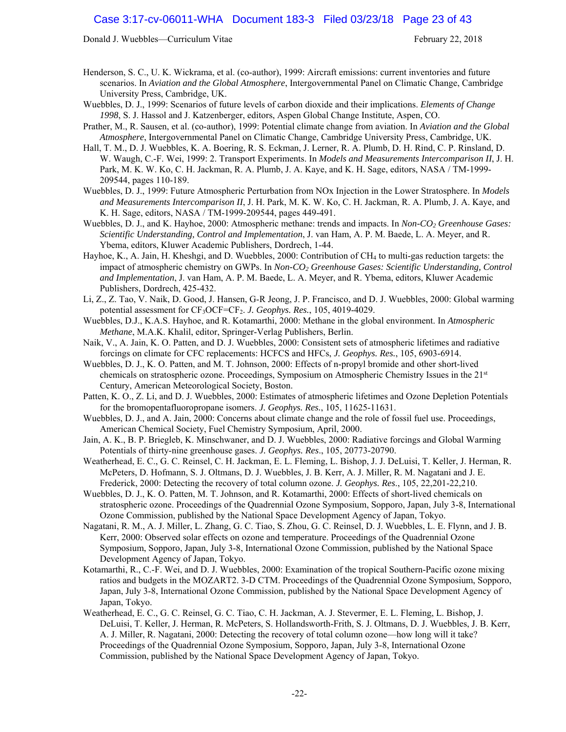Henderson, S. C., U. K. Wickrama, et al. (co-author), 1999: Aircraft emissions: current inventories and future scenarios. In *Aviation and the Global Atmosphere*, Intergovernmental Panel on Climatic Change, Cambridge University Press, Cambridge, UK.

Wuebbles, D. J., 1999: Scenarios of future levels of carbon dioxide and their implications. *Elements of Change 1998*, S. J. Hassol and J. Katzenberger, editors, Aspen Global Change Institute, Aspen, CO.

Prather, M., R. Sausen, et al. (co-author), 1999: Potential climate change from aviation. In *Aviation and the Global Atmosphere*, Intergovernmental Panel on Climatic Change, Cambridge University Press, Cambridge, UK.

Hall, T. M., D. J. Wuebbles, K. A. Boering, R. S. Eckman, J. Lerner, R. A. Plumb, D. H. Rind, C. P. Rinsland, D. W. Waugh, C.-F. Wei, 1999: 2. Transport Experiments. In *Models and Measurements Intercomparison II*, J. H. Park, M. K. W. Ko, C. H. Jackman, R. A. Plumb, J. A. Kaye, and K. H. Sage, editors, NASA / TM-1999-209544, pages 110-189.

Wuebbles, D. J., 1999: Future Atmospheric Perturbation from NOx Injection in the Lower Stratosphere. In *Models and Measurements Intercomparison II*, J. H. Park, M. K. W. Ko, C. H. Jackman, R. A. Plumb, J. A. Kaye, and K. H. Sage, editors, NASA / TM-1999-209544, pages 449-491.

Wuebbles, D. J., and K. Hayhoe, 2000: Atmospheric methane: trends and impacts. In *Non-$CO_2$ Greenhouse Gases: Scientific Understanding, Control and Implementation*, J. van Ham, A. P. M. Baede, L. A. Meyer, and R. Ybema, editors, Kluwer Academic Publishers, Dordrech, 1-44.

Hayhoe, K., A. Jain, H. Kheshgi, and D. Wuebbles, 2000: Contribution of $CH_4$ to multi-gas reduction targets: the impact of atmospheric chemistry on GWPs. In *Non-$CO_2$ Greenhouse Gases: Scientific Understanding, Control and Implementation*, J. van Ham, A. P. M. Baede, L. A. Meyer, and R. Ybema, editors, Kluwer Academic Publishers, Dordrech, 425-432.

Li, Z., Z. Tao, V. Naik, D. Good, J. Hansen, G-R Jeong, J. P. Francisco, and D. J. Wuebbles, 2000: Global warming potential assessment for $CF_3OCF{=}CF_2$. *J. Geophys. Res.*, 105, 4019-4029.

Wuebbles, D.J., K.A.S. Hayhoe, and R. Kotamarthi, 2000: Methane in the global environment. In *Atmospheric Methane*, M.A.K. Khalil, editor, Springer-Verlag Publishers, Berlin.

Naik, V., A. Jain, K. O. Patten, and D. J. Wuebbles, 2000: Consistent sets of atmospheric lifetimes and radiative forcings on climate for CFC replacements: HCFCS and HFCs, *J. Geophys. Res.*, 105, 6903-6914.

Wuebbles, D. J., K. O. Patten, and M. T. Johnson, 2000: Effects of n-propyl bromide and other short-lived chemicals on stratospheric ozone. Proceedings, Symposium on Atmospheric Chemistry Issues in the 21st Century, American Meteorological Society, Boston.

Patten, K. O., Z. Li, and D. J. Wuebbles, 2000: Estimates of atmospheric lifetimes and Ozone Depletion Potentials for the bromopentafluoropropane isomers. *J. Geophys. Res.*, 105, 11625-11631.

Wuebbles, D. J., and A. Jain, 2000: Concerns about climate change and the role of fossil fuel use. Proceedings, American Chemical Society, Fuel Chemistry Symposium, April, 2000.

Jain, A. K., B. P. Briegleb, K. Minschwaner, and D. J. Wuebbles, 2000: Radiative forcings and Global Warming Potentials of thirty-nine greenhouse gases. *J. Geophys. Res*., 105, 20773-20790.

Weatherhead, E. C., G. C. Reinsel, C. H. Jackman, E. L. Fleming, L. Bishop, J. J. DeLuisi, T. Keller, J. Herman, R. McPeters, D. Hofmann, S. J. Oltmans, D. J. Wuebbles, J. B. Kerr, A. J. Miller, R. M. Nagatani and J. E. Frederick, 2000: Detecting the recovery of total column ozone. *J. Geophys. Res.*, 105, 22,201-22,210.

Wuebbles, D. J., K. O. Patten, M. T. Johnson, and R. Kotamarthi, 2000: Effects of short-lived chemicals on stratospheric ozone. Proceedings of the Quadrennial Ozone Symposium, Sopporo, Japan, July 3-8, International Ozone Commission, published by the National Space Development Agency of Japan, Tokyo.

Nagatani, R. M., A. J. Miller, L. Zhang, G. C. Tiao, S. Zhou, G. C. Reinsel, D. J. Wuebbles, L. E. Flynn, and J. B. Kerr, 2000: Observed solar effects on ozone and temperature. Proceedings of the Quadrennial Ozone Symposium, Sopporo, Japan, July 3-8, International Ozone Commission, published by the National Space Development Agency of Japan, Tokyo.

Kotamarthi, R., C.-F. Wei, and D. J. Wuebbles, 2000: Examination of the tropical Southern-Pacific ozone mixing ratios and budgets in the MOZART2. 3-D CTM. Proceedings of the Quadrennial Ozone Symposium, Sopporo, Japan, July 3-8, International Ozone Commission, published by the National Space Development Agency of Japan, Tokyo.

Weatherhead, E. C., G. C. Reinsel, G. C. Tiao, C. H. Jackman, A. J. Stevermer, E. L. Fleming, L. Bishop, J. DeLuisi, T. Keller, J. Herman, R. McPeters, S. Hollandsworth-Frith, S. J. Oltmans, D. J. Wuebbles, J. B. Kerr, A. J. Miller, R. Nagatani, 2000: Detecting the recovery of total column ozone—how long will it take? Proceedings of the Quadrennial Ozone Symposium, Sopporo, Japan, July 3-8, International Ozone Commission, published by the National Space Development Agency of Japan, Tokyo.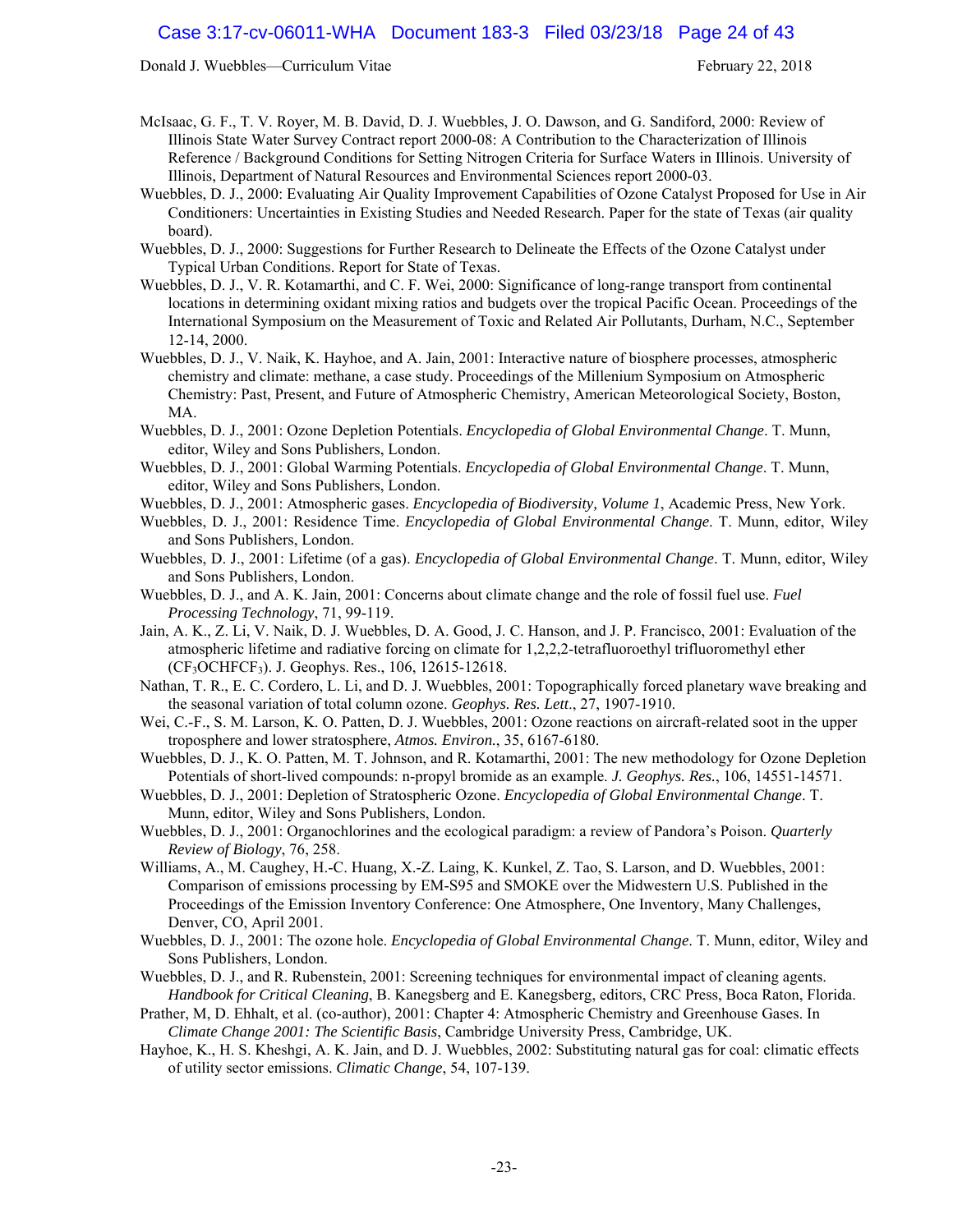McIsaac, G. F., T. V. Royer, M. B. David, D. J. Wuebbles, J. O. Dawson, and G. Sandiford, 2000: Review of Illinois State Water Survey Contract report 2000-08: A Contribution to the Characterization of Illinois Reference / Background Conditions for Setting Nitrogen Criteria for Surface Waters in Illinois. University of Illinois, Department of Natural Resources and Environmental Sciences report 2000-03.

Wuebbles, D. J., 2000: Evaluating Air Quality Improvement Capabilities of Ozone Catalyst Proposed for Use in Air Conditioners: Uncertainties in Existing Studies and Needed Research. Paper for the state of Texas (air quality board).

Wuebbles, D. J., 2000: Suggestions for Further Research to Delineate the Effects of the Ozone Catalyst under Typical Urban Conditions. Report for State of Texas.

Wuebbles, D. J., V. R. Kotamarthi, and C. F. Wei, 2000: Significance of long-range transport from continental locations in determining oxidant mixing ratios and budgets over the tropical Pacific Ocean. Proceedings of the International Symposium on the Measurement of Toxic and Related Air Pollutants, Durham, N.C., September 12-14, 2000.

Wuebbles, D. J., V. Naik, K. Hayhoe, and A. Jain, 2001: Interactive nature of biosphere processes, atmospheric chemistry and climate: methane, a case study. Proceedings of the Millenium Symposium on Atmospheric Chemistry: Past, Present, and Future of Atmospheric Chemistry, American Meteorological Society, Boston, MA.

Wuebbles, D. J., 2001: Ozone Depletion Potentials. *Encyclopedia of Global Environmental Change*. T. Munn, editor, Wiley and Sons Publishers, London.

Wuebbles, D. J., 2001: Global Warming Potentials. *Encyclopedia of Global Environmental Change*. T. Munn, editor, Wiley and Sons Publishers, London.

Wuebbles, D. J., 2001: Atmospheric gases. *Encyclopedia of Biodiversity, Volume 1*, Academic Press, New York.

Wuebbles, D. J., 2001: Residence Time. *Encyclopedia of Global Environmental Change*. T. Munn, editor, Wiley and Sons Publishers, London.

Wuebbles, D. J., 2001: Lifetime (of a gas). *Encyclopedia of Global Environmental Change*. T. Munn, editor, Wiley and Sons Publishers, London.

Wuebbles, D. J., and A. K. Jain, 2001: Concerns about climate change and the role of fossil fuel use. *Fuel Processing Technology*, 71, 99-119.

Jain, A. K., Z. Li, V. Naik, D. J. Wuebbles, D. A. Good, J. C. Hanson, and J. P. Francisco, 2001: Evaluation of the atmospheric lifetime and radiative forcing on climate for 1,2,2,2-tetrafluoroethyl trifluoromethyl ether ($CF_3OCHFCF_3$). J. Geophys. Res., 106, 12615-12618.

Nathan, T. R., E. C. Cordero, L. Li, and D. J. Wuebbles, 2001: Topographically forced planetary wave breaking and the seasonal variation of total column ozone. *Geophys. Res. Lett*., 27, 1907-1910.

Wei, C.-F., S. M. Larson, K. O. Patten, D. J. Wuebbles, 2001: Ozone reactions on aircraft-related soot in the upper troposphere and lower stratosphere, *Atmos. Environ.*, 35, 6167-6180.

Wuebbles, D. J., K. O. Patten, M. T. Johnson, and R. Kotamarthi, 2001: The new methodology for Ozone Depletion Potentials of short-lived compounds: n-propyl bromide as an example. *J. Geophys. Res.*, 106, 14551-14571.

Wuebbles, D. J., 2001: Depletion of Stratospheric Ozone. *Encyclopedia of Global Environmental Change*. T. Munn, editor, Wiley and Sons Publishers, London.

Wuebbles, D. J., 2001: Organochlorines and the ecological paradigm: a review of Pandora's Poison. *Quarterly Review of Biology*, 76, 258.

Williams, A., M. Caughey, H.-C. Huang, X.-Z. Laing, K. Kunkel, Z. Tao, S. Larson, and D. Wuebbles, 2001: Comparison of emissions processing by EM-S95 and SMOKE over the Midwestern U.S. Published in the Proceedings of the Emission Inventory Conference: One Atmosphere, One Inventory, Many Challenges, Denver, CO, April 2001.

Wuebbles, D. J., 2001: The ozone hole. *Encyclopedia of Global Environmental Change*. T. Munn, editor, Wiley and Sons Publishers, London.

Wuebbles, D. J., and R. Rubenstein, 2001: Screening techniques for environmental impact of cleaning agents. *Handbook for Critical Cleaning*, B. Kanegsberg and E. Kanegsberg, editors, CRC Press, Boca Raton, Florida.

Prather, M, D. Ehhalt, et al. (co-author), 2001: Chapter 4: Atmospheric Chemistry and Greenhouse Gases. In *Climate Change 2001: The Scientific Basis*, Cambridge University Press, Cambridge, UK.

Hayhoe, K., H. S. Kheshgi, A. K. Jain, and D. J. Wuebbles, 2002: Substituting natural gas for coal: climatic effects of utility sector emissions. *Climatic Change*, 54, 107-139.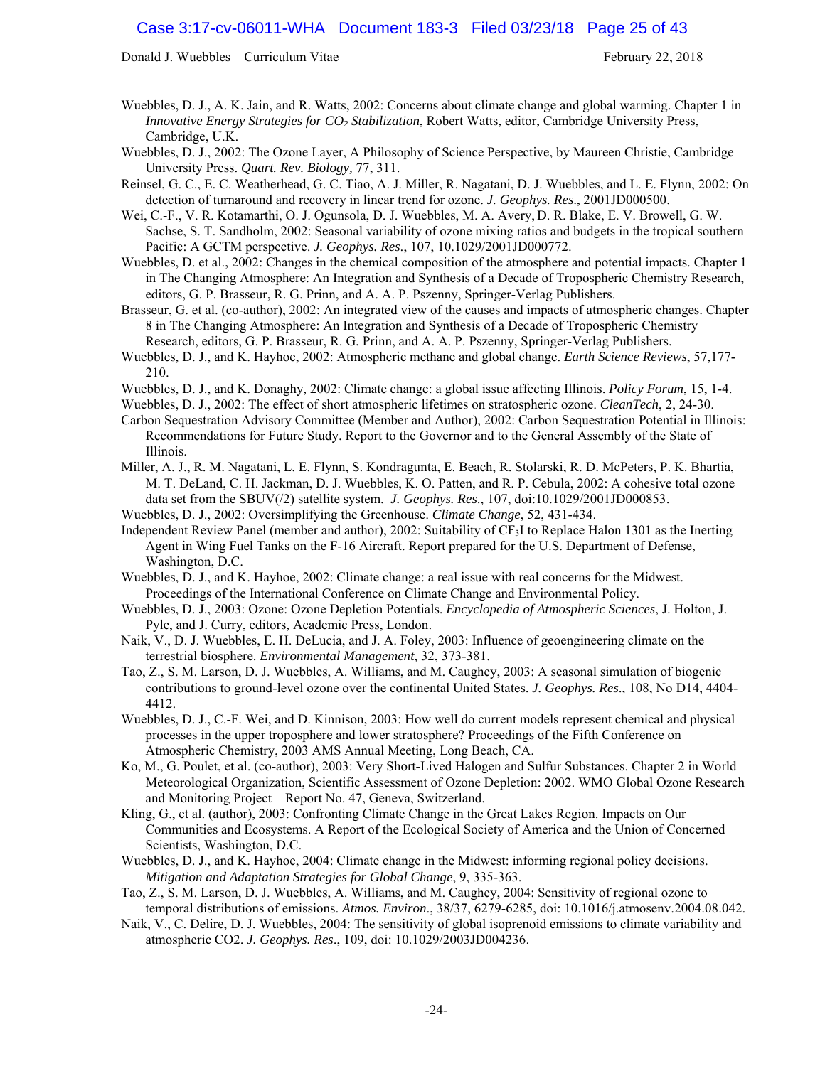Wuebbles, D. J., A. K. Jain, and R. Watts, 2002: Concerns about climate change and global warming. Chapter 1 in *Innovative Energy Strategies for $CO_2$ Stabilization*, Robert Watts, editor, Cambridge University Press, Cambridge, U.K.

Wuebbles, D. J., 2002: The Ozone Layer, A Philosophy of Science Perspective, by Maureen Christie, Cambridge University Press. *Quart. Rev. Biology,* 77, 311.

Reinsel, G. C., E. C. Weatherhead, G. C. Tiao, A. J. Miller, R. Nagatani, D. J. Wuebbles, and L. E. Flynn, 2002: On detection of turnaround and recovery in linear trend for ozone. *J. Geophys. Res*., 2001JD000500.

Wei, C.-F., V. R. Kotamarthi, O. J. Ogunsola, D. J. Wuebbles, M. A. Avery, D. R. Blake, E. V. Browell, G. W. Sachse, S. T. Sandholm, 2002: Seasonal variability of ozone mixing ratios and budgets in the tropical southern Pacific: A GCTM perspective. *J. Geophys. Res*., 107, 10.1029/2001JD000772.

Wuebbles, D. et al., 2002: Changes in the chemical composition of the atmosphere and potential impacts. Chapter 1 in The Changing Atmosphere: An Integration and Synthesis of a Decade of Tropospheric Chemistry Research, editors, G. P. Brasseur, R. G. Prinn, and A. A. P. Pszenny, Springer-Verlag Publishers.

Brasseur, G. et al. (co-author), 2002: An integrated view of the causes and impacts of atmospheric changes. Chapter 8 in The Changing Atmosphere: An Integration and Synthesis of a Decade of Tropospheric Chemistry Research, editors, G. P. Brasseur, R. G. Prinn, and A. A. P. Pszenny, Springer-Verlag Publishers.

Wuebbles, D. J., and K. Hayhoe, 2002: Atmospheric methane and global change. *Earth Science Reviews*, 57,177-210.

Wuebbles, D. J., and K. Donaghy, 2002: Climate change: a global issue affecting Illinois. *Policy Forum*, 15, 1-4.

Wuebbles, D. J., 2002: The effect of short atmospheric lifetimes on stratospheric ozone. *CleanTech*, 2, 24-30.

Carbon Sequestration Advisory Committee (Member and Author), 2002: Carbon Sequestration Potential in Illinois: Recommendations for Future Study. Report to the Governor and to the General Assembly of the State of Illinois.

Miller, A. J., R. M. Nagatani, L. E. Flynn, S. Kondragunta, E. Beach, R. Stolarski, R. D. McPeters, P. K. Bhartia, M. T. DeLand, C. H. Jackman, D. J. Wuebbles, K. O. Patten, and R. P. Cebula, 2002: A cohesive total ozone data set from the SBUV(/2) satellite system. *J. Geophys. Res*., 107, doi:10.1029/2001JD000853.

Wuebbles, D. J., 2002: Oversimplifying the Greenhouse. *Climate Change*, 52, 431-434.

Independent Review Panel (member and author), 2002: Suitability of $CF_3I$ to Replace Halon 1301 as the Inerting Agent in Wing Fuel Tanks on the F-16 Aircraft. Report prepared for the U.S. Department of Defense, Washington, D.C.

Wuebbles, D. J., and K. Hayhoe, 2002: Climate change: a real issue with real concerns for the Midwest. Proceedings of the International Conference on Climate Change and Environmental Policy.

Wuebbles, D. J., 2003: Ozone: Ozone Depletion Potentials. *Encyclopedia of Atmospheric Sciences*, J. Holton, J. Pyle, and J. Curry, editors, Academic Press, London.

Naik, V., D. J. Wuebbles, E. H. DeLucia, and J. A. Foley, 2003: Influence of geoengineering climate on the terrestrial biosphere. *Environmental Management*, 32, 373-381.

Tao, Z., S. M. Larson, D. J. Wuebbles, A. Williams, and M. Caughey, 2003: A seasonal simulation of biogenic contributions to ground-level ozone over the continental United States. *J. Geophys. Res*., 108, No D14, 4404-4412.

Wuebbles, D. J., C.-F. Wei, and D. Kinnison, 2003: How well do current models represent chemical and physical processes in the upper troposphere and lower stratosphere? Proceedings of the Fifth Conference on Atmospheric Chemistry, 2003 AMS Annual Meeting, Long Beach, CA.

Ko, M., G. Poulet, et al. (co-author), 2003: Very Short-Lived Halogen and Sulfur Substances. Chapter 2 in World Meteorological Organization, Scientific Assessment of Ozone Depletion: 2002. WMO Global Ozone Research and Monitoring Project – Report No. 47, Geneva, Switzerland.

Kling, G., et al. (author), 2003: Confronting Climate Change in the Great Lakes Region. Impacts on Our Communities and Ecosystems. A Report of the Ecological Society of America and the Union of Concerned Scientists, Washington, D.C.

Wuebbles, D. J., and K. Hayhoe, 2004: Climate change in the Midwest: informing regional policy decisions. *Mitigation and Adaptation Strategies for Global Change*, 9, 335-363.

Tao, Z., S. M. Larson, D. J. Wuebbles, A. Williams, and M. Caughey, 2004: Sensitivity of regional ozone to temporal distributions of emissions. *Atmos. Environ*., 38/37, 6279-6285, doi: 10.1016/j.atmosenv.2004.08.042.

Naik, V., C. Delire, D. J. Wuebbles, 2004: The sensitivity of global isoprenoid emissions to climate variability and atmospheric CO2. *J. Geophys. Res*., 109, doi: 10.1029/2003JD004236.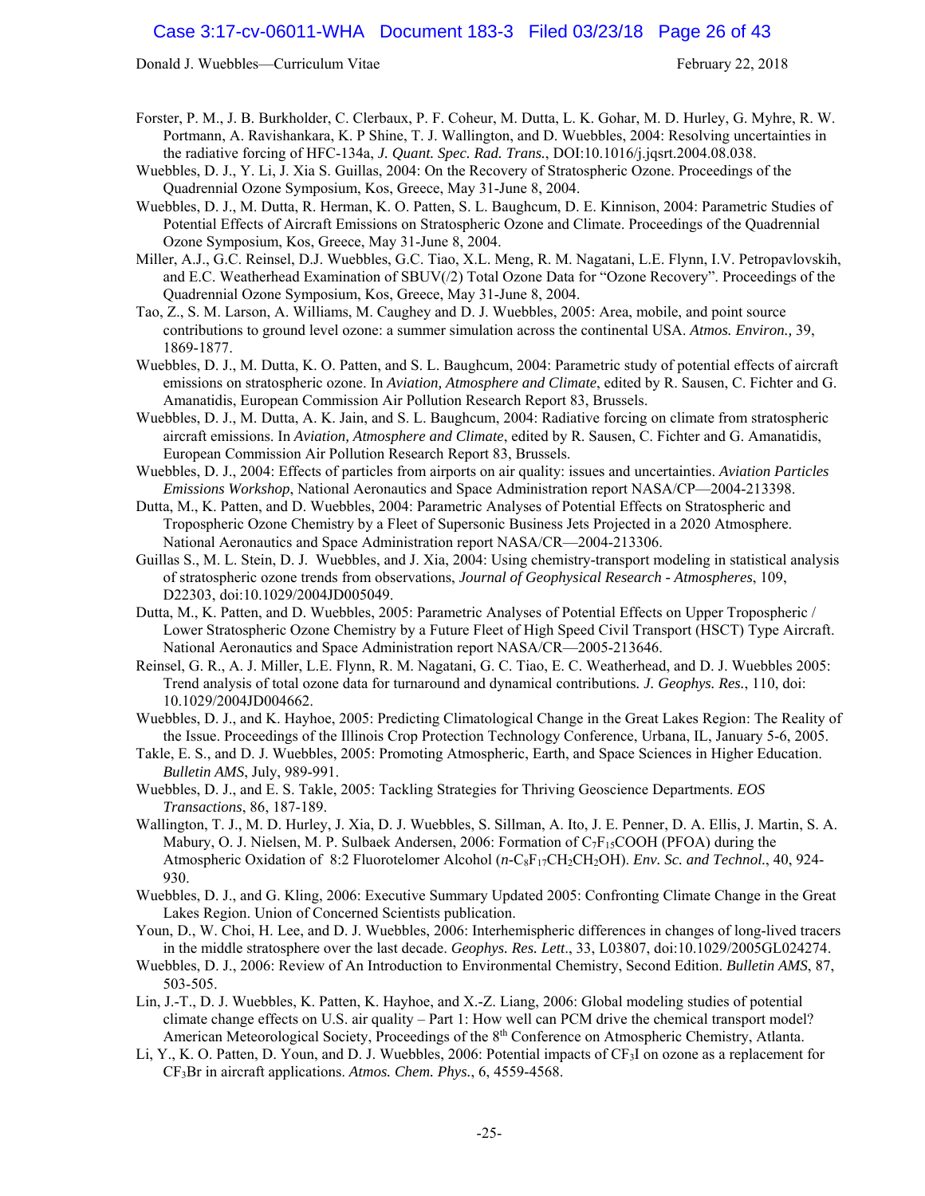Forster, P. M., J. B. Burkholder, C. Clerbaux, P. F. Coheur, M. Dutta, L. K. Gohar, M. D. Hurley, G. Myhre, R. W. Portmann, A. Ravishankara, K. P Shine, T. J. Wallington, and D. Wuebbles, 2004: Resolving uncertainties in the radiative forcing of HFC-134a, *J. Quant. Spec. Rad. Trans.*, DOI:10.1016/j.jqsrt.2004.08.038.

Wuebbles, D. J., Y. Li, J. Xia S. Guillas, 2004: On the Recovery of Stratospheric Ozone. Proceedings of the Quadrennial Ozone Symposium, Kos, Greece, May 31-June 8, 2004.

Wuebbles, D. J., M. Dutta, R. Herman, K. O. Patten, S. L. Baughcum, D. E. Kinnison, 2004: Parametric Studies of Potential Effects of Aircraft Emissions on Stratospheric Ozone and Climate. Proceedings of the Quadrennial Ozone Symposium, Kos, Greece, May 31-June 8, 2004.

Miller, A.J., G.C. Reinsel, D.J. Wuebbles, G.C. Tiao, X.L. Meng, R. M. Nagatani, L.E. Flynn, I.V. Petropavlovskih, and E.C. Weatherhead Examination of SBUV(/2) Total Ozone Data for "Ozone Recovery". Proceedings of the Quadrennial Ozone Symposium, Kos, Greece, May 31-June 8, 2004.

Tao, Z., S. M. Larson, A. Williams, M. Caughey and D. J. Wuebbles, 2005: Area, mobile, and point source contributions to ground level ozone: a summer simulation across the continental USA. *Atmos. Environ.,* 39, 1869-1877.

Wuebbles, D. J., M. Dutta, K. O. Patten, and S. L. Baughcum, 2004: Parametric study of potential effects of aircraft emissions on stratospheric ozone. In *Aviation, Atmosphere and Climate*, edited by R. Sausen, C. Fichter and G. Amanatidis, European Commission Air Pollution Research Report 83, Brussels.

Wuebbles, D. J., M. Dutta, A. K. Jain, and S. L. Baughcum, 2004: Radiative forcing on climate from stratospheric aircraft emissions. In *Aviation, Atmosphere and Climate*, edited by R. Sausen, C. Fichter and G. Amanatidis, European Commission Air Pollution Research Report 83, Brussels.

Wuebbles, D. J., 2004: Effects of particles from airports on air quality: issues and uncertainties. *Aviation Particles Emissions Workshop*, National Aeronautics and Space Administration report NASA/CP—2004-213398.

Dutta, M., K. Patten, and D. Wuebbles, 2004: Parametric Analyses of Potential Effects on Stratospheric and Tropospheric Ozone Chemistry by a Fleet of Supersonic Business Jets Projected in a 2020 Atmosphere. National Aeronautics and Space Administration report NASA/CR—2004-213306.

Guillas S., M. L. Stein, D. J. Wuebbles, and J. Xia, 2004: Using chemistry-transport modeling in statistical analysis of stratospheric ozone trends from observations, *Journal of Geophysical Research - Atmospheres*, 109, D22303, doi:10.1029/2004JD005049.

Dutta, M., K. Patten, and D. Wuebbles, 2005: Parametric Analyses of Potential Effects on Upper Tropospheric / Lower Stratospheric Ozone Chemistry by a Future Fleet of High Speed Civil Transport (HSCT) Type Aircraft. National Aeronautics and Space Administration report NASA/CR—2005-213646.

Reinsel, G. R., A. J. Miller, L.E. Flynn, R. M. Nagatani, G. C. Tiao, E. C. Weatherhead, and D. J. Wuebbles 2005: Trend analysis of total ozone data for turnaround and dynamical contributions. *J. Geophys. Res.*, 110, doi: 10.1029/2004JD004662.

Wuebbles, D. J., and K. Hayhoe, 2005: Predicting Climatological Change in the Great Lakes Region: The Reality of the Issue. Proceedings of the Illinois Crop Protection Technology Conference, Urbana, IL, January 5-6, 2005.

Takle, E. S., and D. J. Wuebbles, 2005: Promoting Atmospheric, Earth, and Space Sciences in Higher Education. *Bulletin AMS*, July, 989-991.

Wuebbles, D. J., and E. S. Takle, 2005: Tackling Strategies for Thriving Geoscience Departments. *EOS Transactions*, 86, 187-189.

Wallington, T. J., M. D. Hurley, J. Xia, D. J. Wuebbles, S. Sillman, A. Ito, J. E. Penner, D. A. Ellis, J. Martin, S. A. Mabury, O. J. Nielsen, M. P. Sulbaek Andersen, 2006: Formation of $C_7F_{15}COOH$ (PFOA) during the Atmospheric Oxidation of 8:2 Fluorotelomer Alcohol ($n$-$C_8F_{17}CH_2CH_2OH$). *Env. Sc. and Technol.*, 40, 924-930.

Wuebbles, D. J., and G. Kling, 2006: Executive Summary Updated 2005: Confronting Climate Change in the Great Lakes Region. Union of Concerned Scientists publication.

Youn, D., W. Choi, H. Lee, and D. J. Wuebbles, 2006: Interhemispheric differences in changes of long-lived tracers in the middle stratosphere over the last decade. *Geophys. Res. Lett*., 33, L03807, doi:10.1029/2005GL024274.

Wuebbles, D. J., 2006: Review of An Introduction to Environmental Chemistry, Second Edition. *Bulletin AMS*, 87, 503-505.

Lin, J.-T., D. J. Wuebbles, K. Patten, K. Hayhoe, and X.-Z. Liang, 2006: Global modeling studies of potential climate change effects on U.S. air quality – Part 1: How well can PCM drive the chemical transport model? American Meteorological Society, Proceedings of the 8th Conference on Atmospheric Chemistry, Atlanta.

Li, Y., K. O. Patten, D. Youn, and D. J. Wuebbles, 2006: Potential impacts of $CF_3I$ on ozone as a replacement for $CF_3Br$ in aircraft applications. *Atmos. Chem. Phys.*, 6, 4559-4568.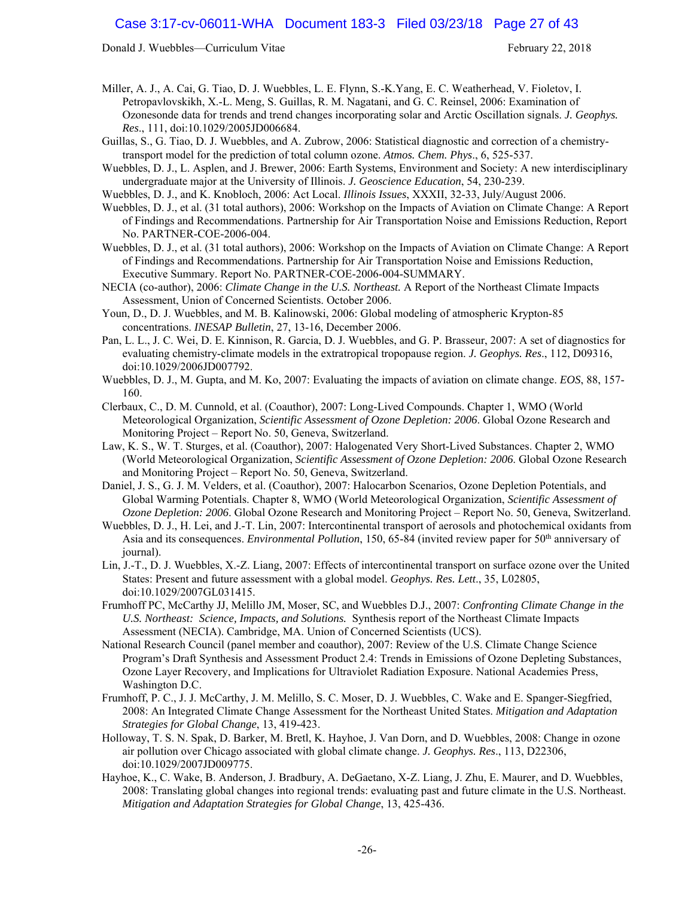Miller, A. J., A. Cai, G. Tiao, D. J. Wuebbles, L. E. Flynn, S.-K.Yang, E. C. Weatherhead, V. Fioletov, I. Petropavlovskikh, X.-L. Meng, S. Guillas, R. M. Nagatani, and G. C. Reinsel, 2006: Examination of Ozonesonde data for trends and trend changes incorporating solar and Arctic Oscillation signals. *J. Geophys. Res*., 111, doi:10.1029/2005JD006684.

Guillas, S., G. Tiao, D. J. Wuebbles, and A. Zubrow, 2006: Statistical diagnostic and correction of a chemistry-transport model for the prediction of total column ozone. *Atmos. Chem. Phys*., 6, 525-537.

Wuebbles, D. J., L. Asplen, and J. Brewer, 2006: Earth Systems, Environment and Society: A new interdisciplinary undergraduate major at the University of Illinois. *J. Geoscience Education*, 54, 230-239.

Wuebbles, D. J., and K. Knobloch, 2006: Act Local. *Illinois Issues*, XXXII, 32-33, July/August 2006.

Wuebbles, D. J., et al. (31 total authors), 2006: Workshop on the Impacts of Aviation on Climate Change: A Report of Findings and Recommendations. Partnership for Air Transportation Noise and Emissions Reduction, Report No. PARTNER-COE-2006-004.

Wuebbles, D. J., et al. (31 total authors), 2006: Workshop on the Impacts of Aviation on Climate Change: A Report of Findings and Recommendations. Partnership for Air Transportation Noise and Emissions Reduction, Executive Summary. Report No. PARTNER-COE-2006-004-SUMMARY.

NECIA (co-author), 2006: *Climate Change in the U.S. Northeast.* A Report of the Northeast Climate Impacts Assessment, Union of Concerned Scientists. October 2006.

Youn, D., D. J. Wuebbles, and M. B. Kalinowski, 2006: Global modeling of atmospheric Krypton-85 concentrations. *INESAP Bulletin*, 27, 13-16, December 2006.

Pan, L. L., J. C. Wei, D. E. Kinnison, R. Garcia, D. J. Wuebbles, and G. P. Brasseur, 2007: A set of diagnostics for evaluating chemistry-climate models in the extratropical tropopause region. *J. Geophys. Res*., 112, D09316, doi:10.1029/2006JD007792.

Wuebbles, D. J., M. Gupta, and M. Ko, 2007: Evaluating the impacts of aviation on climate change. *EOS*, 88, 157-160.

Clerbaux, C., D. M. Cunnold, et al. (Coauthor), 2007: Long-Lived Compounds. Chapter 1, WMO (World Meteorological Organization, *Scientific Assessment of Ozone Depletion: 2006*. Global Ozone Research and Monitoring Project – Report No. 50, Geneva, Switzerland.

Law, K. S., W. T. Sturges, et al. (Coauthor), 2007: Halogenated Very Short-Lived Substances. Chapter 2, WMO (World Meteorological Organization, *Scientific Assessment of Ozone Depletion: 2006*. Global Ozone Research and Monitoring Project – Report No. 50, Geneva, Switzerland.

Daniel, J. S., G. J. M. Velders, et al. (Coauthor), 2007: Halocarbon Scenarios, Ozone Depletion Potentials, and Global Warming Potentials. Chapter 8, WMO (World Meteorological Organization, *Scientific Assessment of Ozone Depletion: 2006*. Global Ozone Research and Monitoring Project – Report No. 50, Geneva, Switzerland.

Wuebbles, D. J., H. Lei, and J.-T. Lin, 2007: Intercontinental transport of aerosols and photochemical oxidants from Asia and its consequences. *Environmental Pollution*, 150, 65-84 (invited review paper for 50th anniversary of journal).

Lin, J.-T., D. J. Wuebbles, X.-Z. Liang, 2007: Effects of intercontinental transport on surface ozone over the United States: Present and future assessment with a global model. *Geophys. Res. Lett*., 35, L02805, doi:10.1029/2007GL031415.

Frumhoff PC, McCarthy JJ, Melillo JM, Moser, SC, and Wuebbles D.J., 2007: *Confronting Climate Change in the U.S. Northeast: Science, Impacts, and Solutions.* Synthesis report of the Northeast Climate Impacts Assessment (NECIA). Cambridge, MA. Union of Concerned Scientists (UCS).

National Research Council (panel member and coauthor), 2007: Review of the U.S. Climate Change Science Program's Draft Synthesis and Assessment Product 2.4: Trends in Emissions of Ozone Depleting Substances, Ozone Layer Recovery, and Implications for Ultraviolet Radiation Exposure. National Academies Press, Washington D.C.

Frumhoff, P. C., J. J. McCarthy, J. M. Melillo, S. C. Moser, D. J. Wuebbles, C. Wake and E. Spanger-Siegfried, 2008: An Integrated Climate Change Assessment for the Northeast United States. *Mitigation and Adaptation Strategies for Global Change*, 13, 419-423.

Holloway, T. S. N. Spak, D. Barker, M. Bretl, K. Hayhoe, J. Van Dorn, and D. Wuebbles, 2008: Change in ozone air pollution over Chicago associated with global climate change. *J. Geophys. Res*., 113, D22306, doi:10.1029/2007JD009775.

Hayhoe, K., C. Wake, B. Anderson, J. Bradbury, A. DeGaetano, X-Z. Liang, J. Zhu, E. Maurer, and D. Wuebbles, 2008: Translating global changes into regional trends: evaluating past and future climate in the U.S. Northeast. *Mitigation and Adaptation Strategies for Global Change*, 13, 425-436.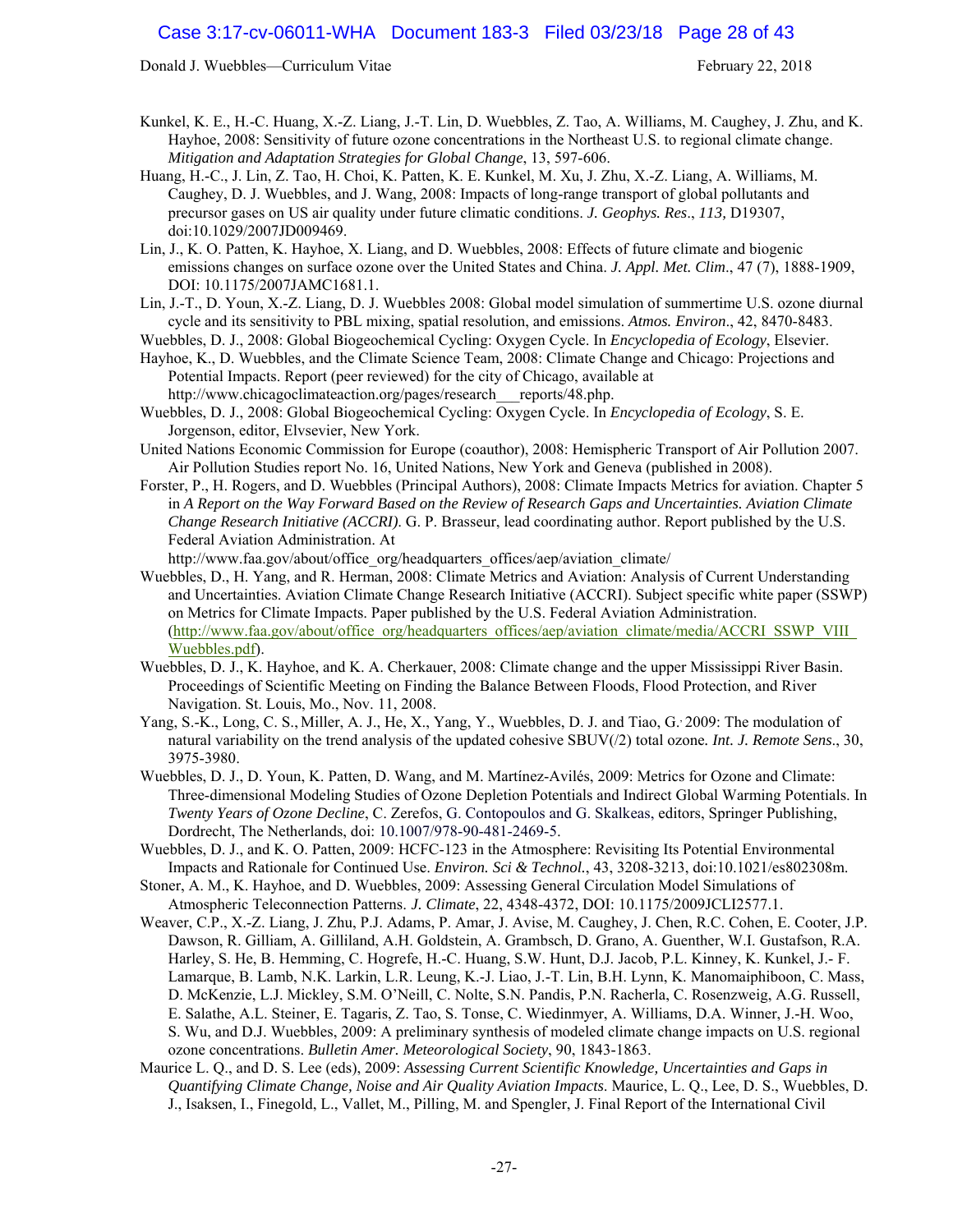Kunkel, K. E., H.-C. Huang, X.-Z. Liang, J.-T. Lin, D. Wuebbles, Z. Tao, A. Williams, M. Caughey, J. Zhu, and K. Hayhoe, 2008: Sensitivity of future ozone concentrations in the Northeast U.S. to regional climate change. *Mitigation and Adaptation Strategies for Global Change*, 13, 597-606.

Huang, H.-C., J. Lin, Z. Tao, H. Choi, K. Patten, K. E. Kunkel, M. Xu, J. Zhu, X.-Z. Liang, A. Williams, M. Caughey, D. J. Wuebbles, and J. Wang, 2008: Impacts of long-range transport of global pollutants and precursor gases on US air quality under future climatic conditions. *J. Geophys. Res*., *113,* D19307, doi:10.1029/2007JD009469.

Lin, J., K. O. Patten, K. Hayhoe, X. Liang, and D. Wuebbles, 2008: Effects of future climate and biogenic emissions changes on surface ozone over the United States and China. *J. Appl. Met. Clim*., 47 (7), 1888-1909, DOI: 10.1175/2007JAMC1681.1.

Lin, J.-T., D. Youn, X.-Z. Liang, D. J. Wuebbles 2008: Global model simulation of summertime U.S. ozone diurnal cycle and its sensitivity to PBL mixing, spatial resolution, and emissions. *Atmos. Environ*., 42, 8470-8483.

Wuebbles, D. J., 2008: Global Biogeochemical Cycling: Oxygen Cycle. In *Encyclopedia of Ecology*, Elsevier.

Hayhoe, K., D. Wuebbles, and the Climate Science Team, 2008: Climate Change and Chicago: Projections and Potential Impacts. Report (peer reviewed) for the city of Chicago, available at http://www.chicagoclimateaction.org/pages/research___reports/48.php.

Wuebbles, D. J., 2008: Global Biogeochemical Cycling: Oxygen Cycle. In *Encyclopedia of Ecology*, S. E. Jorgenson, editor, Elvsevier, New York.

United Nations Economic Commission for Europe (coauthor), 2008: Hemispheric Transport of Air Pollution 2007. Air Pollution Studies report No. 16, United Nations, New York and Geneva (published in 2008).

Forster, P., H. Rogers, and D. Wuebbles (Principal Authors), 2008: Climate Impacts Metrics for aviation. Chapter 5 in *A Report on the Way Forward Based on the Review of Research Gaps and Uncertainties. Aviation Climate Change Research Initiative (ACCRI)*. G. P. Brasseur, lead coordinating author. Report published by the U.S. Federal Aviation Administration. At http://www.faa.gov/about/office_org/headquarters_offices/aep/aviation_climate/

Wuebbles, D., H. Yang, and R. Herman, 2008: Climate Metrics and Aviation: Analysis of Current Understanding and Uncertainties. Aviation Climate Change Research Initiative (ACCRI). Subject specific white paper (SSWP) on Metrics for Climate Impacts. Paper published by the U.S. Federal Aviation Administration. (http://www.faa.gov/about/office_org/headquarters_offices/aep/aviation_climate/media/ACCRI_SSWP_VIII_Wuebbles.pdf).

Wuebbles, D. J., K. Hayhoe, and K. A. Cherkauer, 2008: Climate change and the upper Mississippi River Basin. Proceedings of Scientific Meeting on Finding the Balance Between Floods, Flood Protection, and River Navigation. St. Louis, Mo., Nov. 11, 2008.

Yang, S.-K., Long, C. S., Miller, A. J., He, X., Yang, Y., Wuebbles, D. J. and Tiao, G. 2009: The modulation of natural variability on the trend analysis of the updated cohesive SBUV(/2) total ozone. *Int. J. Remote Sens*., 30, 3975-3980.

Wuebbles, D. J., D. Youn, K. Patten, D. Wang, and M. Martínez-Avilés, 2009: Metrics for Ozone and Climate: Three-dimensional Modeling Studies of Ozone Depletion Potentials and Indirect Global Warming Potentials. In *Twenty Years of Ozone Decline*, C. Zerefos, G. Contopoulos and G. Skalkeas, editors, Springer Publishing, Dordrecht, The Netherlands, doi: 10.1007/978-90-481-2469-5.

Wuebbles, D. J., and K. O. Patten, 2009: HCFC-123 in the Atmosphere: Revisiting Its Potential Environmental Impacts and Rationale for Continued Use. *Environ. Sci & Technol.*, 43, 3208-3213, doi:10.1021/es802308m.

Stoner, A. M., K. Hayhoe, and D. Wuebbles, 2009: Assessing General Circulation Model Simulations of Atmospheric Teleconnection Patterns. *J. Climate*, 22, 4348-4372, DOI: 10.1175/2009JCLI2577.1.

Weaver, C.P., X.-Z. Liang, J. Zhu, P.J. Adams, P. Amar, J. Avise, M. Caughey, J. Chen, R.C. Cohen, E. Cooter, J.P. Dawson, R. Gilliam, A. Gilliland, A.H. Goldstein, A. Grambsch, D. Grano, A. Guenther, W.I. Gustafson, R.A. Harley, S. He, B. Hemming, C. Hogrefe, H.-C. Huang, S.W. Hunt, D.J. Jacob, P.L. Kinney, K. Kunkel, J.- F. Lamarque, B. Lamb, N.K. Larkin, L.R. Leung, K.-J. Liao, J.-T. Lin, B.H. Lynn, K. Manomaiphiboon, C. Mass, D. McKenzie, L.J. Mickley, S.M. O'Neill, C. Nolte, S.N. Pandis, P.N. Racherla, C. Rosenzweig, A.G. Russell, E. Salathe, A.L. Steiner, E. Tagaris, Z. Tao, S. Tonse, C. Wiedinmyer, A. Williams, D.A. Winner, J.-H. Woo, S. Wu, and D.J. Wuebbles, 2009: A preliminary synthesis of modeled climate change impacts on U.S. regional ozone concentrations. *Bulletin Amer. Meteorological Society*, 90, 1843-1863.

Maurice L. Q., and D. S. Lee (eds), 2009: *Assessing Current Scientific Knowledge, Uncertainties and Gaps in Quantifying Climate Change, Noise and Air Quality Aviation Impacts*. Maurice, L. Q., Lee, D. S., Wuebbles, D. J., Isaksen, I., Finegold, L., Vallet, M., Pilling, M. and Spengler, J. Final Report of the International Civil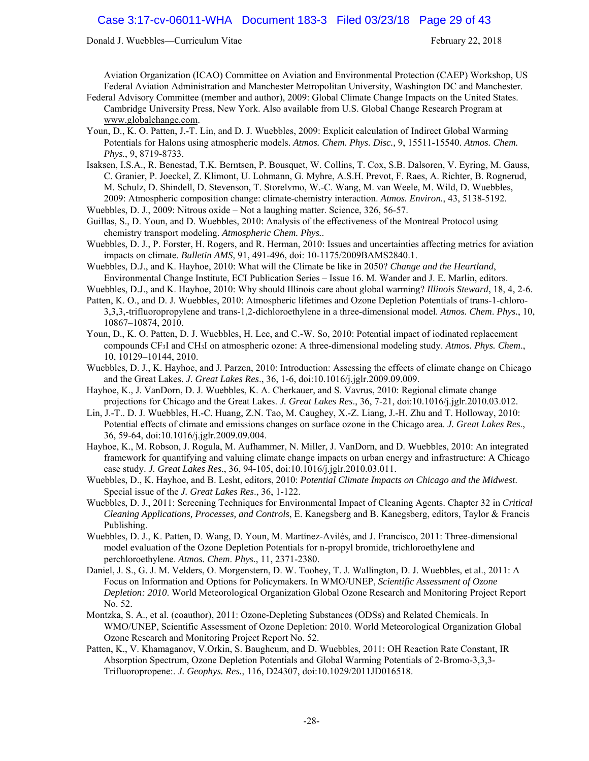Aviation Organization (ICAO) Committee on Aviation and Environmental Protection (CAEP) Workshop, US Federal Aviation Administration and Manchester Metropolitan University, Washington DC and Manchester.

Federal Advisory Committee (member and author), 2009: Global Climate Change Impacts on the United States. Cambridge University Press, New York. Also available from U.S. Global Change Research Program at www.globalchange.com.

Youn, D., K. O. Patten, J.-T. Lin, and D. J. Wuebbles, 2009: Explicit calculation of Indirect Global Warming Potentials for Halons using atmospheric models. *Atmos. Chem. Phys. Disc.,* 9, 15511-15540. *Atmos. Chem. Phys.*, 9, 8719-8733.

Isaksen, I.S.A., R. Benestad, T.K. Berntsen, P. Bousquet, W. Collins, T. Cox, S.B. Dalsoren, V. Eyring, M. Gauss, C. Granier, P. Joeckel, Z. Klimont, U. Lohmann, G. Myhre, A.S.H. Prevot, F. Raes, A. Richter, B. Rognerud, M. Schulz, D. Shindell, D. Stevenson, T. Storelvmo, W.-C. Wang, M. van Weele, M. Wild, D. Wuebbles, 2009: Atmospheric composition change: climate-chemistry interaction. *Atmos. Environ.*, 43, 5138-5192.

Wuebbles, D. J., 2009: Nitrous oxide – Not a laughing matter. Science, 326, 56-57.

Guillas, S., D. Youn, and D. Wuebbles, 2010: Analysis of the effectiveness of the Montreal Protocol using chemistry transport modeling. *Atmospheric Chem. Phys.*.

Wuebbles, D. J., P. Forster, H. Rogers, and R. Herman, 2010: Issues and uncertainties affecting metrics for aviation impacts on climate. *Bulletin AMS*, 91, 491-496, doi: 10-1175/2009BAMS2840.1.

Wuebbles, D.J., and K. Hayhoe, 2010: What will the Climate be like in 2050? *Change and the Heartland*, Environmental Change Institute, ECI Publication Series – Issue 16. M. Wander and J. E. Marlin, editors.

Wuebbles, D.J., and K. Hayhoe, 2010: Why should Illinois care about global warming? *Illinois Steward*, 18, 4, 2-6.

Patten, K. O., and D. J. Wuebbles, 2010: Atmospheric lifetimes and Ozone Depletion Potentials of trans-1-chloro-3,3,3,-trifluoropropylene and trans-1,2-dichloroethylene in a three-dimensional model. *Atmos. Chem. Phys.*, 10, 10867–10874, 2010.

Youn, D., K. O. Patten, D. J. Wuebbles, H. Lee, and C.-W. So, 2010: Potential impact of iodinated replacement compounds $CF_3I$ and $CH_3I$ on atmospheric ozone: A three-dimensional modeling study. *Atmos. Phys. Chem*., 10, 10129–10144, 2010.

Wuebbles, D. J., K. Hayhoe, and J. Parzen, 2010: Introduction: Assessing the effects of climate change on Chicago and the Great Lakes. *J. Great Lakes Res*., 36, 1-6, doi:10.1016/j.jglr.2009.09.009.

Hayhoe, K., J. VanDorn, D. J. Wuebbles, K. A. Cherkauer, and S. Vavrus, 2010: Regional climate change projections for Chicago and the Great Lakes. *J. Great Lakes Res*., 36, 7-21, doi:10.1016/j.jglr.2010.03.012.

Lin, J.-T.. D. J. Wuebbles, H.-C. Huang, Z.N. Tao, M. Caughey, X.-Z. Liang, J.-H. Zhu and T. Holloway, 2010: Potential effects of climate and emissions changes on surface ozone in the Chicago area. *J. Great Lakes Res*., 36, 59-64, doi:10.1016/j.jglr.2009.09.004.

Hayhoe, K., M. Robson, J. Rogula, M. Aufhammer, N. Miller, J. VanDorn, and D. Wuebbles, 2010: An integrated framework for quantifying and valuing climate change impacts on urban energy and infrastructure: A Chicago case study. *J. Great Lakes Res*., 36, 94-105, doi:10.1016/j.jglr.2010.03.011.

Wuebbles, D., K. Hayhoe, and B. Lesht, editors, 2010: *Potential Climate Impacts on Chicago and the Midwest*. Special issue of the *J. Great Lakes Res*., 36, 1-122.

Wuebbles, D. J., 2011: Screening Techniques for Environmental Impact of Cleaning Agents. Chapter 32 in *Critical Cleaning Applications, Processes, and Controls*, E. Kanegsberg and B. Kanegsberg, editors, Taylor & Francis Publishing.

Wuebbles, D. J., K. Patten, D. Wang, D. Youn, M. Martínez-Avilés, and J. Francisco, 2011: Three-dimensional model evaluation of the Ozone Depletion Potentials for n-propyl bromide, trichloroethylene and perchloroethylene. *Atmos. Chem. Phys.*, 11, 2371-2380.

Daniel, J. S., G. J. M. Velders, O. Morgenstern, D. W. Toohey, T. J. Wallington, D. J. Wuebbles, et al., 2011: A Focus on Information and Options for Policymakers. In WMO/UNEP, *Scientific Assessment of Ozone Depletion: 2010*. World Meteorological Organization Global Ozone Research and Monitoring Project Report No. 52.

Montzka, S. A., et al. (coauthor), 2011: Ozone-Depleting Substances (ODSs) and Related Chemicals. In WMO/UNEP, Scientific Assessment of Ozone Depletion: 2010. World Meteorological Organization Global Ozone Research and Monitoring Project Report No. 52.

Patten, K., V. Khamaganov, V.Orkin, S. Baughcum, and D. Wuebbles, 2011: OH Reaction Rate Constant, IR Absorption Spectrum, Ozone Depletion Potentials and Global Warming Potentials of 2-Bromo-3,3,3-Trifluoropropene:. *J. Geophys. Res.*, 116, D24307, doi:10.1029/2011JD016518.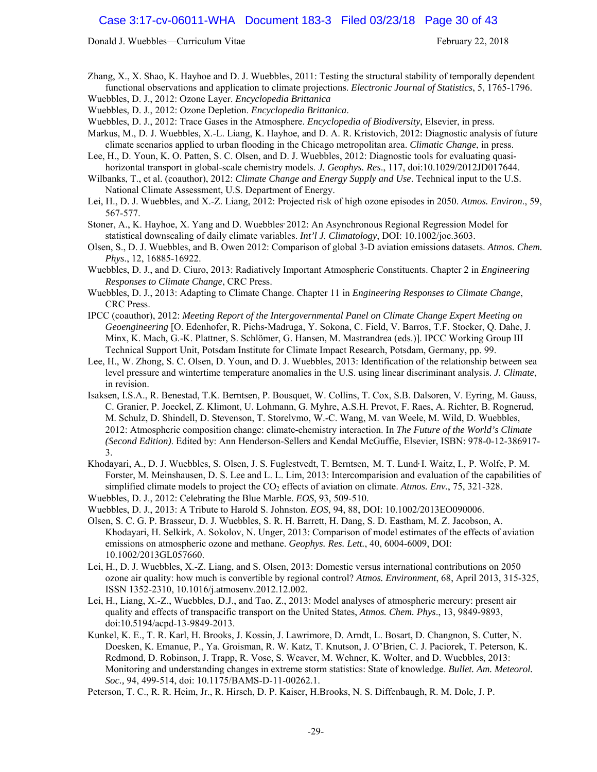Zhang, X., X. Shao, K. Hayhoe and D. J. Wuebbles, 2011: Testing the structural stability of temporally dependent functional observations and application to climate projections. *Electronic Journal of Statistics*, 5, 1765-1796.

Wuebbles, D. J., 2012: Ozone Layer. *Encyclopedia Brittanica*

Wuebbles, D. J., 2012: Ozone Depletion. *Encyclopedia Brittanica*.

Wuebbles, D. J., 2012: Trace Gases in the Atmosphere. *Encyclopedia of Biodiversity*, Elsevier, in press.

Markus, M., D. J. Wuebbles, X.-L. Liang, K. Hayhoe, and D. A. R. Kristovich, 2012: Diagnostic analysis of future climate scenarios applied to urban flooding in the Chicago metropolitan area. *Climatic Change*, in press.

Lee, H., D. Youn, K. O. Patten, S. C. Olsen, and D. J. Wuebbles, 2012: Diagnostic tools for evaluating quasi-horizontal transport in global-scale chemistry models. *J. Geophys. Res*., 117, doi:10.1029/2012JD017644.

Wilbanks, T., et al. (coauthor), 2012: *Climate Change and Energy Supply and Use*. Technical input to the U.S. National Climate Assessment, U.S. Department of Energy.

Lei, H., D. J. Wuebbles, and X.-Z. Liang, 2012: Projected risk of high ozone episodes in 2050. *Atmos. Environ*., 59, 567-577.

Stoner, A., K. Hayhoe, X. Yang and D. Wuebbles, 2012: An Asynchronous Regional Regression Model for statistical downscaling of daily climate variables. *Int'l J. Climatology*, DOI: 10.1002/joc.3603.

Olsen, S., D. J. Wuebbles, and B. Owen 2012: Comparison of global 3-D aviation emissions datasets. *Atmos. Chem. Phys*., 12, 16885-16922.

Wuebbles, D. J., and D. Ciuro, 2013: Radiatively Important Atmospheric Constituents. Chapter 2 in *Engineering Responses to Climate Change*, CRC Press.

Wuebbles, D. J., 2013: Adapting to Climate Change. Chapter 11 in *Engineering Responses to Climate Change*, CRC Press.

IPCC (coauthor), 2012: *Meeting Report of the Intergovernmental Panel on Climate Change Expert Meeting on Geoengineering* [O. Edenhofer, R. Pichs-Madruga, Y. Sokona, C. Field, V. Barros, T.F. Stocker, Q. Dahe, J. Minx, K. Mach, G.-K. Plattner, S. Schlömer, G. Hansen, M. Mastrandrea (eds.)]. IPCC Working Group III Technical Support Unit, Potsdam Institute for Climate Impact Research, Potsdam, Germany, pp. 99.

Lee, H., W. Zhong, S. C. Olsen, D. Youn, and D. J. Wuebbles, 2013: Identification of the relationship between sea level pressure and wintertime temperature anomalies in the U.S. using linear discriminant analysis. *J. Climate*, in revision.

Isaksen, I.S.A., R. Benestad, T.K. Berntsen, P. Bousquet, W. Collins, T. Cox, S.B. Dalsoren, V. Eyring, M. Gauss, C. Granier, P. Joeckel, Z. Klimont, U. Lohmann, G. Myhre, A.S.H. Prevot, F. Raes, A. Richter, B. Rognerud, M. Schulz, D. Shindell, D. Stevenson, T. Storelvmo, W.-C. Wang, M. van Weele, M. Wild, D. Wuebbles, 2012: Atmospheric composition change: climate-chemistry interaction. In *The Future of the World's Climate (Second Edition).* Edited by: Ann Henderson-Sellers and Kendal McGuffie, Elsevier, ISBN: 978-0-12-386917-3.

Khodayari, A., D. J. Wuebbles, S. Olsen, J. S. Fuglestvedt, T. Berntsen, M. T. Lund, I. Waitz, I., P. Wolfe, P. M. Forster, M. Meinshausen, D. S. Lee and L. L. Lim, 2013: Intercomparison and evaluation of the capabilities of simplified climate models to project the $CO_2$ effects of aviation on climate. *Atmos. Env.*, 75, 321-328.

Wuebbles, D. J., 2012: Celebrating the Blue Marble. *EOS*, 93, 509-510.

Wuebbles, D. J., 2013: A Tribute to Harold S. Johnston. *EOS*, 94, 88, DOI: 10.1002/2013EO090006.

Olsen, S. C. G. P. Brasseur, D. J. Wuebbles, S. R. H. Barrett, H. Dang, S. D. Eastham, M. Z. Jacobson, A. Khodayari, H. Selkirk, A. Sokolov, N. Unger, 2013: Comparison of model estimates of the effects of aviation emissions on atmospheric ozone and methane. *Geophys. Res. Lett.*, 40, 6004-6009, DOI: 10.1002/2013GL057660.

Lei, H., D. J. Wuebbles, X.-Z. Liang, and S. Olsen, 2013: Domestic versus international contributions on 2050 ozone air quality: how much is convertible by regional control? *Atmos. Environment*, 68, April 2013, 315-325, ISSN 1352-2310, 10.1016/j.atmosenv.2012.12.002.

Lei, H., Liang, X.-Z., Wuebbles, D.J., and Tao, Z., 2013: Model analyses of atmospheric mercury: present air quality and effects of transpacific transport on the United States, *Atmos. Chem. Phys*., 13, 9849-9893, doi:10.5194/acpd-13-9849-2013.

Kunkel, K. E., T. R. Karl, H. Brooks, J. Kossin, J. Lawrimore, D. Arndt, L. Bosart, D. Changnon, S. Cutter, N. Doesken, K. Emanue, P., Ya. Groisman, R. W. Katz, T. Knutson, J. O'Brien, C. J. Paciorek, T. Peterson, K. Redmond, D. Robinson, J. Trapp, R. Vose, S. Weaver, M. Wehner, K. Wolter, and D. Wuebbles, 2013: Monitoring and understanding changes in extreme storm statistics: State of knowledge. *Bullet. Am. Meteorol. Soc.,* 94, 499-514, doi: 10.1175/BAMS-D-11-00262.1.

Peterson, T. C., R. R. Heim, Jr., R. Hirsch, D. P. Kaiser, H.Brooks, N. S. Diffenbaugh, R. M. Dole, J. P.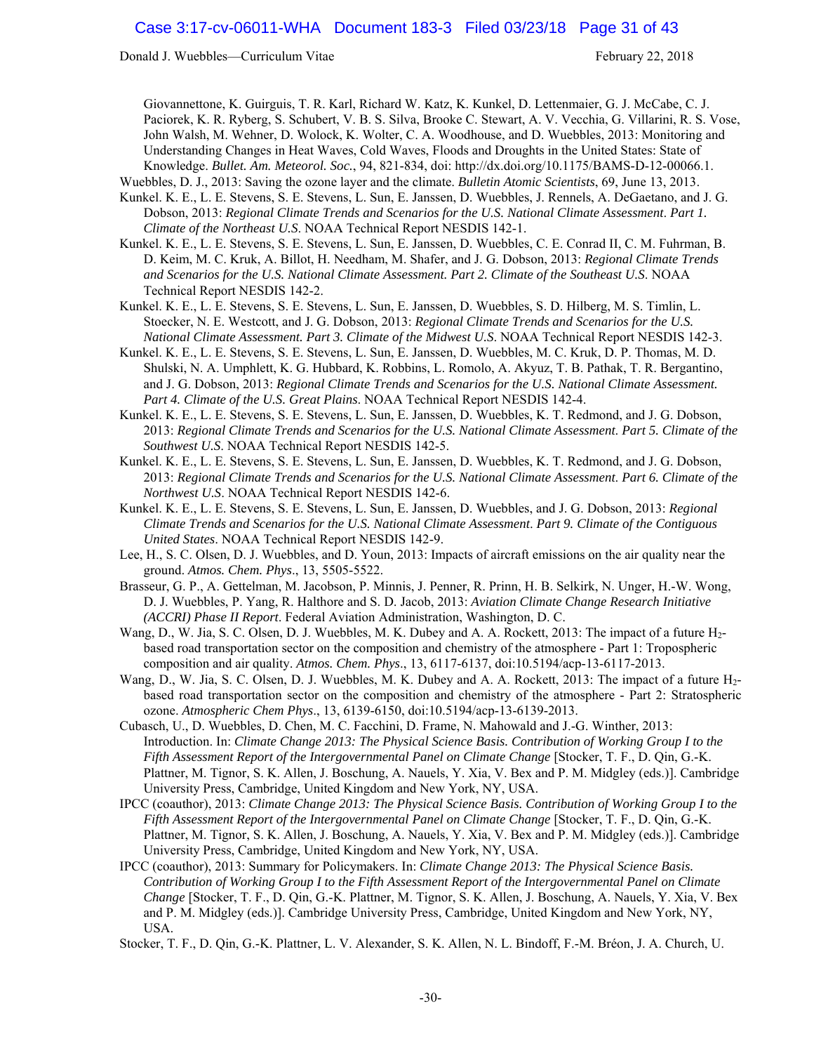Giovannettone, K. Guirguis, T. R. Karl, Richard W. Katz, K. Kunkel, D. Lettenmaier, G. J. McCabe, C. J. Paciorek, K. R. Ryberg, S. Schubert, V. B. S. Silva, Brooke C. Stewart, A. V. Vecchia, G. Villarini, R. S. Vose, John Walsh, M. Wehner, D. Wolock, K. Wolter, C. A. Woodhouse, and D. Wuebbles, 2013: Monitoring and Understanding Changes in Heat Waves, Cold Waves, Floods and Droughts in the United States: State of Knowledge. *Bullet. Am. Meteorol. Soc.*, 94, 821-834, doi: http://dx.doi.org/10.1175/BAMS-D-12-00066.1.

Wuebbles, D. J., 2013: Saving the ozone layer and the climate. *Bulletin Atomic Scientists*, 69, June 13, 2013.

Kunkel. K. E., L. E. Stevens, S. E. Stevens, L. Sun, E. Janssen, D. Wuebbles, J. Rennels, A. DeGaetano, and J. G. Dobson, 2013: *Regional Climate Trends and Scenarios for the U.S. National Climate Assessment*. *Part 1. Climate of the Northeast U.S*. NOAA Technical Report NESDIS 142-1.

Kunkel. K. E., L. E. Stevens, S. E. Stevens, L. Sun, E. Janssen, D. Wuebbles, C. E. Conrad II, C. M. Fuhrman, B. D. Keim, M. C. Kruk, A. Billot, H. Needham, M. Shafer, and J. G. Dobson, 2013: *Regional Climate Trends and Scenarios for the U.S. National Climate Assessment. Part 2. Climate of the Southeast U.S*. NOAA Technical Report NESDIS 142-2.

Kunkel. K. E., L. E. Stevens, S. E. Stevens, L. Sun, E. Janssen, D. Wuebbles, S. D. Hilberg, M. S. Timlin, L. Stoecker, N. E. Westcott, and J. G. Dobson, 2013: *Regional Climate Trends and Scenarios for the U.S. National Climate Assessment. Part 3. Climate of the Midwest U.S*. NOAA Technical Report NESDIS 142-3.

Kunkel. K. E., L. E. Stevens, S. E. Stevens, L. Sun, E. Janssen, D. Wuebbles, M. C. Kruk, D. P. Thomas, M. D. Shulski, N. A. Umphlett, K. G. Hubbard, K. Robbins, L. Romolo, A. Akyuz, T. B. Pathak, T. R. Bergantino, and J. G. Dobson, 2013: *Regional Climate Trends and Scenarios for the U.S. National Climate Assessment. Part 4. Climate of the U.S. Great Plains*. NOAA Technical Report NESDIS 142-4.

Kunkel. K. E., L. E. Stevens, S. E. Stevens, L. Sun, E. Janssen, D. Wuebbles, K. T. Redmond, and J. G. Dobson, 2013: *Regional Climate Trends and Scenarios for the U.S. National Climate Assessment*. *Part 5. Climate of the Southwest U.S*. NOAA Technical Report NESDIS 142-5.

Kunkel. K. E., L. E. Stevens, S. E. Stevens, L. Sun, E. Janssen, D. Wuebbles, K. T. Redmond, and J. G. Dobson, 2013: *Regional Climate Trends and Scenarios for the U.S. National Climate Assessment*. *Part 6. Climate of the Northwest U.S*. NOAA Technical Report NESDIS 142-6.

Kunkel. K. E., L. E. Stevens, S. E. Stevens, L. Sun, E. Janssen, D. Wuebbles, and J. G. Dobson, 2013: *Regional Climate Trends and Scenarios for the U.S. National Climate Assessment*. *Part 9. Climate of the Contiguous United States*. NOAA Technical Report NESDIS 142-9.

Lee, H., S. C. Olsen, D. J. Wuebbles, and D. Youn, 2013: Impacts of aircraft emissions on the air quality near the ground. *Atmos. Chem. Phys*., 13, 5505-5522.

Brasseur, G. P., A. Gettelman, M. Jacobson, P. Minnis, J. Penner, R. Prinn, H. B. Selkirk, N. Unger, H.-W. Wong, D. J. Wuebbles, P. Yang, R. Halthore and S. D. Jacob, 2013: *Aviation Climate Change Research Initiative (ACCRI) Phase II Report*. Federal Aviation Administration, Washington, D. C.

Wang, D., W. Jia, S. C. Olsen, D. J. Wuebbles, M. K. Dubey and A. A. Rockett, 2013: The impact of a future $H_2$-based road transportation sector on the composition and chemistry of the atmosphere - Part 1: Tropospheric composition and air quality. *Atmos. Chem. Phys*., 13, 6117-6137, doi:10.5194/acp-13-6117-2013.

Wang, D., W. Jia, S. C. Olsen, D. J. Wuebbles, M. K. Dubey and A. A. Rockett, 2013: The impact of a future $H_2$-based road transportation sector on the composition and chemistry of the atmosphere - Part 2: Stratospheric ozone. *Atmospheric Chem Phys*., 13, 6139-6150, doi:10.5194/acp-13-6139-2013.

Cubasch, U., D. Wuebbles, D. Chen, M. C. Facchini, D. Frame, N. Mahowald and J.-G. Winther, 2013: Introduction. In: *Climate Change 2013: The Physical Science Basis. Contribution of Working Group I to the Fifth Assessment Report of the Intergovernmental Panel on Climate Change* [Stocker, T. F., D. Qin, G.-K. Plattner, M. Tignor, S. K. Allen, J. Boschung, A. Nauels, Y. Xia, V. Bex and P. M. Midgley (eds.)]. Cambridge University Press, Cambridge, United Kingdom and New York, NY, USA.

IPCC (coauthor), 2013: *Climate Change 2013: The Physical Science Basis. Contribution of Working Group I to the Fifth Assessment Report of the Intergovernmental Panel on Climate Change* [Stocker, T. F., D. Qin, G.-K. Plattner, M. Tignor, S. K. Allen, J. Boschung, A. Nauels, Y. Xia, V. Bex and P. M. Midgley (eds.)]. Cambridge University Press, Cambridge, United Kingdom and New York, NY, USA.

IPCC (coauthor), 2013: Summary for Policymakers. In: *Climate Change 2013: The Physical Science Basis. Contribution of Working Group I to the Fifth Assessment Report of the Intergovernmental Panel on Climate Change* [Stocker, T. F., D. Qin, G.-K. Plattner, M. Tignor, S. K. Allen, J. Boschung, A. Nauels, Y. Xia, V. Bex and P. M. Midgley (eds.)]. Cambridge University Press, Cambridge, United Kingdom and New York, NY, USA.

Stocker, T. F., D. Qin, G.-K. Plattner, L. V. Alexander, S. K. Allen, N. L. Bindoff, F.-M. Bréon, J. A. Church, U.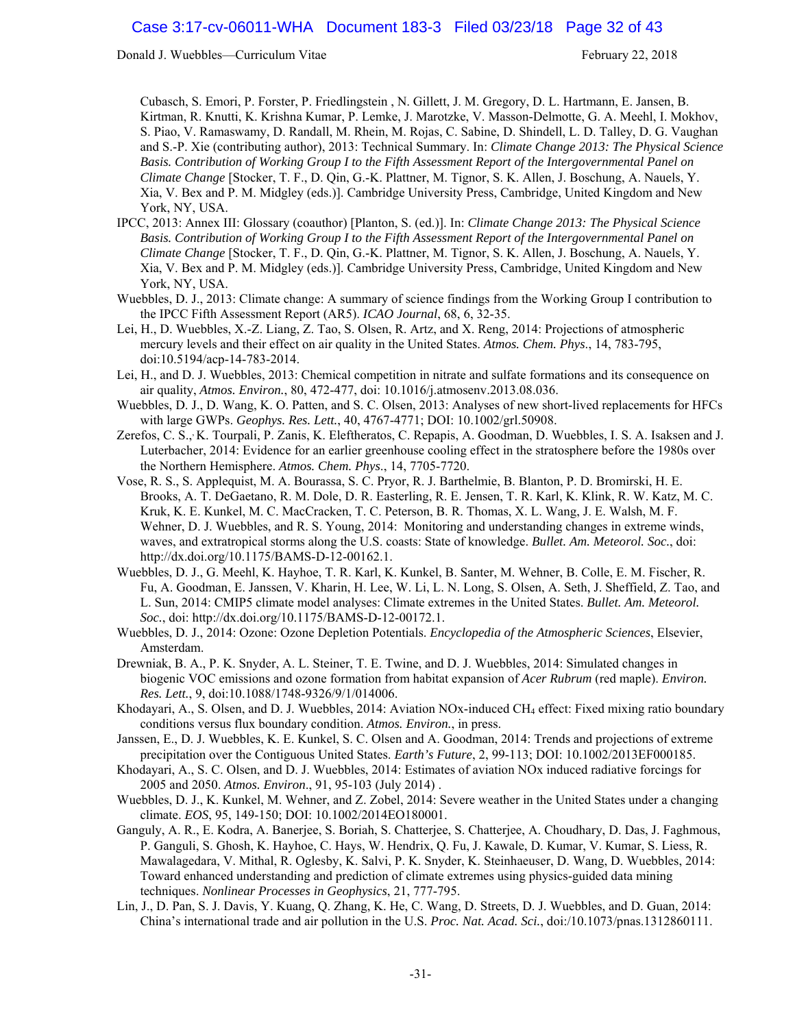Cubasch, S. Emori, P. Forster, P. Friedlingstein , N. Gillett, J. M. Gregory, D. L. Hartmann, E. Jansen, B. Kirtman, R. Knutti, K. Krishna Kumar, P. Lemke, J. Marotzke, V. Masson-Delmotte, G. A. Meehl, I. Mokhov, S. Piao, V. Ramaswamy, D. Randall, M. Rhein, M. Rojas, C. Sabine, D. Shindell, L. D. Talley, D. G. Vaughan and S.-P. Xie (contributing author), 2013: Technical Summary. In: *Climate Change 2013: The Physical Science Basis. Contribution of Working Group I to the Fifth Assessment Report of the Intergovernmental Panel on Climate Change* [Stocker, T. F., D. Qin, G.-K. Plattner, M. Tignor, S. K. Allen, J. Boschung, A. Nauels, Y. Xia, V. Bex and P. M. Midgley (eds.)]. Cambridge University Press, Cambridge, United Kingdom and New York, NY, USA.

IPCC, 2013: Annex III: Glossary (coauthor) [Planton, S. (ed.)]. In: *Climate Change 2013: The Physical Science Basis. Contribution of Working Group I to the Fifth Assessment Report of the Intergovernmental Panel on Climate Change* [Stocker, T. F., D. Qin, G.-K. Plattner, M. Tignor, S. K. Allen, J. Boschung, A. Nauels, Y. Xia, V. Bex and P. M. Midgley (eds.)]. Cambridge University Press, Cambridge, United Kingdom and New York, NY, USA.

Wuebbles, D. J., 2013: Climate change: A summary of science findings from the Working Group I contribution to the IPCC Fifth Assessment Report (AR5). *ICAO Journal*, 68, 6, 32-35.

Lei, H., D. Wuebbles, X.-Z. Liang, Z. Tao, S. Olsen, R. Artz, and X. Reng, 2014: Projections of atmospheric mercury levels and their effect on air quality in the United States. *Atmos. Chem. Phys*., 14, 783-795, doi:10.5194/acp-14-783-2014.

Lei, H., and D. J. Wuebbles, 2013: Chemical competition in nitrate and sulfate formations and its consequence on air quality, *Atmos. Environ.*, 80, 472-477, doi: 10.1016/j.atmosenv.2013.08.036.

Wuebbles, D. J., D. Wang, K. O. Patten, and S. C. Olsen, 2013: Analyses of new short-lived replacements for HFCs with large GWPs. *Geophys. Res. Lett.*, 40, 4767-4771; DOI: 10.1002/grl.50908.

Zerefos, C. S., K. Tourpali, P. Zanis, K. Eleftheratos, C. Repapis, A. Goodman, D. Wuebbles, I. S. A. Isaksen and J. Luterbacher, 2014: Evidence for an earlier greenhouse cooling effect in the stratosphere before the 1980s over the Northern Hemisphere. *Atmos. Chem. Phys*., 14, 7705-7720.

Vose, R. S., S. Applequist, M. A. Bourassa, S. C. Pryor, R. J. Barthelmie, B. Blanton, P. D. Bromirski, H. E. Brooks, A. T. DeGaetano, R. M. Dole, D. R. Easterling, R. E. Jensen, T. R. Karl, K. Klink, R. W. Katz, M. C. Kruk, K. E. Kunkel, M. C. MacCracken, T. C. Peterson, B. R. Thomas, X. L. Wang, J. E. Walsh, M. F. Wehner, D. J. Wuebbles, and R. S. Young, 2014: Monitoring and understanding changes in extreme winds, waves, and extratropical storms along the U.S. coasts: State of knowledge. *Bullet. Am. Meteorol. Soc.*, doi: http://dx.doi.org/10.1175/BAMS-D-12-00162.1.

Wuebbles, D. J., G. Meehl, K. Hayhoe, T. R. Karl, K. Kunkel, B. Santer, M. Wehner, B. Colle, E. M. Fischer, R. Fu, A. Goodman, E. Janssen, V. Kharin, H. Lee, W. Li, L. N. Long, S. Olsen, A. Seth, J. Sheffield, Z. Tao, and L. Sun, 2014: CMIP5 climate model analyses: Climate extremes in the United States. *Bullet. Am. Meteorol. Soc.*, doi: http://dx.doi.org/10.1175/BAMS-D-12-00172.1.

Wuebbles, D. J., 2014: Ozone: Ozone Depletion Potentials. *Encyclopedia of the Atmospheric Sciences*, Elsevier, Amsterdam.

Drewniak, B. A., P. K. Snyder, A. L. Steiner, T. E. Twine, and D. J. Wuebbles, 2014: Simulated changes in biogenic VOC emissions and ozone formation from habitat expansion of *Acer Rubrum* (red maple). *Environ. Res. Lett.*, 9, doi:10.1088/1748-9326/9/1/014006.

Khodayari, A., S. Olsen, and D. J. Wuebbles, 2014: Aviation NOx-induced $CH_4$ effect: Fixed mixing ratio boundary conditions versus flux boundary condition. *Atmos. Environ.*, in press.

Janssen, E., D. J. Wuebbles, K. E. Kunkel, S. C. Olsen and A. Goodman, 2014: Trends and projections of extreme precipitation over the Contiguous United States. *Earth's Future*, 2, 99-113; DOI: 10.1002/2013EF000185.

Khodayari, A., S. C. Olsen, and D. J. Wuebbles, 2014: Estimates of aviation NOx induced radiative forcings for 2005 and 2050. *Atmos. Environ*., 91, 95-103 (July 2014) .

Wuebbles, D. J., K. Kunkel, M. Wehner, and Z. Zobel, 2014: Severe weather in the United States under a changing climate. *EOS*, 95, 149-150; DOI: 10.1002/2014EO180001.

Ganguly, A. R., E. Kodra, A. Banerjee, S. Boriah, S. Chatterjee, S. Chatterjee, A. Choudhary, D. Das, J. Faghmous, P. Ganguli, S. Ghosh, K. Hayhoe, C. Hays, W. Hendrix, Q. Fu, J. Kawale, D. Kumar, V. Kumar, S. Liess, R. Mawalagedara, V. Mithal, R. Oglesby, K. Salvi, P. K. Snyder, K. Steinhaeuser, D. Wang, D. Wuebbles, 2014: Toward enhanced understanding and prediction of climate extremes using physics-guided data mining techniques. *Nonlinear Processes in Geophysics*, 21, 777-795.

Lin, J., D. Pan, S. J. Davis, Y. Kuang, Q. Zhang, K. He, C. Wang, D. Streets, D. J. Wuebbles, and D. Guan, 2014: China's international trade and air pollution in the U.S. *Proc. Nat. Acad. Sci.*, doi:/10.1073/pnas.1312860111.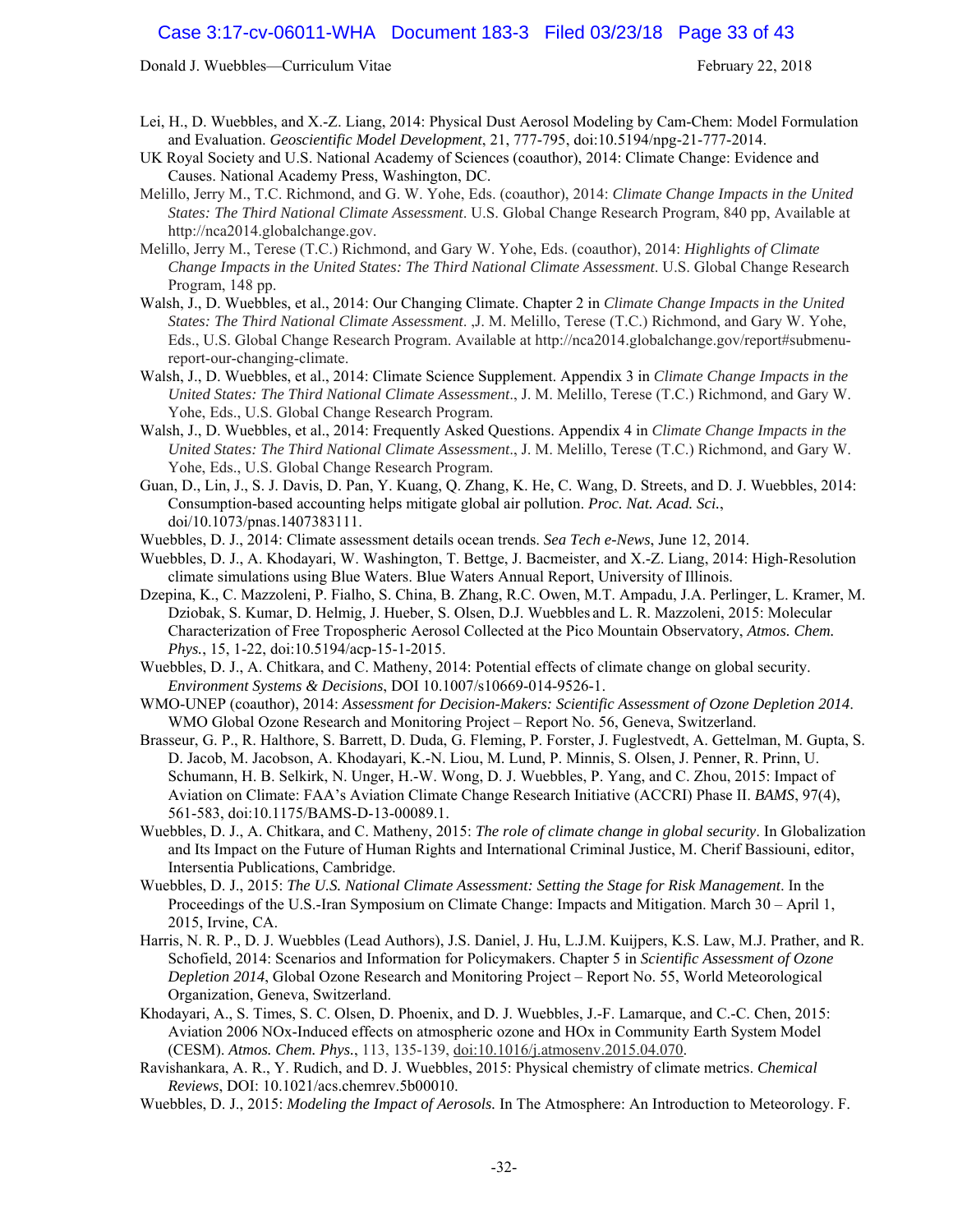Lei, H., D. Wuebbles, and X.-Z. Liang, 2014: Physical Dust Aerosol Modeling by Cam-Chem: Model Formulation and Evaluation. *Geoscientific Model Development*, 21, 777-795, doi:10.5194/npg-21-777-2014.

UK Royal Society and U.S. National Academy of Sciences (coauthor), 2014: Climate Change: Evidence and Causes. National Academy Press, Washington, DC.

Melillo, Jerry M., T.C. Richmond, and G. W. Yohe, Eds. (coauthor), 2014: *Climate Change Impacts in the United States: The Third National Climate Assessment*. U.S. Global Change Research Program, 840 pp, Available at http://nca2014.globalchange.gov.

Melillo, Jerry M., Terese (T.C.) Richmond, and Gary W. Yohe, Eds. (coauthor), 2014: *Highlights of Climate Change Impacts in the United States: The Third National Climate Assessment*. U.S. Global Change Research Program, 148 pp.

Walsh, J., D. Wuebbles, et al., 2014: Our Changing Climate. Chapter 2 in *Climate Change Impacts in the United States: The Third National Climate Assessment*. ,J. M. Melillo, Terese (T.C.) Richmond, and Gary W. Yohe, Eds., U.S. Global Change Research Program. Available at http://nca2014.globalchange.gov/report#submenu-report-our-changing-climate.

Walsh, J., D. Wuebbles, et al., 2014: Climate Science Supplement. Appendix 3 in *Climate Change Impacts in the United States: The Third National Climate Assessment*., J. M. Melillo, Terese (T.C.) Richmond, and Gary W. Yohe, Eds., U.S. Global Change Research Program.

Walsh, J., D. Wuebbles, et al., 2014: Frequently Asked Questions. Appendix 4 in *Climate Change Impacts in the United States: The Third National Climate Assessment*., J. M. Melillo, Terese (T.C.) Richmond, and Gary W. Yohe, Eds., U.S. Global Change Research Program.

Guan, D., Lin, J., S. J. Davis, D. Pan, Y. Kuang, Q. Zhang, K. He, C. Wang, D. Streets, and D. J. Wuebbles, 2014: Consumption-based accounting helps mitigate global air pollution. *Proc. Nat. Acad. Sci.*, doi/10.1073/pnas.1407383111.

Wuebbles, D. J., 2014: Climate assessment details ocean trends. *Sea Tech e-News*, June 12, 2014.

Wuebbles, D. J., A. Khodayari, W. Washington, T. Bettge, J. Bacmeister, and X.-Z. Liang, 2014: High-Resolution climate simulations using Blue Waters. Blue Waters Annual Report, University of Illinois.

Dzepina, K., C. Mazzoleni, P. Fialho, S. China, B. Zhang, R.C. Owen, M.T. Ampadu, J.A. Perlinger, L. Kramer, M. Dziobak, S. Kumar, D. Helmig, J. Hueber, S. Olsen, D.J. Wuebbles and L. R. Mazzoleni, 2015: Molecular Characterization of Free Tropospheric Aerosol Collected at the Pico Mountain Observatory, *Atmos. Chem. Phys.*, 15, 1-22, doi:10.5194/acp-15-1-2015.

Wuebbles, D. J., A. Chitkara, and C. Matheny, 2014: Potential effects of climate change on global security. *Environment Systems & Decisions*, DOI 10.1007/s10669-014-9526-1.

WMO-UNEP (coauthor), 2014: *Assessment for Decision-Makers: Scientific Assessment of Ozone Depletion 2014*. WMO Global Ozone Research and Monitoring Project – Report No. 56, Geneva, Switzerland.

Brasseur, G. P., R. Halthore, S. Barrett, D. Duda, G. Fleming, P. Forster, J. Fuglestvedt, A. Gettelman, M. Gupta, S. D. Jacob, M. Jacobson, A. Khodayari, K.-N. Liou, M. Lund, P. Minnis, S. Olsen, J. Penner, R. Prinn, U. Schumann, H. B. Selkirk, N. Unger, H.-W. Wong, D. J. Wuebbles, P. Yang, and C. Zhou, 2015: Impact of Aviation on Climate: FAA's Aviation Climate Change Research Initiative (ACCRI) Phase II. *BAMS*, 97(4), 561-583, doi:10.1175/BAMS-D-13-00089.1.

Wuebbles, D. J., A. Chitkara, and C. Matheny, 2015: *The role of climate change in global security*. In Globalization and Its Impact on the Future of Human Rights and International Criminal Justice, M. Cherif Bassiouni, editor, Intersentia Publications, Cambridge.

Wuebbles, D. J., 2015: *The U.S. National Climate Assessment: Setting the Stage for Risk Management*. In the Proceedings of the U.S.-Iran Symposium on Climate Change: Impacts and Mitigation. March 30 – April 1, 2015, Irvine, CA.

Harris, N. R. P., D. J. Wuebbles (Lead Authors), J.S. Daniel, J. Hu, L.J.M. Kuijpers, K.S. Law, M.J. Prather, and R. Schofield, 2014: Scenarios and Information for Policymakers. Chapter 5 in *Scientific Assessment of Ozone Depletion 2014*, Global Ozone Research and Monitoring Project – Report No. 55, World Meteorological Organization, Geneva, Switzerland.

Khodayari, A., S. Times, S. C. Olsen, D. Phoenix, and D. J. Wuebbles, J.-F. Lamarque, and C.-C. Chen, 2015: Aviation 2006 NOx-Induced effects on atmospheric ozone and HOx in Community Earth System Model (CESM). *Atmos. Chem. Phys.*, 113, 135-139, doi:10.1016/j.atmosenv.2015.04.070.

Ravishankara, A. R., Y. Rudich, and D. J. Wuebbles, 2015: Physical chemistry of climate metrics. *Chemical Reviews*, DOI: 10.1021/acs.chemrev.5b00010.

Wuebbles, D. J., 2015: *Modeling the Impact of Aerosols.* In The Atmosphere: An Introduction to Meteorology. F.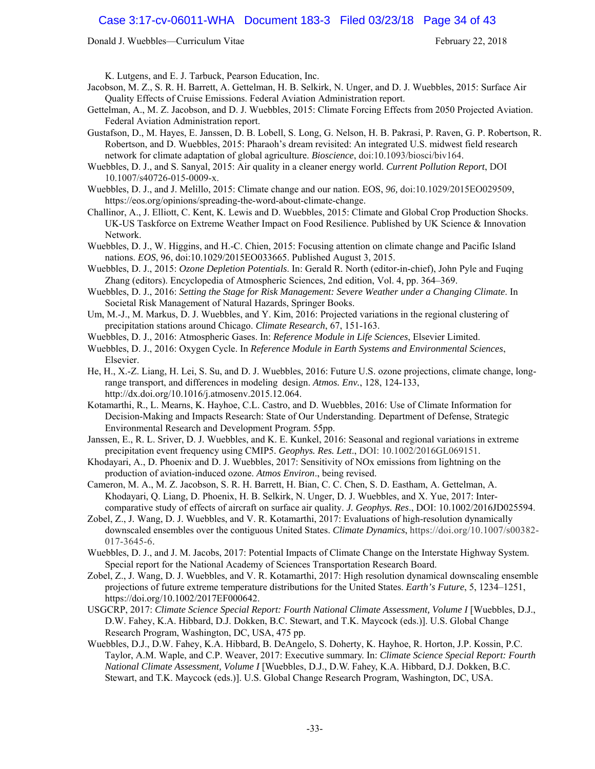K. Lutgens, and E. J. Tarbuck, Pearson Education, Inc.

Jacobson, M. Z., S. R. H. Barrett, A. Gettelman, H. B. Selkirk, N. Unger, and D. J. Wuebbles, 2015: Surface Air Quality Effects of Cruise Emissions. Federal Aviation Administration report.

Gettelman, A., M. Z. Jacobson, and D. J. Wuebbles, 2015: Climate Forcing Effects from 2050 Projected Aviation. Federal Aviation Administration report.

Gustafson, D., M. Hayes, E. Janssen, D. B. Lobell, S. Long, G. Nelson, H. B. Pakrasi, P. Raven, G. P. Robertson, R. Robertson, and D. Wuebbles, 2015: Pharaoh's dream revisited: An integrated U.S. midwest field research network for climate adaptation of global agriculture. *Bioscience*, doi:10.1093/biosci/biv164.

Wuebbles, D. J., and S. Sanyal, 2015: Air quality in a cleaner energy world. *Current Pollution Report*, DOI 10.1007/s40726-015-0009-x.

Wuebbles, D. J., and J. Melillo, 2015: Climate change and our nation. EOS, *96,* doi:10.1029/2015EO029509, https://eos.org/opinions/spreading-the-word-about-climate-change.

Challinor, A., J. Elliott, C. Kent, K. Lewis and D. Wuebbles, 2015: Climate and Global Crop Production Shocks. UK-US Taskforce on Extreme Weather Impact on Food Resilience. Published by UK Science & Innovation Network.

Wuebbles, D. J., W. Higgins, and H.-C. Chien, 2015: Focusing attention on climate change and Pacific Island nations. *EOS*, 96, doi:10.1029/2015EO033665. Published August 3, 2015.

Wuebbles, D. J., 2015: *Ozone Depletion Potentials*. In: Gerald R. North (editor-in-chief), John Pyle and Fuqing Zhang (editors). Encyclopedia of Atmospheric Sciences, 2nd edition, Vol. 4, pp. 364–369.

Wuebbles, D. J., 2016: *Setting the Stage for Risk Management: Severe Weather under a Changing Climate*. In Societal Risk Management of Natural Hazards, Springer Books.

Um, M.-J., M. Markus, D. J. Wuebbles, and Y. Kim, 2016: Projected variations in the regional clustering of precipitation stations around Chicago. *Climate Research*, 67, 151-163.

Wuebbles, D. J., 2016: Atmospheric Gases. In: *Reference Module in Life Sciences*, Elsevier Limited.

Wuebbles, D. J., 2016: Oxygen Cycle. In *Reference Module in Earth Systems and Environmental Sciences*, Elsevier.

He, H., X.-Z. Liang, H. Lei, S. Su, and D. J. Wuebbles, 2016: Future U.S. ozone projections, climate change, long-range transport, and differences in modeling design. *Atmos. Env.*, 128, 124-133, http://dx.doi.org/10.1016/j.atmosenv.2015.12.064.

Kotamarthi, R., L. Mearns, K. Hayhoe, C.L. Castro, and D. Wuebbles, 2016: Use of Climate Information for Decision-Making and Impacts Research: State of Our Understanding. Department of Defense, Strategic Environmental Research and Development Program. 55pp.

Janssen, E., R. L. Sriver, D. J. Wuebbles, and K. E. Kunkel, 2016: Seasonal and regional variations in extreme precipitation event frequency using CMIP5. *Geophys. Res. Lett*., DOI: 10.1002/2016GL069151.

Khodayari, A., D. Phoenix· and D. J. Wuebbles, 2017: Sensitivity of NOx emissions from lightning on the production of aviation-induced ozone. *Atmos Environ*., being revised.

Cameron, M. A., M. Z. Jacobson, S. R. H. Barrett, H. Bian, C. C. Chen, S. D. Eastham, A. Gettelman, A. Khodayari, Q. Liang, D. Phoenix, H. B. Selkirk, N. Unger, D. J. Wuebbles, and X. Yue, 2017: Inter-comparative study of effects of aircraft on surface air quality. *J. Geophys. Res*., DOI: 10.1002/2016JD025594.

Zobel, Z., J. Wang, D. J. Wuebbles, and V. R. Kotamarthi, 2017: Evaluations of high-resolution dynamically downscaled ensembles over the contiguous United States. *Climate Dynamics*, https://doi.org/10.1007/s00382-017-3645-6.

Wuebbles, D. J., and J. M. Jacobs, 2017: Potential Impacts of Climate Change on the Interstate Highway System. Special report for the National Academy of Sciences Transportation Research Board.

Zobel, Z., J. Wang, D. J. Wuebbles, and V. R. Kotamarthi, 2017: High resolution dynamical downscaling ensemble projections of future extreme temperature distributions for the United States. *Earth's Future*, 5, 1234–1251, https://doi.org/10.1002/2017EF000642.

USGCRP, 2017: *Climate Science Special Report: Fourth National Climate Assessment, Volume I* [Wuebbles, D.J., D.W. Fahey, K.A. Hibbard, D.J. Dokken, B.C. Stewart, and T.K. Maycock (eds.)]. U.S. Global Change Research Program, Washington, DC, USA, 475 pp.

Wuebbles, D.J., D.W. Fahey, K.A. Hibbard, B. DeAngelo, S. Doherty, K. Hayhoe, R. Horton, J.P. Kossin, P.C. Taylor, A.M. Waple, and C.P. Weaver, 2017: Executive summary. In: *Climate Science Special Report: Fourth National Climate Assessment, Volume I* [Wuebbles, D.J., D.W. Fahey, K.A. Hibbard, D.J. Dokken, B.C. Stewart, and T.K. Maycock (eds.)]. U.S. Global Change Research Program, Washington, DC, USA.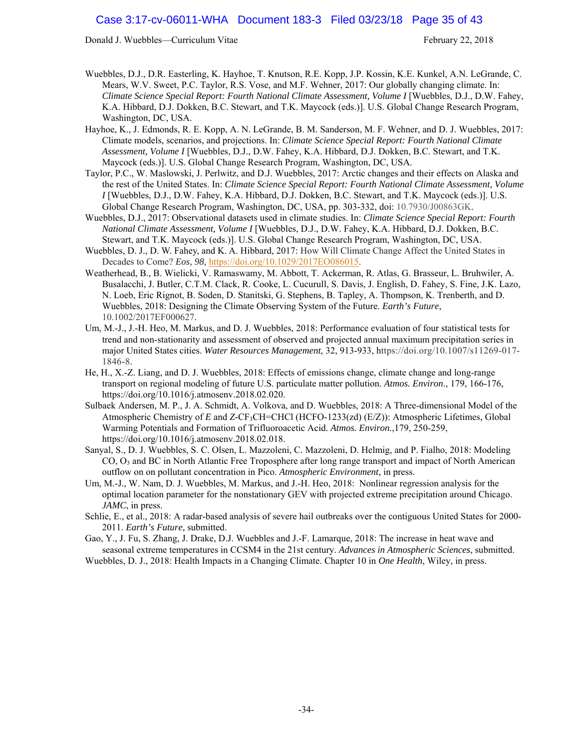Wuebbles, D.J., D.R. Easterling, K. Hayhoe, T. Knutson, R.E. Kopp, J.P. Kossin, K.E. Kunkel, A.N. LeGrande, C. Mears, W.V. Sweet, P.C. Taylor, R.S. Vose, and M.F. Wehner, 2017: Our globally changing climate. In: *Climate Science Special Report: Fourth National Climate Assessment, Volume I* [Wuebbles, D.J., D.W. Fahey, K.A. Hibbard, D.J. Dokken, B.C. Stewart, and T.K. Maycock (eds.)]. U.S. Global Change Research Program, Washington, DC, USA.

Hayhoe, K., J. Edmonds, R. E. Kopp, A. N. LeGrande, B. M. Sanderson, M. F. Wehner, and D. J. Wuebbles, 2017: Climate models, scenarios, and projections. In: *Climate Science Special Report: Fourth National Climate Assessment, Volume I* [Wuebbles, D.J., D.W. Fahey, K.A. Hibbard, D.J. Dokken, B.C. Stewart, and T.K. Maycock (eds.)]. U.S. Global Change Research Program, Washington, DC, USA.

Taylor, P.C., W. Maslowski, J. Perlwitz, and D.J. Wuebbles, 2017: Arctic changes and their effects on Alaska and the rest of the United States. In: *Climate Science Special Report: Fourth National Climate Assessment, Volume I* [Wuebbles, D.J., D.W. Fahey, K.A. Hibbard, D.J. Dokken, B.C. Stewart, and T.K. Maycock (eds.)]. U.S. Global Change Research Program, Washington, DC, USA, pp. 303-332, doi: 10.7930/J00863GK.

Wuebbles, D.J., 2017: Observational datasets used in climate studies. In: *Climate Science Special Report: Fourth National Climate Assessment, Volume I* [Wuebbles, D.J., D.W. Fahey, K.A. Hibbard, D.J. Dokken, B.C. Stewart, and T.K. Maycock (eds.)]. U.S. Global Change Research Program, Washington, DC, USA.

Wuebbles, D. J., D. W. Fahey, and K. A. Hibbard, 2017: How Will Climate Change Affect the United States in Decades to Come? *Eos, 98,* https://doi.org/10.1029/2017EO086015.

Weatherhead, B., B. Wielicki, V. Ramaswamy, M. Abbott, T. Ackerman, R. Atlas, G. Brasseur, L. Bruhwiler, A. Busalacchi, J. Butler, C.T.M. Clack, R. Cooke, L. Cucurull, S. Davis, J. English, D. Fahey, S. Fine, J.K. Lazo, N. Loeb, Eric Rignot, B. Soden, D. Stanitski, G. Stephens, B. Tapley, A. Thompson, K. Trenberth, and D. Wuebbles, 2018: Designing the Climate Observing System of the Future. *Earth's Future*, 10.1002/2017EF000627.

Um, M.-J., J.-H. Heo, M. Markus, and D. J. Wuebbles, 2018: Performance evaluation of four statistical tests for trend and non-stationarity and assessment of observed and projected annual maximum precipitation series in major United States cities. *Water Resources Management*, 32, 913-933, https://doi.org/10.1007/s11269-017-1846-8.

He, H., X.-Z. Liang, and D. J. Wuebbles, 2018: Effects of emissions change, climate change and long-range transport on regional modeling of future U.S. particulate matter pollution. *Atmos. Environ*., 179, 166-176, https://doi.org/10.1016/j.atmosenv.2018.02.020.

Sulbaek Andersen, M. P., J. A. Schmidt, A. Volkova, and D. Wuebbles, 2018: A Three-dimensional Model of the Atmospheric Chemistry of *E* and *Z*-$CF_3CH{=}CHCl$ (HCFO-1233(zd) (E/Z)): Atmospheric Lifetimes, Global Warming Potentials and Formation of Trifluoroacetic Acid. *Atmos. Environ.*,179, 250-259, https://doi.org/10.1016/j.atmosenv.2018.02.018.

Sanyal, S., D. J. Wuebbles, S. C. Olsen, L. Mazzoleni, C. Mazzoleni, D. Helmig, and P. Fialho, 2018: Modeling CO, $O_3$ and BC in North Atlantic Free Troposphere after long range transport and impact of North American outflow on on pollutant concentration in Pico. *Atmospheric Environment*, in press.

Um, M.-J., W. Nam, D. J. Wuebbles, M. Markus, and J.-H. Heo, 2018: Nonlinear regression analysis for the optimal location parameter for the nonstationary GEV with projected extreme precipitation around Chicago. *JAMC*, in press.

Schlie, E., et al., 2018: A radar-based analysis of severe hail outbreaks over the contiguous United States for 2000-2011. *Earth's Future*, submitted.

Gao, Y., J. Fu, S. Zhang, J. Drake, D.J. Wuebbles and J.-F. Lamarque, 2018: The increase in heat wave and seasonal extreme temperatures in CCSM4 in the 21st century. *Advances in Atmospheric Sciences*, submitted.

Wuebbles, D. J., 2018: Health Impacts in a Changing Climate. Chapter 10 in *One Health*, Wiley, in press.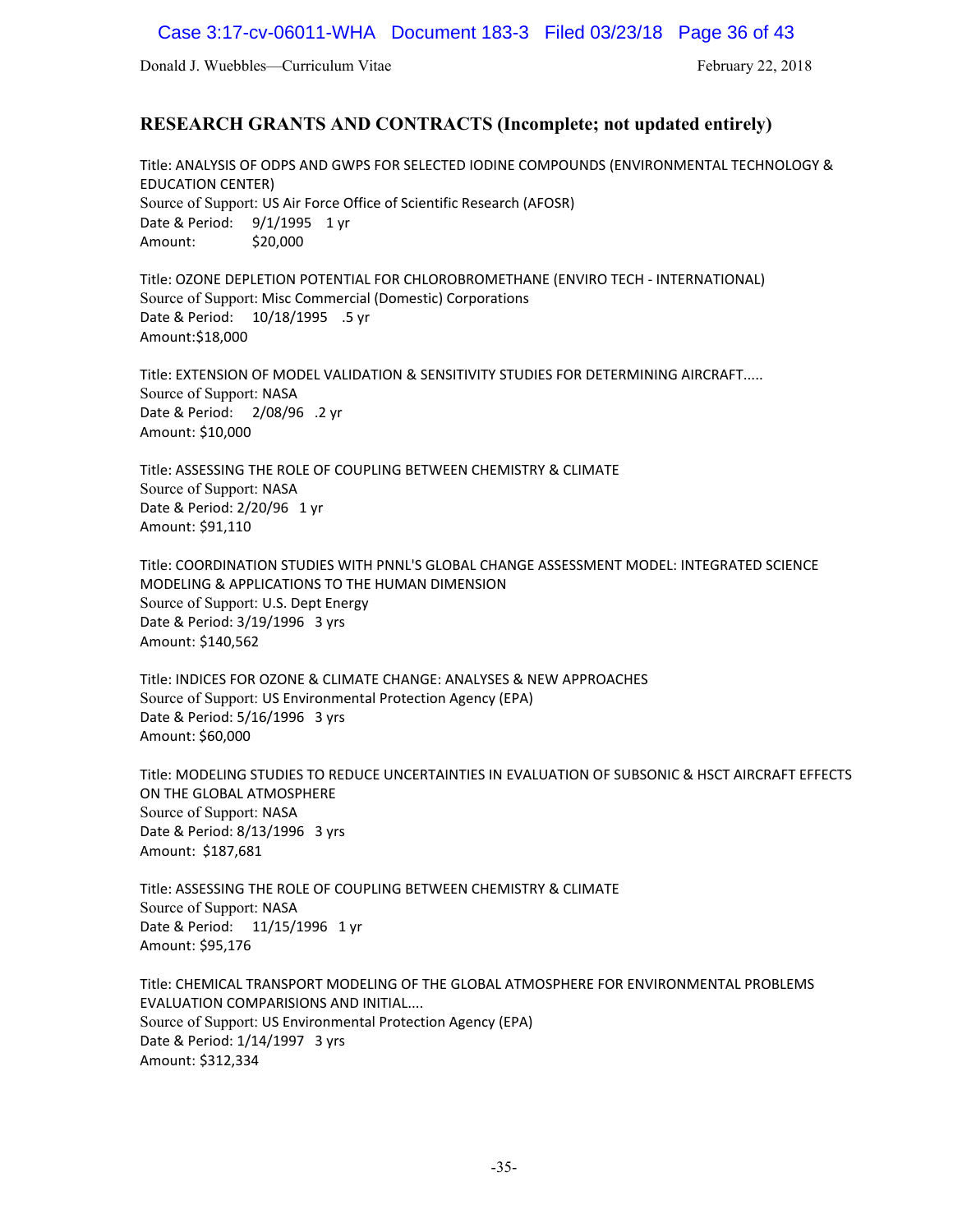## RESEARCH GRANTS AND CONTRACTS (Incomplete; not updated entirely)

Title: ANALYSIS OF ODPS AND GWPS FOR SELECTED IODINE COMPOUNDS (ENVIRONMENTAL TECHNOLOGY & EDUCATION CENTER)
Source of Support: US Air Force Office of Scientific Research (AFOSR)
Date & Period: 9/1/1995 1 yr
Amount: $20,000

Title: OZONE DEPLETION POTENTIAL FOR CHLOROBROMETHANE (ENVIRO TECH - INTERNATIONAL)
Source of Support: Misc Commercial (Domestic) Corporations
Date & Period: 10/18/1995 .5 yr
Amount:$18,000

Title: EXTENSION OF MODEL VALIDATION & SENSITIVITY STUDIES FOR DETERMINING AIRCRAFT.....
Source of Support: NASA
Date & Period: 2/08/96 .2 yr
Amount: $10,000

Title: ASSESSING THE ROLE OF COUPLING BETWEEN CHEMISTRY & CLIMATE
Source of Support: NASA
Date & Period: 2/20/96 1 yr
Amount: $91,110

Title: COORDINATION STUDIES WITH PNNL'S GLOBAL CHANGE ASSESSMENT MODEL: INTEGRATED SCIENCE MODELING & APPLICATIONS TO THE HUMAN DIMENSION
Source of Support: U.S. Dept Energy
Date & Period: 3/19/1996 3 yrs
Amount: $140,562

Title: INDICES FOR OZONE & CLIMATE CHANGE: ANALYSES & NEW APPROACHES
Source of Support: US Environmental Protection Agency (EPA)
Date & Period: 5/16/1996 3 yrs
Amount: $60,000

Title: MODELING STUDIES TO REDUCE UNCERTAINTIES IN EVALUATION OF SUBSONIC & HSCT AIRCRAFT EFFECTS ON THE GLOBAL ATMOSPHERE
Source of Support: NASA
Date & Period: 8/13/1996 3 yrs
Amount: $187,681

Title: ASSESSING THE ROLE OF COUPLING BETWEEN CHEMISTRY & CLIMATE
Source of Support: NASA
Date & Period: 11/15/1996 1 yr
Amount: $95,176

Title: CHEMICAL TRANSPORT MODELING OF THE GLOBAL ATMOSPHERE FOR ENVIRONMENTAL PROBLEMS EVALUATION COMPARISIONS AND INITIAL....
Source of Support: US Environmental Protection Agency (EPA)
Date & Period: 1/14/1997 3 yrs
Amount: $312,334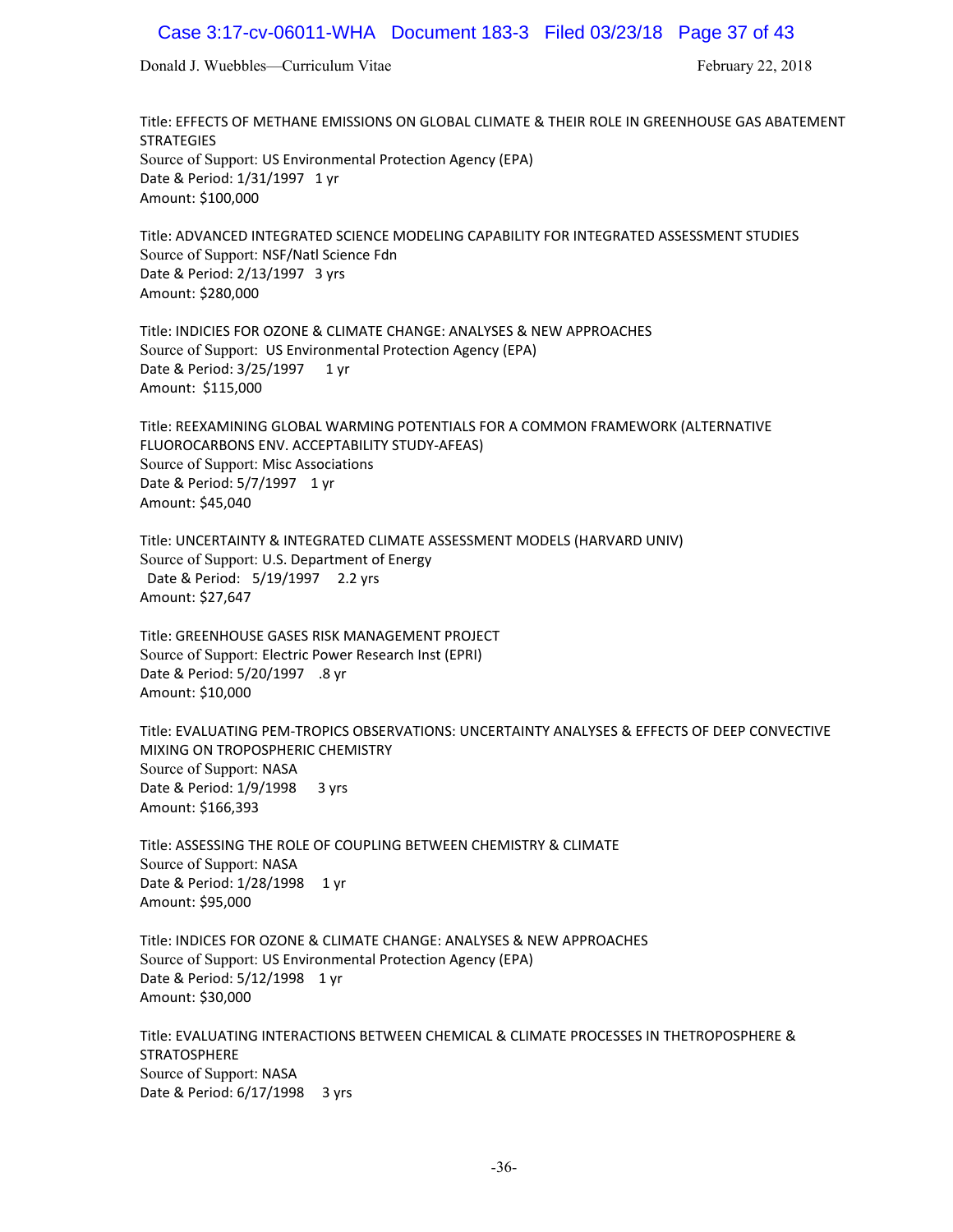Title: EFFECTS OF METHANE EMISSIONS ON GLOBAL CLIMATE & THEIR ROLE IN GREENHOUSE GAS ABATEMENT STRATEGIES
Source of Support: US Environmental Protection Agency (EPA)
Date & Period: 1/31/1997 1 yr
Amount: $100,000

Title: ADVANCED INTEGRATED SCIENCE MODELING CAPABILITY FOR INTEGRATED ASSESSMENT STUDIES
Source of Support: NSF/Natl Science Fdn
Date & Period: 2/13/1997 3 yrs
Amount: $280,000

Title: INDICIES FOR OZONE & CLIMATE CHANGE: ANALYSES & NEW APPROACHES
Source of Support: US Environmental Protection Agency (EPA)
Date & Period: 3/25/1997 1 yr
Amount: $115,000

Title: REEXAMINING GLOBAL WARMING POTENTIALS FOR A COMMON FRAMEWORK (ALTERNATIVE FLUOROCARBONS ENV. ACCEPTABILITY STUDY-AFEAS)
Source of Support: Misc Associations
Date & Period: 5/7/1997 1 yr
Amount: $45,040

Title: UNCERTAINTY & INTEGRATED CLIMATE ASSESSMENT MODELS (HARVARD UNIV)
Source of Support: U.S. Department of Energy
Date & Period: 5/19/1997 2.2 yrs
Amount: $27,647

Title: GREENHOUSE GASES RISK MANAGEMENT PROJECT
Source of Support: Electric Power Research Inst (EPRI)
Date & Period: 5/20/1997 .8 yr
Amount: $10,000

Title: EVALUATING PEM-TROPICS OBSERVATIONS: UNCERTAINTY ANALYSES & EFFECTS OF DEEP CONVECTIVE MIXING ON TROPOSPHERIC CHEMISTRY
Source of Support: NASA
Date & Period: 1/9/1998 3 yrs
Amount: $166,393

Title: ASSESSING THE ROLE OF COUPLING BETWEEN CHEMISTRY & CLIMATE
Source of Support: NASA
Date & Period: 1/28/1998 1 yr
Amount: $95,000

Title: INDICES FOR OZONE & CLIMATE CHANGE: ANALYSES & NEW APPROACHES
Source of Support: US Environmental Protection Agency (EPA)
Date & Period: 5/12/1998 1 yr
Amount: $30,000

Title: EVALUATING INTERACTIONS BETWEEN CHEMICAL & CLIMATE PROCESSES IN THETROPOSPHERE & STRATOSPHERE
Source of Support: NASA
Date & Period: 6/17/1998 3 yrs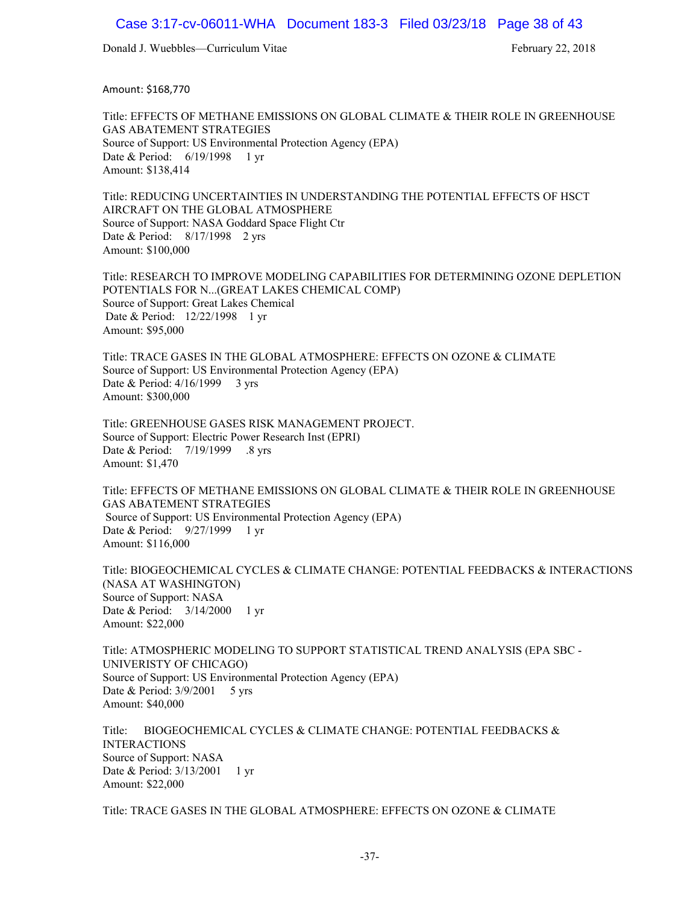Amount: $168,770

Title: EFFECTS OF METHANE EMISSIONS ON GLOBAL CLIMATE & THEIR ROLE IN GREENHOUSE GAS ABATEMENT STRATEGIES
Source of Support: US Environmental Protection Agency (EPA)
Date & Period: 6/19/1998 1 yr
Amount: $138,414

Title: REDUCING UNCERTAINTIES IN UNDERSTANDING THE POTENTIAL EFFECTS OF HSCT AIRCRAFT ON THE GLOBAL ATMOSPHERE
Source of Support: NASA Goddard Space Flight Ctr
Date & Period: 8/17/1998 2 yrs
Amount: $100,000

Title: RESEARCH TO IMPROVE MODELING CAPABILITIES FOR DETERMINING OZONE DEPLETION POTENTIALS FOR N...(GREAT LAKES CHEMICAL COMP)
Source of Support: Great Lakes Chemical
Date & Period: 12/22/1998 1 yr
Amount: $95,000

Title: TRACE GASES IN THE GLOBAL ATMOSPHERE: EFFECTS ON OZONE & CLIMATE
Source of Support: US Environmental Protection Agency (EPA)
Date & Period: 4/16/1999 3 yrs
Amount: $300,000

Title: GREENHOUSE GASES RISK MANAGEMENT PROJECT.
Source of Support: Electric Power Research Inst (EPRI)
Date & Period: 7/19/1999 .8 yrs
Amount: $1,470

Title: EFFECTS OF METHANE EMISSIONS ON GLOBAL CLIMATE & THEIR ROLE IN GREENHOUSE GAS ABATEMENT STRATEGIES
Source of Support: US Environmental Protection Agency (EPA)
Date & Period: 9/27/1999 1 yr
Amount: $116,000

Title: BIOGEOCHEMICAL CYCLES & CLIMATE CHANGE: POTENTIAL FEEDBACKS & INTERACTIONS (NASA AT WASHINGTON)
Source of Support: NASA
Date & Period: 3/14/2000 1 yr
Amount: $22,000

Title: ATMOSPHERIC MODELING TO SUPPORT STATISTICAL TREND ANALYSIS (EPA SBC - UNIVERISTY OF CHICAGO)
Source of Support: US Environmental Protection Agency (EPA)
Date & Period: 3/9/2001 5 yrs
Amount: $40,000

Title: BIOGEOCHEMICAL CYCLES & CLIMATE CHANGE: POTENTIAL FEEDBACKS & INTERACTIONS
Source of Support: NASA
Date & Period: 3/13/2001 1 yr
Amount: $22,000

Title: TRACE GASES IN THE GLOBAL ATMOSPHERE: EFFECTS ON OZONE & CLIMATE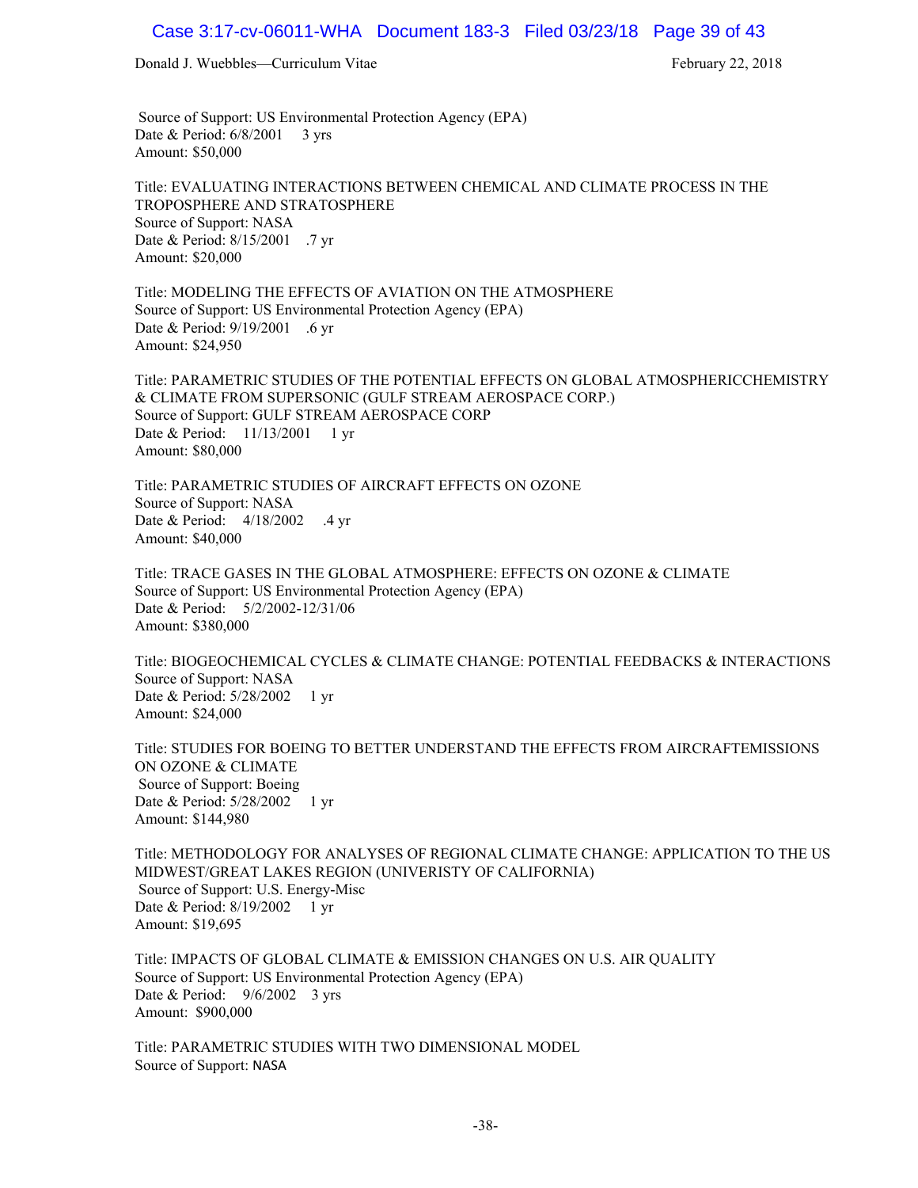Source of Support: US Environmental Protection Agency (EPA)
Date & Period: 6/8/2001 3 yrs
Amount: $50,000

Title: EVALUATING INTERACTIONS BETWEEN CHEMICAL AND CLIMATE PROCESS IN THE TROPOSPHERE AND STRATOSPHERE
Source of Support: NASA
Date & Period: 8/15/2001 .7 yr
Amount: $20,000

Title: MODELING THE EFFECTS OF AVIATION ON THE ATMOSPHERE
Source of Support: US Environmental Protection Agency (EPA)
Date & Period: 9/19/2001 .6 yr
Amount: $24,950

Title: PARAMETRIC STUDIES OF THE POTENTIAL EFFECTS ON GLOBAL ATMOSPHERICCHEMISTRY & CLIMATE FROM SUPERSONIC (GULF STREAM AEROSPACE CORP.)
Source of Support: GULF STREAM AEROSPACE CORP
Date & Period: 11/13/2001 1 yr
Amount: $80,000

Title: PARAMETRIC STUDIES OF AIRCRAFT EFFECTS ON OZONE
Source of Support: NASA
Date & Period: 4/18/2002 .4 yr
Amount: $40,000

Title: TRACE GASES IN THE GLOBAL ATMOSPHERE: EFFECTS ON OZONE & CLIMATE
Source of Support: US Environmental Protection Agency (EPA)
Date & Period: 5/2/2002-12/31/06
Amount: $380,000

Title: BIOGEOCHEMICAL CYCLES & CLIMATE CHANGE: POTENTIAL FEEDBACKS & INTERACTIONS
Source of Support: NASA
Date & Period: 5/28/2002 1 yr
Amount: $24,000

Title: STUDIES FOR BOEING TO BETTER UNDERSTAND THE EFFECTS FROM AIRCRAFTEMISSIONS ON OZONE & CLIMATE
Source of Support: Boeing
Date & Period: 5/28/2002 1 yr
Amount: $144,980

Title: METHODOLOGY FOR ANALYSES OF REGIONAL CLIMATE CHANGE: APPLICATION TO THE US MIDWEST/GREAT LAKES REGION (UNIVERISTY OF CALIFORNIA)
Source of Support: U.S. Energy-Misc
Date & Period: 8/19/2002 1 yr
Amount: $19,695

Title: IMPACTS OF GLOBAL CLIMATE & EMISSION CHANGES ON U.S. AIR QUALITY
Source of Support: US Environmental Protection Agency (EPA)
Date & Period: 9/6/2002 3 yrs
Amount: $900,000

Title: PARAMETRIC STUDIES WITH TWO DIMENSIONAL MODEL
Source of Support: NASA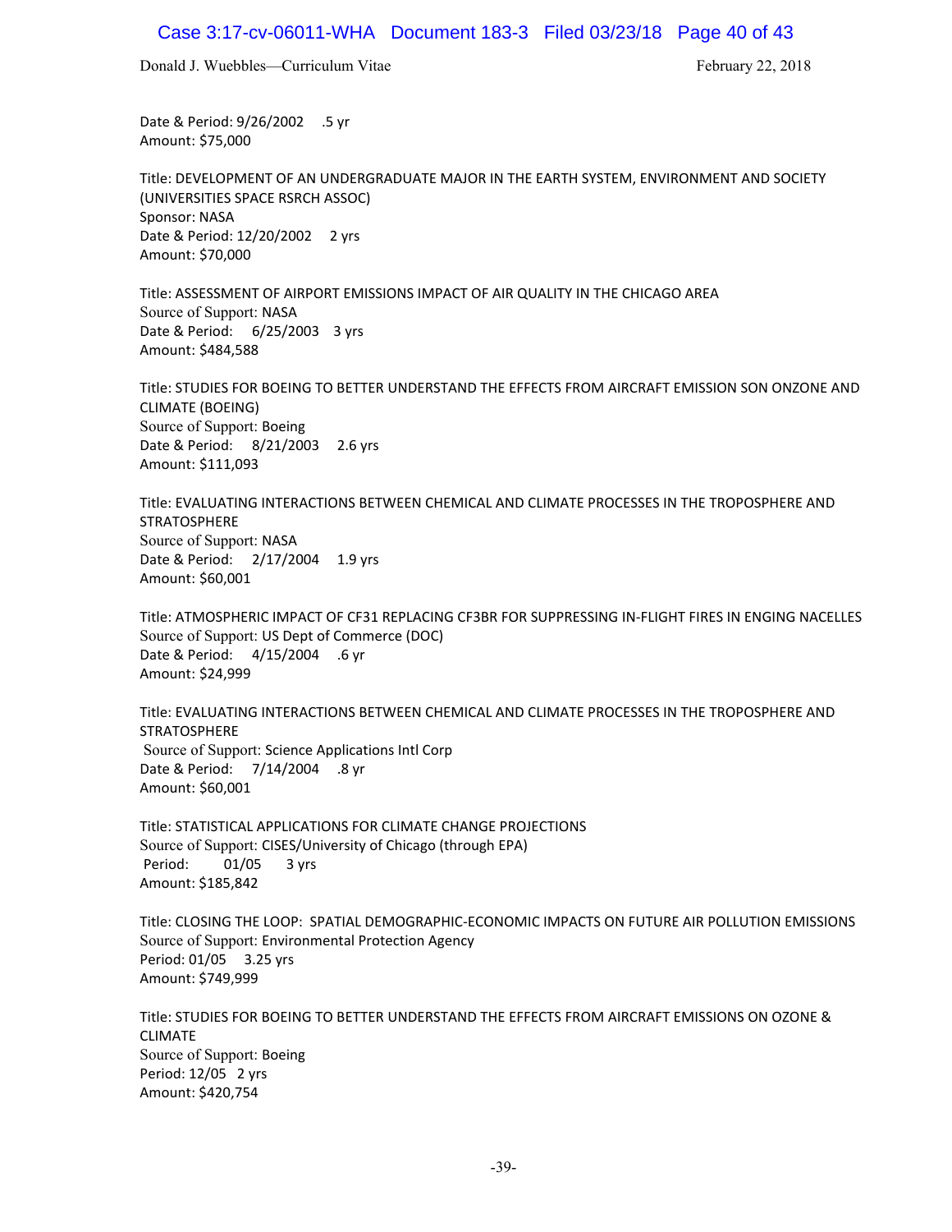Date & Period: 9/26/2002 .5 yr
Amount: $75,000

Title: DEVELOPMENT OF AN UNDERGRADUATE MAJOR IN THE EARTH SYSTEM, ENVIRONMENT AND SOCIETY (UNIVERSITIES SPACE RSRCH ASSOC)
Sponsor: NASA
Date & Period: 12/20/2002 2 yrs
Amount: $70,000

Title: ASSESSMENT OF AIRPORT EMISSIONS IMPACT OF AIR QUALITY IN THE CHICAGO AREA
Source of Support: NASA
Date & Period: 6/25/2003 3 yrs
Amount: $484,588

Title: STUDIES FOR BOEING TO BETTER UNDERSTAND THE EFFECTS FROM AIRCRAFT EMISSION SON ONZONE AND CLIMATE (BOEING)
Source of Support: Boeing
Date & Period: 8/21/2003 2.6 yrs
Amount: $111,093

Title: EVALUATING INTERACTIONS BETWEEN CHEMICAL AND CLIMATE PROCESSES IN THE TROPOSPHERE AND STRATOSPHERE
Source of Support: NASA
Date & Period: 2/17/2004 1.9 yrs
Amount: $60,001

Title: ATMOSPHERIC IMPACT OF CF31 REPLACING CF3BR FOR SUPPRESSING IN-FLIGHT FIRES IN ENGING NACELLES
Source of Support: US Dept of Commerce (DOC)
Date & Period: 4/15/2004 .6 yr
Amount: $24,999

Title: EVALUATING INTERACTIONS BETWEEN CHEMICAL AND CLIMATE PROCESSES IN THE TROPOSPHERE AND STRATOSPHERE
Source of Support: Science Applications Intl Corp
Date & Period: 7/14/2004 .8 yr
Amount: $60,001

Title: STATISTICAL APPLICATIONS FOR CLIMATE CHANGE PROJECTIONS
Source of Support: CISES/University of Chicago (through EPA)
Period: 01/05 3 yrs
Amount: $185,842

Title: CLOSING THE LOOP: SPATIAL DEMOGRAPHIC-ECONOMIC IMPACTS ON FUTURE AIR POLLUTION EMISSIONS
Source of Support: Environmental Protection Agency
Period: 01/05 3.25 yrs
Amount: $749,999

Title: STUDIES FOR BOEING TO BETTER UNDERSTAND THE EFFECTS FROM AIRCRAFT EMISSIONS ON OZONE & CLIMATE
Source of Support: Boeing
Period: 12/05 2 yrs
Amount: $420,754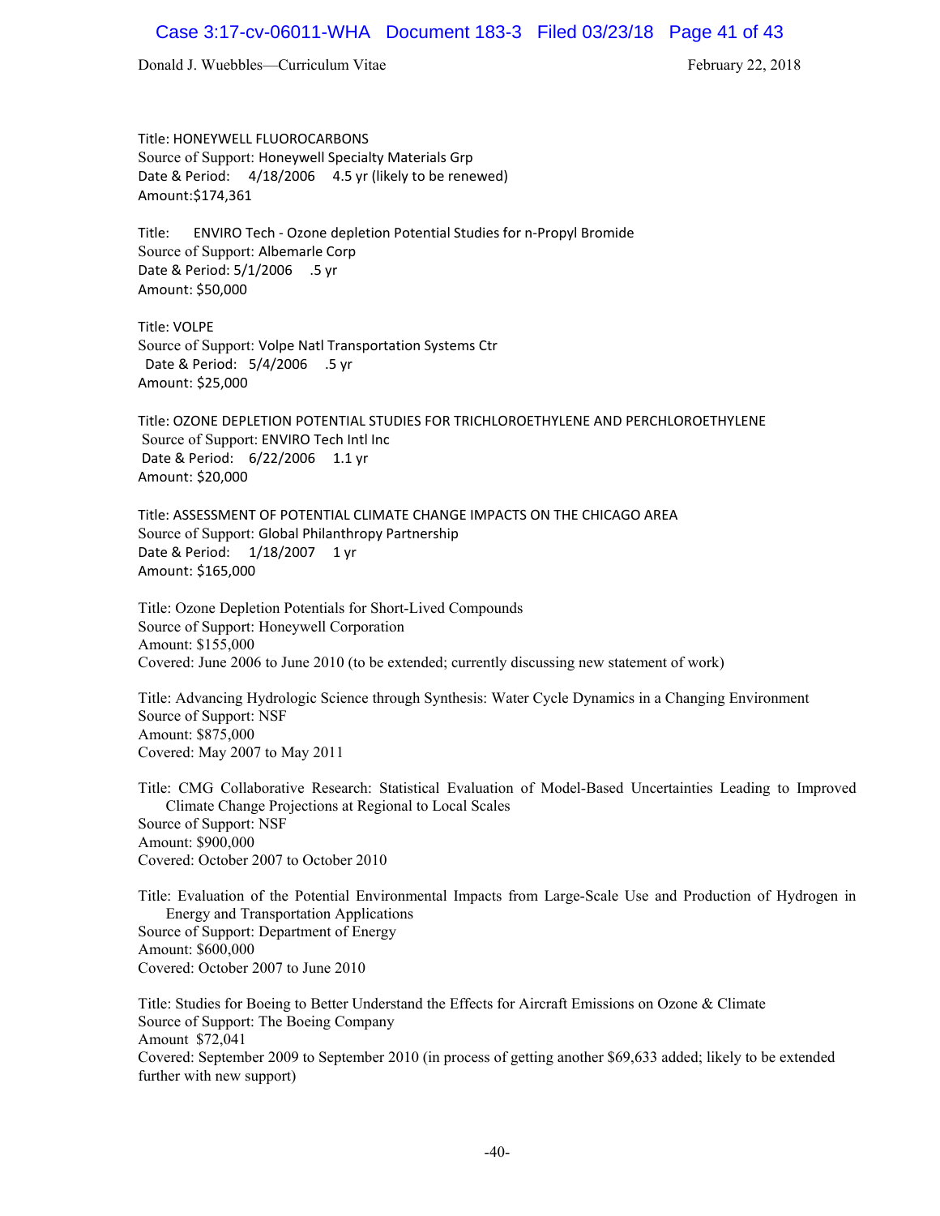Title: HONEYWELL FLUOROCARBONS
Source of Support: Honeywell Specialty Materials Grp
Date & Period: 4/18/2006 4.5 yr (likely to be renewed)
Amount:$174,361

Title: ENVIRO Tech - Ozone depletion Potential Studies for n-Propyl Bromide
Source of Support: Albemarle Corp
Date & Period: 5/1/2006 .5 yr
Amount: $50,000

Title: VOLPE
Source of Support: Volpe Natl Transportation Systems Ctr
Date & Period: 5/4/2006 .5 yr
Amount: $25,000

Title: OZONE DEPLETION POTENTIAL STUDIES FOR TRICHLOROETHYLENE AND PERCHLOROETHYLENE
Source of Support: ENVIRO Tech Intl Inc
Date & Period: 6/22/2006 1.1 yr
Amount: $20,000

Title: ASSESSMENT OF POTENTIAL CLIMATE CHANGE IMPACTS ON THE CHICAGO AREA
Source of Support: Global Philanthropy Partnership
Date & Period: 1/18/2007 1 yr
Amount: $165,000

Title: Ozone Depletion Potentials for Short-Lived Compounds
Source of Support: Honeywell Corporation
Amount: $155,000
Covered: June 2006 to June 2010 (to be extended; currently discussing new statement of work)

Title: Advancing Hydrologic Science through Synthesis: Water Cycle Dynamics in a Changing Environment
Source of Support: NSF
Amount: $875,000
Covered: May 2007 to May 2011

Title: CMG Collaborative Research: Statistical Evaluation of Model-Based Uncertainties Leading to Improved Climate Change Projections at Regional to Local Scales
Source of Support: NSF
Amount: $900,000
Covered: October 2007 to October 2010

Title: Evaluation of the Potential Environmental Impacts from Large-Scale Use and Production of Hydrogen in Energy and Transportation Applications
Source of Support: Department of Energy
Amount: $600,000
Covered: October 2007 to June 2010

Title: Studies for Boeing to Better Understand the Effects for Aircraft Emissions on Ozone & Climate
Source of Support: The Boeing Company
Amount $72,041
Covered: September 2009 to September 2010 (in process of getting another $69,633 added; likely to be extended further with new support)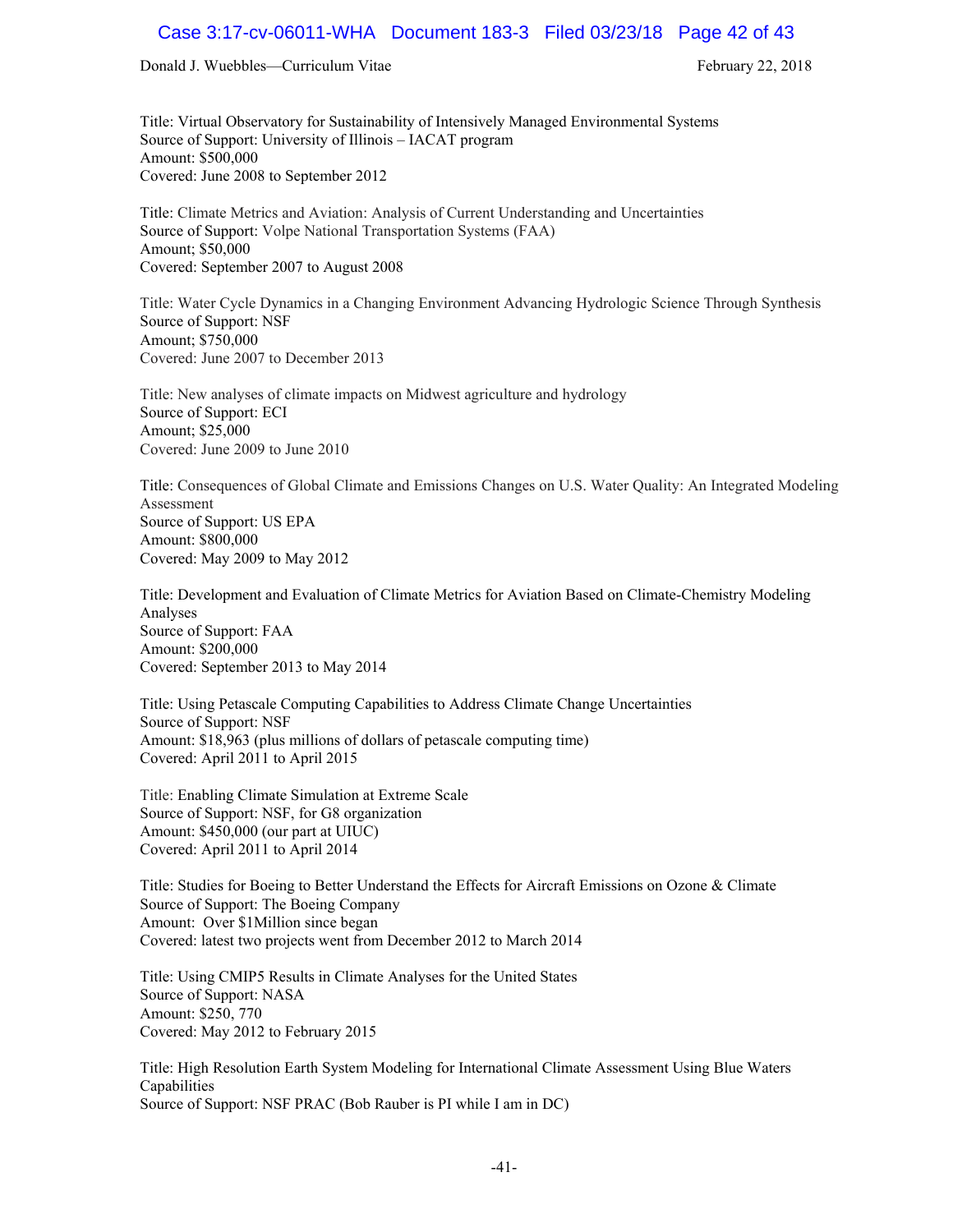Title: Virtual Observatory for Sustainability of Intensively Managed Environmental Systems
Source of Support: University of Illinois – IACAT program
Amount: $500,000
Covered: June 2008 to September 2012

Title: Climate Metrics and Aviation: Analysis of Current Understanding and Uncertainties
Source of Support: Volpe National Transportation Systems (FAA)
Amount; $50,000
Covered: September 2007 to August 2008

Title: Water Cycle Dynamics in a Changing Environment Advancing Hydrologic Science Through Synthesis
Source of Support: NSF
Amount; $750,000
Covered: June 2007 to December 2013

Title: New analyses of climate impacts on Midwest agriculture and hydrology
Source of Support: ECI
Amount; $25,000
Covered: June 2009 to June 2010

Title: Consequences of Global Climate and Emissions Changes on U.S. Water Quality: An Integrated Modeling Assessment
Source of Support: US EPA
Amount: $800,000
Covered: May 2009 to May 2012

Title: Development and Evaluation of Climate Metrics for Aviation Based on Climate-Chemistry Modeling Analyses
Source of Support: FAA
Amount: $200,000
Covered: September 2013 to May 2014

Title: Using Petascale Computing Capabilities to Address Climate Change Uncertainties
Source of Support: NSF
Amount: $18,963 (plus millions of dollars of petascale computing time)
Covered: April 2011 to April 2015

Title: Enabling Climate Simulation at Extreme Scale
Source of Support: NSF, for G8 organization
Amount: $450,000 (our part at UIUC)
Covered: April 2011 to April 2014

Title: Studies for Boeing to Better Understand the Effects for Aircraft Emissions on Ozone & Climate
Source of Support: The Boeing Company
Amount: Over $1Million since began
Covered: latest two projects went from December 2012 to March 2014

Title: Using CMIP5 Results in Climate Analyses for the United States
Source of Support: NASA
Amount: $250, 770
Covered: May 2012 to February 2015

Title: High Resolution Earth System Modeling for International Climate Assessment Using Blue Waters Capabilities
Source of Support: NSF PRAC (Bob Rauber is PI while I am in DC)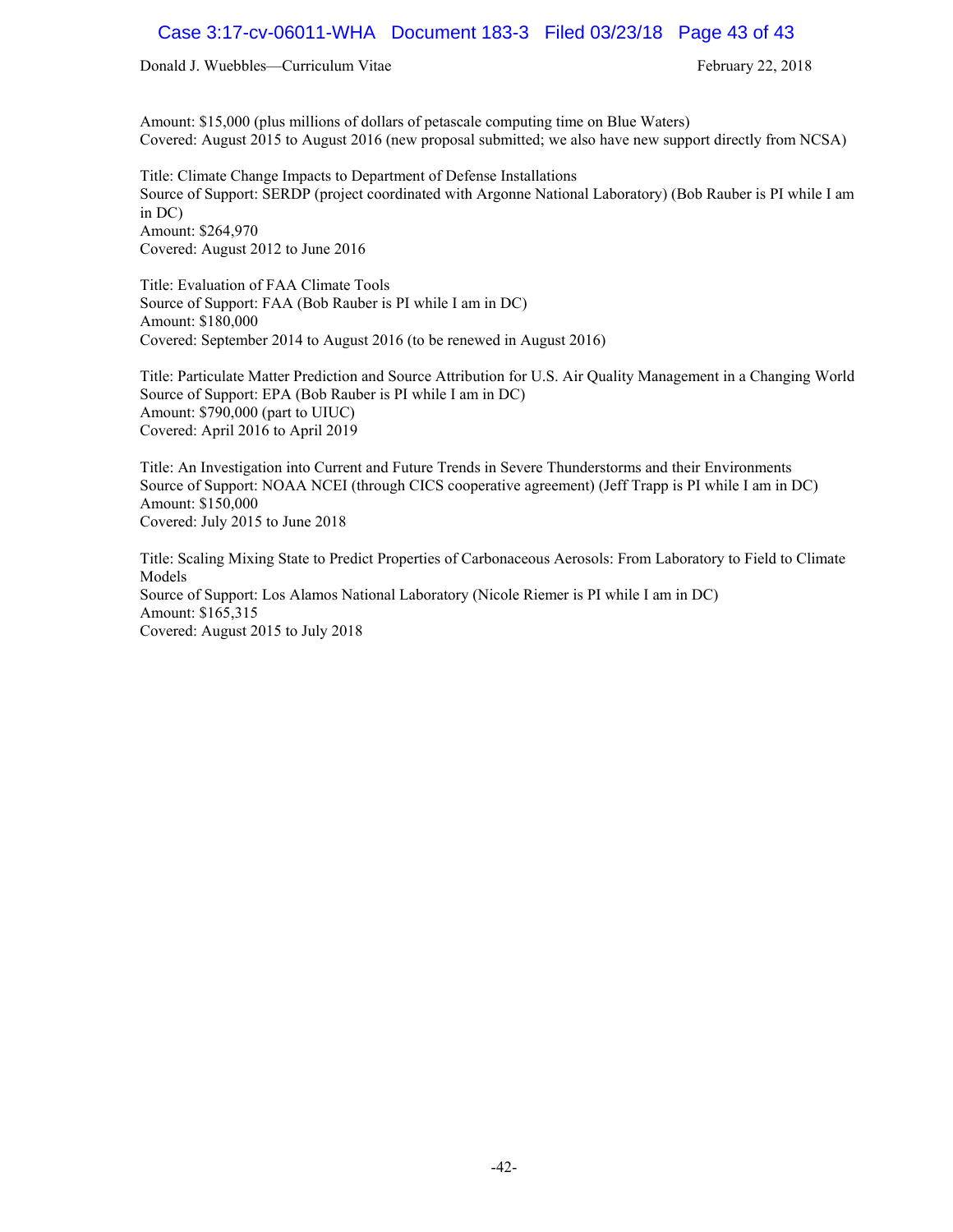Amount: $15,000 (plus millions of dollars of petascale computing time on Blue Waters)
Covered: August 2015 to August 2016 (new proposal submitted; we also have new support directly from NCSA)

Title: Climate Change Impacts to Department of Defense Installations
Source of Support: SERDP (project coordinated with Argonne National Laboratory) (Bob Rauber is PI while I am in DC)
Amount: $264,970
Covered: August 2012 to June 2016

Title: Evaluation of FAA Climate Tools
Source of Support: FAA (Bob Rauber is PI while I am in DC)
Amount: $180,000
Covered: September 2014 to August 2016 (to be renewed in August 2016)

Title: Particulate Matter Prediction and Source Attribution for U.S. Air Quality Management in a Changing World
Source of Support: EPA (Bob Rauber is PI while I am in DC)
Amount: $790,000 (part to UIUC)
Covered: April 2016 to April 2019

Title: An Investigation into Current and Future Trends in Severe Thunderstorms and their Environments
Source of Support: NOAA NCEI (through CICS cooperative agreement) (Jeff Trapp is PI while I am in DC)
Amount: $150,000
Covered: July 2015 to June 2018

Title: Scaling Mixing State to Predict Properties of Carbonaceous Aerosols: From Laboratory to Field to Climate Models
Source of Support: Los Alamos National Laboratory (Nicole Riemer is PI while I am in DC)
Amount: $165,315
Covered: August 2015 to July 2018